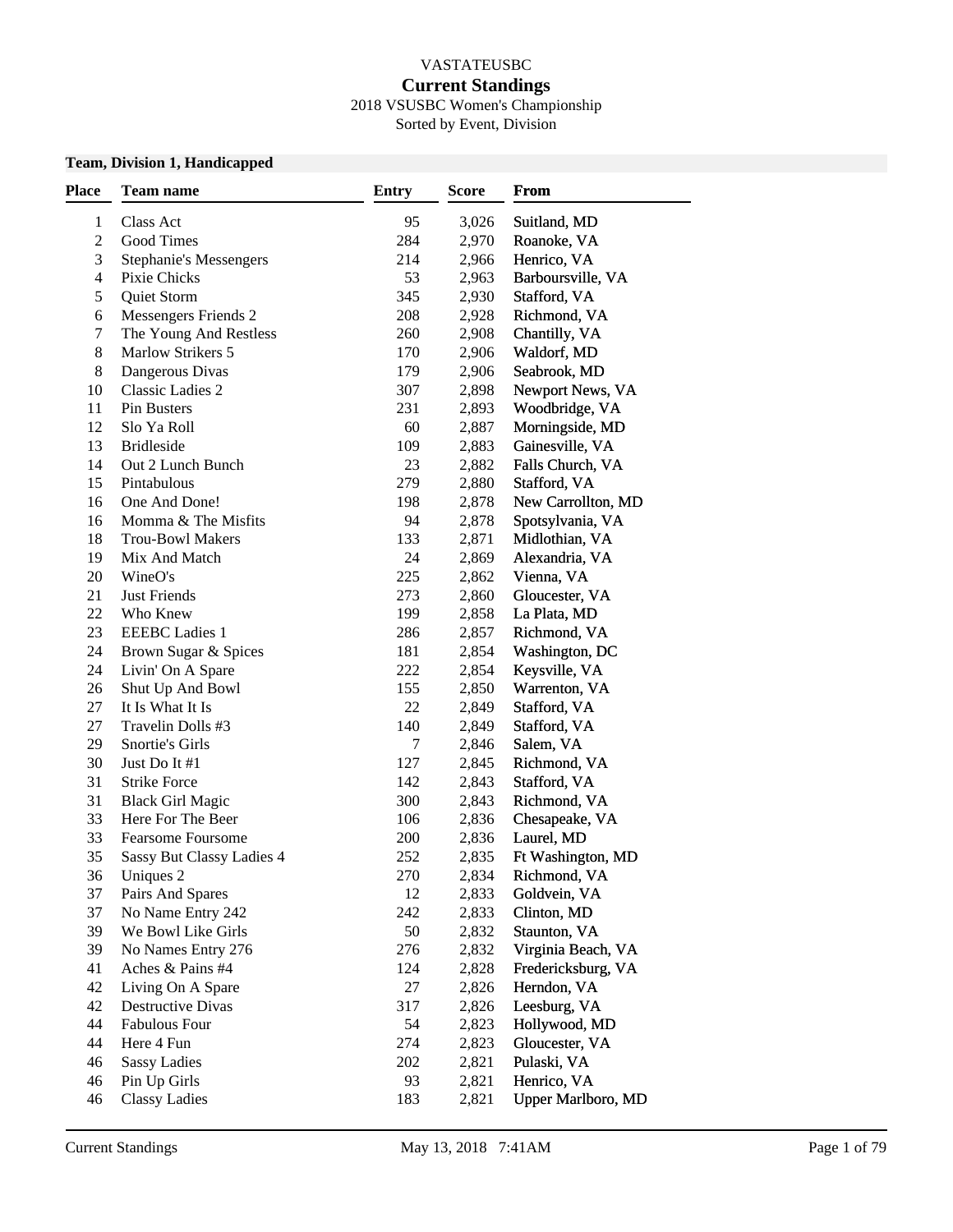VASTATEUSBC

# Current Standings

2018 VSUSBC Women's Championship

Sorted by Event, Division

## Team, Division 1, Handicapped

| Place | Team name | Entry | Score | From |
|---|---|---|---|---|
| 1 | Class Act | 95 | 3,026 | Suitland, MD |
| 2 | Good Times | 284 | 2,970 | Roanoke, VA |
| 3 | Stephanie's Messengers | 214 | 2,966 | Henrico, VA |
| 4 | Pixie Chicks | 53 | 2,963 | Barboursville, VA |
| 5 | Quiet Storm | 345 | 2,930 | Stafford, VA |
| 6 | Messengers Friends 2 | 208 | 2,928 | Richmond, VA |
| 7 | The Young And Restless | 260 | 2,908 | Chantilly, VA |
| 8 | Marlow Strikers 5 | 170 | 2,906 | Waldorf, MD |
| 8 | Dangerous Divas | 179 | 2,906 | Seabrook, MD |
| 10 | Classic Ladies 2 | 307 | 2,898 | Newport News, VA |
| 11 | Pin Busters | 231 | 2,893 | Woodbridge, VA |
| 12 | Slo Ya Roll | 60 | 2,887 | Morningside, MD |
| 13 | Bridleside | 109 | 2,883 | Gainesville, VA |
| 14 | Out 2 Lunch Bunch | 23 | 2,882 | Falls Church, VA |
| 15 | Pintabulous | 279 | 2,880 | Stafford, VA |
| 16 | One And Done! | 198 | 2,878 | New Carrollton, MD |
| 16 | Momma & The Misfits | 94 | 2,878 | Spotsylvania, VA |
| 18 | Trou-Bowl Makers | 133 | 2,871 | Midlothian, VA |
| 19 | Mix And Match | 24 | 2,869 | Alexandria, VA |
| 20 | WineO's | 225 | 2,862 | Vienna, VA |
| 21 | Just Friends | 273 | 2,860 | Gloucester, VA |
| 22 | Who Knew | 199 | 2,858 | La Plata, MD |
| 23 | EEEBC Ladies 1 | 286 | 2,857 | Richmond, VA |
| 24 | Brown Sugar & Spices | 181 | 2,854 | Washington, DC |
| 24 | Livin' On A Spare | 222 | 2,854 | Keysville, VA |
| 26 | Shut Up And Bowl | 155 | 2,850 | Warrenton, VA |
| 27 | It Is What It Is | 22 | 2,849 | Stafford, VA |
| 27 | Travelin Dolls #3 | 140 | 2,849 | Stafford, VA |
| 29 | Snortie's Girls | 7 | 2,846 | Salem, VA |
| 30 | Just Do It #1 | 127 | 2,845 | Richmond, VA |
| 31 | Strike Force | 142 | 2,843 | Stafford, VA |
| 31 | Black Girl Magic | 300 | 2,843 | Richmond, VA |
| 33 | Here For The Beer | 106 | 2,836 | Chesapeake, VA |
| 33 | Fearsome Foursome | 200 | 2,836 | Laurel, MD |
| 35 | Sassy But Classy Ladies 4 | 252 | 2,835 | Ft Washington, MD |
| 36 | Uniques 2 | 270 | 2,834 | Richmond, VA |
| 37 | Pairs And Spares | 12 | 2,833 | Goldvein, VA |
| 37 | No Name Entry 242 | 242 | 2,833 | Clinton, MD |
| 39 | We Bowl Like Girls | 50 | 2,832 | Staunton, VA |
| 39 | No Names Entry 276 | 276 | 2,832 | Virginia Beach, VA |
| 41 | Aches & Pains #4 | 124 | 2,828 | Fredericksburg, VA |
| 42 | Living On A Spare | 27 | 2,826 | Herndon, VA |
| 42 | Destructive Divas | 317 | 2,826 | Leesburg, VA |
| 44 | Fabulous Four | 54 | 2,823 | Hollywood, MD |
| 44 | Here 4 Fun | 274 | 2,823 | Gloucester, VA |
| 46 | Sassy Ladies | 202 | 2,821 | Pulaski, VA |
| 46 | Pin Up Girls | 93 | 2,821 | Henrico, VA |
| 46 | Classy Ladies | 183 | 2,821 | Upper Marlboro, MD |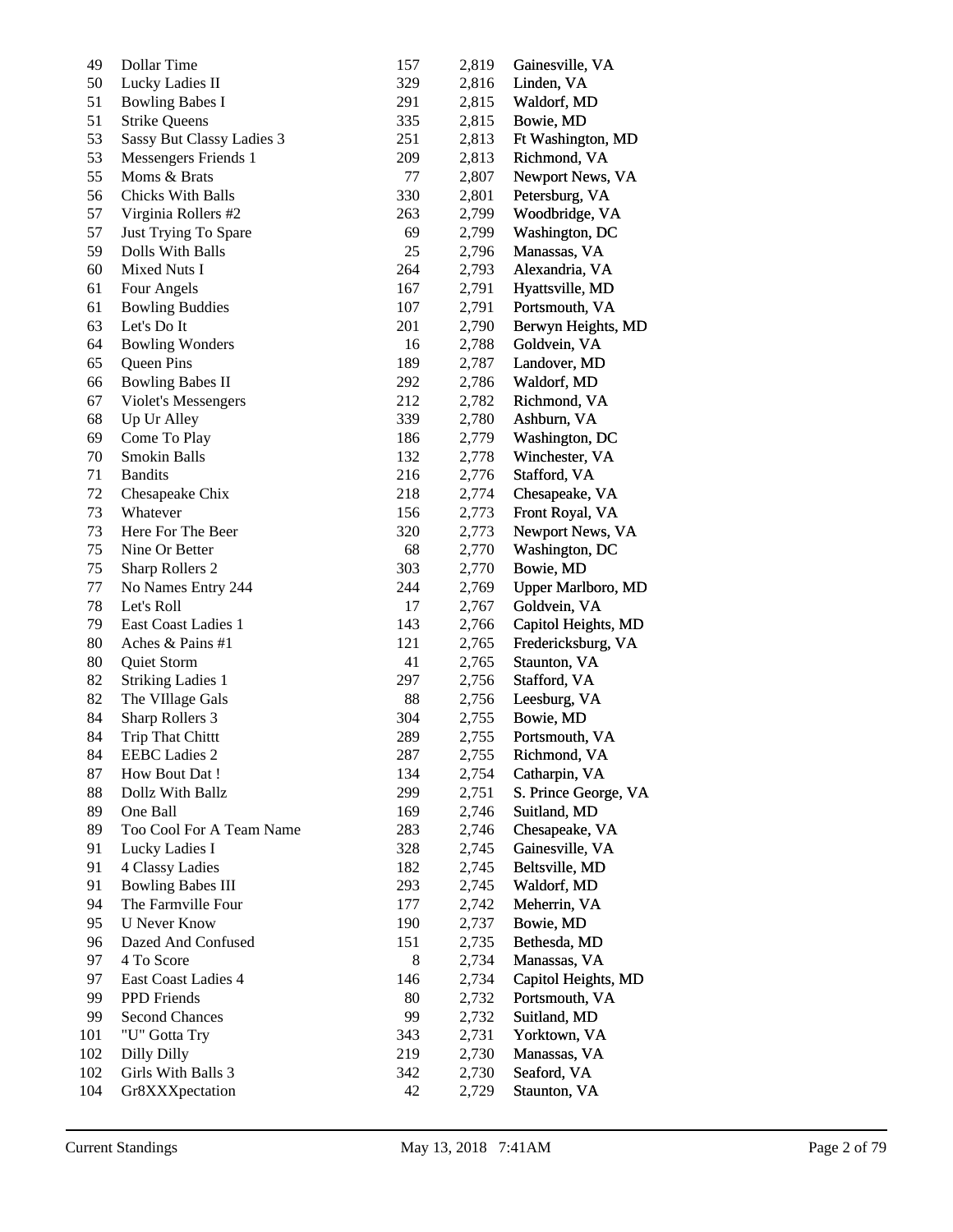| | | | | |
|---|---|---|---|---|
| 49 | Dollar Time | 157 | 2,819 | Gainesville, VA |
| 50 | Lucky Ladies II | 329 | 2,816 | Linden, VA |
| 51 | Bowling Babes I | 291 | 2,815 | Waldorf, MD |
| 51 | Strike Queens | 335 | 2,815 | Bowie, MD |
| 53 | Sassy But Classy Ladies 3 | 251 | 2,813 | Ft Washington, MD |
| 53 | Messengers Friends 1 | 209 | 2,813 | Richmond, VA |
| 55 | Moms & Brats | 77 | 2,807 | Newport News, VA |
| 56 | Chicks With Balls | 330 | 2,801 | Petersburg, VA |
| 57 | Virginia Rollers #2 | 263 | 2,799 | Woodbridge, VA |
| 57 | Just Trying To Spare | 69 | 2,799 | Washington, DC |
| 59 | Dolls With Balls | 25 | 2,796 | Manassas, VA |
| 60 | Mixed Nuts I | 264 | 2,793 | Alexandria, VA |
| 61 | Four Angels | 167 | 2,791 | Hyattsville, MD |
| 61 | Bowling Buddies | 107 | 2,791 | Portsmouth, VA |
| 63 | Let's Do It | 201 | 2,790 | Berwyn Heights, MD |
| 64 | Bowling Wonders | 16 | 2,788 | Goldvein, VA |
| 65 | Queen Pins | 189 | 2,787 | Landover, MD |
| 66 | Bowling Babes II | 292 | 2,786 | Waldorf, MD |
| 67 | Violet's Messengers | 212 | 2,782 | Richmond, VA |
| 68 | Up Ur Alley | 339 | 2,780 | Ashburn, VA |
| 69 | Come To Play | 186 | 2,779 | Washington, DC |
| 70 | Smokin Balls | 132 | 2,778 | Winchester, VA |
| 71 | Bandits | 216 | 2,776 | Stafford, VA |
| 72 | Chesapeake Chix | 218 | 2,774 | Chesapeake, VA |
| 73 | Whatever | 156 | 2,773 | Front Royal, VA |
| 73 | Here For The Beer | 320 | 2,773 | Newport News, VA |
| 75 | Nine Or Better | 68 | 2,770 | Washington, DC |
| 75 | Sharp Rollers 2 | 303 | 2,770 | Bowie, MD |
| 77 | No Names Entry 244 | 244 | 2,769 | Upper Marlboro, MD |
| 78 | Let's Roll | 17 | 2,767 | Goldvein, VA |
| 79 | East Coast Ladies 1 | 143 | 2,766 | Capitol Heights, MD |
| 80 | Aches & Pains #1 | 121 | 2,765 | Fredericksburg, VA |
| 80 | Quiet Storm | 41 | 2,765 | Staunton, VA |
| 82 | Striking Ladies 1 | 297 | 2,756 | Stafford, VA |
| 82 | The VIllage Gals | 88 | 2,756 | Leesburg, VA |
| 84 | Sharp Rollers 3 | 304 | 2,755 | Bowie, MD |
| 84 | Trip That Chittt | 289 | 2,755 | Portsmouth, VA |
| 84 | EEBC Ladies 2 | 287 | 2,755 | Richmond, VA |
| 87 | How Bout Dat ! | 134 | 2,754 | Catharpin, VA |
| 88 | Dollz With Ballz | 299 | 2,751 | S. Prince George, VA |
| 89 | One Ball | 169 | 2,746 | Suitland, MD |
| 89 | Too Cool For A Team Name | 283 | 2,746 | Chesapeake, VA |
| 91 | Lucky Ladies I | 328 | 2,745 | Gainesville, VA |
| 91 | 4 Classy Ladies | 182 | 2,745 | Beltsville, MD |
| 91 | Bowling Babes III | 293 | 2,745 | Waldorf, MD |
| 94 | The Farmville Four | 177 | 2,742 | Meherrin, VA |
| 95 | U Never Know | 190 | 2,737 | Bowie, MD |
| 96 | Dazed And Confused | 151 | 2,735 | Bethesda, MD |
| 97 | 4 To Score | 8 | 2,734 | Manassas, VA |
| 97 | East Coast Ladies 4 | 146 | 2,734 | Capitol Heights, MD |
| 99 | PPD Friends | 80 | 2,732 | Portsmouth, VA |
| 99 | Second Chances | 99 | 2,732 | Suitland, MD |
| 101 | "U" Gotta Try | 343 | 2,731 | Yorktown, VA |
| 102 | Dilly Dilly | 219 | 2,730 | Manassas, VA |
| 102 | Girls With Balls 3 | 342 | 2,730 | Seaford, VA |
| 104 | Gr8XXXpectation | 42 | 2,729 | Staunton, VA |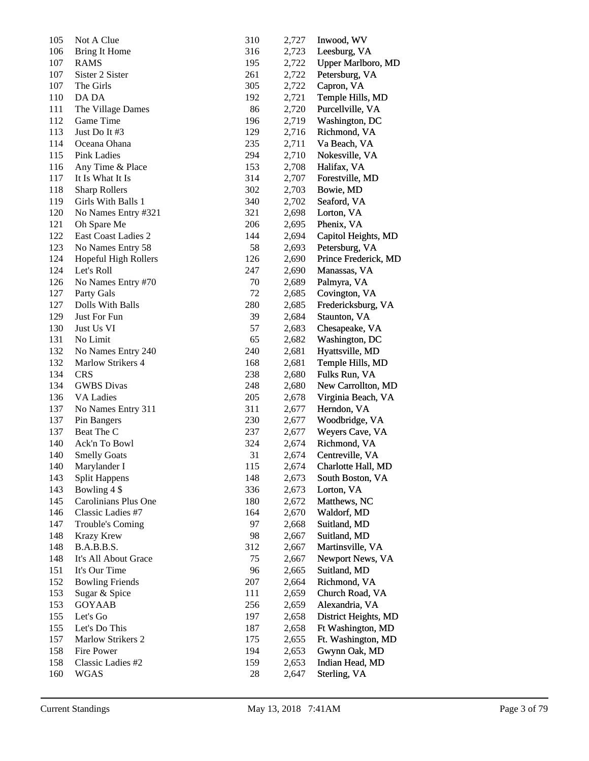| | | | | |
|---|---|---|---|---|
| 105 | Not A Clue | 310 | 2,727 | Inwood, WV |
| 106 | Bring It Home | 316 | 2,723 | Leesburg, VA |
| 107 | RAMS | 195 | 2,722 | Upper Marlboro, MD |
| 107 | Sister 2 Sister | 261 | 2,722 | Petersburg, VA |
| 107 | The Girls | 305 | 2,722 | Capron, VA |
| 110 | DA DA | 192 | 2,721 | Temple Hills, MD |
| 111 | The Village Dames | 86 | 2,720 | Purcellville, VA |
| 112 | Game Time | 196 | 2,719 | Washington, DC |
| 113 | Just Do It #3 | 129 | 2,716 | Richmond, VA |
| 114 | Oceana Ohana | 235 | 2,711 | Va Beach, VA |
| 115 | Pink Ladies | 294 | 2,710 | Nokesville, VA |
| 116 | Any Time & Place | 153 | 2,708 | Halifax, VA |
| 117 | It Is What It Is | 314 | 2,707 | Forestville, MD |
| 118 | Sharp Rollers | 302 | 2,703 | Bowie, MD |
| 119 | Girls With Balls 1 | 340 | 2,702 | Seaford, VA |
| 120 | No Names Entry #321 | 321 | 2,698 | Lorton, VA |
| 121 | Oh Spare Me | 206 | 2,695 | Phenix, VA |
| 122 | East Coast Ladies 2 | 144 | 2,694 | Capitol Heights, MD |
| 123 | No Names Entry 58 | 58 | 2,693 | Petersburg, VA |
| 124 | Hopeful High Rollers | 126 | 2,690 | Prince Frederick, MD |
| 124 | Let's Roll | 247 | 2,690 | Manassas, VA |
| 126 | No Names Entry #70 | 70 | 2,689 | Palmyra, VA |
| 127 | Party Gals | 72 | 2,685 | Covington, VA |
| 127 | Dolls With Balls | 280 | 2,685 | Fredericksburg, VA |
| 129 | Just For Fun | 39 | 2,684 | Staunton, VA |
| 130 | Just Us VI | 57 | 2,683 | Chesapeake, VA |
| 131 | No Limit | 65 | 2,682 | Washington, DC |
| 132 | No Names Entry 240 | 240 | 2,681 | Hyattsville, MD |
| 132 | Marlow Strikers 4 | 168 | 2,681 | Temple Hills, MD |
| 134 | CRS | 238 | 2,680 | Fulks Run, VA |
| 134 | GWBS Divas | 248 | 2,680 | New Carrollton, MD |
| 136 | VA Ladies | 205 | 2,678 | Virginia Beach, VA |
| 137 | No Names Entry 311 | 311 | 2,677 | Herndon, VA |
| 137 | Pin Bangers | 230 | 2,677 | Woodbridge, VA |
| 137 | Beat The C | 237 | 2,677 | Weyers Cave, VA |
| 140 | Ack'n To Bowl | 324 | 2,674 | Richmond, VA |
| 140 | Smelly Goats | 31 | 2,674 | Centreville, VA |
| 140 | Marylander I | 115 | 2,674 | Charlotte Hall, MD |
| 143 | Split Happens | 148 | 2,673 | South Boston, VA |
| 143 | Bowling 4 $ | 336 | 2,673 | Lorton, VA |
| 145 | Carolinians Plus One | 180 | 2,672 | Matthews, NC |
| 146 | Classic Ladies #7 | 164 | 2,670 | Waldorf, MD |
| 147 | Trouble's Coming | 97 | 2,668 | Suitland, MD |
| 148 | Krazy Krew | 98 | 2,667 | Suitland, MD |
| 148 | B.A.B.B.S. | 312 | 2,667 | Martinsville, VA |
| 148 | It's All About Grace | 75 | 2,667 | Newport News, VA |
| 151 | It's Our Time | 96 | 2,665 | Suitland, MD |
| 152 | Bowling Friends | 207 | 2,664 | Richmond, VA |
| 153 | Sugar & Spice | 111 | 2,659 | Church Road, VA |
| 153 | GOYAAB | 256 | 2,659 | Alexandria, VA |
| 155 | Let's Go | 197 | 2,658 | District Heights, MD |
| 155 | Let's Do This | 187 | 2,658 | Ft Washington, MD |
| 157 | Marlow Strikers 2 | 175 | 2,655 | Ft. Washington, MD |
| 158 | Fire Power | 194 | 2,653 | Gwynn Oak, MD |
| 158 | Classic Ladies #2 | 159 | 2,653 | Indian Head, MD |
| 160 | WGAS | 28 | 2,647 | Sterling, VA |

Current Standings May 13, 2018 7:41AM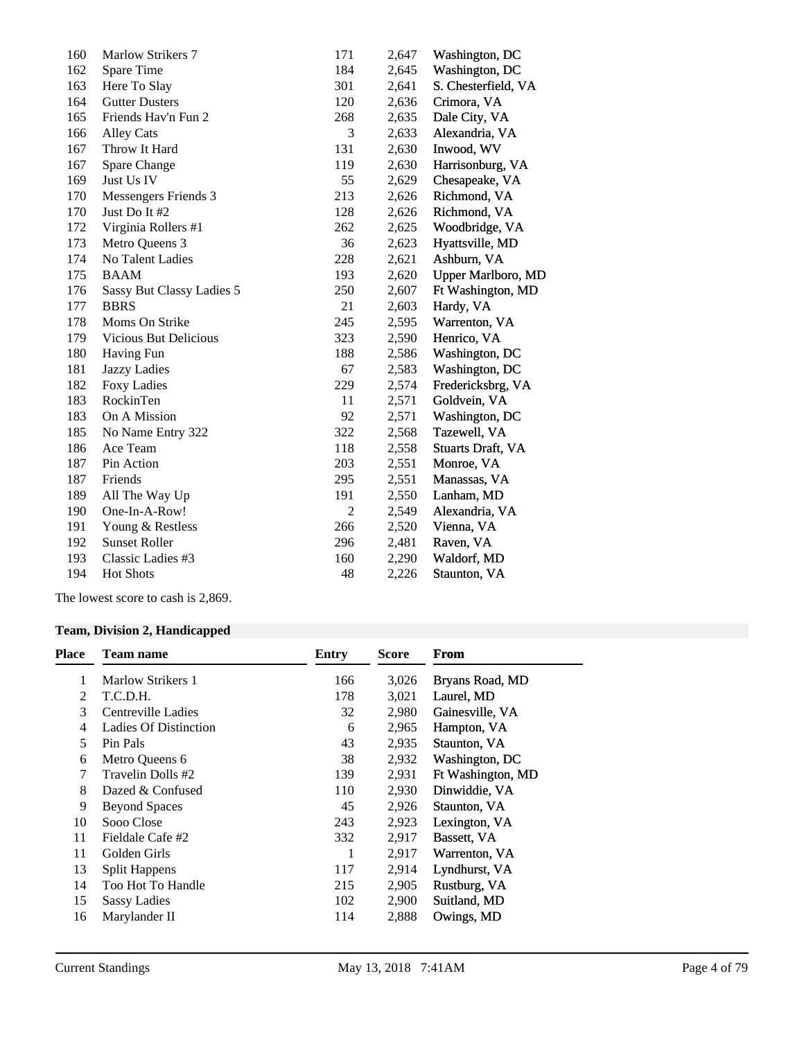| | | | | |
|---|---|---|---|---|
| 160 | Marlow Strikers 7 | 171 | 2,647 | Washington, DC |
| 162 | Spare Time | 184 | 2,645 | Washington, DC |
| 163 | Here To Slay | 301 | 2,641 | S. Chesterfield, VA |
| 164 | Gutter Dusters | 120 | 2,636 | Crimora, VA |
| 165 | Friends Hav'n Fun 2 | 268 | 2,635 | Dale City, VA |
| 166 | Alley Cats | 3 | 2,633 | Alexandria, VA |
| 167 | Throw It Hard | 131 | 2,630 | Inwood, WV |
| 167 | Spare Change | 119 | 2,630 | Harrisonburg, VA |
| 169 | Just Us IV | 55 | 2,629 | Chesapeake, VA |
| 170 | Messengers Friends 3 | 213 | 2,626 | Richmond, VA |
| 170 | Just Do It #2 | 128 | 2,626 | Richmond, VA |
| 172 | Virginia Rollers #1 | 262 | 2,625 | Woodbridge, VA |
| 173 | Metro Queens 3 | 36 | 2,623 | Hyattsville, MD |
| 174 | No Talent Ladies | 228 | 2,621 | Ashburn, VA |
| 175 | BAAM | 193 | 2,620 | Upper Marlboro, MD |
| 176 | Sassy But Classy Ladies 5 | 250 | 2,607 | Ft Washington, MD |
| 177 | BBRS | 21 | 2,603 | Hardy, VA |
| 178 | Moms On Strike | 245 | 2,595 | Warrenton, VA |
| 179 | Vicious But Delicious | 323 | 2,590 | Henrico, VA |
| 180 | Having Fun | 188 | 2,586 | Washington, DC |
| 181 | Jazzy Ladies | 67 | 2,583 | Washington, DC |
| 182 | Foxy Ladies | 229 | 2,574 | Fredericksbrg, VA |
| 183 | RockinTen | 11 | 2,571 | Goldvein, VA |
| 183 | On A Mission | 92 | 2,571 | Washington, DC |
| 185 | No Name Entry 322 | 322 | 2,568 | Tazewell, VA |
| 186 | Ace Team | 118 | 2,558 | Stuarts Draft, VA |
| 187 | Pin Action | 203 | 2,551 | Monroe, VA |
| 187 | Friends | 295 | 2,551 | Manassas, VA |
| 189 | All The Way Up | 191 | 2,550 | Lanham, MD |
| 190 | One-In-A-Row! | 2 | 2,549 | Alexandria, VA |
| 191 | Young & Restless | 266 | 2,520 | Vienna, VA |
| 192 | Sunset Roller | 296 | 2,481 | Raven, VA |
| 193 | Classic Ladies #3 | 160 | 2,290 | Waldorf, MD |
| 194 | Hot Shots | 48 | 2,226 | Staunton, VA |

The lowest score to cash is 2,869.

## Team, Division 2, Handicapped

| Place | Team name | Entry | Score | From |
|---|---|---|---|---|
| 1 | Marlow Strikers 1 | 166 | 3,026 | Bryans Road, MD |
| 2 | T.C.D.H. | 178 | 3,021 | Laurel, MD |
| 3 | Centreville Ladies | 32 | 2,980 | Gainesville, VA |
| 4 | Ladies Of Distinction | 6 | 2,965 | Hampton, VA |
| 5 | Pin Pals | 43 | 2,935 | Staunton, VA |
| 6 | Metro Queens 6 | 38 | 2,932 | Washington, DC |
| 7 | Travelin Dolls #2 | 139 | 2,931 | Ft Washington, MD |
| 8 | Dazed & Confused | 110 | 2,930 | Dinwiddie, VA |
| 9 | Beyond Spaces | 45 | 2,926 | Staunton, VA |
| 10 | Sooo Close | 243 | 2,923 | Lexington, VA |
| 11 | Fieldale Cafe #2 | 332 | 2,917 | Bassett, VA |
| 11 | Golden Girls | 1 | 2,917 | Warrenton, VA |
| 13 | Split Happens | 117 | 2,914 | Lyndhurst, VA |
| 14 | Too Hot To Handle | 215 | 2,905 | Rustburg, VA |
| 15 | Sassy Ladies | 102 | 2,900 | Suitland, MD |
| 16 | Marylander II | 114 | 2,888 | Owings, MD |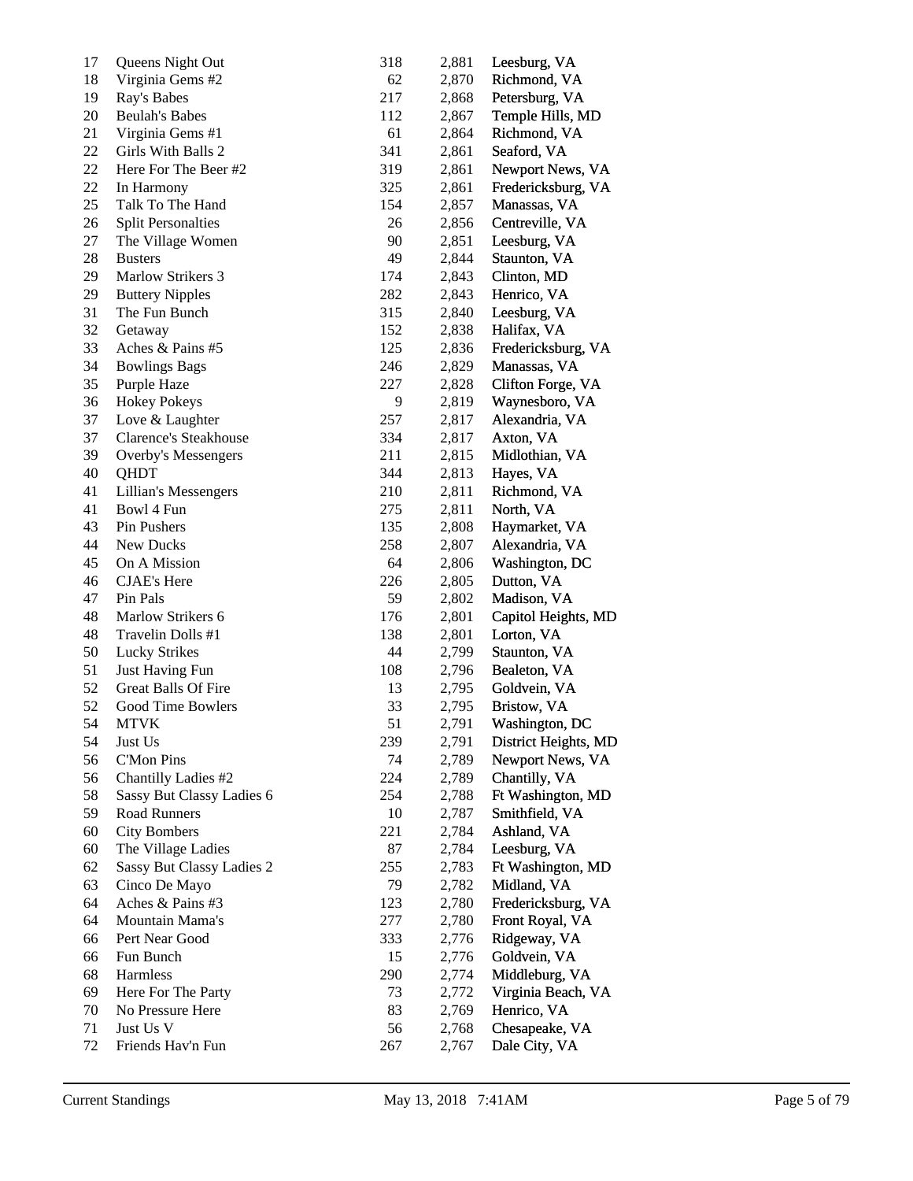| | | | | |
|---|---|---|---|---|
| 17 | Queens Night Out | 318 | 2,881 | Leesburg, VA |
| 18 | Virginia Gems #2 | 62 | 2,870 | Richmond, VA |
| 19 | Ray's Babes | 217 | 2,868 | Petersburg, VA |
| 20 | Beulah's Babes | 112 | 2,867 | Temple Hills, MD |
| 21 | Virginia Gems #1 | 61 | 2,864 | Richmond, VA |
| 22 | Girls With Balls 2 | 341 | 2,861 | Seaford, VA |
| 22 | Here For The Beer #2 | 319 | 2,861 | Newport News, VA |
| 22 | In Harmony | 325 | 2,861 | Fredericksburg, VA |
| 25 | Talk To The Hand | 154 | 2,857 | Manassas, VA |
| 26 | Split Personalties | 26 | 2,856 | Centreville, VA |
| 27 | The Village Women | 90 | 2,851 | Leesburg, VA |
| 28 | Busters | 49 | 2,844 | Staunton, VA |
| 29 | Marlow Strikers 3 | 174 | 2,843 | Clinton, MD |
| 29 | Buttery Nipples | 282 | 2,843 | Henrico, VA |
| 31 | The Fun Bunch | 315 | 2,840 | Leesburg, VA |
| 32 | Getaway | 152 | 2,838 | Halifax, VA |
| 33 | Aches & Pains #5 | 125 | 2,836 | Fredericksburg, VA |
| 34 | Bowlings Bags | 246 | 2,829 | Manassas, VA |
| 35 | Purple Haze | 227 | 2,828 | Clifton Forge, VA |
| 36 | Hokey Pokeys | 9 | 2,819 | Waynesboro, VA |
| 37 | Love & Laughter | 257 | 2,817 | Alexandria, VA |
| 37 | Clarence's Steakhouse | 334 | 2,817 | Axton, VA |
| 39 | Overby's Messengers | 211 | 2,815 | Midlothian, VA |
| 40 | QHDT | 344 | 2,813 | Hayes, VA |
| 41 | Lillian's Messengers | 210 | 2,811 | Richmond, VA |
| 41 | Bowl 4 Fun | 275 | 2,811 | North, VA |
| 43 | Pin Pushers | 135 | 2,808 | Haymarket, VA |
| 44 | New Ducks | 258 | 2,807 | Alexandria, VA |
| 45 | On A Mission | 64 | 2,806 | Washington, DC |
| 46 | CJAE's Here | 226 | 2,805 | Dutton, VA |
| 47 | Pin Pals | 59 | 2,802 | Madison, VA |
| 48 | Marlow Strikers 6 | 176 | 2,801 | Capitol Heights, MD |
| 48 | Travelin Dolls #1 | 138 | 2,801 | Lorton, VA |
| 50 | Lucky Strikes | 44 | 2,799 | Staunton, VA |
| 51 | Just Having Fun | 108 | 2,796 | Bealeton, VA |
| 52 | Great Balls Of Fire | 13 | 2,795 | Goldvein, VA |
| 52 | Good Time Bowlers | 33 | 2,795 | Bristow, VA |
| 54 | MTVK | 51 | 2,791 | Washington, DC |
| 54 | Just Us | 239 | 2,791 | District Heights, MD |
| 56 | C'Mon Pins | 74 | 2,789 | Newport News, VA |
| 56 | Chantilly Ladies #2 | 224 | 2,789 | Chantilly, VA |
| 58 | Sassy But Classy Ladies 6 | 254 | 2,788 | Ft Washington, MD |
| 59 | Road Runners | 10 | 2,787 | Smithfield, VA |
| 60 | City Bombers | 221 | 2,784 | Ashland, VA |
| 60 | The Village Ladies | 87 | 2,784 | Leesburg, VA |
| 62 | Sassy But Classy Ladies 2 | 255 | 2,783 | Ft Washington, MD |
| 63 | Cinco De Mayo | 79 | 2,782 | Midland, VA |
| 64 | Aches & Pains #3 | 123 | 2,780 | Fredericksburg, VA |
| 64 | Mountain Mama's | 277 | 2,780 | Front Royal, VA |
| 66 | Pert Near Good | 333 | 2,776 | Ridgeway, VA |
| 66 | Fun Bunch | 15 | 2,776 | Goldvein, VA |
| 68 | Harmless | 290 | 2,774 | Middleburg, VA |
| 69 | Here For The Party | 73 | 2,772 | Virginia Beach, VA |
| 70 | No Pressure Here | 83 | 2,769 | Henrico, VA |
| 71 | Just Us V | 56 | 2,768 | Chesapeake, VA |
| 72 | Friends Hav'n Fun | 267 | 2,767 | Dale City, VA |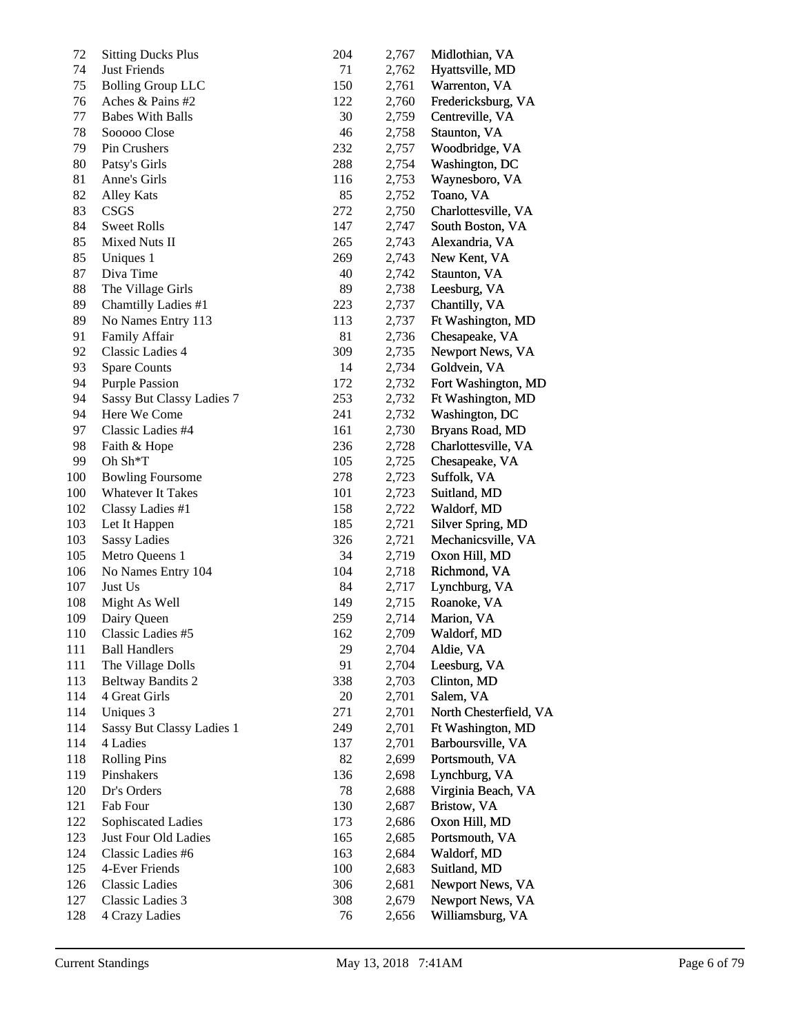| | | | | |
|---|---|---|---|---|
| 72 | Sitting Ducks Plus | 204 | 2,767 | Midlothian, VA |
| 74 | Just Friends | 71 | 2,762 | Hyattsville, MD |
| 75 | Bolling Group LLC | 150 | 2,761 | Warrenton, VA |
| 76 | Aches & Pains #2 | 122 | 2,760 | Fredericksburg, VA |
| 77 | Babes With Balls | 30 | 2,759 | Centreville, VA |
| 78 | Sooooo Close | 46 | 2,758 | Staunton, VA |
| 79 | Pin Crushers | 232 | 2,757 | Woodbridge, VA |
| 80 | Patsy's Girls | 288 | 2,754 | Washington, DC |
| 81 | Anne's Girls | 116 | 2,753 | Waynesboro, VA |
| 82 | Alley Kats | 85 | 2,752 | Toano, VA |
| 83 | CSGS | 272 | 2,750 | Charlottesville, VA |
| 84 | Sweet Rolls | 147 | 2,747 | South Boston, VA |
| 85 | Mixed Nuts II | 265 | 2,743 | Alexandria, VA |
| 85 | Uniques 1 | 269 | 2,743 | New Kent, VA |
| 87 | Diva Time | 40 | 2,742 | Staunton, VA |
| 88 | The Village Girls | 89 | 2,738 | Leesburg, VA |
| 89 | Chamtilly Ladies #1 | 223 | 2,737 | Chantilly, VA |
| 89 | No Names Entry 113 | 113 | 2,737 | Ft Washington, MD |
| 91 | Family Affair | 81 | 2,736 | Chesapeake, VA |
| 92 | Classic Ladies 4 | 309 | 2,735 | Newport News, VA |
| 93 | Spare Counts | 14 | 2,734 | Goldvein, VA |
| 94 | Purple Passion | 172 | 2,732 | Fort Washington, MD |
| 94 | Sassy But Classy Ladies 7 | 253 | 2,732 | Ft Washington, MD |
| 94 | Here We Come | 241 | 2,732 | Washington, DC |
| 97 | Classic Ladies #4 | 161 | 2,730 | Bryans Road, MD |
| 98 | Faith & Hope | 236 | 2,728 | Charlottesville, VA |
| 99 | Oh Sh*T | 105 | 2,725 | Chesapeake, VA |
| 100 | Bowling Foursome | 278 | 2,723 | Suffolk, VA |
| 100 | Whatever It Takes | 101 | 2,723 | Suitland, MD |
| 102 | Classy Ladies #1 | 158 | 2,722 | Waldorf, MD |
| 103 | Let It Happen | 185 | 2,721 | Silver Spring, MD |
| 103 | Sassy Ladies | 326 | 2,721 | Mechanicsville, VA |
| 105 | Metro Queens 1 | 34 | 2,719 | Oxon Hill, MD |
| 106 | No Names Entry 104 | 104 | 2,718 | Richmond, VA |
| 107 | Just Us | 84 | 2,717 | Lynchburg, VA |
| 108 | Might As Well | 149 | 2,715 | Roanoke, VA |
| 109 | Dairy Queen | 259 | 2,714 | Marion, VA |
| 110 | Classic Ladies #5 | 162 | 2,709 | Waldorf, MD |
| 111 | Ball Handlers | 29 | 2,704 | Aldie, VA |
| 111 | The Village Dolls | 91 | 2,704 | Leesburg, VA |
| 113 | Beltway Bandits 2 | 338 | 2,703 | Clinton, MD |
| 114 | 4 Great Girls | 20 | 2,701 | Salem, VA |
| 114 | Uniques 3 | 271 | 2,701 | North Chesterfield, VA |
| 114 | Sassy But Classy Ladies 1 | 249 | 2,701 | Ft Washington, MD |
| 114 | 4 Ladies | 137 | 2,701 | Barboursville, VA |
| 118 | Rolling Pins | 82 | 2,699 | Portsmouth, VA |
| 119 | Pinshakers | 136 | 2,698 | Lynchburg, VA |
| 120 | Dr's Orders | 78 | 2,688 | Virginia Beach, VA |
| 121 | Fab Four | 130 | 2,687 | Bristow, VA |
| 122 | Sophiscated Ladies | 173 | 2,686 | Oxon Hill, MD |
| 123 | Just Four Old Ladies | 165 | 2,685 | Portsmouth, VA |
| 124 | Classic Ladies #6 | 163 | 2,684 | Waldorf, MD |
| 125 | 4-Ever Friends | 100 | 2,683 | Suitland, MD |
| 126 | Classic Ladies | 306 | 2,681 | Newport News, VA |
| 127 | Classic Ladies 3 | 308 | 2,679 | Newport News, VA |
| 128 | 4 Crazy Ladies | 76 | 2,656 | Williamsburg, VA |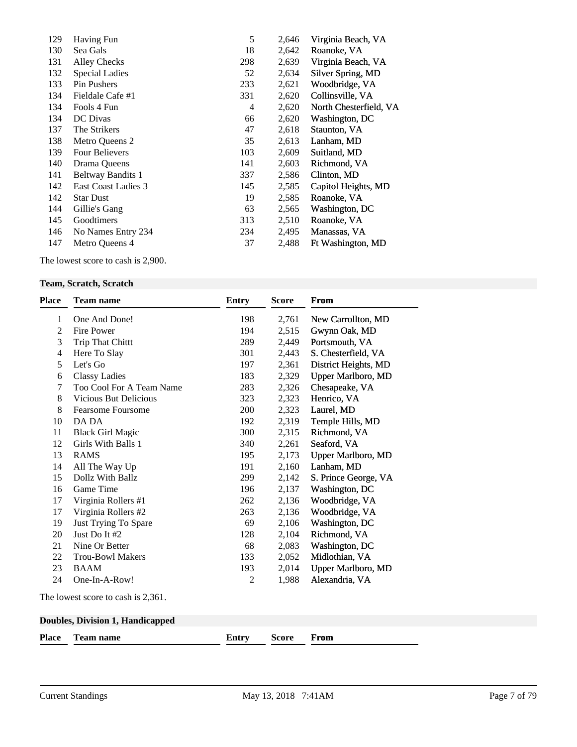| Place | Team name | Entry | Score | From |
|---|---|---|---|---|
| 129 | Having Fun | 5 | 2,646 | Virginia Beach, VA |
| 130 | Sea Gals | 18 | 2,642 | Roanoke, VA |
| 131 | Alley Checks | 298 | 2,639 | Virginia Beach, VA |
| 132 | Special Ladies | 52 | 2,634 | Silver Spring, MD |
| 133 | Pin Pushers | 233 | 2,621 | Woodbridge, VA |
| 134 | Fieldale Cafe #1 | 331 | 2,620 | Collinsville, VA |
| 134 | Fools 4 Fun | 4 | 2,620 | North Chesterfield, VA |
| 134 | DC Divas | 66 | 2,620 | Washington, DC |
| 137 | The Strikers | 47 | 2,618 | Staunton, VA |
| 138 | Metro Queens 2 | 35 | 2,613 | Lanham, MD |
| 139 | Four Believers | 103 | 2,609 | Suitland, MD |
| 140 | Drama Queens | 141 | 2,603 | Richmond, VA |
| 141 | Beltway Bandits 1 | 337 | 2,586 | Clinton, MD |
| 142 | East Coast Ladies 3 | 145 | 2,585 | Capitol Heights, MD |
| 142 | Star Dust | 19 | 2,585 | Roanoke, VA |
| 144 | Gillie's Gang | 63 | 2,565 | Washington, DC |
| 145 | Goodtimers | 313 | 2,510 | Roanoke, VA |
| 146 | No Names Entry 234 | 234 | 2,495 | Manassas, VA |
| 147 | Metro Queens 4 | 37 | 2,488 | Ft Washington, MD |

The lowest score to cash is 2,900.

### Team, Scratch, Scratch

| Place | Team name | Entry | Score | From |
|---|---|---|---|---|
| 1 | One And Done! | 198 | 2,761 | New Carrollton, MD |
| 2 | Fire Power | 194 | 2,515 | Gwynn Oak, MD |
| 3 | Trip That Chittt | 289 | 2,449 | Portsmouth, VA |
| 4 | Here To Slay | 301 | 2,443 | S. Chesterfield, VA |
| 5 | Let's Go | 197 | 2,361 | District Heights, MD |
| 6 | Classy Ladies | 183 | 2,329 | Upper Marlboro, MD |
| 7 | Too Cool For A Team Name | 283 | 2,326 | Chesapeake, VA |
| 8 | Vicious But Delicious | 323 | 2,323 | Henrico, VA |
| 8 | Fearsome Foursome | 200 | 2,323 | Laurel, MD |
| 10 | DA DA | 192 | 2,319 | Temple Hills, MD |
| 11 | Black Girl Magic | 300 | 2,315 | Richmond, VA |
| 12 | Girls With Balls 1 | 340 | 2,261 | Seaford, VA |
| 13 | RAMS | 195 | 2,173 | Upper Marlboro, MD |
| 14 | All The Way Up | 191 | 2,160 | Lanham, MD |
| 15 | Dollz With Ballz | 299 | 2,142 | S. Prince George, VA |
| 16 | Game Time | 196 | 2,137 | Washington, DC |
| 17 | Virginia Rollers #1 | 262 | 2,136 | Woodbridge, VA |
| 17 | Virginia Rollers #2 | 263 | 2,136 | Woodbridge, VA |
| 19 | Just Trying To Spare | 69 | 2,106 | Washington, DC |
| 20 | Just Do It #2 | 128 | 2,104 | Richmond, VA |
| 21 | Nine Or Better | 68 | 2,083 | Washington, DC |
| 22 | Trou-Bowl Makers | 133 | 2,052 | Midlothian, VA |
| 23 | BAAM | 193 | 2,014 | Upper Marlboro, MD |
| 24 | One-In-A-Row! | 2 | 1,988 | Alexandria, VA |

The lowest score to cash is 2,361.

### Doubles, Division 1, Handicapped

| Place | Team name | Entry | Score | From |
|---|---|---|---|---|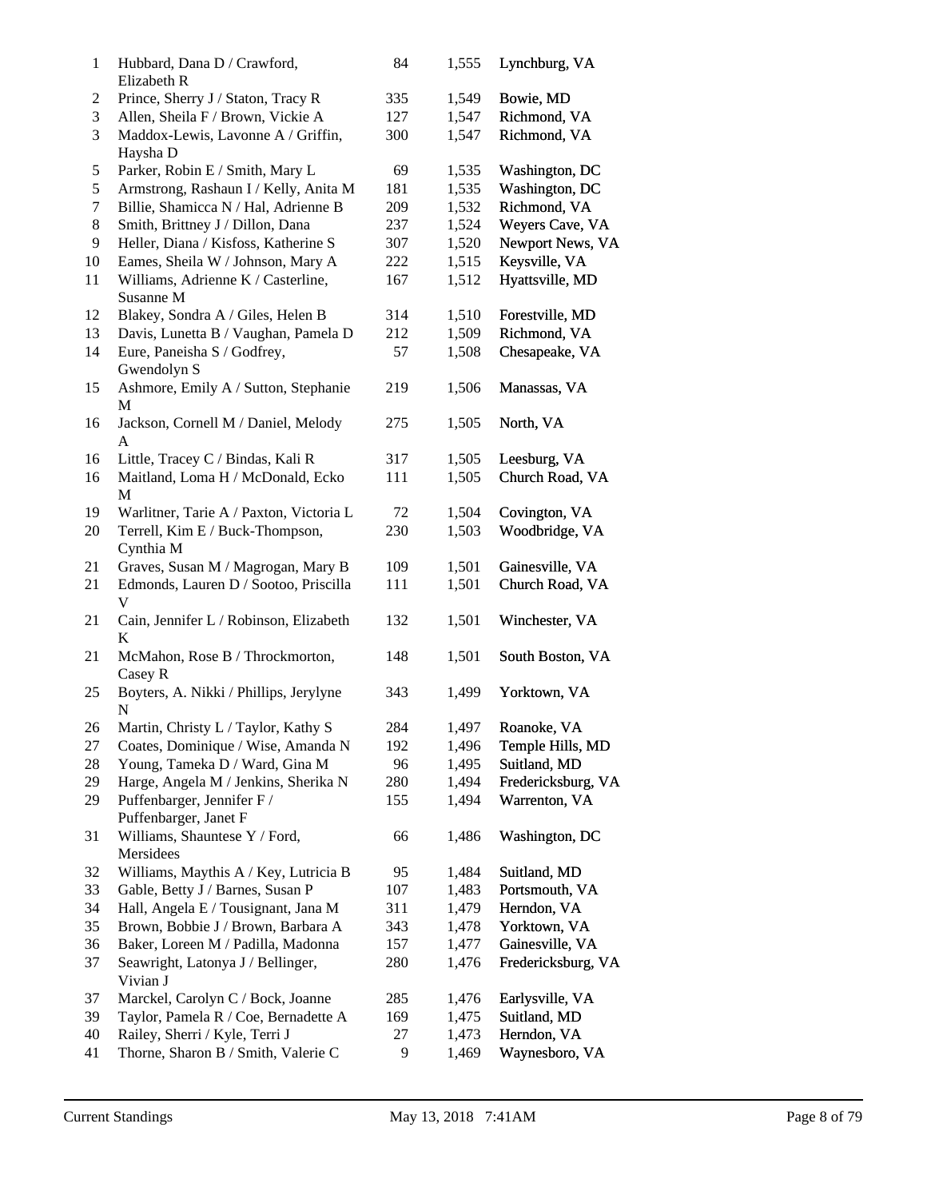| | | | | |
|---|---|---|---|---|
| 1 | Hubbard, Dana D / Crawford, Elizabeth R | 84 | 1,555 | Lynchburg, VA |
| 2 | Prince, Sherry J / Staton, Tracy R | 335 | 1,549 | Bowie, MD |
| 3 | Allen, Sheila F / Brown, Vickie A | 127 | 1,547 | Richmond, VA |
| 3 | Maddox-Lewis, Lavonne A / Griffin, Haysha D | 300 | 1,547 | Richmond, VA |
| 5 | Parker, Robin E / Smith, Mary L | 69 | 1,535 | Washington, DC |
| 5 | Armstrong, Rashaun I / Kelly, Anita M | 181 | 1,535 | Washington, DC |
| 7 | Billie, Shamicca N / Hal, Adrienne B | 209 | 1,532 | Richmond, VA |
| 8 | Smith, Brittney J / Dillon, Dana | 237 | 1,524 | Weyers Cave, VA |
| 9 | Heller, Diana / Kisfoss, Katherine S | 307 | 1,520 | Newport News, VA |
| 10 | Eames, Sheila W / Johnson, Mary A | 222 | 1,515 | Keysville, VA |
| 11 | Williams, Adrienne K / Casterline, Susanne M | 167 | 1,512 | Hyattsville, MD |
| 12 | Blakey, Sondra A / Giles, Helen B | 314 | 1,510 | Forestville, MD |
| 13 | Davis, Lunetta B / Vaughan, Pamela D | 212 | 1,509 | Richmond, VA |
| 14 | Eure, Paneisha S / Godfrey, Gwendolyn S | 57 | 1,508 | Chesapeake, VA |
| 15 | Ashmore, Emily A / Sutton, Stephanie M | 219 | 1,506 | Manassas, VA |
| 16 | Jackson, Cornell M / Daniel, Melody A | 275 | 1,505 | North, VA |
| 16 | Little, Tracey C / Bindas, Kali R | 317 | 1,505 | Leesburg, VA |
| 16 | Maitland, Loma H / McDonald, Ecko M | 111 | 1,505 | Church Road, VA |
| 19 | Warlitner, Tarie A / Paxton, Victoria L | 72 | 1,504 | Covington, VA |
| 20 | Terrell, Kim E / Buck-Thompson, Cynthia M | 230 | 1,503 | Woodbridge, VA |
| 21 | Graves, Susan M / Magrogan, Mary B | 109 | 1,501 | Gainesville, VA |
| 21 | Edmonds, Lauren D / Sootoo, Priscilla V | 111 | 1,501 | Church Road, VA |
| 21 | Cain, Jennifer L / Robinson, Elizabeth K | 132 | 1,501 | Winchester, VA |
| 21 | McMahon, Rose B / Throckmorton, Casey R | 148 | 1,501 | South Boston, VA |
| 25 | Boyters, A. Nikki / Phillips, Jerylyne N | 343 | 1,499 | Yorktown, VA |
| 26 | Martin, Christy L / Taylor, Kathy S | 284 | 1,497 | Roanoke, VA |
| 27 | Coates, Dominique / Wise, Amanda N | 192 | 1,496 | Temple Hills, MD |
| 28 | Young, Tameka D / Ward, Gina M | 96 | 1,495 | Suitland, MD |
| 29 | Harge, Angela M / Jenkins, Sherika N | 280 | 1,494 | Fredericksburg, VA |
| 29 | Puffenbarger, Jennifer F / Puffenbarger, Janet F | 155 | 1,494 | Warrenton, VA |
| 31 | Williams, Shauntese Y / Ford, Mersidees | 66 | 1,486 | Washington, DC |
| 32 | Williams, Maythis A / Key, Lutricia B | 95 | 1,484 | Suitland, MD |
| 33 | Gable, Betty J / Barnes, Susan P | 107 | 1,483 | Portsmouth, VA |
| 34 | Hall, Angela E / Tousignant, Jana M | 311 | 1,479 | Herndon, VA |
| 35 | Brown, Bobbie J / Brown, Barbara A | 343 | 1,478 | Yorktown, VA |
| 36 | Baker, Loreen M / Padilla, Madonna | 157 | 1,477 | Gainesville, VA |
| 37 | Seawright, Latonya J / Bellinger, Vivian J | 280 | 1,476 | Fredericksburg, VA |
| 37 | Marckel, Carolyn C / Bock, Joanne | 285 | 1,476 | Earlysville, VA |
| 39 | Taylor, Pamela R / Coe, Bernadette A | 169 | 1,475 | Suitland, MD |
| 40 | Railey, Sherri / Kyle, Terri J | 27 | 1,473 | Herndon, VA |
| 41 | Thorne, Sharon B / Smith, Valerie C | 9 | 1,469 | Waynesboro, VA |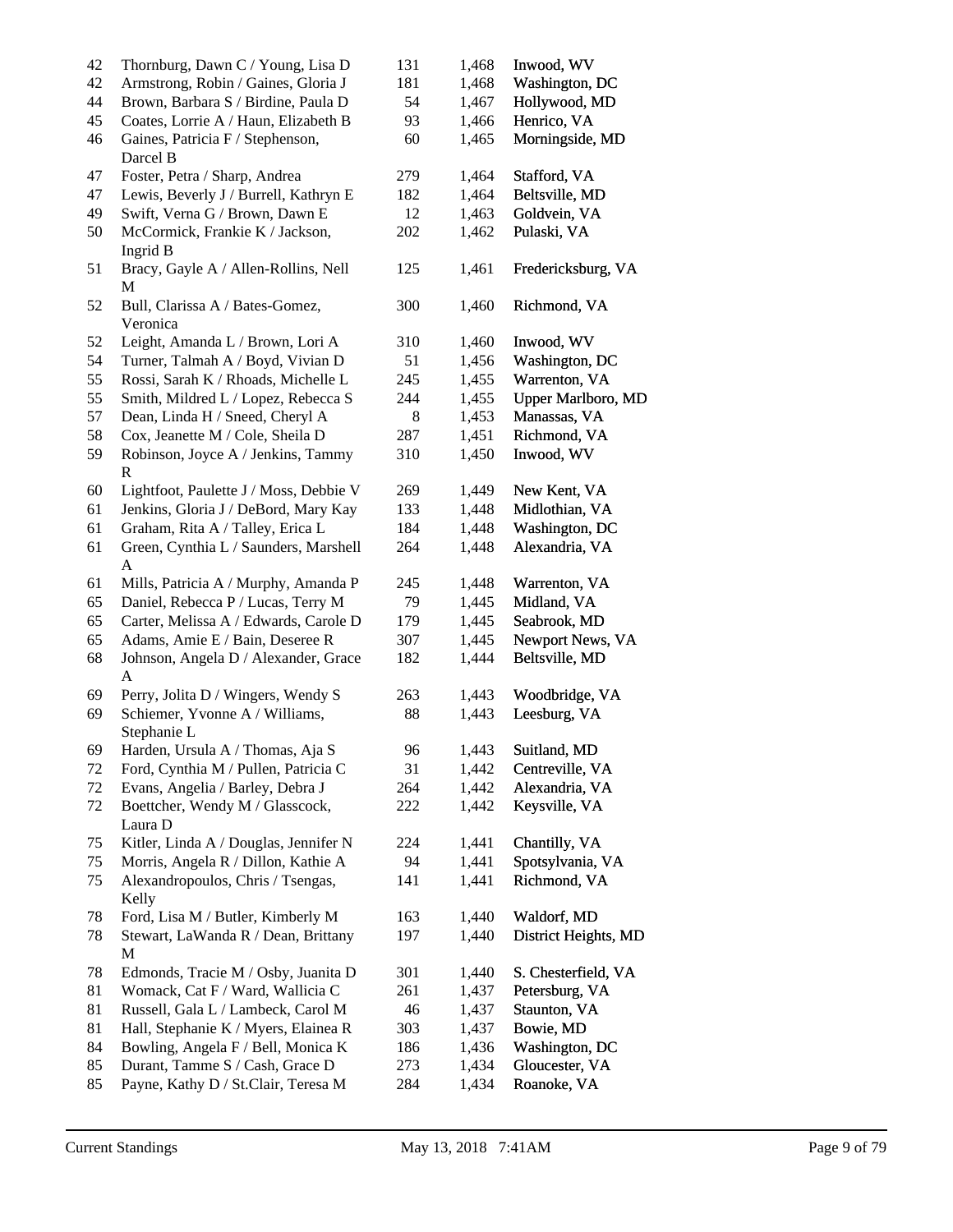| | | | | |
|---|---|---|---|---|
| 42 | Thornburg, Dawn C / Young, Lisa D | 131 | 1,468 | Inwood, WV |
| 42 | Armstrong, Robin / Gaines, Gloria J | 181 | 1,468 | Washington, DC |
| 44 | Brown, Barbara S / Birdine, Paula D | 54 | 1,467 | Hollywood, MD |
| 45 | Coates, Lorrie A / Haun, Elizabeth B | 93 | 1,466 | Henrico, VA |
| 46 | Gaines, Patricia F / Stephenson, Darcel B | 60 | 1,465 | Morningside, MD |
| 47 | Foster, Petra / Sharp, Andrea | 279 | 1,464 | Stafford, VA |
| 47 | Lewis, Beverly J / Burrell, Kathryn E | 182 | 1,464 | Beltsville, MD |
| 49 | Swift, Verna G / Brown, Dawn E | 12 | 1,463 | Goldvein, VA |
| 50 | McCormick, Frankie K / Jackson, Ingrid B | 202 | 1,462 | Pulaski, VA |
| 51 | Bracy, Gayle A / Allen-Rollins, Nell M | 125 | 1,461 | Fredericksburg, VA |
| 52 | Bull, Clarissa A / Bates-Gomez, Veronica | 300 | 1,460 | Richmond, VA |
| 52 | Leight, Amanda L / Brown, Lori A | 310 | 1,460 | Inwood, WV |
| 54 | Turner, Talmah A / Boyd, Vivian D | 51 | 1,456 | Washington, DC |
| 55 | Rossi, Sarah K / Rhoads, Michelle L | 245 | 1,455 | Warrenton, VA |
| 55 | Smith, Mildred L / Lopez, Rebecca S | 244 | 1,455 | Upper Marlboro, MD |
| 57 | Dean, Linda H / Sneed, Cheryl A | 8 | 1,453 | Manassas, VA |
| 58 | Cox, Jeanette M / Cole, Sheila D | 287 | 1,451 | Richmond, VA |
| 59 | Robinson, Joyce A / Jenkins, Tammy R | 310 | 1,450 | Inwood, WV |
| 60 | Lightfoot, Paulette J / Moss, Debbie V | 269 | 1,449 | New Kent, VA |
| 61 | Jenkins, Gloria J / DeBord, Mary Kay | 133 | 1,448 | Midlothian, VA |
| 61 | Graham, Rita A / Talley, Erica L | 184 | 1,448 | Washington, DC |
| 61 | Green, Cynthia L / Saunders, Marshell A | 264 | 1,448 | Alexandria, VA |
| 61 | Mills, Patricia A / Murphy, Amanda P | 245 | 1,448 | Warrenton, VA |
| 65 | Daniel, Rebecca P / Lucas, Terry M | 79 | 1,445 | Midland, VA |
| 65 | Carter, Melissa A / Edwards, Carole D | 179 | 1,445 | Seabrook, MD |
| 65 | Adams, Amie E / Bain, Deseree R | 307 | 1,445 | Newport News, VA |
| 68 | Johnson, Angela D / Alexander, Grace A | 182 | 1,444 | Beltsville, MD |
| 69 | Perry, Jolita D / Wingers, Wendy S | 263 | 1,443 | Woodbridge, VA |
| 69 | Schiemer, Yvonne A / Williams, Stephanie L | 88 | 1,443 | Leesburg, VA |
| 69 | Harden, Ursula A / Thomas, Aja S | 96 | 1,443 | Suitland, MD |
| 72 | Ford, Cynthia M / Pullen, Patricia C | 31 | 1,442 | Centreville, VA |
| 72 | Evans, Angelia / Barley, Debra J | 264 | 1,442 | Alexandria, VA |
| 72 | Boettcher, Wendy M / Glasscock, Laura D | 222 | 1,442 | Keysville, VA |
| 75 | Kitler, Linda A / Douglas, Jennifer N | 224 | 1,441 | Chantilly, VA |
| 75 | Morris, Angela R / Dillon, Kathie A | 94 | 1,441 | Spotsylvania, VA |
| 75 | Alexandropoulos, Chris / Tsengas, Kelly | 141 | 1,441 | Richmond, VA |
| 78 | Ford, Lisa M / Butler, Kimberly M | 163 | 1,440 | Waldorf, MD |
| 78 | Stewart, LaWanda R / Dean, Brittany M | 197 | 1,440 | District Heights, MD |
| 78 | Edmonds, Tracie M / Osby, Juanita D | 301 | 1,440 | S. Chesterfield, VA |
| 81 | Womack, Cat F / Ward, Wallicia C | 261 | 1,437 | Petersburg, VA |
| 81 | Russell, Gala L / Lambeck, Carol M | 46 | 1,437 | Staunton, VA |
| 81 | Hall, Stephanie K / Myers, Elainea R | 303 | 1,437 | Bowie, MD |
| 84 | Bowling, Angela F / Bell, Monica K | 186 | 1,436 | Washington, DC |
| 85 | Durant, Tamme S / Cash, Grace D | 273 | 1,434 | Gloucester, VA |
| 85 | Payne, Kathy D / St.Clair, Teresa M | 284 | 1,434 | Roanoke, VA |

Current Standings May 13, 2018 7:41AM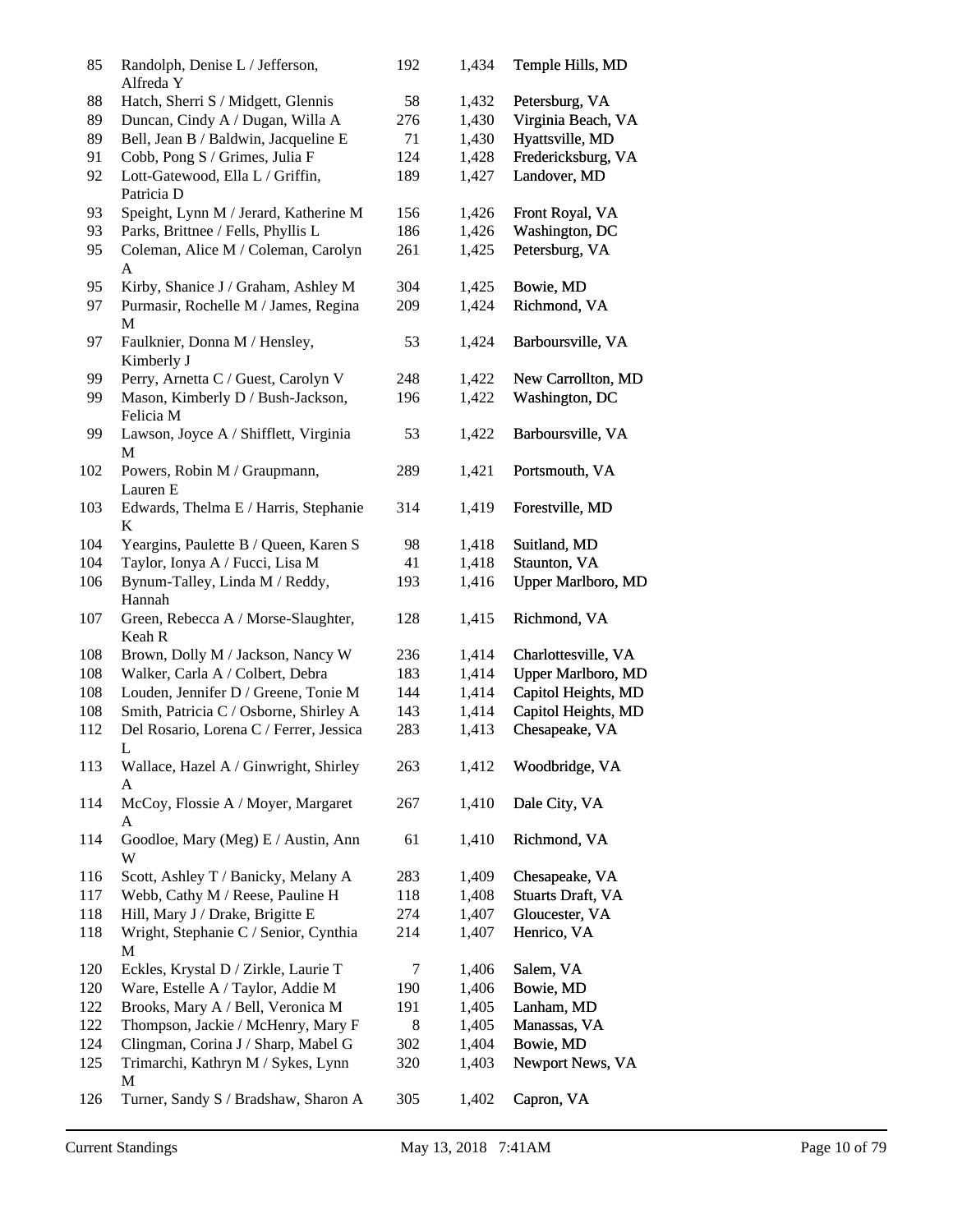| | | | | |
|---|---|---|---|---|
| 85 | Randolph, Denise L / Jefferson, Alfreda Y | 192 | 1,434 | Temple Hills, MD |
| 88 | Hatch, Sherri S / Midgett, Glennis | 58 | 1,432 | Petersburg, VA |
| 89 | Duncan, Cindy A / Dugan, Willa A | 276 | 1,430 | Virginia Beach, VA |
| 89 | Bell, Jean B / Baldwin, Jacqueline E | 71 | 1,430 | Hyattsville, MD |
| 91 | Cobb, Pong S / Grimes, Julia F | 124 | 1,428 | Fredericksburg, VA |
| 92 | Lott-Gatewood, Ella L / Griffin, Patricia D | 189 | 1,427 | Landover, MD |
| 93 | Speight, Lynn M / Jerard, Katherine M | 156 | 1,426 | Front Royal, VA |
| 93 | Parks, Brittnee / Fells, Phyllis L | 186 | 1,426 | Washington, DC |
| 95 | Coleman, Alice M / Coleman, Carolyn A | 261 | 1,425 | Petersburg, VA |
| 95 | Kirby, Shanice J / Graham, Ashley M | 304 | 1,425 | Bowie, MD |
| 97 | Purmasir, Rochelle M / James, Regina M | 209 | 1,424 | Richmond, VA |
| 97 | Faulknier, Donna M / Hensley, Kimberly J | 53 | 1,424 | Barboursville, VA |
| 99 | Perry, Arnetta C / Guest, Carolyn V | 248 | 1,422 | New Carrollton, MD |
| 99 | Mason, Kimberly D / Bush-Jackson, Felicia M | 196 | 1,422 | Washington, DC |
| 99 | Lawson, Joyce A / Shifflett, Virginia M | 53 | 1,422 | Barboursville, VA |
| 102 | Powers, Robin M / Graupmann, Lauren E | 289 | 1,421 | Portsmouth, VA |
| 103 | Edwards, Thelma E / Harris, Stephanie K | 314 | 1,419 | Forestville, MD |
| 104 | Yeargins, Paulette B / Queen, Karen S | 98 | 1,418 | Suitland, MD |
| 104 | Taylor, Ionya A / Fucci, Lisa M | 41 | 1,418 | Staunton, VA |
| 106 | Bynum-Talley, Linda M / Reddy, Hannah | 193 | 1,416 | Upper Marlboro, MD |
| 107 | Green, Rebecca A / Morse-Slaughter, Keah R | 128 | 1,415 | Richmond, VA |
| 108 | Brown, Dolly M / Jackson, Nancy W | 236 | 1,414 | Charlottesville, VA |
| 108 | Walker, Carla A / Colbert, Debra | 183 | 1,414 | Upper Marlboro, MD |
| 108 | Louden, Jennifer D / Greene, Tonie M | 144 | 1,414 | Capitol Heights, MD |
| 108 | Smith, Patricia C / Osborne, Shirley A | 143 | 1,414 | Capitol Heights, MD |
| 112 | Del Rosario, Lorena C / Ferrer, Jessica L | 283 | 1,413 | Chesapeake, VA |
| 113 | Wallace, Hazel A / Ginwright, Shirley A | 263 | 1,412 | Woodbridge, VA |
| 114 | McCoy, Flossie A / Moyer, Margaret A | 267 | 1,410 | Dale City, VA |
| 114 | Goodloe, Mary (Meg) E / Austin, Ann W | 61 | 1,410 | Richmond, VA |
| 116 | Scott, Ashley T / Banicky, Melany A | 283 | 1,409 | Chesapeake, VA |
| 117 | Webb, Cathy M / Reese, Pauline H | 118 | 1,408 | Stuarts Draft, VA |
| 118 | Hill, Mary J / Drake, Brigitte E | 274 | 1,407 | Gloucester, VA |
| 118 | Wright, Stephanie C / Senior, Cynthia M | 214 | 1,407 | Henrico, VA |
| 120 | Eckles, Krystal D / Zirkle, Laurie T | 7 | 1,406 | Salem, VA |
| 120 | Ware, Estelle A / Taylor, Addie M | 190 | 1,406 | Bowie, MD |
| 122 | Brooks, Mary A / Bell, Veronica M | 191 | 1,405 | Lanham, MD |
| 122 | Thompson, Jackie / McHenry, Mary F | 8 | 1,405 | Manassas, VA |
| 124 | Clingman, Corina J / Sharp, Mabel G | 302 | 1,404 | Bowie, MD |
| 125 | Trimarchi, Kathryn M / Sykes, Lynn M | 320 | 1,403 | Newport News, VA |
| 126 | Turner, Sandy S / Bradshaw, Sharon A | 305 | 1,402 | Capron, VA |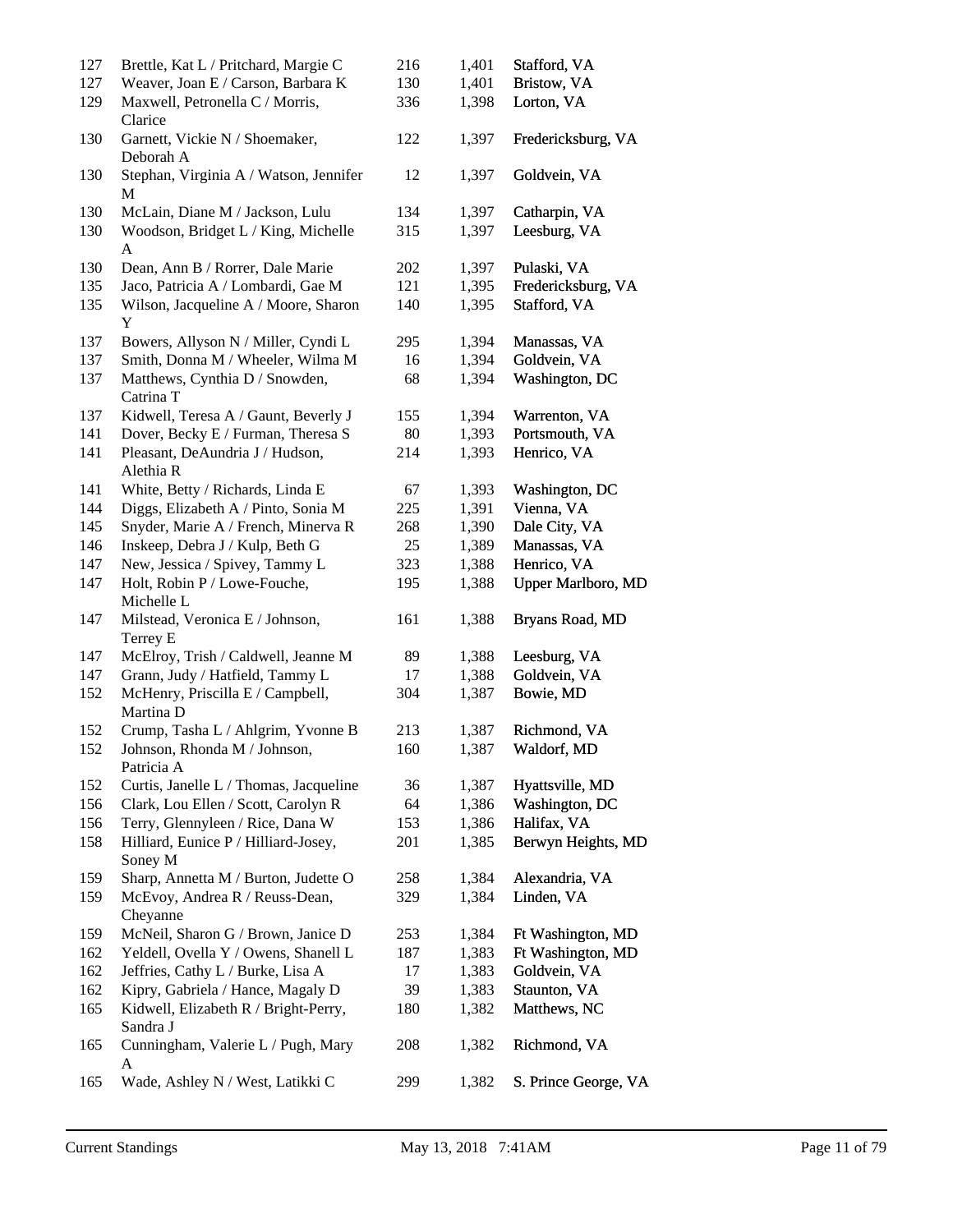| | | | | |
|---|---|---|---|---|
| 127 | Brettle, Kat L / Pritchard, Margie C | 216 | 1,401 | Stafford, VA |
| 127 | Weaver, Joan E / Carson, Barbara K | 130 | 1,401 | Bristow, VA |
| 129 | Maxwell, Petronella C / Morris, Clarice | 336 | 1,398 | Lorton, VA |
| 130 | Garnett, Vickie N / Shoemaker, Deborah A | 122 | 1,397 | Fredericksburg, VA |
| 130 | Stephan, Virginia A / Watson, Jennifer M | 12 | 1,397 | Goldvein, VA |
| 130 | McLain, Diane M / Jackson, Lulu | 134 | 1,397 | Catharpin, VA |
| 130 | Woodson, Bridget L / King, Michelle A | 315 | 1,397 | Leesburg, VA |
| 130 | Dean, Ann B / Rorrer, Dale Marie | 202 | 1,397 | Pulaski, VA |
| 135 | Jaco, Patricia A / Lombardi, Gae M | 121 | 1,395 | Fredericksburg, VA |
| 135 | Wilson, Jacqueline A / Moore, Sharon Y | 140 | 1,395 | Stafford, VA |
| 137 | Bowers, Allyson N / Miller, Cyndi L | 295 | 1,394 | Manassas, VA |
| 137 | Smith, Donna M / Wheeler, Wilma M | 16 | 1,394 | Goldvein, VA |
| 137 | Matthews, Cynthia D / Snowden, Catrina T | 68 | 1,394 | Washington, DC |
| 137 | Kidwell, Teresa A / Gaunt, Beverly J | 155 | 1,394 | Warrenton, VA |
| 141 | Dover, Becky E / Furman, Theresa S | 80 | 1,393 | Portsmouth, VA |
| 141 | Pleasant, DeAundria J / Hudson, Alethia R | 214 | 1,393 | Henrico, VA |
| 141 | White, Betty / Richards, Linda E | 67 | 1,393 | Washington, DC |
| 144 | Diggs, Elizabeth A / Pinto, Sonia M | 225 | 1,391 | Vienna, VA |
| 145 | Snyder, Marie A / French, Minerva R | 268 | 1,390 | Dale City, VA |
| 146 | Inskeep, Debra J / Kulp, Beth G | 25 | 1,389 | Manassas, VA |
| 147 | New, Jessica / Spivey, Tammy L | 323 | 1,388 | Henrico, VA |
| 147 | Holt, Robin P / Lowe-Fouche, Michelle L | 195 | 1,388 | Upper Marlboro, MD |
| 147 | Milstead, Veronica E / Johnson, Terrey E | 161 | 1,388 | Bryans Road, MD |
| 147 | McElroy, Trish / Caldwell, Jeanne M | 89 | 1,388 | Leesburg, VA |
| 147 | Grann, Judy / Hatfield, Tammy L | 17 | 1,388 | Goldvein, VA |
| 152 | McHenry, Priscilla E / Campbell, Martina D | 304 | 1,387 | Bowie, MD |
| 152 | Crump, Tasha L / Ahlgrim, Yvonne B | 213 | 1,387 | Richmond, VA |
| 152 | Johnson, Rhonda M / Johnson, Patricia A | 160 | 1,387 | Waldorf, MD |
| 152 | Curtis, Janelle L / Thomas, Jacqueline | 36 | 1,387 | Hyattsville, MD |
| 156 | Clark, Lou Ellen / Scott, Carolyn R | 64 | 1,386 | Washington, DC |
| 156 | Terry, Glennyleen / Rice, Dana W | 153 | 1,386 | Halifax, VA |
| 158 | Hilliard, Eunice P / Hilliard-Josey, Soney M | 201 | 1,385 | Berwyn Heights, MD |
| 159 | Sharp, Annetta M / Burton, Judette O | 258 | 1,384 | Alexandria, VA |
| 159 | McEvoy, Andrea R / Reuss-Dean, Cheyanne | 329 | 1,384 | Linden, VA |
| 159 | McNeil, Sharon G / Brown, Janice D | 253 | 1,384 | Ft Washington, MD |
| 162 | Yeldell, Ovella Y / Owens, Shanell L | 187 | 1,383 | Ft Washington, MD |
| 162 | Jeffries, Cathy L / Burke, Lisa A | 17 | 1,383 | Goldvein, VA |
| 162 | Kipry, Gabriela / Hance, Magaly D | 39 | 1,383 | Staunton, VA |
| 165 | Kidwell, Elizabeth R / Bright-Perry, Sandra J | 180 | 1,382 | Matthews, NC |
| 165 | Cunningham, Valerie L / Pugh, Mary A | 208 | 1,382 | Richmond, VA |
| 165 | Wade, Ashley N / West, Latikki C | 299 | 1,382 | S. Prince George, VA |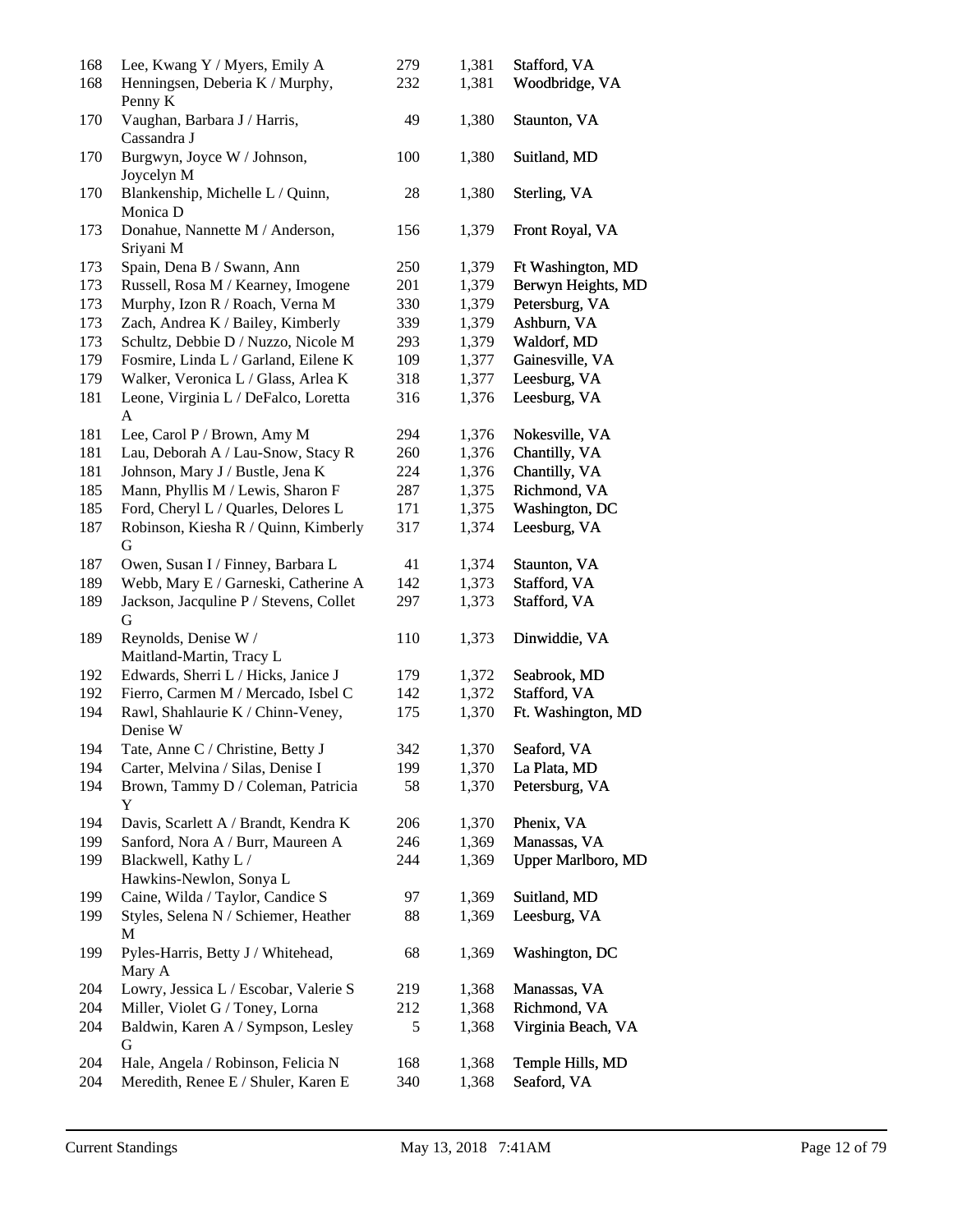| | | | | |
|---|---|---|---|---|
| 168 | Lee, Kwang Y / Myers, Emily A | 279 | 1,381 | Stafford, VA |
| 168 | Henningsen, Deberia K / Murphy, Penny K | 232 | 1,381 | Woodbridge, VA |
| 170 | Vaughan, Barbara J / Harris, Cassandra J | 49 | 1,380 | Staunton, VA |
| 170 | Burgwyn, Joyce W / Johnson, Joycelyn M | 100 | 1,380 | Suitland, MD |
| 170 | Blankenship, Michelle L / Quinn, Monica D | 28 | 1,380 | Sterling, VA |
| 173 | Donahue, Nannette M / Anderson, Sriyani M | 156 | 1,379 | Front Royal, VA |
| 173 | Spain, Dena B / Swann, Ann | 250 | 1,379 | Ft Washington, MD |
| 173 | Russell, Rosa M / Kearney, Imogene | 201 | 1,379 | Berwyn Heights, MD |
| 173 | Murphy, Izon R / Roach, Verna M | 330 | 1,379 | Petersburg, VA |
| 173 | Zach, Andrea K / Bailey, Kimberly | 339 | 1,379 | Ashburn, VA |
| 173 | Schultz, Debbie D / Nuzzo, Nicole M | 293 | 1,379 | Waldorf, MD |
| 179 | Fosmire, Linda L / Garland, Eilene K | 109 | 1,377 | Gainesville, VA |
| 179 | Walker, Veronica L / Glass, Arlea K | 318 | 1,377 | Leesburg, VA |
| 181 | Leone, Virginia L / DeFalco, Loretta A | 316 | 1,376 | Leesburg, VA |
| 181 | Lee, Carol P / Brown, Amy M | 294 | 1,376 | Nokesville, VA |
| 181 | Lau, Deborah A / Lau-Snow, Stacy R | 260 | 1,376 | Chantilly, VA |
| 181 | Johnson, Mary J / Bustle, Jena K | 224 | 1,376 | Chantilly, VA |
| 185 | Mann, Phyllis M / Lewis, Sharon F | 287 | 1,375 | Richmond, VA |
| 185 | Ford, Cheryl L / Quarles, Delores L | 171 | 1,375 | Washington, DC |
| 187 | Robinson, Kiesha R / Quinn, Kimberly G | 317 | 1,374 | Leesburg, VA |
| 187 | Owen, Susan I / Finney, Barbara L | 41 | 1,374 | Staunton, VA |
| 189 | Webb, Mary E / Garneski, Catherine A | 142 | 1,373 | Stafford, VA |
| 189 | Jackson, Jacquline P / Stevens, Collet G | 297 | 1,373 | Stafford, VA |
| 189 | Reynolds, Denise W / Maitland-Martin, Tracy L | 110 | 1,373 | Dinwiddie, VA |
| 192 | Edwards, Sherri L / Hicks, Janice J | 179 | 1,372 | Seabrook, MD |
| 192 | Fierro, Carmen M / Mercado, Isbel C | 142 | 1,372 | Stafford, VA |
| 194 | Rawl, Shahlaurie K / Chinn-Veney, Denise W | 175 | 1,370 | Ft. Washington, MD |
| 194 | Tate, Anne C / Christine, Betty J | 342 | 1,370 | Seaford, VA |
| 194 | Carter, Melvina / Silas, Denise I | 199 | 1,370 | La Plata, MD |
| 194 | Brown, Tammy D / Coleman, Patricia Y | 58 | 1,370 | Petersburg, VA |
| 194 | Davis, Scarlett A / Brandt, Kendra K | 206 | 1,370 | Phenix, VA |
| 199 | Sanford, Nora A / Burr, Maureen A | 246 | 1,369 | Manassas, VA |
| 199 | Blackwell, Kathy L / Hawkins-Newlon, Sonya L | 244 | 1,369 | Upper Marlboro, MD |
| 199 | Caine, Wilda / Taylor, Candice S | 97 | 1,369 | Suitland, MD |
| 199 | Styles, Selena N / Schiemer, Heather M | 88 | 1,369 | Leesburg, VA |
| 199 | Pyles-Harris, Betty J / Whitehead, Mary A | 68 | 1,369 | Washington, DC |
| 204 | Lowry, Jessica L / Escobar, Valerie S | 219 | 1,368 | Manassas, VA |
| 204 | Miller, Violet G / Toney, Lorna | 212 | 1,368 | Richmond, VA |
| 204 | Baldwin, Karen A / Sympson, Lesley G | 5 | 1,368 | Virginia Beach, VA |
| 204 | Hale, Angela / Robinson, Felicia N | 168 | 1,368 | Temple Hills, MD |
| 204 | Meredith, Renee E / Shuler, Karen E | 340 | 1,368 | Seaford, VA |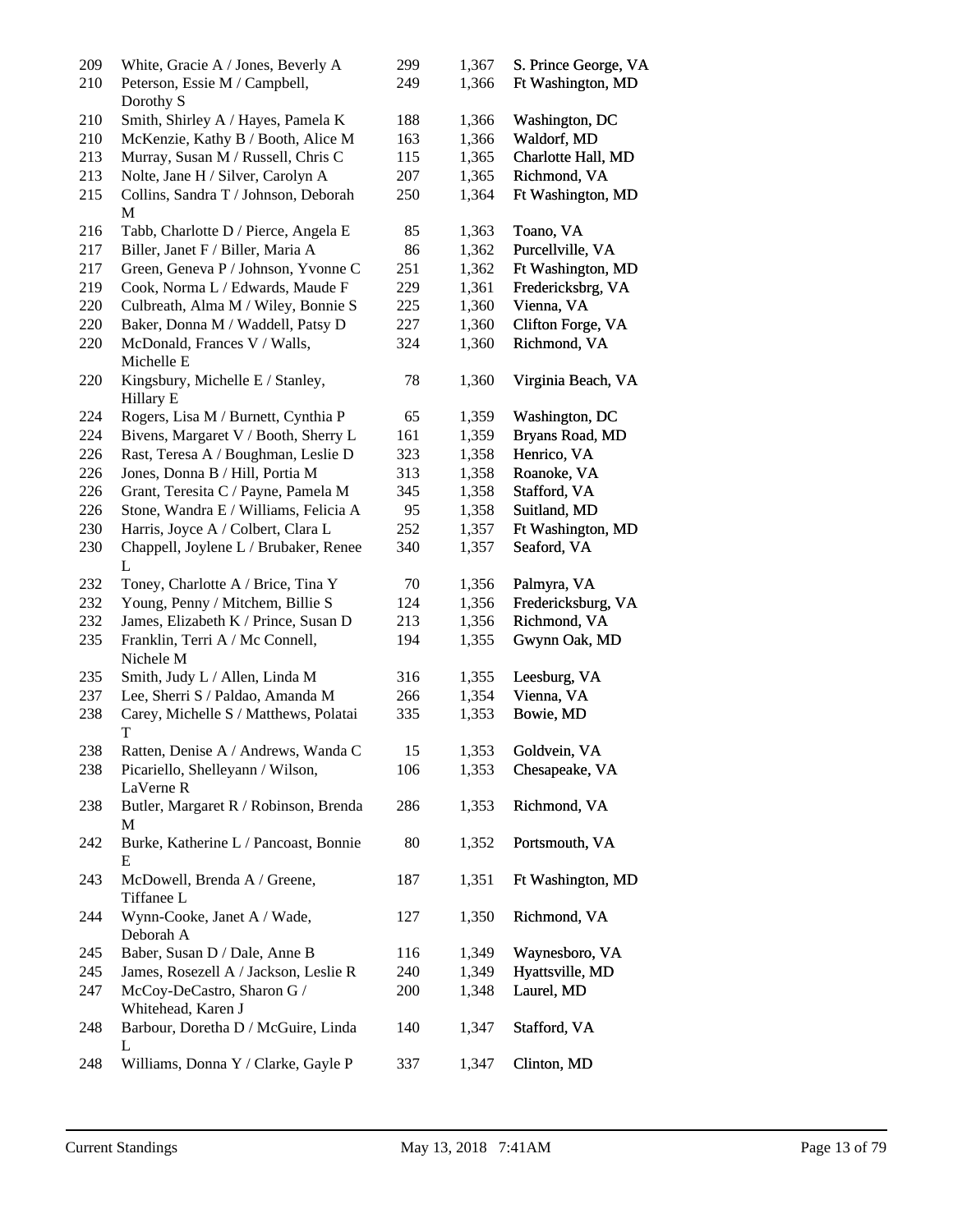| | | | | |
|---|---|---|---|---|
| 209 | White, Gracie A / Jones, Beverly A | 299 | 1,367 | S. Prince George, VA |
| 210 | Peterson, Essie M / Campbell, Dorothy S | 249 | 1,366 | Ft Washington, MD |
| 210 | Smith, Shirley A / Hayes, Pamela K | 188 | 1,366 | Washington, DC |
| 210 | McKenzie, Kathy B / Booth, Alice M | 163 | 1,366 | Waldorf, MD |
| 213 | Murray, Susan M / Russell, Chris C | 115 | 1,365 | Charlotte Hall, MD |
| 213 | Nolte, Jane H / Silver, Carolyn A | 207 | 1,365 | Richmond, VA |
| 215 | Collins, Sandra T / Johnson, Deborah M | 250 | 1,364 | Ft Washington, MD |
| 216 | Tabb, Charlotte D / Pierce, Angela E | 85 | 1,363 | Toano, VA |
| 217 | Biller, Janet F / Biller, Maria A | 86 | 1,362 | Purcellville, VA |
| 217 | Green, Geneva P / Johnson, Yvonne C | 251 | 1,362 | Ft Washington, MD |
| 219 | Cook, Norma L / Edwards, Maude F | 229 | 1,361 | Fredericksbrg, VA |
| 220 | Culbreath, Alma M / Wiley, Bonnie S | 225 | 1,360 | Vienna, VA |
| 220 | Baker, Donna M / Waddell, Patsy D | 227 | 1,360 | Clifton Forge, VA |
| 220 | McDonald, Frances V / Walls, Michelle E | 324 | 1,360 | Richmond, VA |
| 220 | Kingsbury, Michelle E / Stanley, Hillary E | 78 | 1,360 | Virginia Beach, VA |
| 224 | Rogers, Lisa M / Burnett, Cynthia P | 65 | 1,359 | Washington, DC |
| 224 | Bivens, Margaret V / Booth, Sherry L | 161 | 1,359 | Bryans Road, MD |
| 226 | Rast, Teresa A / Boughman, Leslie D | 323 | 1,358 | Henrico, VA |
| 226 | Jones, Donna B / Hill, Portia M | 313 | 1,358 | Roanoke, VA |
| 226 | Grant, Teresita C / Payne, Pamela M | 345 | 1,358 | Stafford, VA |
| 226 | Stone, Wandra E / Williams, Felicia A | 95 | 1,358 | Suitland, MD |
| 230 | Harris, Joyce A / Colbert, Clara L | 252 | 1,357 | Ft Washington, MD |
| 230 | Chappell, Joylene L / Brubaker, Renee L | 340 | 1,357 | Seaford, VA |
| 232 | Toney, Charlotte A / Brice, Tina Y | 70 | 1,356 | Palmyra, VA |
| 232 | Young, Penny / Mitchem, Billie S | 124 | 1,356 | Fredericksburg, VA |
| 232 | James, Elizabeth K / Prince, Susan D | 213 | 1,356 | Richmond, VA |
| 235 | Franklin, Terri A / Mc Connell, Nichele M | 194 | 1,355 | Gwynn Oak, MD |
| 235 | Smith, Judy L / Allen, Linda M | 316 | 1,355 | Leesburg, VA |
| 237 | Lee, Sherri S / Paldao, Amanda M | 266 | 1,354 | Vienna, VA |
| 238 | Carey, Michelle S / Matthews, Polatai T | 335 | 1,353 | Bowie, MD |
| 238 | Ratten, Denise A / Andrews, Wanda C | 15 | 1,353 | Goldvein, VA |
| 238 | Picariello, Shelleyann / Wilson, LaVerne R | 106 | 1,353 | Chesapeake, VA |
| 238 | Butler, Margaret R / Robinson, Brenda M | 286 | 1,353 | Richmond, VA |
| 242 | Burke, Katherine L / Pancoast, Bonnie E | 80 | 1,352 | Portsmouth, VA |
| 243 | McDowell, Brenda A / Greene, Tiffanee L | 187 | 1,351 | Ft Washington, MD |
| 244 | Wynn-Cooke, Janet A / Wade, Deborah A | 127 | 1,350 | Richmond, VA |
| 245 | Baber, Susan D / Dale, Anne B | 116 | 1,349 | Waynesboro, VA |
| 245 | James, Rosezell A / Jackson, Leslie R | 240 | 1,349 | Hyattsville, MD |
| 247 | McCoy-DeCastro, Sharon G / Whitehead, Karen J | 200 | 1,348 | Laurel, MD |
| 248 | Barbour, Doretha D / McGuire, Linda L | 140 | 1,347 | Stafford, VA |
| 248 | Williams, Donna Y / Clarke, Gayle P | 337 | 1,347 | Clinton, MD |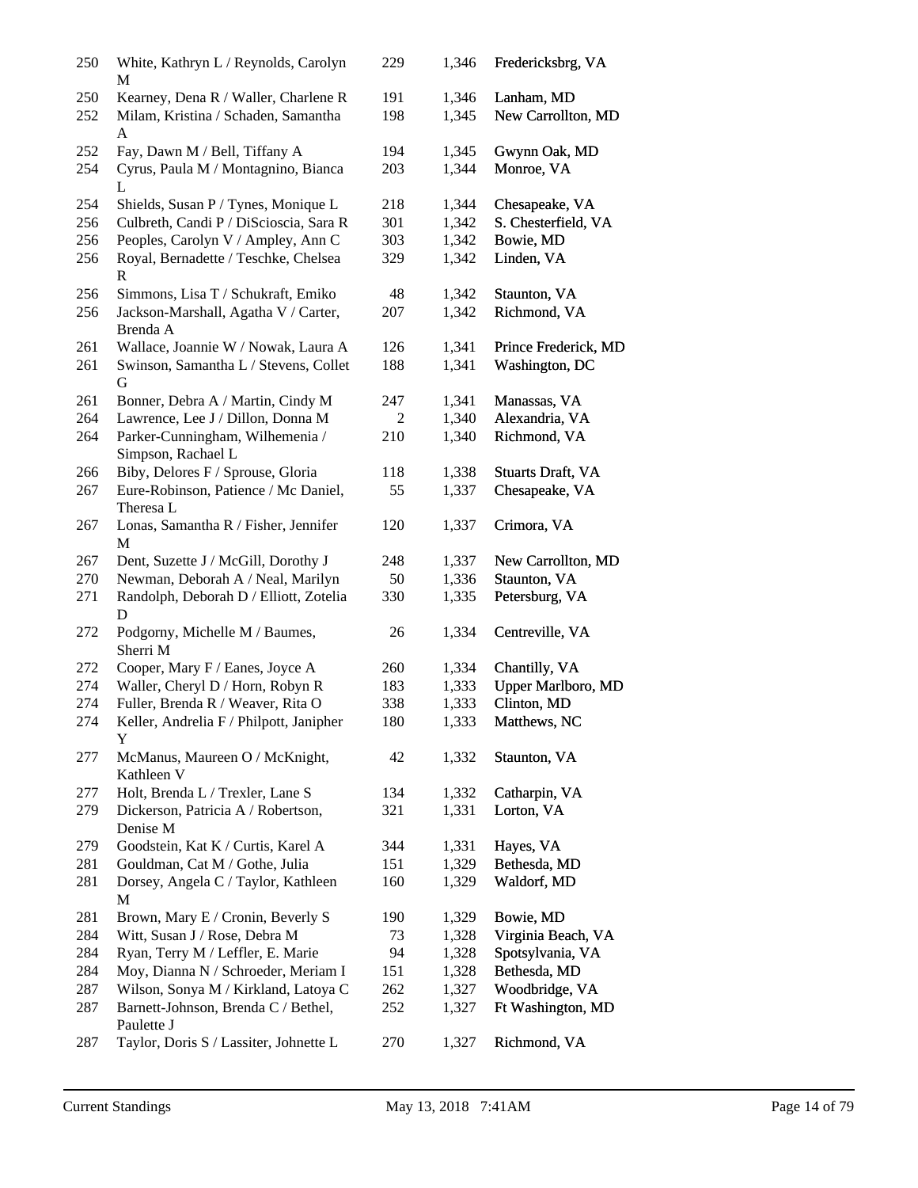| | | | | |
|---|---|---|---|---|
| 250 | White, Kathryn L / Reynolds, Carolyn M | 229 | 1,346 | Fredericksbrg, VA |
| 250 | Kearney, Dena R / Waller, Charlene R | 191 | 1,346 | Lanham, MD |
| 252 | Milam, Kristina / Schaden, Samantha A | 198 | 1,345 | New Carrollton, MD |
| 252 | Fay, Dawn M / Bell, Tiffany A | 194 | 1,345 | Gwynn Oak, MD |
| 254 | Cyrus, Paula M / Montagnino, Bianca L | 203 | 1,344 | Monroe, VA |
| 254 | Shields, Susan P / Tynes, Monique L | 218 | 1,344 | Chesapeake, VA |
| 256 | Culbreth, Candi P / DiScioscia, Sara R | 301 | 1,342 | S. Chesterfield, VA |
| 256 | Peoples, Carolyn V / Ampley, Ann C | 303 | 1,342 | Bowie, MD |
| 256 | Royal, Bernadette / Teschke, Chelsea R | 329 | 1,342 | Linden, VA |
| 256 | Simmons, Lisa T / Schukraft, Emiko | 48 | 1,342 | Staunton, VA |
| 256 | Jackson-Marshall, Agatha V / Carter, Brenda A | 207 | 1,342 | Richmond, VA |
| 261 | Wallace, Joannie W / Nowak, Laura A | 126 | 1,341 | Prince Frederick, MD |
| 261 | Swinson, Samantha L / Stevens, Collet G | 188 | 1,341 | Washington, DC |
| 261 | Bonner, Debra A / Martin, Cindy M | 247 | 1,341 | Manassas, VA |
| 264 | Lawrence, Lee J / Dillon, Donna M | 2 | 1,340 | Alexandria, VA |
| 264 | Parker-Cunningham, Wilhemenia / Simpson, Rachael L | 210 | 1,340 | Richmond, VA |
| 266 | Biby, Delores F / Sprouse, Gloria | 118 | 1,338 | Stuarts Draft, VA |
| 267 | Eure-Robinson, Patience / Mc Daniel, Theresa L | 55 | 1,337 | Chesapeake, VA |
| 267 | Lonas, Samantha R / Fisher, Jennifer M | 120 | 1,337 | Crimora, VA |
| 267 | Dent, Suzette J / McGill, Dorothy J | 248 | 1,337 | New Carrollton, MD |
| 270 | Newman, Deborah A / Neal, Marilyn | 50 | 1,336 | Staunton, VA |
| 271 | Randolph, Deborah D / Elliott, Zotelia D | 330 | 1,335 | Petersburg, VA |
| 272 | Podgorny, Michelle M / Baumes, Sherri M | 26 | 1,334 | Centreville, VA |
| 272 | Cooper, Mary F / Eanes, Joyce A | 260 | 1,334 | Chantilly, VA |
| 274 | Waller, Cheryl D / Horn, Robyn R | 183 | 1,333 | Upper Marlboro, MD |
| 274 | Fuller, Brenda R / Weaver, Rita O | 338 | 1,333 | Clinton, MD |
| 274 | Keller, Andrelia F / Philpott, Janipher Y | 180 | 1,333 | Matthews, NC |
| 277 | McManus, Maureen O / McKnight, Kathleen V | 42 | 1,332 | Staunton, VA |
| 277 | Holt, Brenda L / Trexler, Lane S | 134 | 1,332 | Catharpin, VA |
| 279 | Dickerson, Patricia A / Robertson, Denise M | 321 | 1,331 | Lorton, VA |
| 279 | Goodstein, Kat K / Curtis, Karel A | 344 | 1,331 | Hayes, VA |
| 281 | Gouldman, Cat M / Gothe, Julia | 151 | 1,329 | Bethesda, MD |
| 281 | Dorsey, Angela C / Taylor, Kathleen M | 160 | 1,329 | Waldorf, MD |
| 281 | Brown, Mary E / Cronin, Beverly S | 190 | 1,329 | Bowie, MD |
| 284 | Witt, Susan J / Rose, Debra M | 73 | 1,328 | Virginia Beach, VA |
| 284 | Ryan, Terry M / Leffler, E. Marie | 94 | 1,328 | Spotsylvania, VA |
| 284 | Moy, Dianna N / Schroeder, Meriam I | 151 | 1,328 | Bethesda, MD |
| 287 | Wilson, Sonya M / Kirkland, Latoya C | 262 | 1,327 | Woodbridge, VA |
| 287 | Barnett-Johnson, Brenda C / Bethel, Paulette J | 252 | 1,327 | Ft Washington, MD |
| 287 | Taylor, Doris S / Lassiter, Johnette L | 270 | 1,327 | Richmond, VA |

Current Standings May 13, 2018 7:41AM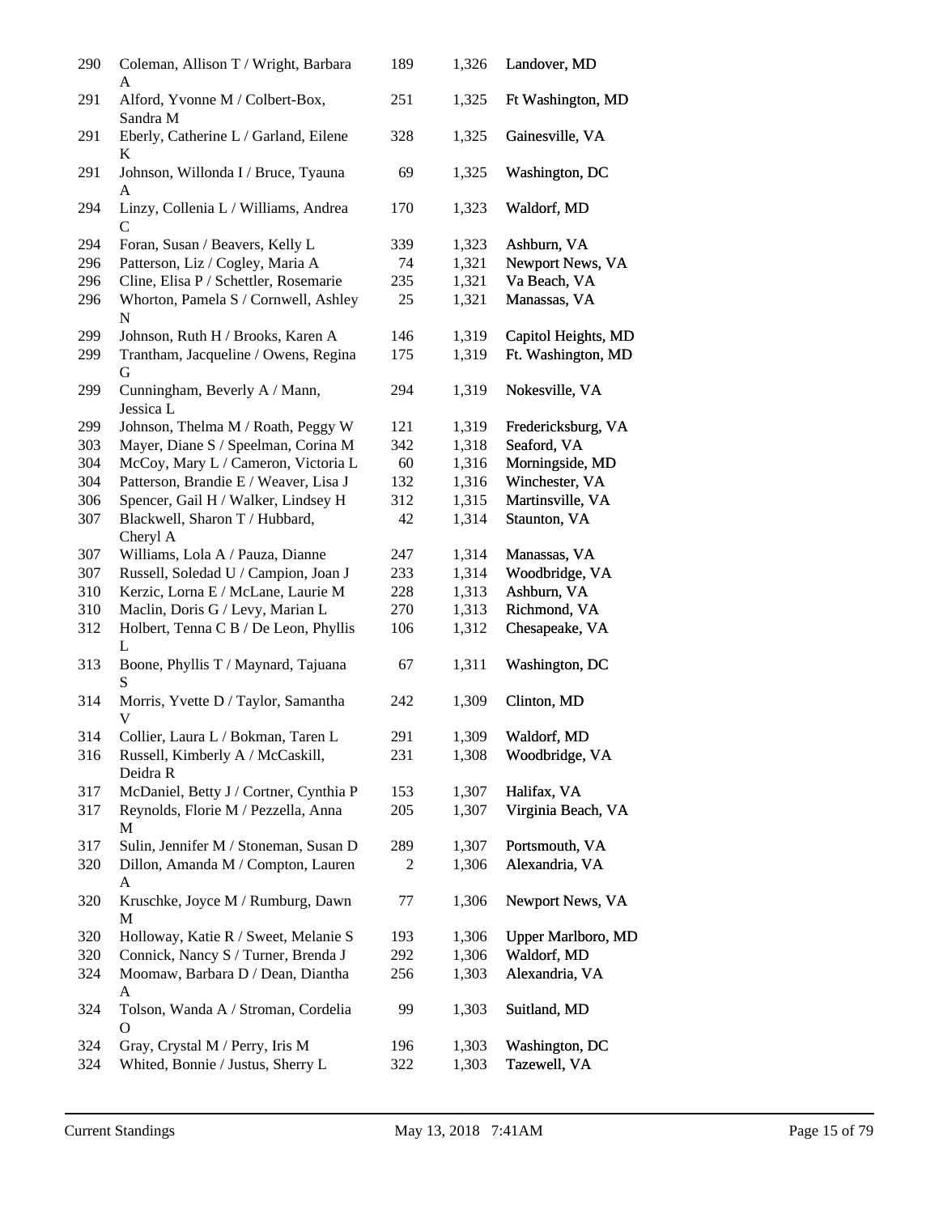| | | | | |
|---|---|---|---|---|
| 290 | Coleman, Allison T / Wright, Barbara A | 189 | 1,326 | Landover, MD |
| 291 | Alford, Yvonne M / Colbert-Box, Sandra M | 251 | 1,325 | Ft Washington, MD |
| 291 | Eberly, Catherine L / Garland, Eilene K | 328 | 1,325 | Gainesville, VA |
| 291 | Johnson, Willonda I / Bruce, Tyauna A | 69 | 1,325 | Washington, DC |
| 294 | Linzy, Collenia L / Williams, Andrea C | 170 | 1,323 | Waldorf, MD |
| 294 | Foran, Susan / Beavers, Kelly L | 339 | 1,323 | Ashburn, VA |
| 296 | Patterson, Liz / Cogley, Maria A | 74 | 1,321 | Newport News, VA |
| 296 | Cline, Elisa P / Schettler, Rosemarie | 235 | 1,321 | Va Beach, VA |
| 296 | Whorton, Pamela S / Cornwell, Ashley N | 25 | 1,321 | Manassas, VA |
| 299 | Johnson, Ruth H / Brooks, Karen A | 146 | 1,319 | Capitol Heights, MD |
| 299 | Trantham, Jacqueline / Owens, Regina G | 175 | 1,319 | Ft. Washington, MD |
| 299 | Cunningham, Beverly A / Mann, Jessica L | 294 | 1,319 | Nokesville, VA |
| 299 | Johnson, Thelma M / Roath, Peggy W | 121 | 1,319 | Fredericksburg, VA |
| 303 | Mayer, Diane S / Speelman, Corina M | 342 | 1,318 | Seaford, VA |
| 304 | McCoy, Mary L / Cameron, Victoria L | 60 | 1,316 | Morningside, MD |
| 304 | Patterson, Brandie E / Weaver, Lisa J | 132 | 1,316 | Winchester, VA |
| 306 | Spencer, Gail H / Walker, Lindsey H | 312 | 1,315 | Martinsville, VA |
| 307 | Blackwell, Sharon T / Hubbard, Cheryl A | 42 | 1,314 | Staunton, VA |
| 307 | Williams, Lola A / Pauza, Dianne | 247 | 1,314 | Manassas, VA |
| 307 | Russell, Soledad U / Campion, Joan J | 233 | 1,314 | Woodbridge, VA |
| 310 | Kerzic, Lorna E / McLane, Laurie M | 228 | 1,313 | Ashburn, VA |
| 310 | Maclin, Doris G / Levy, Marian L | 270 | 1,313 | Richmond, VA |
| 312 | Holbert, Tenna C B / De Leon, Phyllis L | 106 | 1,312 | Chesapeake, VA |
| 313 | Boone, Phyllis T / Maynard, Tajuana S | 67 | 1,311 | Washington, DC |
| 314 | Morris, Yvette D / Taylor, Samantha V | 242 | 1,309 | Clinton, MD |
| 314 | Collier, Laura L / Bokman, Taren L | 291 | 1,309 | Waldorf, MD |
| 316 | Russell, Kimberly A / McCaskill, Deidra R | 231 | 1,308 | Woodbridge, VA |
| 317 | McDaniel, Betty J / Cortner, Cynthia P | 153 | 1,307 | Halifax, VA |
| 317 | Reynolds, Florie M / Pezzella, Anna M | 205 | 1,307 | Virginia Beach, VA |
| 317 | Sulin, Jennifer M / Stoneman, Susan D | 289 | 1,307 | Portsmouth, VA |
| 320 | Dillon, Amanda M / Compton, Lauren A | 2 | 1,306 | Alexandria, VA |
| 320 | Kruschke, Joyce M / Rumburg, Dawn M | 77 | 1,306 | Newport News, VA |
| 320 | Holloway, Katie R / Sweet, Melanie S | 193 | 1,306 | Upper Marlboro, MD |
| 320 | Connick, Nancy S / Turner, Brenda J | 292 | 1,306 | Waldorf, MD |
| 324 | Moomaw, Barbara D / Dean, Diantha A | 256 | 1,303 | Alexandria, VA |
| 324 | Tolson, Wanda A / Stroman, Cordelia O | 99 | 1,303 | Suitland, MD |
| 324 | Gray, Crystal M / Perry, Iris M | 196 | 1,303 | Washington, DC |
| 324 | Whited, Bonnie / Justus, Sherry L | 322 | 1,303 | Tazewell, VA |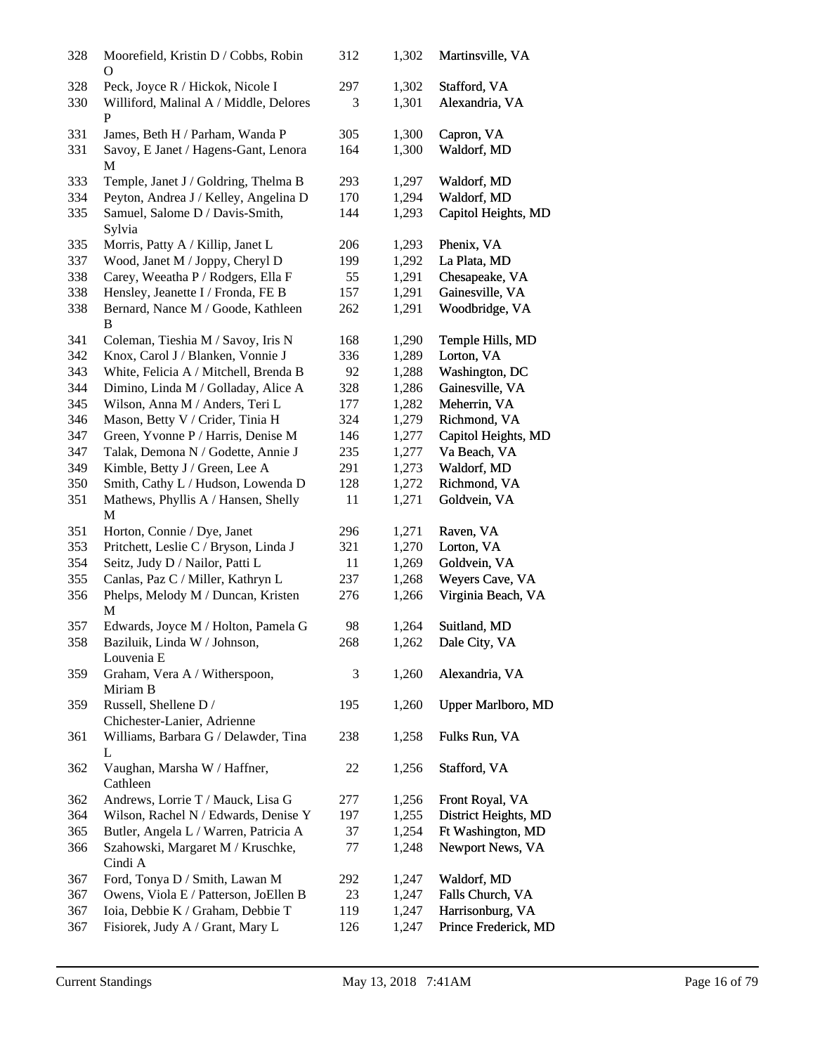| | | | | |
|---|---|---|---|---|
| 328 | Moorefield, Kristin D / Cobbs, Robin O | 312 | 1,302 | Martinsville, VA |
| 328 | Peck, Joyce R / Hickok, Nicole I | 297 | 1,302 | Stafford, VA |
| 330 | Williford, Malinal A / Middle, Delores P | 3 | 1,301 | Alexandria, VA |
| 331 | James, Beth H / Parham, Wanda P | 305 | 1,300 | Capron, VA |
| 331 | Savoy, E Janet / Hagens-Gant, Lenora M | 164 | 1,300 | Waldorf, MD |
| 333 | Temple, Janet J / Goldring, Thelma B | 293 | 1,297 | Waldorf, MD |
| 334 | Peyton, Andrea J / Kelley, Angelina D | 170 | 1,294 | Waldorf, MD |
| 335 | Samuel, Salome D / Davis-Smith, Sylvia | 144 | 1,293 | Capitol Heights, MD |
| 335 | Morris, Patty A / Killip, Janet L | 206 | 1,293 | Phenix, VA |
| 337 | Wood, Janet M / Joppy, Cheryl D | 199 | 1,292 | La Plata, MD |
| 338 | Carey, Weeatha P / Rodgers, Ella F | 55 | 1,291 | Chesapeake, VA |
| 338 | Hensley, Jeanette I / Fronda, FE B | 157 | 1,291 | Gainesville, VA |
| 338 | Bernard, Nance M / Goode, Kathleen B | 262 | 1,291 | Woodbridge, VA |
| 341 | Coleman, Tieshia M / Savoy, Iris N | 168 | 1,290 | Temple Hills, MD |
| 342 | Knox, Carol J / Blanken, Vonnie J | 336 | 1,289 | Lorton, VA |
| 343 | White, Felicia A / Mitchell, Brenda B | 92 | 1,288 | Washington, DC |
| 344 | Dimino, Linda M / Golladay, Alice A | 328 | 1,286 | Gainesville, VA |
| 345 | Wilson, Anna M / Anders, Teri L | 177 | 1,282 | Meherrin, VA |
| 346 | Mason, Betty V / Crider, Tinia H | 324 | 1,279 | Richmond, VA |
| 347 | Green, Yvonne P / Harris, Denise M | 146 | 1,277 | Capitol Heights, MD |
| 347 | Talak, Demona N / Godette, Annie J | 235 | 1,277 | Va Beach, VA |
| 349 | Kimble, Betty J / Green, Lee A | 291 | 1,273 | Waldorf, MD |
| 350 | Smith, Cathy L / Hudson, Lowenda D | 128 | 1,272 | Richmond, VA |
| 351 | Mathews, Phyllis A / Hansen, Shelly M | 11 | 1,271 | Goldvein, VA |
| 351 | Horton, Connie / Dye, Janet | 296 | 1,271 | Raven, VA |
| 353 | Pritchett, Leslie C / Bryson, Linda J | 321 | 1,270 | Lorton, VA |
| 354 | Seitz, Judy D / Nailor, Patti L | 11 | 1,269 | Goldvein, VA |
| 355 | Canlas, Paz C / Miller, Kathryn L | 237 | 1,268 | Weyers Cave, VA |
| 356 | Phelps, Melody M / Duncan, Kristen M | 276 | 1,266 | Virginia Beach, VA |
| 357 | Edwards, Joyce M / Holton, Pamela G | 98 | 1,264 | Suitland, MD |
| 358 | Baziluik, Linda W / Johnson, Louvenia E | 268 | 1,262 | Dale City, VA |
| 359 | Graham, Vera A / Witherspoon, Miriam B | 3 | 1,260 | Alexandria, VA |
| 359 | Russell, Shellene D / Chichester-Lanier, Adrienne | 195 | 1,260 | Upper Marlboro, MD |
| 361 | Williams, Barbara G / Delawder, Tina L | 238 | 1,258 | Fulks Run, VA |
| 362 | Vaughan, Marsha W / Haffner, Cathleen | 22 | 1,256 | Stafford, VA |
| 362 | Andrews, Lorrie T / Mauck, Lisa G | 277 | 1,256 | Front Royal, VA |
| 364 | Wilson, Rachel N / Edwards, Denise Y | 197 | 1,255 | District Heights, MD |
| 365 | Butler, Angela L / Warren, Patricia A | 37 | 1,254 | Ft Washington, MD |
| 366 | Szahowski, Margaret M / Kruschke, Cindi A | 77 | 1,248 | Newport News, VA |
| 367 | Ford, Tonya D / Smith, Lawan M | 292 | 1,247 | Waldorf, MD |
| 367 | Owens, Viola E / Patterson, JoEllen B | 23 | 1,247 | Falls Church, VA |
| 367 | Ioia, Debbie K / Graham, Debbie T | 119 | 1,247 | Harrisonburg, VA |
| 367 | Fisiorek, Judy A / Grant, Mary L | 126 | 1,247 | Prince Frederick, MD |

Current Standings May 13, 2018 7:41AM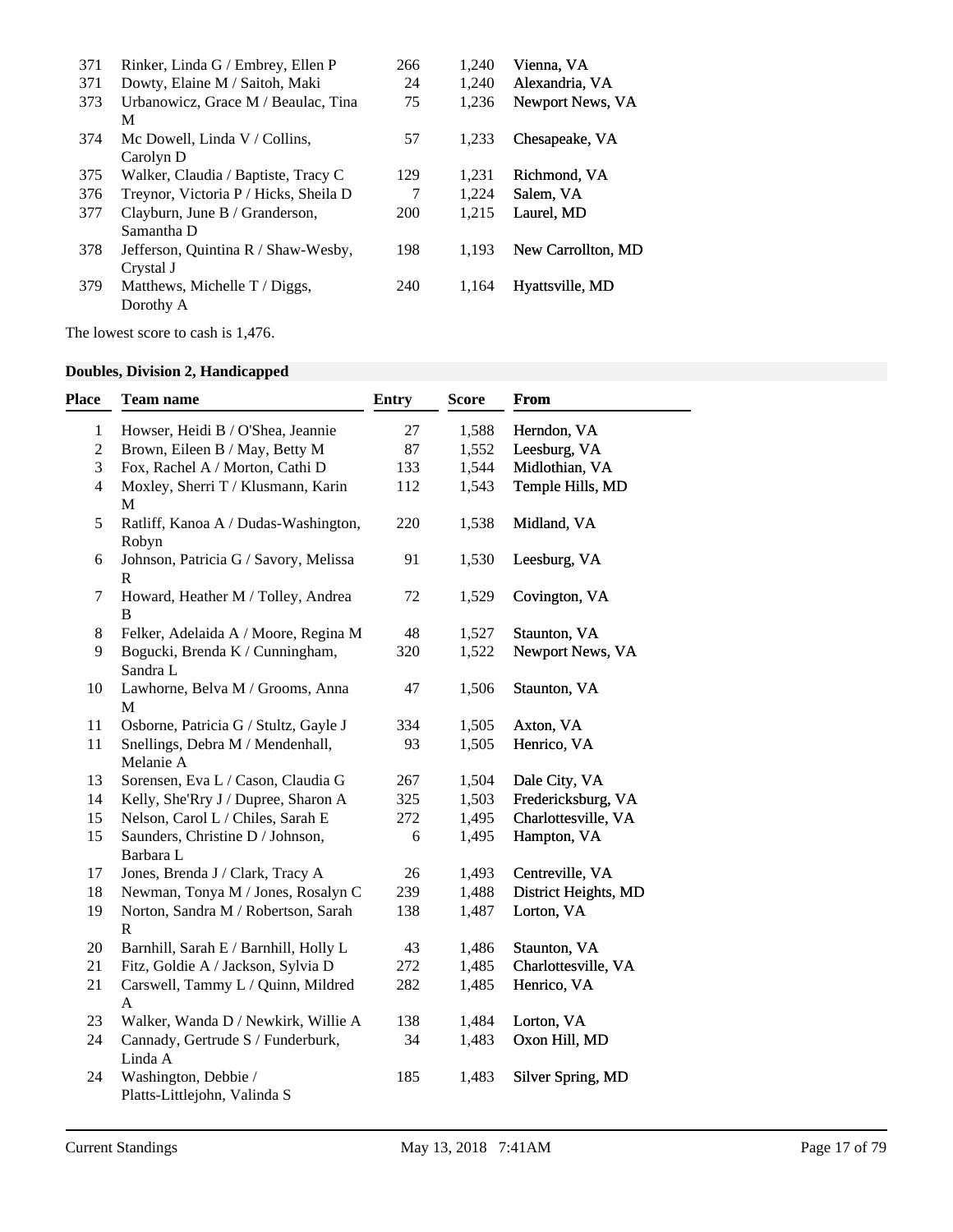| Place | Team name | Entry | Score | From |
|---|---|---|---|---|
| 371 | Rinker, Linda G / Embrey, Ellen P | 266 | 1,240 | Vienna, VA |
| 371 | Dowty, Elaine M / Saitoh, Maki | 24 | 1,240 | Alexandria, VA |
| 373 | Urbanowicz, Grace M / Beaulac, Tina M | 75 | 1,236 | Newport News, VA |
| 374 | Mc Dowell, Linda V / Collins, Carolyn D | 57 | 1,233 | Chesapeake, VA |
| 375 | Walker, Claudia / Baptiste, Tracy C | 129 | 1,231 | Richmond, VA |
| 376 | Treynor, Victoria P / Hicks, Sheila D | 7 | 1,224 | Salem, VA |
| 377 | Clayburn, June B / Granderson, Samantha D | 200 | 1,215 | Laurel, MD |
| 378 | Jefferson, Quintina R / Shaw-Wesby, Crystal J | 198 | 1,193 | New Carrollton, MD |
| 379 | Matthews, Michelle T / Diggs, Dorothy A | 240 | 1,164 | Hyattsville, MD |

The lowest score to cash is 1,476.

### Doubles, Division 2, Handicapped

| Place | Team name | Entry | Score | From |
|---|---|---|---|---|
| 1 | Howser, Heidi B / O'Shea, Jeannie | 27 | 1,588 | Herndon, VA |
| 2 | Brown, Eileen B / May, Betty M | 87 | 1,552 | Leesburg, VA |
| 3 | Fox, Rachel A / Morton, Cathi D | 133 | 1,544 | Midlothian, VA |
| 4 | Moxley, Sherri T / Klusmann, Karin M | 112 | 1,543 | Temple Hills, MD |
| 5 | Ratliff, Kanoa A / Dudas-Washington, Robyn | 220 | 1,538 | Midland, VA |
| 6 | Johnson, Patricia G / Savory, Melissa R | 91 | 1,530 | Leesburg, VA |
| 7 | Howard, Heather M / Tolley, Andrea B | 72 | 1,529 | Covington, VA |
| 8 | Felker, Adelaida A / Moore, Regina M | 48 | 1,527 | Staunton, VA |
| 9 | Bogucki, Brenda K / Cunningham, Sandra L | 320 | 1,522 | Newport News, VA |
| 10 | Lawhorne, Belva M / Grooms, Anna M | 47 | 1,506 | Staunton, VA |
| 11 | Osborne, Patricia G / Stultz, Gayle J | 334 | 1,505 | Axton, VA |
| 11 | Snellings, Debra M / Mendenhall, Melanie A | 93 | 1,505 | Henrico, VA |
| 13 | Sorensen, Eva L / Cason, Claudia G | 267 | 1,504 | Dale City, VA |
| 14 | Kelly, She'Rry J / Dupree, Sharon A | 325 | 1,503 | Fredericksburg, VA |
| 15 | Nelson, Carol L / Chiles, Sarah E | 272 | 1,495 | Charlottesville, VA |
| 15 | Saunders, Christine D / Johnson, Barbara L | 6 | 1,495 | Hampton, VA |
| 17 | Jones, Brenda J / Clark, Tracy A | 26 | 1,493 | Centreville, VA |
| 18 | Newman, Tonya M / Jones, Rosalyn C | 239 | 1,488 | District Heights, MD |
| 19 | Norton, Sandra M / Robertson, Sarah R | 138 | 1,487 | Lorton, VA |
| 20 | Barnhill, Sarah E / Barnhill, Holly L | 43 | 1,486 | Staunton, VA |
| 21 | Fitz, Goldie A / Jackson, Sylvia D | 272 | 1,485 | Charlottesville, VA |
| 21 | Carswell, Tammy L / Quinn, Mildred A | 282 | 1,485 | Henrico, VA |
| 23 | Walker, Wanda D / Newkirk, Willie A | 138 | 1,484 | Lorton, VA |
| 24 | Cannady, Gertrude S / Funderburk, Linda A | 34 | 1,483 | Oxon Hill, MD |
| 24 | Washington, Debbie / Platts-Littlejohn, Valinda S | 185 | 1,483 | Silver Spring, MD |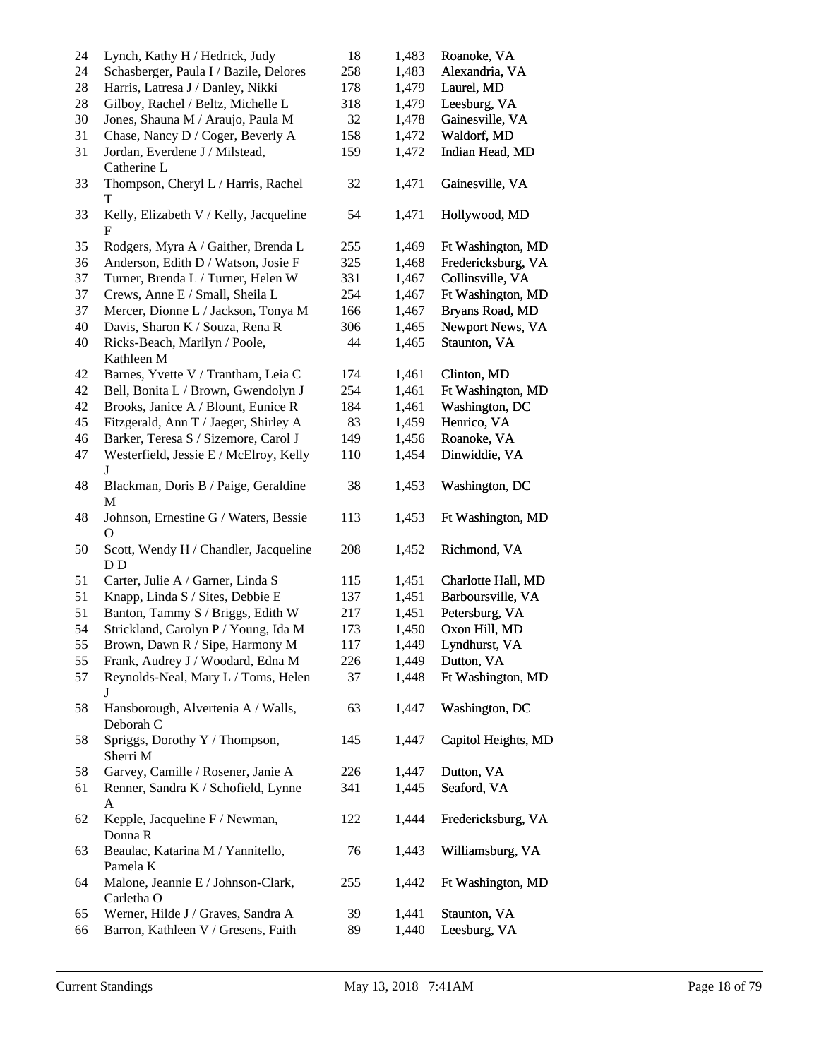| | | | | |
|---|---|---|---|---|
| 24 | Lynch, Kathy H / Hedrick, Judy | 18 | 1,483 | Roanoke, VA |
| 24 | Schasberger, Paula I / Bazile, Delores | 258 | 1,483 | Alexandria, VA |
| 28 | Harris, Latresa J / Danley, Nikki | 178 | 1,479 | Laurel, MD |
| 28 | Gilboy, Rachel / Beltz, Michelle L | 318 | 1,479 | Leesburg, VA |
| 30 | Jones, Shauna M / Araujo, Paula M | 32 | 1,478 | Gainesville, VA |
| 31 | Chase, Nancy D / Coger, Beverly A | 158 | 1,472 | Waldorf, MD |
| 31 | Jordan, Everdene J / Milstead, Catherine L | 159 | 1,472 | Indian Head, MD |
| 33 | Thompson, Cheryl L / Harris, Rachel T | 32 | 1,471 | Gainesville, VA |
| 33 | Kelly, Elizabeth V / Kelly, Jacqueline F | 54 | 1,471 | Hollywood, MD |
| 35 | Rodgers, Myra A / Gaither, Brenda L | 255 | 1,469 | Ft Washington, MD |
| 36 | Anderson, Edith D / Watson, Josie F | 325 | 1,468 | Fredericksburg, VA |
| 37 | Turner, Brenda L / Turner, Helen W | 331 | 1,467 | Collinsville, VA |
| 37 | Crews, Anne E / Small, Sheila L | 254 | 1,467 | Ft Washington, MD |
| 37 | Mercer, Dionne L / Jackson, Tonya M | 166 | 1,467 | Bryans Road, MD |
| 40 | Davis, Sharon K / Souza, Rena R | 306 | 1,465 | Newport News, VA |
| 40 | Ricks-Beach, Marilyn / Poole, Kathleen M | 44 | 1,465 | Staunton, VA |
| 42 | Barnes, Yvette V / Trantham, Leia C | 174 | 1,461 | Clinton, MD |
| 42 | Bell, Bonita L / Brown, Gwendolyn J | 254 | 1,461 | Ft Washington, MD |
| 42 | Brooks, Janice A / Blount, Eunice R | 184 | 1,461 | Washington, DC |
| 45 | Fitzgerald, Ann T / Jaeger, Shirley A | 83 | 1,459 | Henrico, VA |
| 46 | Barker, Teresa S / Sizemore, Carol J | 149 | 1,456 | Roanoke, VA |
| 47 | Westerfield, Jessie E / McElroy, Kelly J | 110 | 1,454 | Dinwiddie, VA |
| 48 | Blackman, Doris B / Paige, Geraldine M | 38 | 1,453 | Washington, DC |
| 48 | Johnson, Ernestine G / Waters, Bessie O | 113 | 1,453 | Ft Washington, MD |
| 50 | Scott, Wendy H / Chandler, Jacqueline D D | 208 | 1,452 | Richmond, VA |
| 51 | Carter, Julie A / Garner, Linda S | 115 | 1,451 | Charlotte Hall, MD |
| 51 | Knapp, Linda S / Sites, Debbie E | 137 | 1,451 | Barboursville, VA |
| 51 | Banton, Tammy S / Briggs, Edith W | 217 | 1,451 | Petersburg, VA |
| 54 | Strickland, Carolyn P / Young, Ida M | 173 | 1,450 | Oxon Hill, MD |
| 55 | Brown, Dawn R / Sipe, Harmony M | 117 | 1,449 | Lyndhurst, VA |
| 55 | Frank, Audrey J / Woodard, Edna M | 226 | 1,449 | Dutton, VA |
| 57 | Reynolds-Neal, Mary L / Toms, Helen J | 37 | 1,448 | Ft Washington, MD |
| 58 | Hansborough, Alvertenia A / Walls, Deborah C | 63 | 1,447 | Washington, DC |
| 58 | Spriggs, Dorothy Y / Thompson, Sherri M | 145 | 1,447 | Capitol Heights, MD |
| 58 | Garvey, Camille / Rosener, Janie A | 226 | 1,447 | Dutton, VA |
| 61 | Renner, Sandra K / Schofield, Lynne A | 341 | 1,445 | Seaford, VA |
| 62 | Kepple, Jacqueline F / Newman, Donna R | 122 | 1,444 | Fredericksburg, VA |
| 63 | Beaulac, Katarina M / Yannitello, Pamela K | 76 | 1,443 | Williamsburg, VA |
| 64 | Malone, Jeannie E / Johnson-Clark, Carletha O | 255 | 1,442 | Ft Washington, MD |
| 65 | Werner, Hilde J / Graves, Sandra A | 39 | 1,441 | Staunton, VA |
| 66 | Barron, Kathleen V / Gresens, Faith | 89 | 1,440 | Leesburg, VA |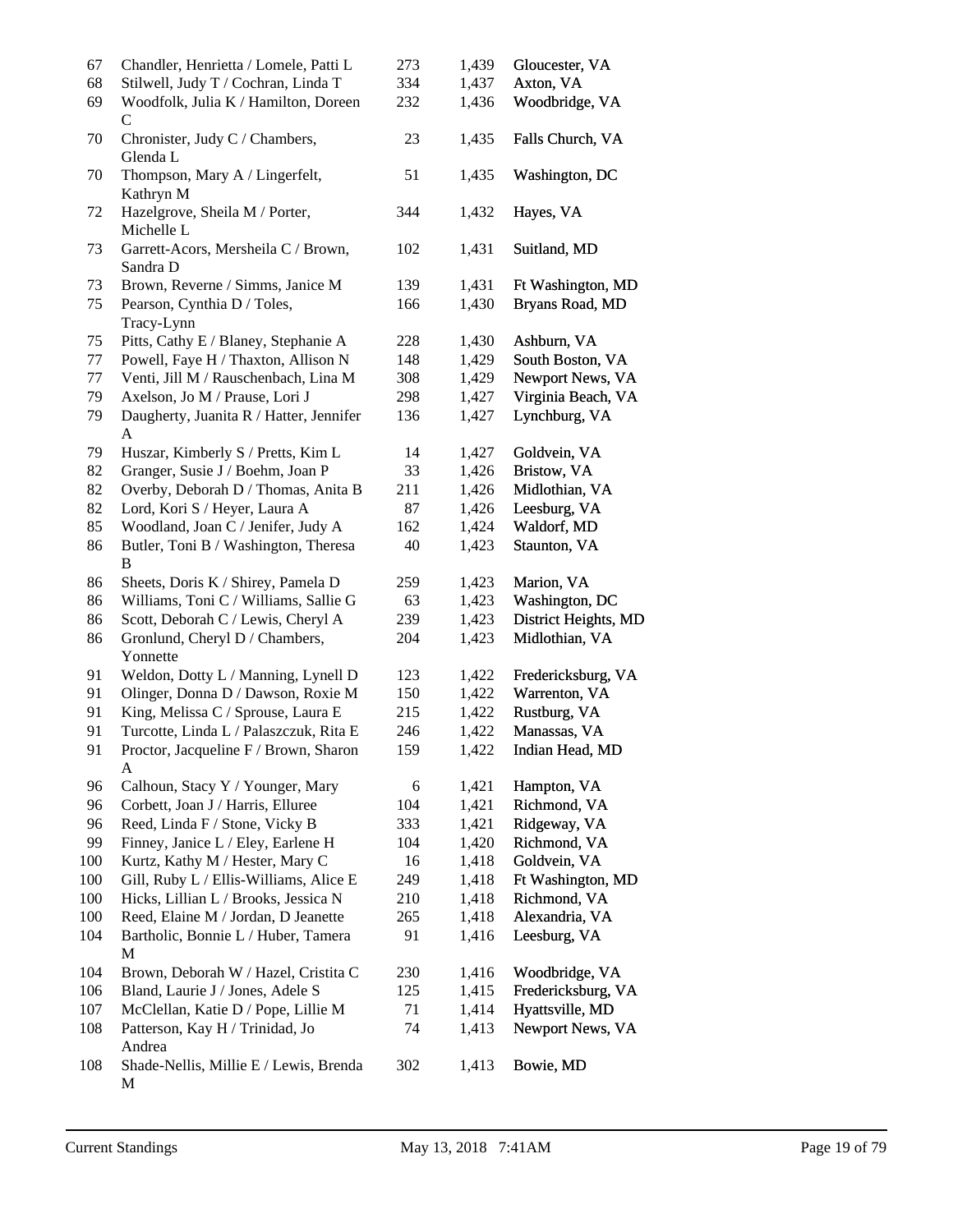| | | | | |
|---|---|---|---|---|
| 67 | Chandler, Henrietta / Lomele, Patti L | 273 | 1,439 | Gloucester, VA |
| 68 | Stilwell, Judy T / Cochran, Linda T | 334 | 1,437 | Axton, VA |
| 69 | Woodfolk, Julia K / Hamilton, Doreen C | 232 | 1,436 | Woodbridge, VA |
| 70 | Chronister, Judy C / Chambers, Glenda L | 23 | 1,435 | Falls Church, VA |
| 70 | Thompson, Mary A / Lingerfelt, Kathryn M | 51 | 1,435 | Washington, DC |
| 72 | Hazelgrove, Sheila M / Porter, Michelle L | 344 | 1,432 | Hayes, VA |
| 73 | Garrett-Acors, Mersheila C / Brown, Sandra D | 102 | 1,431 | Suitland, MD |
| 73 | Brown, Reverne / Simms, Janice M | 139 | 1,431 | Ft Washington, MD |
| 75 | Pearson, Cynthia D / Toles, Tracy-Lynn | 166 | 1,430 | Bryans Road, MD |
| 75 | Pitts, Cathy E / Blaney, Stephanie A | 228 | 1,430 | Ashburn, VA |
| 77 | Powell, Faye H / Thaxton, Allison N | 148 | 1,429 | South Boston, VA |
| 77 | Venti, Jill M / Rauschenbach, Lina M | 308 | 1,429 | Newport News, VA |
| 79 | Axelson, Jo M / Prause, Lori J | 298 | 1,427 | Virginia Beach, VA |
| 79 | Daugherty, Juanita R / Hatter, Jennifer A | 136 | 1,427 | Lynchburg, VA |
| 79 | Huszar, Kimberly S / Pretts, Kim L | 14 | 1,427 | Goldvein, VA |
| 82 | Granger, Susie J / Boehm, Joan P | 33 | 1,426 | Bristow, VA |
| 82 | Overby, Deborah D / Thomas, Anita B | 211 | 1,426 | Midlothian, VA |
| 82 | Lord, Kori S / Heyer, Laura A | 87 | 1,426 | Leesburg, VA |
| 85 | Woodland, Joan C / Jenifer, Judy A | 162 | 1,424 | Waldorf, MD |
| 86 | Butler, Toni B / Washington, Theresa B | 40 | 1,423 | Staunton, VA |
| 86 | Sheets, Doris K / Shirey, Pamela D | 259 | 1,423 | Marion, VA |
| 86 | Williams, Toni C / Williams, Sallie G | 63 | 1,423 | Washington, DC |
| 86 | Scott, Deborah C / Lewis, Cheryl A | 239 | 1,423 | District Heights, MD |
| 86 | Gronlund, Cheryl D / Chambers, Yonnette | 204 | 1,423 | Midlothian, VA |
| 91 | Weldon, Dotty L / Manning, Lynell D | 123 | 1,422 | Fredericksburg, VA |
| 91 | Olinger, Donna D / Dawson, Roxie M | 150 | 1,422 | Warrenton, VA |
| 91 | King, Melissa C / Sprouse, Laura E | 215 | 1,422 | Rustburg, VA |
| 91 | Turcotte, Linda L / Palaszczuk, Rita E | 246 | 1,422 | Manassas, VA |
| 91 | Proctor, Jacqueline F / Brown, Sharon A | 159 | 1,422 | Indian Head, MD |
| 96 | Calhoun, Stacy Y / Younger, Mary | 6 | 1,421 | Hampton, VA |
| 96 | Corbett, Joan J / Harris, Elluree | 104 | 1,421 | Richmond, VA |
| 96 | Reed, Linda F / Stone, Vicky B | 333 | 1,421 | Ridgeway, VA |
| 99 | Finney, Janice L / Eley, Earlene H | 104 | 1,420 | Richmond, VA |
| 100 | Kurtz, Kathy M / Hester, Mary C | 16 | 1,418 | Goldvein, VA |
| 100 | Gill, Ruby L / Ellis-Williams, Alice E | 249 | 1,418 | Ft Washington, MD |
| 100 | Hicks, Lillian L / Brooks, Jessica N | 210 | 1,418 | Richmond, VA |
| 100 | Reed, Elaine M / Jordan, D Jeanette | 265 | 1,418 | Alexandria, VA |
| 104 | Bartholic, Bonnie L / Huber, Tamera M | 91 | 1,416 | Leesburg, VA |
| 104 | Brown, Deborah W / Hazel, Cristita C | 230 | 1,416 | Woodbridge, VA |
| 106 | Bland, Laurie J / Jones, Adele S | 125 | 1,415 | Fredericksburg, VA |
| 107 | McClellan, Katie D / Pope, Lillie M | 71 | 1,414 | Hyattsville, MD |
| 108 | Patterson, Kay H / Trinidad, Jo Andrea | 74 | 1,413 | Newport News, VA |
| 108 | Shade-Nellis, Millie E / Lewis, Brenda M | 302 | 1,413 | Bowie, MD |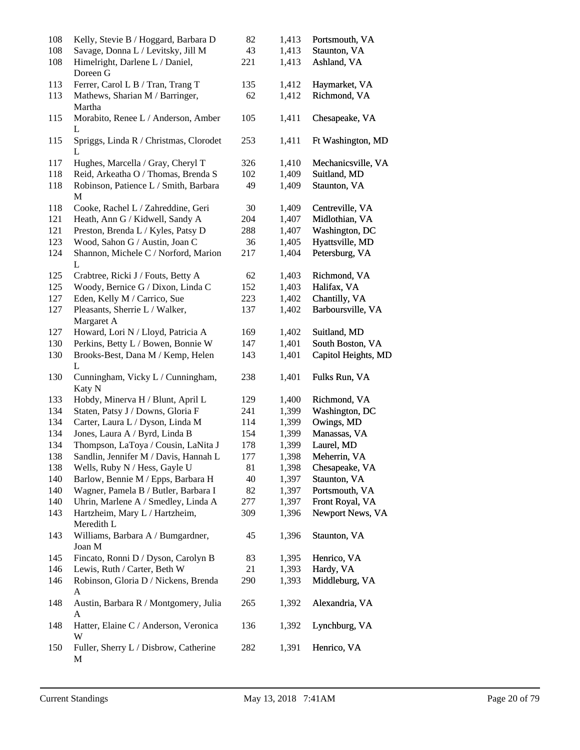| | | | | |
|---|---|---|---|---|
| 108 | Kelly, Stevie B / Hoggard, Barbara D | 82 | 1,413 | Portsmouth, VA |
| 108 | Savage, Donna L / Levitsky, Jill M | 43 | 1,413 | Staunton, VA |
| 108 | Himelright, Darlene L / Daniel, Doreen G | 221 | 1,413 | Ashland, VA |
| 113 | Ferrer, Carol L B / Tran, Trang T | 135 | 1,412 | Haymarket, VA |
| 113 | Mathews, Sharian M / Barringer, Martha | 62 | 1,412 | Richmond, VA |
| 115 | Morabito, Renee L / Anderson, Amber L | 105 | 1,411 | Chesapeake, VA |
| 115 | Spriggs, Linda R / Christmas, Clorodet L | 253 | 1,411 | Ft Washington, MD |
| 117 | Hughes, Marcella / Gray, Cheryl T | 326 | 1,410 | Mechanicsville, VA |
| 118 | Reid, Arkeatha O / Thomas, Brenda S | 102 | 1,409 | Suitland, MD |
| 118 | Robinson, Patience L / Smith, Barbara M | 49 | 1,409 | Staunton, VA |
| 118 | Cooke, Rachel L / Zahreddine, Geri | 30 | 1,409 | Centreville, VA |
| 121 | Heath, Ann G / Kidwell, Sandy A | 204 | 1,407 | Midlothian, VA |
| 121 | Preston, Brenda L / Kyles, Patsy D | 288 | 1,407 | Washington, DC |
| 123 | Wood, Sahon G / Austin, Joan C | 36 | 1,405 | Hyattsville, MD |
| 124 | Shannon, Michele C / Norford, Marion L | 217 | 1,404 | Petersburg, VA |
| 125 | Crabtree, Ricki J / Fouts, Betty A | 62 | 1,403 | Richmond, VA |
| 125 | Woody, Bernice G / Dixon, Linda C | 152 | 1,403 | Halifax, VA |
| 127 | Eden, Kelly M / Carrico, Sue | 223 | 1,402 | Chantilly, VA |
| 127 | Pleasants, Sherrie L / Walker, Margaret A | 137 | 1,402 | Barboursville, VA |
| 127 | Howard, Lori N / Lloyd, Patricia A | 169 | 1,402 | Suitland, MD |
| 130 | Perkins, Betty L / Bowen, Bonnie W | 147 | 1,401 | South Boston, VA |
| 130 | Brooks-Best, Dana M / Kemp, Helen L | 143 | 1,401 | Capitol Heights, MD |
| 130 | Cunningham, Vicky L / Cunningham, Katy N | 238 | 1,401 | Fulks Run, VA |
| 133 | Hobdy, Minerva H / Blunt, April L | 129 | 1,400 | Richmond, VA |
| 134 | Staten, Patsy J / Downs, Gloria F | 241 | 1,399 | Washington, DC |
| 134 | Carter, Laura L / Dyson, Linda M | 114 | 1,399 | Owings, MD |
| 134 | Jones, Laura A / Byrd, Linda B | 154 | 1,399 | Manassas, VA |
| 134 | Thompson, LaToya / Cousin, LaNita J | 178 | 1,399 | Laurel, MD |
| 138 | Sandlin, Jennifer M / Davis, Hannah L | 177 | 1,398 | Meherrin, VA |
| 138 | Wells, Ruby N / Hess, Gayle U | 81 | 1,398 | Chesapeake, VA |
| 140 | Barlow, Bennie M / Epps, Barbara H | 40 | 1,397 | Staunton, VA |
| 140 | Wagner, Pamela B / Butler, Barbara I | 82 | 1,397 | Portsmouth, VA |
| 140 | Uhrin, Marlene A / Smedley, Linda A | 277 | 1,397 | Front Royal, VA |
| 143 | Hartzheim, Mary L / Hartzheim, Meredith L | 309 | 1,396 | Newport News, VA |
| 143 | Williams, Barbara A / Bumgardner, Joan M | 45 | 1,396 | Staunton, VA |
| 145 | Fincato, Ronni D / Dyson, Carolyn B | 83 | 1,395 | Henrico, VA |
| 146 | Lewis, Ruth / Carter, Beth W | 21 | 1,393 | Hardy, VA |
| 146 | Robinson, Gloria D / Nickens, Brenda A | 290 | 1,393 | Middleburg, VA |
| 148 | Austin, Barbara R / Montgomery, Julia A | 265 | 1,392 | Alexandria, VA |
| 148 | Hatter, Elaine C / Anderson, Veronica W | 136 | 1,392 | Lynchburg, VA |
| 150 | Fuller, Sherry L / Disbrow, Catherine M | 282 | 1,391 | Henrico, VA |

Current Standings May 13, 2018 7:41AM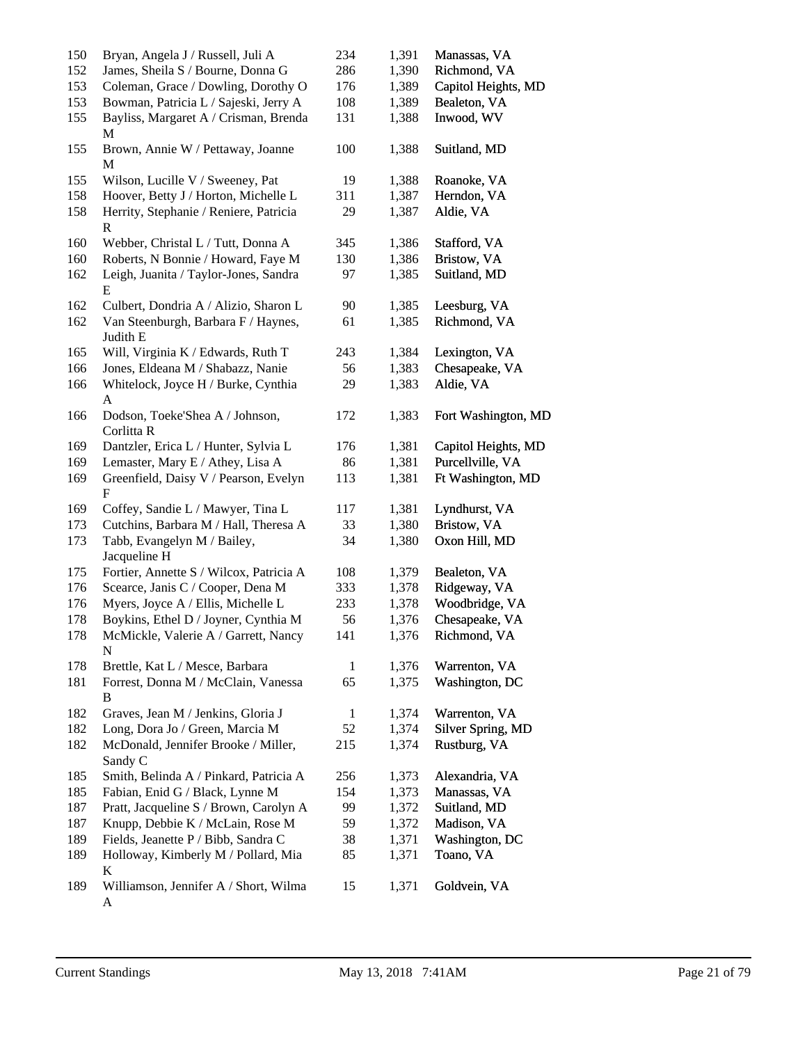| | | | | |
|---|---|---|---|---|
| 150 | Bryan, Angela J / Russell, Juli A | 234 | 1,391 | Manassas, VA |
| 152 | James, Sheila S / Bourne, Donna G | 286 | 1,390 | Richmond, VA |
| 153 | Coleman, Grace / Dowling, Dorothy O | 176 | 1,389 | Capitol Heights, MD |
| 153 | Bowman, Patricia L / Sajeski, Jerry A | 108 | 1,389 | Bealeton, VA |
| 155 | Bayliss, Margaret A / Crisman, Brenda M | 131 | 1,388 | Inwood, WV |
| 155 | Brown, Annie W / Pettaway, Joanne M | 100 | 1,388 | Suitland, MD |
| 155 | Wilson, Lucille V / Sweeney, Pat | 19 | 1,388 | Roanoke, VA |
| 158 | Hoover, Betty J / Horton, Michelle L | 311 | 1,387 | Herndon, VA |
| 158 | Herrity, Stephanie / Reniere, Patricia R | 29 | 1,387 | Aldie, VA |
| 160 | Webber, Christal L / Tutt, Donna A | 345 | 1,386 | Stafford, VA |
| 160 | Roberts, N Bonnie / Howard, Faye M | 130 | 1,386 | Bristow, VA |
| 162 | Leigh, Juanita / Taylor-Jones, Sandra E | 97 | 1,385 | Suitland, MD |
| 162 | Culbert, Dondria A / Alizio, Sharon L | 90 | 1,385 | Leesburg, VA |
| 162 | Van Steenburgh, Barbara F / Haynes, Judith E | 61 | 1,385 | Richmond, VA |
| 165 | Will, Virginia K / Edwards, Ruth T | 243 | 1,384 | Lexington, VA |
| 166 | Jones, Eldeana M / Shabazz, Nanie | 56 | 1,383 | Chesapeake, VA |
| 166 | Whitelock, Joyce H / Burke, Cynthia A | 29 | 1,383 | Aldie, VA |
| 166 | Dodson, Toeke'Shea A / Johnson, Corlitta R | 172 | 1,383 | Fort Washington, MD |
| 169 | Dantzler, Erica L / Hunter, Sylvia L | 176 | 1,381 | Capitol Heights, MD |
| 169 | Lemaster, Mary E / Athey, Lisa A | 86 | 1,381 | Purcellville, VA |
| 169 | Greenfield, Daisy V / Pearson, Evelyn F | 113 | 1,381 | Ft Washington, MD |
| 169 | Coffey, Sandie L / Mawyer, Tina L | 117 | 1,381 | Lyndhurst, VA |
| 173 | Cutchins, Barbara M / Hall, Theresa A | 33 | 1,380 | Bristow, VA |
| 173 | Tabb, Evangelyn M / Bailey, Jacqueline H | 34 | 1,380 | Oxon Hill, MD |
| 175 | Fortier, Annette S / Wilcox, Patricia A | 108 | 1,379 | Bealeton, VA |
| 176 | Scearce, Janis C / Cooper, Dena M | 333 | 1,378 | Ridgeway, VA |
| 176 | Myers, Joyce A / Ellis, Michelle L | 233 | 1,378 | Woodbridge, VA |
| 178 | Boykins, Ethel D / Joyner, Cynthia M | 56 | 1,376 | Chesapeake, VA |
| 178 | McMickle, Valerie A / Garrett, Nancy N | 141 | 1,376 | Richmond, VA |
| 178 | Brettle, Kat L / Mesce, Barbara | 1 | 1,376 | Warrenton, VA |
| 181 | Forrest, Donna M / McClain, Vanessa B | 65 | 1,375 | Washington, DC |
| 182 | Graves, Jean M / Jenkins, Gloria J | 1 | 1,374 | Warrenton, VA |
| 182 | Long, Dora Jo / Green, Marcia M | 52 | 1,374 | Silver Spring, MD |
| 182 | McDonald, Jennifer Brooke / Miller, Sandy C | 215 | 1,374 | Rustburg, VA |
| 185 | Smith, Belinda A / Pinkard, Patricia A | 256 | 1,373 | Alexandria, VA |
| 185 | Fabian, Enid G / Black, Lynne M | 154 | 1,373 | Manassas, VA |
| 187 | Pratt, Jacqueline S / Brown, Carolyn A | 99 | 1,372 | Suitland, MD |
| 187 | Knupp, Debbie K / McLain, Rose M | 59 | 1,372 | Madison, VA |
| 189 | Fields, Jeanette P / Bibb, Sandra C | 38 | 1,371 | Washington, DC |
| 189 | Holloway, Kimberly M / Pollard, Mia K | 85 | 1,371 | Toano, VA |
| 189 | Williamson, Jennifer A / Short, Wilma A | 15 | 1,371 | Goldvein, VA |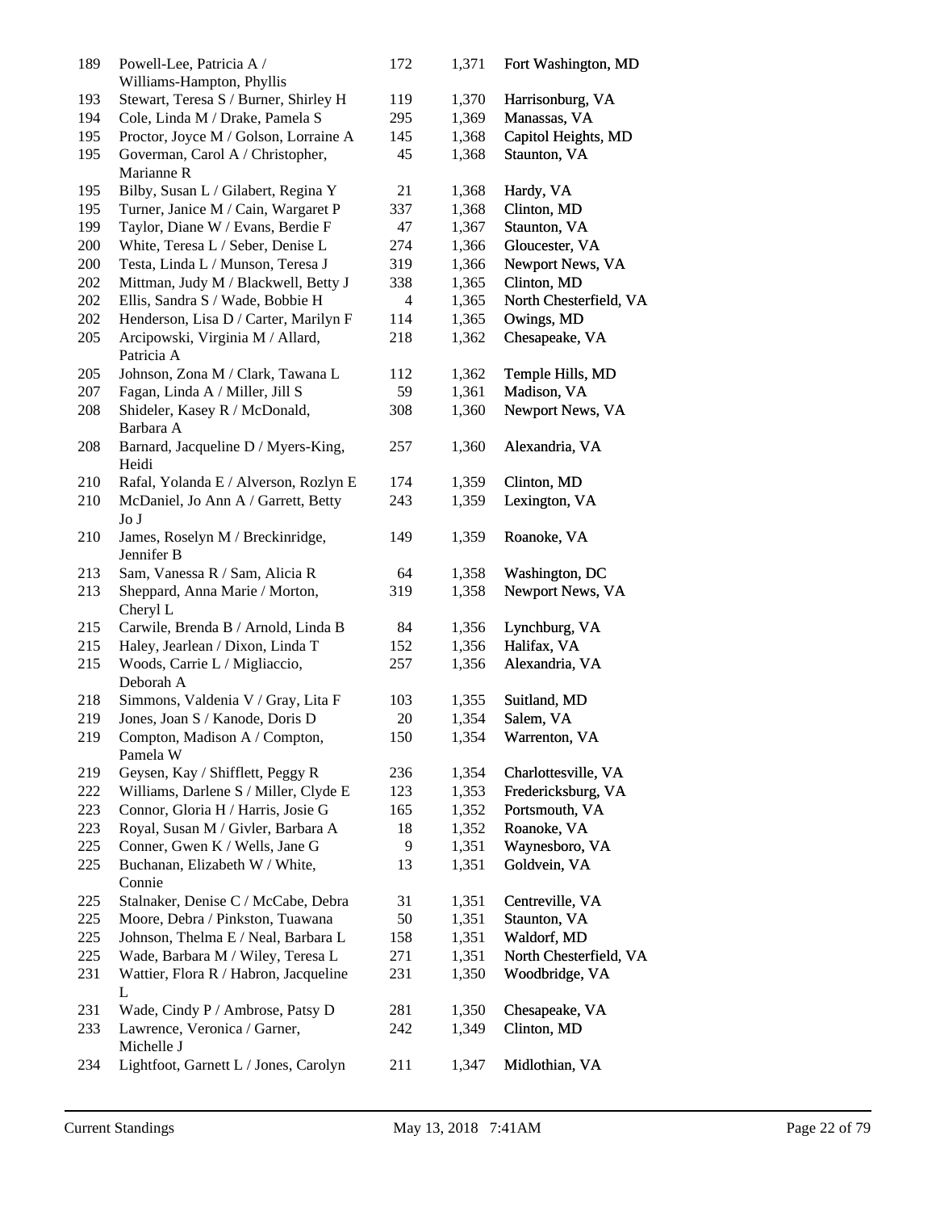| | | | | |
|---|---|---|---|---|
| 189 | Powell-Lee, Patricia A / Williams-Hampton, Phyllis | 172 | 1,371 | Fort Washington, MD |
| 193 | Stewart, Teresa S / Burner, Shirley H | 119 | 1,370 | Harrisonburg, VA |
| 194 | Cole, Linda M / Drake, Pamela S | 295 | 1,369 | Manassas, VA |
| 195 | Proctor, Joyce M / Golson, Lorraine A | 145 | 1,368 | Capitol Heights, MD |
| 195 | Goverman, Carol A / Christopher, Marianne R | 45 | 1,368 | Staunton, VA |
| 195 | Bilby, Susan L / Gilabert, Regina Y | 21 | 1,368 | Hardy, VA |
| 195 | Turner, Janice M / Cain, Wargaret P | 337 | 1,368 | Clinton, MD |
| 199 | Taylor, Diane W / Evans, Berdie F | 47 | 1,367 | Staunton, VA |
| 200 | White, Teresa L / Seber, Denise L | 274 | 1,366 | Gloucester, VA |
| 200 | Testa, Linda L / Munson, Teresa J | 319 | 1,366 | Newport News, VA |
| 202 | Mittman, Judy M / Blackwell, Betty J | 338 | 1,365 | Clinton, MD |
| 202 | Ellis, Sandra S / Wade, Bobbie H | 4 | 1,365 | North Chesterfield, VA |
| 202 | Henderson, Lisa D / Carter, Marilyn F | 114 | 1,365 | Owings, MD |
| 205 | Arcipowski, Virginia M / Allard, Patricia A | 218 | 1,362 | Chesapeake, VA |
| 205 | Johnson, Zona M / Clark, Tawana L | 112 | 1,362 | Temple Hills, MD |
| 207 | Fagan, Linda A / Miller, Jill S | 59 | 1,361 | Madison, VA |
| 208 | Shideler, Kasey R / McDonald, Barbara A | 308 | 1,360 | Newport News, VA |
| 208 | Barnard, Jacqueline D / Myers-King, Heidi | 257 | 1,360 | Alexandria, VA |
| 210 | Rafal, Yolanda E / Alverson, Rozlyn E | 174 | 1,359 | Clinton, MD |
| 210 | McDaniel, Jo Ann A / Garrett, Betty Jo J | 243 | 1,359 | Lexington, VA |
| 210 | James, Roselyn M / Breckinridge, Jennifer B | 149 | 1,359 | Roanoke, VA |
| 213 | Sam, Vanessa R / Sam, Alicia R | 64 | 1,358 | Washington, DC |
| 213 | Sheppard, Anna Marie / Morton, Cheryl L | 319 | 1,358 | Newport News, VA |
| 215 | Carwile, Brenda B / Arnold, Linda B | 84 | 1,356 | Lynchburg, VA |
| 215 | Haley, Jearlean / Dixon, Linda T | 152 | 1,356 | Halifax, VA |
| 215 | Woods, Carrie L / Migliaccio, Deborah A | 257 | 1,356 | Alexandria, VA |
| 218 | Simmons, Valdenia V / Gray, Lita F | 103 | 1,355 | Suitland, MD |
| 219 | Jones, Joan S / Kanode, Doris D | 20 | 1,354 | Salem, VA |
| 219 | Compton, Madison A / Compton, Pamela W | 150 | 1,354 | Warrenton, VA |
| 219 | Geysen, Kay / Shifflett, Peggy R | 236 | 1,354 | Charlottesville, VA |
| 222 | Williams, Darlene S / Miller, Clyde E | 123 | 1,353 | Fredericksburg, VA |
| 223 | Connor, Gloria H / Harris, Josie G | 165 | 1,352 | Portsmouth, VA |
| 223 | Royal, Susan M / Givler, Barbara A | 18 | 1,352 | Roanoke, VA |
| 225 | Conner, Gwen K / Wells, Jane G | 9 | 1,351 | Waynesboro, VA |
| 225 | Buchanan, Elizabeth W / White, Connie | 13 | 1,351 | Goldvein, VA |
| 225 | Stalnaker, Denise C / McCabe, Debra | 31 | 1,351 | Centreville, VA |
| 225 | Moore, Debra / Pinkston, Tuawana | 50 | 1,351 | Staunton, VA |
| 225 | Johnson, Thelma E / Neal, Barbara L | 158 | 1,351 | Waldorf, MD |
| 225 | Wade, Barbara M / Wiley, Teresa L | 271 | 1,351 | North Chesterfield, VA |
| 231 | Wattier, Flora R / Habron, Jacqueline L | 231 | 1,350 | Woodbridge, VA |
| 231 | Wade, Cindy P / Ambrose, Patsy D | 281 | 1,350 | Chesapeake, VA |
| 233 | Lawrence, Veronica / Garner, Michelle J | 242 | 1,349 | Clinton, MD |
| 234 | Lightfoot, Garnett L / Jones, Carolyn | 211 | 1,347 | Midlothian, VA |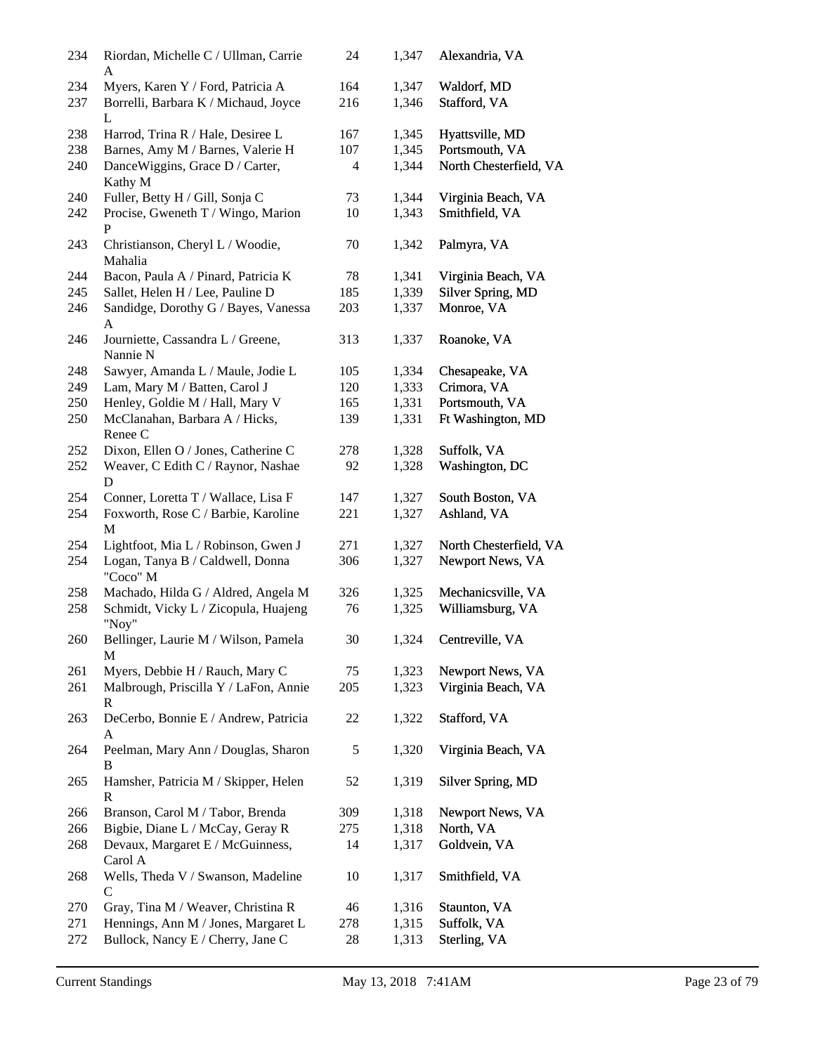| | | | | |
|---|---|---|---|---|
| 234 | Riordan, Michelle C / Ullman, Carrie A | 24 | 1,347 | Alexandria, VA |
| 234 | Myers, Karen Y / Ford, Patricia A | 164 | 1,347 | Waldorf, MD |
| 237 | Borrelli, Barbara K / Michaud, Joyce L | 216 | 1,346 | Stafford, VA |
| 238 | Harrod, Trina R / Hale, Desiree L | 167 | 1,345 | Hyattsville, MD |
| 238 | Barnes, Amy M / Barnes, Valerie H | 107 | 1,345 | Portsmouth, VA |
| 240 | DanceWiggins, Grace D / Carter, Kathy M | 4 | 1,344 | North Chesterfield, VA |
| 240 | Fuller, Betty H / Gill, Sonja C | 73 | 1,344 | Virginia Beach, VA |
| 242 | Procise, Gweneth T / Wingo, Marion P | 10 | 1,343 | Smithfield, VA |
| 243 | Christianson, Cheryl L / Woodie, Mahalia | 70 | 1,342 | Palmyra, VA |
| 244 | Bacon, Paula A / Pinard, Patricia K | 78 | 1,341 | Virginia Beach, VA |
| 245 | Sallet, Helen H / Lee, Pauline D | 185 | 1,339 | Silver Spring, MD |
| 246 | Sandidge, Dorothy G / Bayes, Vanessa A | 203 | 1,337 | Monroe, VA |
| 246 | Journiette, Cassandra L / Greene, Nannie N | 313 | 1,337 | Roanoke, VA |
| 248 | Sawyer, Amanda L / Maule, Jodie L | 105 | 1,334 | Chesapeake, VA |
| 249 | Lam, Mary M / Batten, Carol J | 120 | 1,333 | Crimora, VA |
| 250 | Henley, Goldie M / Hall, Mary V | 165 | 1,331 | Portsmouth, VA |
| 250 | McClanahan, Barbara A / Hicks, Renee C | 139 | 1,331 | Ft Washington, MD |
| 252 | Dixon, Ellen O / Jones, Catherine C | 278 | 1,328 | Suffolk, VA |
| 252 | Weaver, C Edith C / Raynor, Nashae D | 92 | 1,328 | Washington, DC |
| 254 | Conner, Loretta T / Wallace, Lisa F | 147 | 1,327 | South Boston, VA |
| 254 | Foxworth, Rose C / Barbie, Karoline M | 221 | 1,327 | Ashland, VA |
| 254 | Lightfoot, Mia L / Robinson, Gwen J | 271 | 1,327 | North Chesterfield, VA |
| 254 | Logan, Tanya B / Caldwell, Donna "Coco" M | 306 | 1,327 | Newport News, VA |
| 258 | Machado, Hilda G / Aldred, Angela M | 326 | 1,325 | Mechanicsville, VA |
| 258 | Schmidt, Vicky L / Zicopula, Huajeng "Noy" | 76 | 1,325 | Williamsburg, VA |
| 260 | Bellinger, Laurie M / Wilson, Pamela M | 30 | 1,324 | Centreville, VA |
| 261 | Myers, Debbie H / Rauch, Mary C | 75 | 1,323 | Newport News, VA |
| 261 | Malbrough, Priscilla Y / LaFon, Annie R | 205 | 1,323 | Virginia Beach, VA |
| 263 | DeCerbo, Bonnie E / Andrew, Patricia A | 22 | 1,322 | Stafford, VA |
| 264 | Peelman, Mary Ann / Douglas, Sharon B | 5 | 1,320 | Virginia Beach, VA |
| 265 | Hamsher, Patricia M / Skipper, Helen R | 52 | 1,319 | Silver Spring, MD |
| 266 | Branson, Carol M / Tabor, Brenda | 309 | 1,318 | Newport News, VA |
| 266 | Bigbie, Diane L / McCay, Geray R | 275 | 1,318 | North, VA |
| 268 | Devaux, Margaret E / McGuinness, Carol A | 14 | 1,317 | Goldvein, VA |
| 268 | Wells, Theda V / Swanson, Madeline C | 10 | 1,317 | Smithfield, VA |
| 270 | Gray, Tina M / Weaver, Christina R | 46 | 1,316 | Staunton, VA |
| 271 | Hennings, Ann M / Jones, Margaret L | 278 | 1,315 | Suffolk, VA |
| 272 | Bullock, Nancy E / Cherry, Jane C | 28 | 1,313 | Sterling, VA |

Current Standings May 13, 2018 7:41AM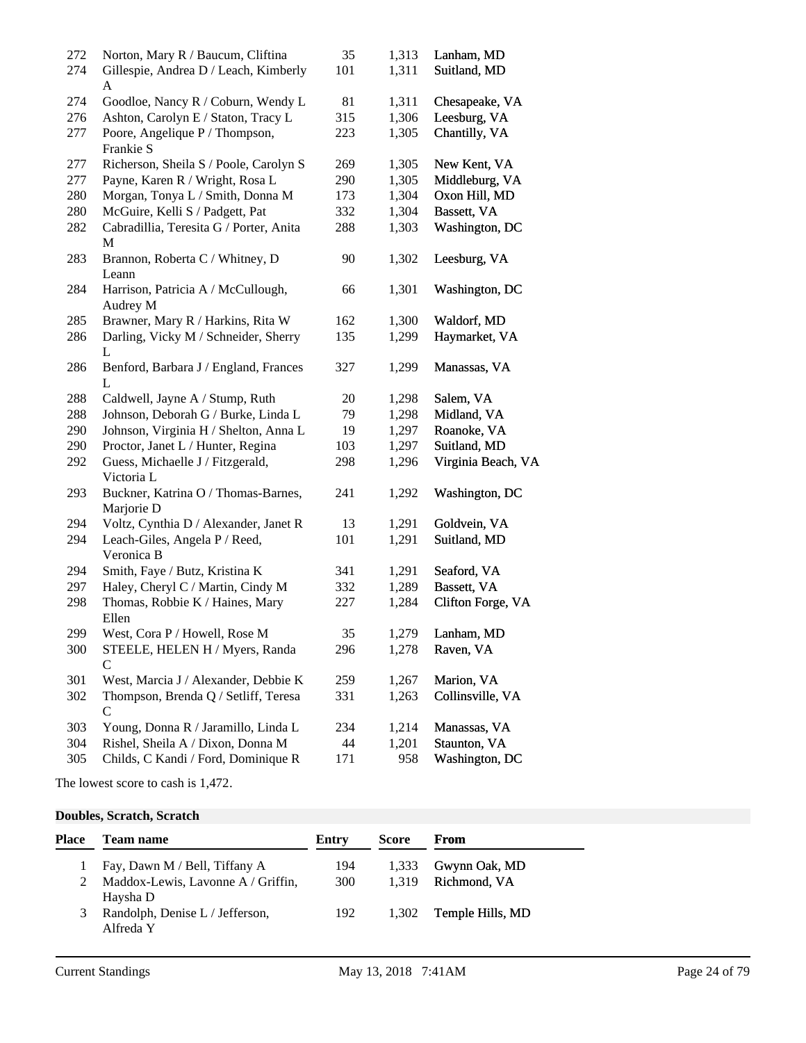| | | | | |
|---|---|---|---|---|
| 272 | Norton, Mary R / Baucum, Cliftina | 35 | 1,313 | Lanham, MD |
| 274 | Gillespie, Andrea D / Leach, Kimberly A | 101 | 1,311 | Suitland, MD |
| 274 | Goodloe, Nancy R / Coburn, Wendy L | 81 | 1,311 | Chesapeake, VA |
| 276 | Ashton, Carolyn E / Staton, Tracy L | 315 | 1,306 | Leesburg, VA |
| 277 | Poore, Angelique P / Thompson, Frankie S | 223 | 1,305 | Chantilly, VA |
| 277 | Richerson, Sheila S / Poole, Carolyn S | 269 | 1,305 | New Kent, VA |
| 277 | Payne, Karen R / Wright, Rosa L | 290 | 1,305 | Middleburg, VA |
| 280 | Morgan, Tonya L / Smith, Donna M | 173 | 1,304 | Oxon Hill, MD |
| 280 | McGuire, Kelli S / Padgett, Pat | 332 | 1,304 | Bassett, VA |
| 282 | Cabradillia, Teresita G / Porter, Anita M | 288 | 1,303 | Washington, DC |
| 283 | Brannon, Roberta C / Whitney, D Leann | 90 | 1,302 | Leesburg, VA |
| 284 | Harrison, Patricia A / McCullough, Audrey M | 66 | 1,301 | Washington, DC |
| 285 | Brawner, Mary R / Harkins, Rita W | 162 | 1,300 | Waldorf, MD |
| 286 | Darling, Vicky M / Schneider, Sherry L | 135 | 1,299 | Haymarket, VA |
| 286 | Benford, Barbara J / England, Frances L | 327 | 1,299 | Manassas, VA |
| 288 | Caldwell, Jayne A / Stump, Ruth | 20 | 1,298 | Salem, VA |
| 288 | Johnson, Deborah G / Burke, Linda L | 79 | 1,298 | Midland, VA |
| 290 | Johnson, Virginia H / Shelton, Anna L | 19 | 1,297 | Roanoke, VA |
| 290 | Proctor, Janet L / Hunter, Regina | 103 | 1,297 | Suitland, MD |
| 292 | Guess, Michaelle J / Fitzgerald, Victoria L | 298 | 1,296 | Virginia Beach, VA |
| 293 | Buckner, Katrina O / Thomas-Barnes, Marjorie D | 241 | 1,292 | Washington, DC |
| 294 | Voltz, Cynthia D / Alexander, Janet R | 13 | 1,291 | Goldvein, VA |
| 294 | Leach-Giles, Angela P / Reed, Veronica B | 101 | 1,291 | Suitland, MD |
| 294 | Smith, Faye / Butz, Kristina K | 341 | 1,291 | Seaford, VA |
| 297 | Haley, Cheryl C / Martin, Cindy M | 332 | 1,289 | Bassett, VA |
| 298 | Thomas, Robbie K / Haines, Mary Ellen | 227 | 1,284 | Clifton Forge, VA |
| 299 | West, Cora P / Howell, Rose M | 35 | 1,279 | Lanham, MD |
| 300 | STEELE, HELEN H / Myers, Randa C | 296 | 1,278 | Raven, VA |
| 301 | West, Marcia J / Alexander, Debbie K | 259 | 1,267 | Marion, VA |
| 302 | Thompson, Brenda Q / Setliff, Teresa C | 331 | 1,263 | Collinsville, VA |
| 303 | Young, Donna R / Jaramillo, Linda L | 234 | 1,214 | Manassas, VA |
| 304 | Rishel, Sheila A / Dixon, Donna M | 44 | 1,201 | Staunton, VA |
| 305 | Childs, C Kandi / Ford, Dominique R | 171 | 958 | Washington, DC |

The lowest score to cash is 1,472.

**Doubles, Scratch, Scratch**

| Place | Team name | Entry | Score | From |
|---|---|---|---|---|
| 1 | Fay, Dawn M / Bell, Tiffany A | 194 | 1,333 | Gwynn Oak, MD |
| 2 | Maddox-Lewis, Lavonne A / Griffin, Haysha D | 300 | 1,319 | Richmond, VA |
| 3 | Randolph, Denise L / Jefferson, Alfreda Y | 192 | 1,302 | Temple Hills, MD |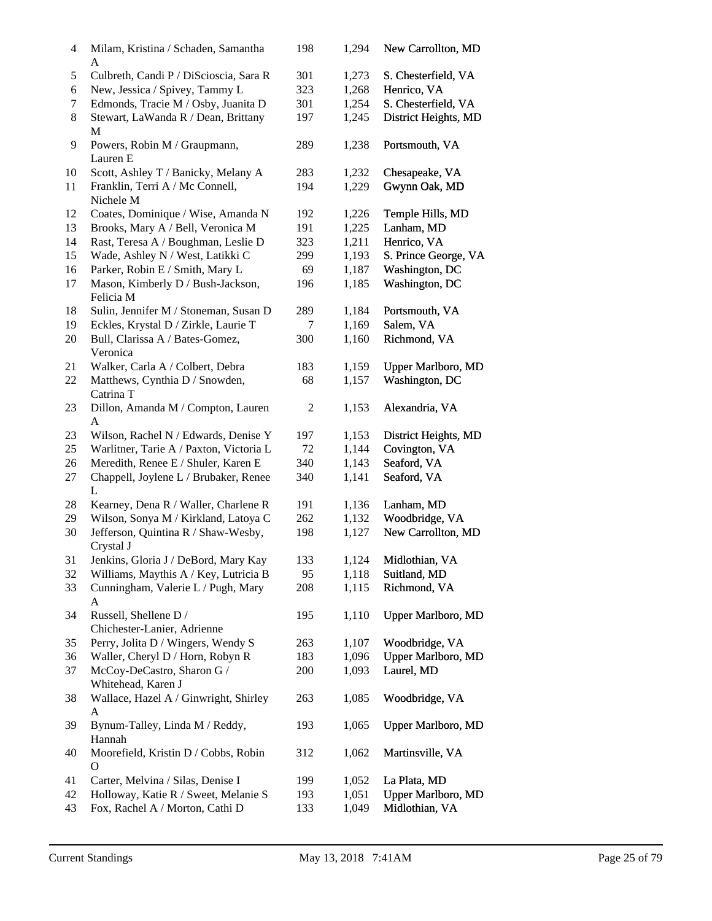| | | | | |
|---|---|---|---|---|
| 4 | Milam, Kristina / Schaden, Samantha A | 198 | 1,294 | New Carrollton, MD |
| 5 | Culbreth, Candi P / DiScioscia, Sara R | 301 | 1,273 | S. Chesterfield, VA |
| 6 | New, Jessica / Spivey, Tammy L | 323 | 1,268 | Henrico, VA |
| 7 | Edmonds, Tracie M / Osby, Juanita D | 301 | 1,254 | S. Chesterfield, VA |
| 8 | Stewart, LaWanda R / Dean, Brittany M | 197 | 1,245 | District Heights, MD |
| 9 | Powers, Robin M / Graupmann, Lauren E | 289 | 1,238 | Portsmouth, VA |
| 10 | Scott, Ashley T / Banicky, Melany A | 283 | 1,232 | Chesapeake, VA |
| 11 | Franklin, Terri A / Mc Connell, Nichele M | 194 | 1,229 | Gwynn Oak, MD |
| 12 | Coates, Dominique / Wise, Amanda N | 192 | 1,226 | Temple Hills, MD |
| 13 | Brooks, Mary A / Bell, Veronica M | 191 | 1,225 | Lanham, MD |
| 14 | Rast, Teresa A / Boughman, Leslie D | 323 | 1,211 | Henrico, VA |
| 15 | Wade, Ashley N / West, Latikki C | 299 | 1,193 | S. Prince George, VA |
| 16 | Parker, Robin E / Smith, Mary L | 69 | 1,187 | Washington, DC |
| 17 | Mason, Kimberly D / Bush-Jackson, Felicia M | 196 | 1,185 | Washington, DC |
| 18 | Sulin, Jennifer M / Stoneman, Susan D | 289 | 1,184 | Portsmouth, VA |
| 19 | Eckles, Krystal D / Zirkle, Laurie T | 7 | 1,169 | Salem, VA |
| 20 | Bull, Clarissa A / Bates-Gomez, Veronica | 300 | 1,160 | Richmond, VA |
| 21 | Walker, Carla A / Colbert, Debra | 183 | 1,159 | Upper Marlboro, MD |
| 22 | Matthews, Cynthia D / Snowden, Catrina T | 68 | 1,157 | Washington, DC |
| 23 | Dillon, Amanda M / Compton, Lauren A | 2 | 1,153 | Alexandria, VA |
| 23 | Wilson, Rachel N / Edwards, Denise Y | 197 | 1,153 | District Heights, MD |
| 25 | Warlitner, Tarie A / Paxton, Victoria L | 72 | 1,144 | Covington, VA |
| 26 | Meredith, Renee E / Shuler, Karen E | 340 | 1,143 | Seaford, VA |
| 27 | Chappell, Joylene L / Brubaker, Renee L | 340 | 1,141 | Seaford, VA |
| 28 | Kearney, Dena R / Waller, Charlene R | 191 | 1,136 | Lanham, MD |
| 29 | Wilson, Sonya M / Kirkland, Latoya C | 262 | 1,132 | Woodbridge, VA |
| 30 | Jefferson, Quintina R / Shaw-Wesby, Crystal J | 198 | 1,127 | New Carrollton, MD |
| 31 | Jenkins, Gloria J / DeBord, Mary Kay | 133 | 1,124 | Midlothian, VA |
| 32 | Williams, Maythis A / Key, Lutricia B | 95 | 1,118 | Suitland, MD |
| 33 | Cunningham, Valerie L / Pugh, Mary A | 208 | 1,115 | Richmond, VA |
| 34 | Russell, Shellene D / Chichester-Lanier, Adrienne | 195 | 1,110 | Upper Marlboro, MD |
| 35 | Perry, Jolita D / Wingers, Wendy S | 263 | 1,107 | Woodbridge, VA |
| 36 | Waller, Cheryl D / Horn, Robyn R | 183 | 1,096 | Upper Marlboro, MD |
| 37 | McCoy-DeCastro, Sharon G / Whitehead, Karen J | 200 | 1,093 | Laurel, MD |
| 38 | Wallace, Hazel A / Ginwright, Shirley A | 263 | 1,085 | Woodbridge, VA |
| 39 | Bynum-Talley, Linda M / Reddy, Hannah | 193 | 1,065 | Upper Marlboro, MD |
| 40 | Moorefield, Kristin D / Cobbs, Robin O | 312 | 1,062 | Martinsville, VA |
| 41 | Carter, Melvina / Silas, Denise I | 199 | 1,052 | La Plata, MD |
| 42 | Holloway, Katie R / Sweet, Melanie S | 193 | 1,051 | Upper Marlboro, MD |
| 43 | Fox, Rachel A / Morton, Cathi D | 133 | 1,049 | Midlothian, VA |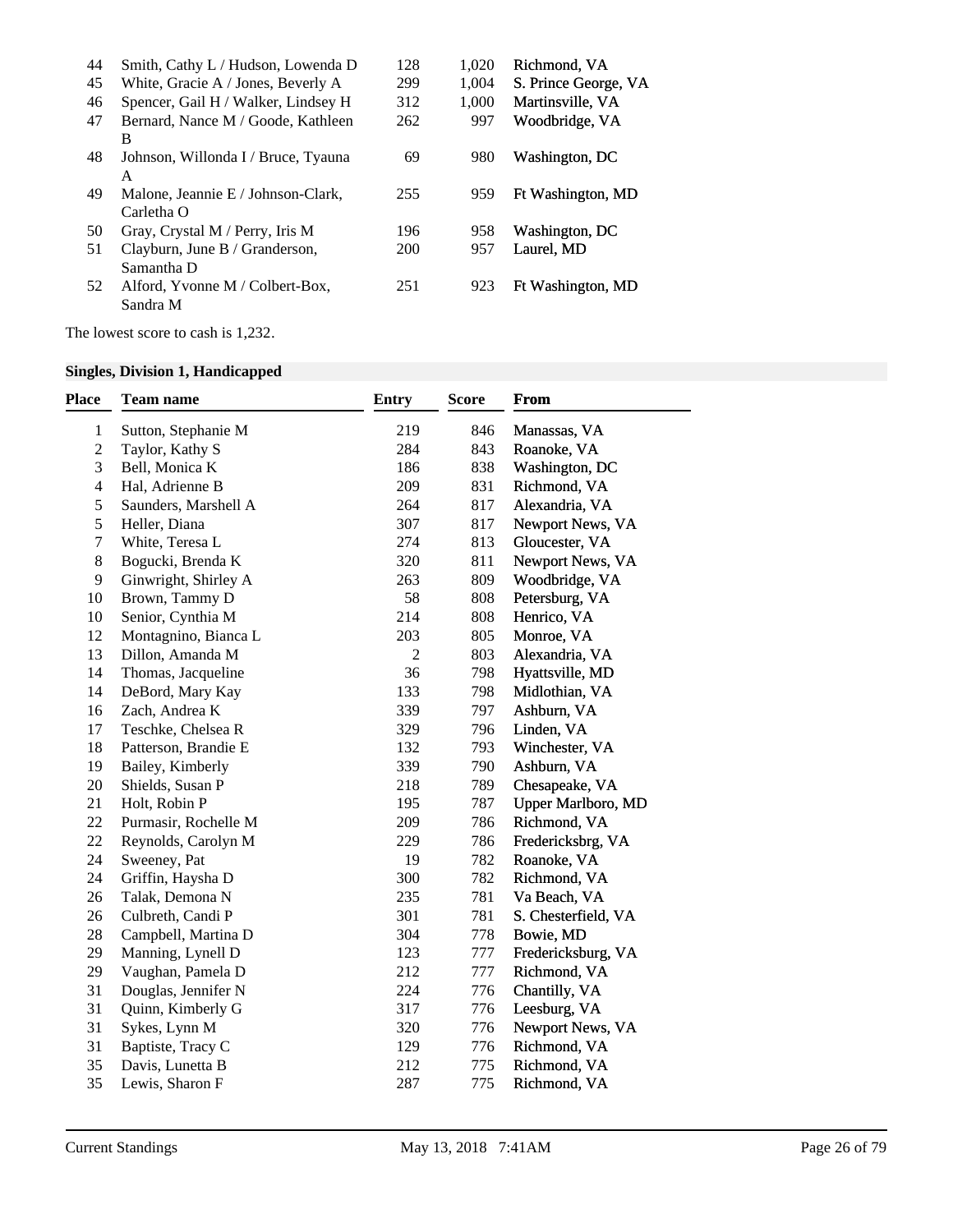| | | | | |
|---|---|---|---|---|
| 44 | Smith, Cathy L / Hudson, Lowenda D | 128 | 1,020 | Richmond, VA |
| 45 | White, Gracie A / Jones, Beverly A | 299 | 1,004 | S. Prince George, VA |
| 46 | Spencer, Gail H / Walker, Lindsey H | 312 | 1,000 | Martinsville, VA |
| 47 | Bernard, Nance M / Goode, Kathleen B | 262 | 997 | Woodbridge, VA |
| 48 | Johnson, Willonda I / Bruce, Tyauna A | 69 | 980 | Washington, DC |
| 49 | Malone, Jeannie E / Johnson-Clark, Carletha O | 255 | 959 | Ft Washington, MD |
| 50 | Gray, Crystal M / Perry, Iris M | 196 | 958 | Washington, DC |
| 51 | Clayburn, June B / Granderson, Samantha D | 200 | 957 | Laurel, MD |
| 52 | Alford, Yvonne M / Colbert-Box, Sandra M | 251 | 923 | Ft Washington, MD |

The lowest score to cash is 1,232.

### Singles, Division 1, Handicapped

| Place | Team name | Entry | Score | From |
|---|---|---|---|---|
| 1 | Sutton, Stephanie M | 219 | 846 | Manassas, VA |
| 2 | Taylor, Kathy S | 284 | 843 | Roanoke, VA |
| 3 | Bell, Monica K | 186 | 838 | Washington, DC |
| 4 | Hal, Adrienne B | 209 | 831 | Richmond, VA |
| 5 | Saunders, Marshell A | 264 | 817 | Alexandria, VA |
| 5 | Heller, Diana | 307 | 817 | Newport News, VA |
| 7 | White, Teresa L | 274 | 813 | Gloucester, VA |
| 8 | Bogucki, Brenda K | 320 | 811 | Newport News, VA |
| 9 | Ginwright, Shirley A | 263 | 809 | Woodbridge, VA |
| 10 | Brown, Tammy D | 58 | 808 | Petersburg, VA |
| 10 | Senior, Cynthia M | 214 | 808 | Henrico, VA |
| 12 | Montagnino, Bianca L | 203 | 805 | Monroe, VA |
| 13 | Dillon, Amanda M | 2 | 803 | Alexandria, VA |
| 14 | Thomas, Jacqueline | 36 | 798 | Hyattsville, MD |
| 14 | DeBord, Mary Kay | 133 | 798 | Midlothian, VA |
| 16 | Zach, Andrea K | 339 | 797 | Ashburn, VA |
| 17 | Teschke, Chelsea R | 329 | 796 | Linden, VA |
| 18 | Patterson, Brandie E | 132 | 793 | Winchester, VA |
| 19 | Bailey, Kimberly | 339 | 790 | Ashburn, VA |
| 20 | Shields, Susan P | 218 | 789 | Chesapeake, VA |
| 21 | Holt, Robin P | 195 | 787 | Upper Marlboro, MD |
| 22 | Purmasir, Rochelle M | 209 | 786 | Richmond, VA |
| 22 | Reynolds, Carolyn M | 229 | 786 | Fredericksbrg, VA |
| 24 | Sweeney, Pat | 19 | 782 | Roanoke, VA |
| 24 | Griffin, Haysha D | 300 | 782 | Richmond, VA |
| 26 | Talak, Demona N | 235 | 781 | Va Beach, VA |
| 26 | Culbreth, Candi P | 301 | 781 | S. Chesterfield, VA |
| 28 | Campbell, Martina D | 304 | 778 | Bowie, MD |
| 29 | Manning, Lynell D | 123 | 777 | Fredericksburg, VA |
| 29 | Vaughan, Pamela D | 212 | 777 | Richmond, VA |
| 31 | Douglas, Jennifer N | 224 | 776 | Chantilly, VA |
| 31 | Quinn, Kimberly G | 317 | 776 | Leesburg, VA |
| 31 | Sykes, Lynn M | 320 | 776 | Newport News, VA |
| 31 | Baptiste, Tracy C | 129 | 776 | Richmond, VA |
| 35 | Davis, Lunetta B | 212 | 775 | Richmond, VA |
| 35 | Lewis, Sharon F | 287 | 775 | Richmond, VA |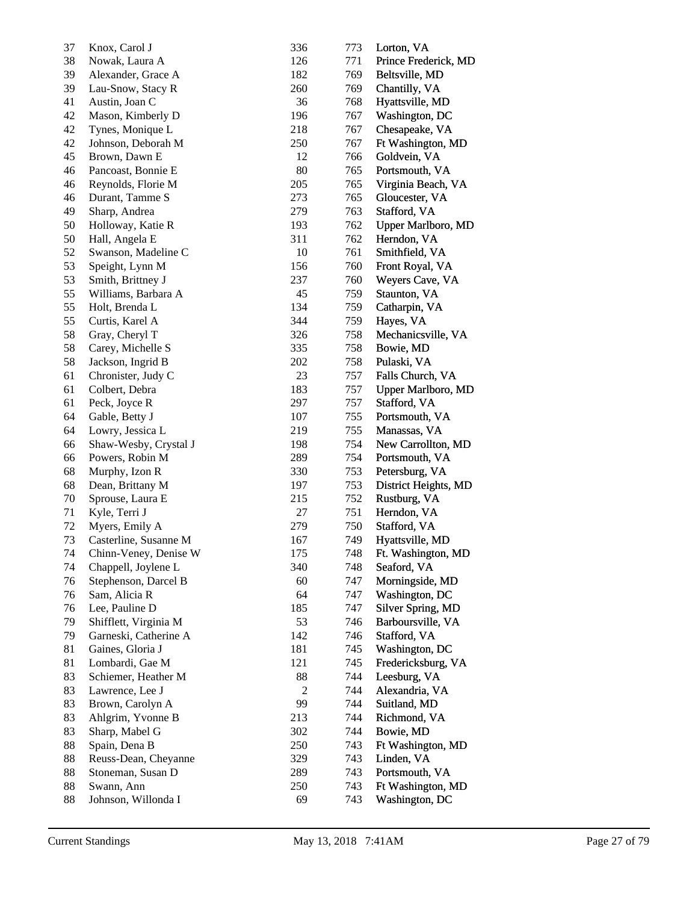| | | | | |
|---|---|---|---|---|
| 37 | Knox, Carol J | 336 | 773 | Lorton, VA |
| 38 | Nowak, Laura A | 126 | 771 | Prince Frederick, MD |
| 39 | Alexander, Grace A | 182 | 769 | Beltsville, MD |
| 39 | Lau-Snow, Stacy R | 260 | 769 | Chantilly, VA |
| 41 | Austin, Joan C | 36 | 768 | Hyattsville, MD |
| 42 | Mason, Kimberly D | 196 | 767 | Washington, DC |
| 42 | Tynes, Monique L | 218 | 767 | Chesapeake, VA |
| 42 | Johnson, Deborah M | 250 | 767 | Ft Washington, MD |
| 45 | Brown, Dawn E | 12 | 766 | Goldvein, VA |
| 46 | Pancoast, Bonnie E | 80 | 765 | Portsmouth, VA |
| 46 | Reynolds, Florie M | 205 | 765 | Virginia Beach, VA |
| 46 | Durant, Tamme S | 273 | 765 | Gloucester, VA |
| 49 | Sharp, Andrea | 279 | 763 | Stafford, VA |
| 50 | Holloway, Katie R | 193 | 762 | Upper Marlboro, MD |
| 50 | Hall, Angela E | 311 | 762 | Herndon, VA |
| 52 | Swanson, Madeline C | 10 | 761 | Smithfield, VA |
| 53 | Speight, Lynn M | 156 | 760 | Front Royal, VA |
| 53 | Smith, Brittney J | 237 | 760 | Weyers Cave, VA |
| 55 | Williams, Barbara A | 45 | 759 | Staunton, VA |
| 55 | Holt, Brenda L | 134 | 759 | Catharpin, VA |
| 55 | Curtis, Karel A | 344 | 759 | Hayes, VA |
| 58 | Gray, Cheryl T | 326 | 758 | Mechanicsville, VA |
| 58 | Carey, Michelle S | 335 | 758 | Bowie, MD |
| 58 | Jackson, Ingrid B | 202 | 758 | Pulaski, VA |
| 61 | Chronister, Judy C | 23 | 757 | Falls Church, VA |
| 61 | Colbert, Debra | 183 | 757 | Upper Marlboro, MD |
| 61 | Peck, Joyce R | 297 | 757 | Stafford, VA |
| 64 | Gable, Betty J | 107 | 755 | Portsmouth, VA |
| 64 | Lowry, Jessica L | 219 | 755 | Manassas, VA |
| 66 | Shaw-Wesby, Crystal J | 198 | 754 | New Carrollton, MD |
| 66 | Powers, Robin M | 289 | 754 | Portsmouth, VA |
| 68 | Murphy, Izon R | 330 | 753 | Petersburg, VA |
| 68 | Dean, Brittany M | 197 | 753 | District Heights, MD |
| 70 | Sprouse, Laura E | 215 | 752 | Rustburg, VA |
| 71 | Kyle, Terri J | 27 | 751 | Herndon, VA |
| 72 | Myers, Emily A | 279 | 750 | Stafford, VA |
| 73 | Casterline, Susanne M | 167 | 749 | Hyattsville, MD |
| 74 | Chinn-Veney, Denise W | 175 | 748 | Ft. Washington, MD |
| 74 | Chappell, Joylene L | 340 | 748 | Seaford, VA |
| 76 | Stephenson, Darcel B | 60 | 747 | Morningside, MD |
| 76 | Sam, Alicia R | 64 | 747 | Washington, DC |
| 76 | Lee, Pauline D | 185 | 747 | Silver Spring, MD |
| 79 | Shifflett, Virginia M | 53 | 746 | Barboursville, VA |
| 79 | Garneski, Catherine A | 142 | 746 | Stafford, VA |
| 81 | Gaines, Gloria J | 181 | 745 | Washington, DC |
| 81 | Lombardi, Gae M | 121 | 745 | Fredericksburg, VA |
| 83 | Schiemer, Heather M | 88 | 744 | Leesburg, VA |
| 83 | Lawrence, Lee J | 2 | 744 | Alexandria, VA |
| 83 | Brown, Carolyn A | 99 | 744 | Suitland, MD |
| 83 | Ahlgrim, Yvonne B | 213 | 744 | Richmond, VA |
| 83 | Sharp, Mabel G | 302 | 744 | Bowie, MD |
| 88 | Spain, Dena B | 250 | 743 | Ft Washington, MD |
| 88 | Reuss-Dean, Cheyanne | 329 | 743 | Linden, VA |
| 88 | Stoneman, Susan D | 289 | 743 | Portsmouth, VA |
| 88 | Swann, Ann | 250 | 743 | Ft Washington, MD |
| 88 | Johnson, Willonda I | 69 | 743 | Washington, DC |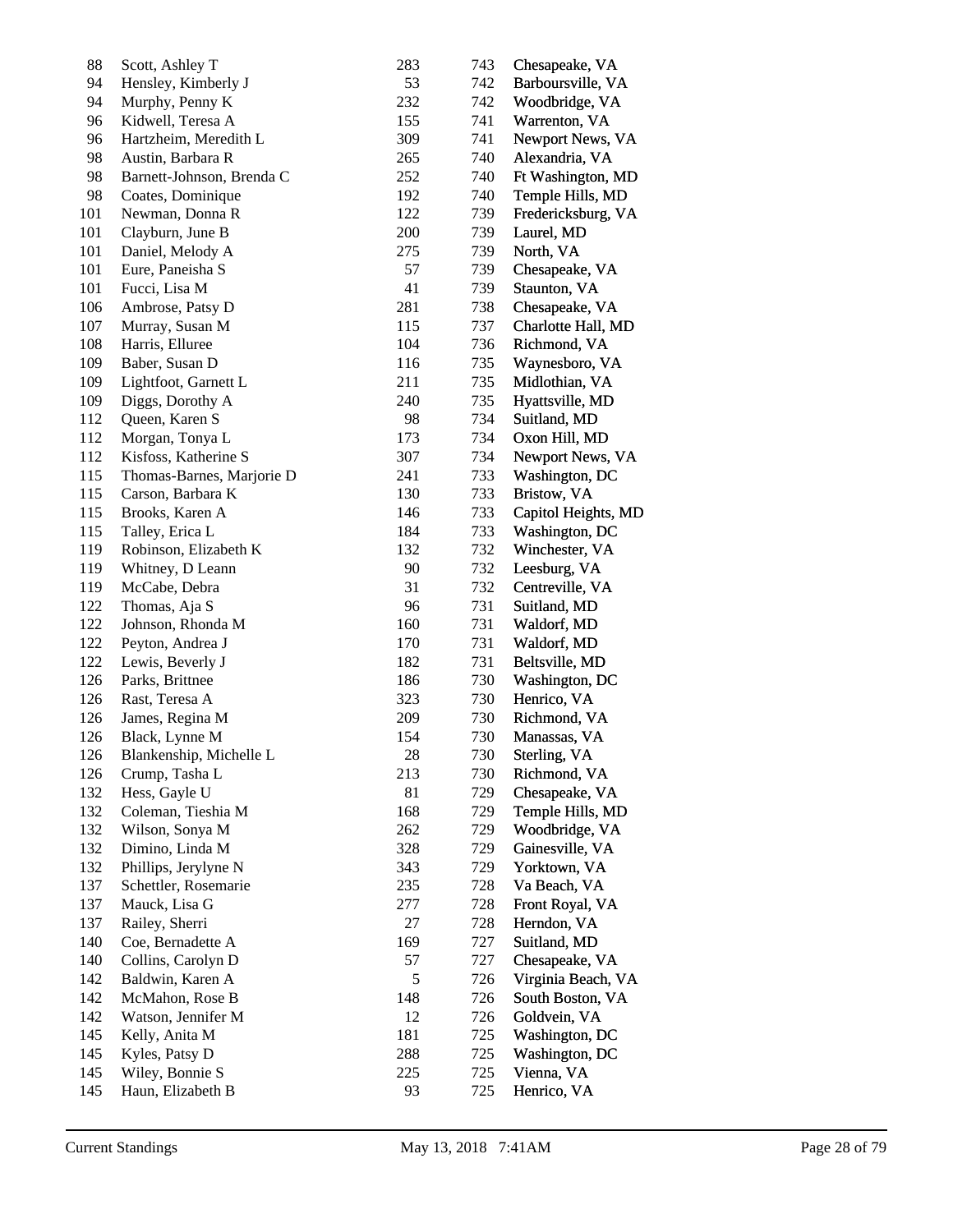| | | | | |
|---|---|---|---|---|
| 88 | Scott, Ashley T | 283 | 743 | Chesapeake, VA |
| 94 | Hensley, Kimberly J | 53 | 742 | Barboursville, VA |
| 94 | Murphy, Penny K | 232 | 742 | Woodbridge, VA |
| 96 | Kidwell, Teresa A | 155 | 741 | Warrenton, VA |
| 96 | Hartzheim, Meredith L | 309 | 741 | Newport News, VA |
| 98 | Austin, Barbara R | 265 | 740 | Alexandria, VA |
| 98 | Barnett-Johnson, Brenda C | 252 | 740 | Ft Washington, MD |
| 98 | Coates, Dominique | 192 | 740 | Temple Hills, MD |
| 101 | Newman, Donna R | 122 | 739 | Fredericksburg, VA |
| 101 | Clayburn, June B | 200 | 739 | Laurel, MD |
| 101 | Daniel, Melody A | 275 | 739 | North, VA |
| 101 | Eure, Paneisha S | 57 | 739 | Chesapeake, VA |
| 101 | Fucci, Lisa M | 41 | 739 | Staunton, VA |
| 106 | Ambrose, Patsy D | 281 | 738 | Chesapeake, VA |
| 107 | Murray, Susan M | 115 | 737 | Charlotte Hall, MD |
| 108 | Harris, Elluree | 104 | 736 | Richmond, VA |
| 109 | Baber, Susan D | 116 | 735 | Waynesboro, VA |
| 109 | Lightfoot, Garnett L | 211 | 735 | Midlothian, VA |
| 109 | Diggs, Dorothy A | 240 | 735 | Hyattsville, MD |
| 112 | Queen, Karen S | 98 | 734 | Suitland, MD |
| 112 | Morgan, Tonya L | 173 | 734 | Oxon Hill, MD |
| 112 | Kisfoss, Katherine S | 307 | 734 | Newport News, VA |
| 115 | Thomas-Barnes, Marjorie D | 241 | 733 | Washington, DC |
| 115 | Carson, Barbara K | 130 | 733 | Bristow, VA |
| 115 | Brooks, Karen A | 146 | 733 | Capitol Heights, MD |
| 115 | Talley, Erica L | 184 | 733 | Washington, DC |
| 119 | Robinson, Elizabeth K | 132 | 732 | Winchester, VA |
| 119 | Whitney, D Leann | 90 | 732 | Leesburg, VA |
| 119 | McCabe, Debra | 31 | 732 | Centreville, VA |
| 122 | Thomas, Aja S | 96 | 731 | Suitland, MD |
| 122 | Johnson, Rhonda M | 160 | 731 | Waldorf, MD |
| 122 | Peyton, Andrea J | 170 | 731 | Waldorf, MD |
| 122 | Lewis, Beverly J | 182 | 731 | Beltsville, MD |
| 126 | Parks, Brittnee | 186 | 730 | Washington, DC |
| 126 | Rast, Teresa A | 323 | 730 | Henrico, VA |
| 126 | James, Regina M | 209 | 730 | Richmond, VA |
| 126 | Black, Lynne M | 154 | 730 | Manassas, VA |
| 126 | Blankenship, Michelle L | 28 | 730 | Sterling, VA |
| 126 | Crump, Tasha L | 213 | 730 | Richmond, VA |
| 132 | Hess, Gayle U | 81 | 729 | Chesapeake, VA |
| 132 | Coleman, Tieshia M | 168 | 729 | Temple Hills, MD |
| 132 | Wilson, Sonya M | 262 | 729 | Woodbridge, VA |
| 132 | Dimino, Linda M | 328 | 729 | Gainesville, VA |
| 132 | Phillips, Jerylyne N | 343 | 729 | Yorktown, VA |
| 137 | Schettler, Rosemarie | 235 | 728 | Va Beach, VA |
| 137 | Mauck, Lisa G | 277 | 728 | Front Royal, VA |
| 137 | Railey, Sherri | 27 | 728 | Herndon, VA |
| 140 | Coe, Bernadette A | 169 | 727 | Suitland, MD |
| 140 | Collins, Carolyn D | 57 | 727 | Chesapeake, VA |
| 142 | Baldwin, Karen A | 5 | 726 | Virginia Beach, VA |
| 142 | McMahon, Rose B | 148 | 726 | South Boston, VA |
| 142 | Watson, Jennifer M | 12 | 726 | Goldvein, VA |
| 145 | Kelly, Anita M | 181 | 725 | Washington, DC |
| 145 | Kyles, Patsy D | 288 | 725 | Washington, DC |
| 145 | Wiley, Bonnie S | 225 | 725 | Vienna, VA |
| 145 | Haun, Elizabeth B | 93 | 725 | Henrico, VA |

Current Standings May 13, 2018 7:41AM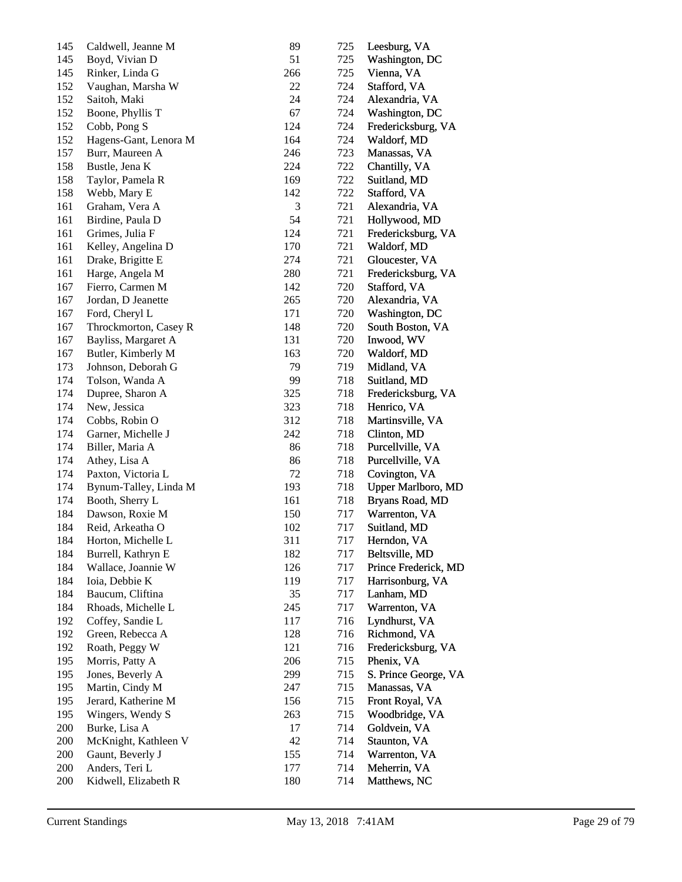| | | | | |
|---|---|---|---|---|
| 145 | Caldwell, Jeanne M | 89 | 725 | Leesburg, VA |
| 145 | Boyd, Vivian D | 51 | 725 | Washington, DC |
| 145 | Rinker, Linda G | 266 | 725 | Vienna, VA |
| 152 | Vaughan, Marsha W | 22 | 724 | Stafford, VA |
| 152 | Saitoh, Maki | 24 | 724 | Alexandria, VA |
| 152 | Boone, Phyllis T | 67 | 724 | Washington, DC |
| 152 | Cobb, Pong S | 124 | 724 | Fredericksburg, VA |
| 152 | Hagens-Gant, Lenora M | 164 | 724 | Waldorf, MD |
| 157 | Burr, Maureen A | 246 | 723 | Manassas, VA |
| 158 | Bustle, Jena K | 224 | 722 | Chantilly, VA |
| 158 | Taylor, Pamela R | 169 | 722 | Suitland, MD |
| 158 | Webb, Mary E | 142 | 722 | Stafford, VA |
| 161 | Graham, Vera A | 3 | 721 | Alexandria, VA |
| 161 | Birdine, Paula D | 54 | 721 | Hollywood, MD |
| 161 | Grimes, Julia F | 124 | 721 | Fredericksburg, VA |
| 161 | Kelley, Angelina D | 170 | 721 | Waldorf, MD |
| 161 | Drake, Brigitte E | 274 | 721 | Gloucester, VA |
| 161 | Harge, Angela M | 280 | 721 | Fredericksburg, VA |
| 167 | Fierro, Carmen M | 142 | 720 | Stafford, VA |
| 167 | Jordan, D Jeanette | 265 | 720 | Alexandria, VA |
| 167 | Ford, Cheryl L | 171 | 720 | Washington, DC |
| 167 | Throckmorton, Casey R | 148 | 720 | South Boston, VA |
| 167 | Bayliss, Margaret A | 131 | 720 | Inwood, WV |
| 167 | Butler, Kimberly M | 163 | 720 | Waldorf, MD |
| 173 | Johnson, Deborah G | 79 | 719 | Midland, VA |
| 174 | Tolson, Wanda A | 99 | 718 | Suitland, MD |
| 174 | Dupree, Sharon A | 325 | 718 | Fredericksburg, VA |
| 174 | New, Jessica | 323 | 718 | Henrico, VA |
| 174 | Cobbs, Robin O | 312 | 718 | Martinsville, VA |
| 174 | Garner, Michelle J | 242 | 718 | Clinton, MD |
| 174 | Biller, Maria A | 86 | 718 | Purcellville, VA |
| 174 | Athey, Lisa A | 86 | 718 | Purcellville, VA |
| 174 | Paxton, Victoria L | 72 | 718 | Covington, VA |
| 174 | Bynum-Talley, Linda M | 193 | 718 | Upper Marlboro, MD |
| 174 | Booth, Sherry L | 161 | 718 | Bryans Road, MD |
| 184 | Dawson, Roxie M | 150 | 717 | Warrenton, VA |
| 184 | Reid, Arkeatha O | 102 | 717 | Suitland, MD |
| 184 | Horton, Michelle L | 311 | 717 | Herndon, VA |
| 184 | Burrell, Kathryn E | 182 | 717 | Beltsville, MD |
| 184 | Wallace, Joannie W | 126 | 717 | Prince Frederick, MD |
| 184 | Ioia, Debbie K | 119 | 717 | Harrisonburg, VA |
| 184 | Baucum, Cliftina | 35 | 717 | Lanham, MD |
| 184 | Rhoads, Michelle L | 245 | 717 | Warrenton, VA |
| 192 | Coffey, Sandie L | 117 | 716 | Lyndhurst, VA |
| 192 | Green, Rebecca A | 128 | 716 | Richmond, VA |
| 192 | Roath, Peggy W | 121 | 716 | Fredericksburg, VA |
| 195 | Morris, Patty A | 206 | 715 | Phenix, VA |
| 195 | Jones, Beverly A | 299 | 715 | S. Prince George, VA |
| 195 | Martin, Cindy M | 247 | 715 | Manassas, VA |
| 195 | Jerard, Katherine M | 156 | 715 | Front Royal, VA |
| 195 | Wingers, Wendy S | 263 | 715 | Woodbridge, VA |
| 200 | Burke, Lisa A | 17 | 714 | Goldvein, VA |
| 200 | McKnight, Kathleen V | 42 | 714 | Staunton, VA |
| 200 | Gaunt, Beverly J | 155 | 714 | Warrenton, VA |
| 200 | Anders, Teri L | 177 | 714 | Meherrin, VA |
| 200 | Kidwell, Elizabeth R | 180 | 714 | Matthews, NC |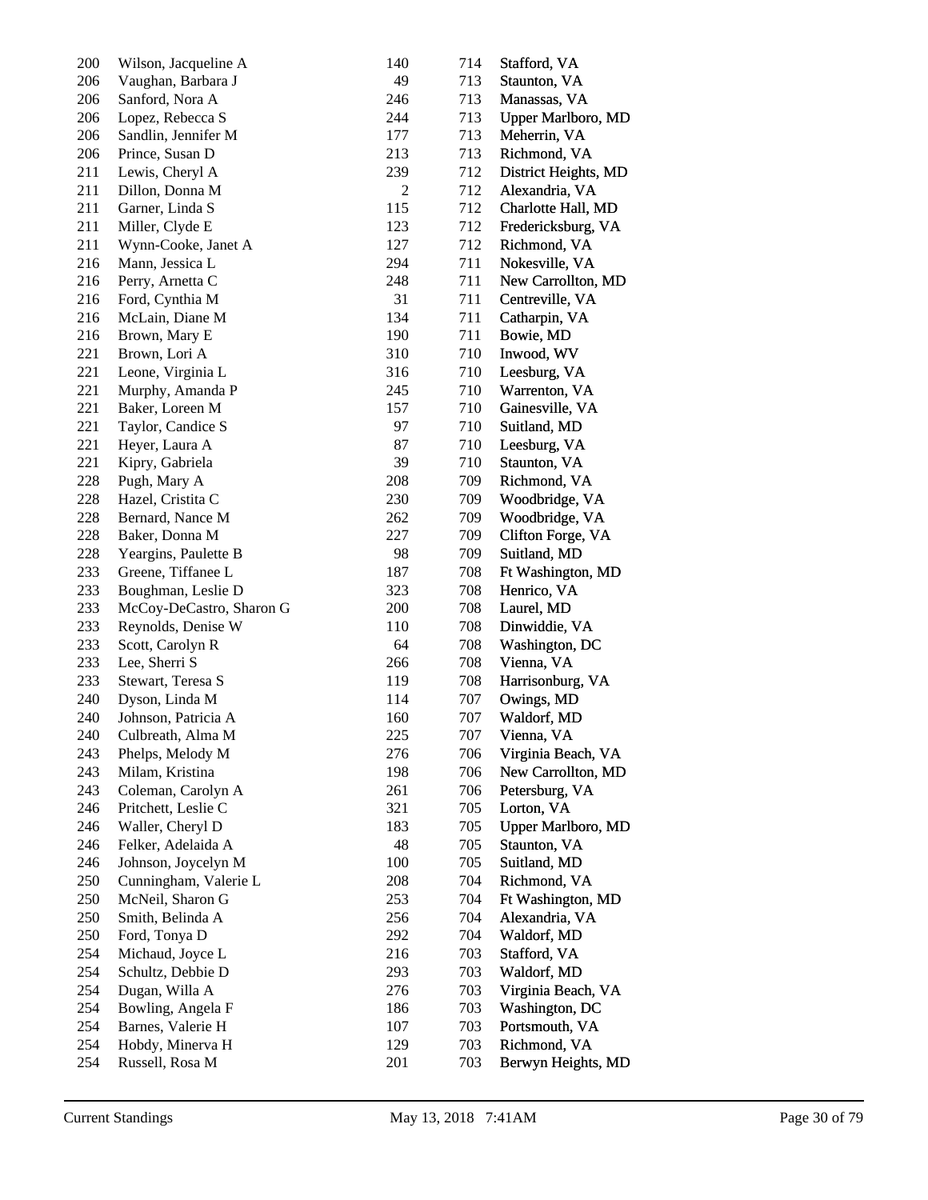| | | | | |
|---|---|---|---|---|
| 200 | Wilson, Jacqueline A | 140 | 714 | Stafford, VA |
| 206 | Vaughan, Barbara J | 49 | 713 | Staunton, VA |
| 206 | Sanford, Nora A | 246 | 713 | Manassas, VA |
| 206 | Lopez, Rebecca S | 244 | 713 | Upper Marlboro, MD |
| 206 | Sandlin, Jennifer M | 177 | 713 | Meherrin, VA |
| 206 | Prince, Susan D | 213 | 713 | Richmond, VA |
| 211 | Lewis, Cheryl A | 239 | 712 | District Heights, MD |
| 211 | Dillon, Donna M | 2 | 712 | Alexandria, VA |
| 211 | Garner, Linda S | 115 | 712 | Charlotte Hall, MD |
| 211 | Miller, Clyde E | 123 | 712 | Fredericksburg, VA |
| 211 | Wynn-Cooke, Janet A | 127 | 712 | Richmond, VA |
| 216 | Mann, Jessica L | 294 | 711 | Nokesville, VA |
| 216 | Perry, Arnetta C | 248 | 711 | New Carrollton, MD |
| 216 | Ford, Cynthia M | 31 | 711 | Centreville, VA |
| 216 | McLain, Diane M | 134 | 711 | Catharpin, VA |
| 216 | Brown, Mary E | 190 | 711 | Bowie, MD |
| 221 | Brown, Lori A | 310 | 710 | Inwood, WV |
| 221 | Leone, Virginia L | 316 | 710 | Leesburg, VA |
| 221 | Murphy, Amanda P | 245 | 710 | Warrenton, VA |
| 221 | Baker, Loreen M | 157 | 710 | Gainesville, VA |
| 221 | Taylor, Candice S | 97 | 710 | Suitland, MD |
| 221 | Heyer, Laura A | 87 | 710 | Leesburg, VA |
| 221 | Kipry, Gabriela | 39 | 710 | Staunton, VA |
| 228 | Pugh, Mary A | 208 | 709 | Richmond, VA |
| 228 | Hazel, Cristita C | 230 | 709 | Woodbridge, VA |
| 228 | Bernard, Nance M | 262 | 709 | Woodbridge, VA |
| 228 | Baker, Donna M | 227 | 709 | Clifton Forge, VA |
| 228 | Yeargins, Paulette B | 98 | 709 | Suitland, MD |
| 233 | Greene, Tiffanee L | 187 | 708 | Ft Washington, MD |
| 233 | Boughman, Leslie D | 323 | 708 | Henrico, VA |
| 233 | McCoy-DeCastro, Sharon G | 200 | 708 | Laurel, MD |
| 233 | Reynolds, Denise W | 110 | 708 | Dinwiddie, VA |
| 233 | Scott, Carolyn R | 64 | 708 | Washington, DC |
| 233 | Lee, Sherri S | 266 | 708 | Vienna, VA |
| 233 | Stewart, Teresa S | 119 | 708 | Harrisonburg, VA |
| 240 | Dyson, Linda M | 114 | 707 | Owings, MD |
| 240 | Johnson, Patricia A | 160 | 707 | Waldorf, MD |
| 240 | Culbreath, Alma M | 225 | 707 | Vienna, VA |
| 243 | Phelps, Melody M | 276 | 706 | Virginia Beach, VA |
| 243 | Milam, Kristina | 198 | 706 | New Carrollton, MD |
| 243 | Coleman, Carolyn A | 261 | 706 | Petersburg, VA |
| 246 | Pritchett, Leslie C | 321 | 705 | Lorton, VA |
| 246 | Waller, Cheryl D | 183 | 705 | Upper Marlboro, MD |
| 246 | Felker, Adelaida A | 48 | 705 | Staunton, VA |
| 246 | Johnson, Joycelyn M | 100 | 705 | Suitland, MD |
| 250 | Cunningham, Valerie L | 208 | 704 | Richmond, VA |
| 250 | McNeil, Sharon G | 253 | 704 | Ft Washington, MD |
| 250 | Smith, Belinda A | 256 | 704 | Alexandria, VA |
| 250 | Ford, Tonya D | 292 | 704 | Waldorf, MD |
| 254 | Michaud, Joyce L | 216 | 703 | Stafford, VA |
| 254 | Schultz, Debbie D | 293 | 703 | Waldorf, MD |
| 254 | Dugan, Willa A | 276 | 703 | Virginia Beach, VA |
| 254 | Bowling, Angela F | 186 | 703 | Washington, DC |
| 254 | Barnes, Valerie H | 107 | 703 | Portsmouth, VA |
| 254 | Hobdy, Minerva H | 129 | 703 | Richmond, VA |
| 254 | Russell, Rosa M | 201 | 703 | Berwyn Heights, MD |

Current Standings May 13, 2018 7:41AM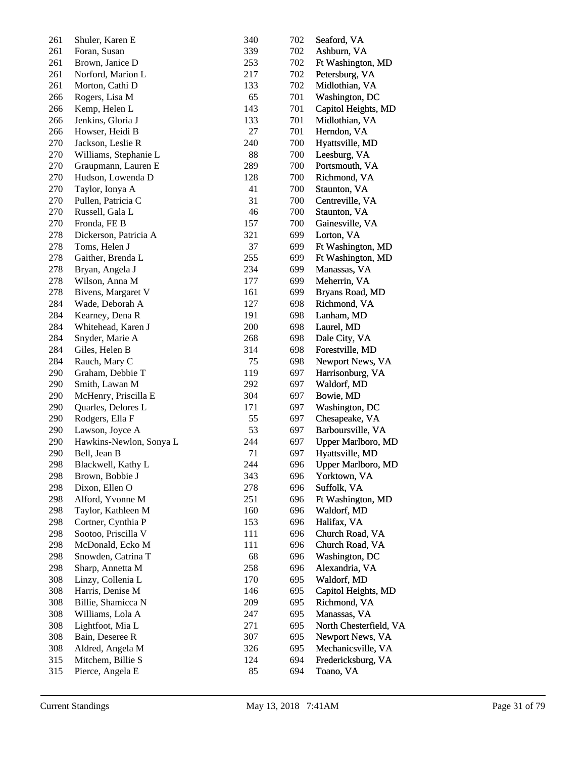| | | | | |
|---|---|---|---|---|
| 261 | Shuler, Karen E | 340 | 702 | Seaford, VA |
| 261 | Foran, Susan | 339 | 702 | Ashburn, VA |
| 261 | Brown, Janice D | 253 | 702 | Ft Washington, MD |
| 261 | Norford, Marion L | 217 | 702 | Petersburg, VA |
| 261 | Morton, Cathi D | 133 | 702 | Midlothian, VA |
| 266 | Rogers, Lisa M | 65 | 701 | Washington, DC |
| 266 | Kemp, Helen L | 143 | 701 | Capitol Heights, MD |
| 266 | Jenkins, Gloria J | 133 | 701 | Midlothian, VA |
| 266 | Howser, Heidi B | 27 | 701 | Herndon, VA |
| 270 | Jackson, Leslie R | 240 | 700 | Hyattsville, MD |
| 270 | Williams, Stephanie L | 88 | 700 | Leesburg, VA |
| 270 | Graupmann, Lauren E | 289 | 700 | Portsmouth, VA |
| 270 | Hudson, Lowenda D | 128 | 700 | Richmond, VA |
| 270 | Taylor, Ionya A | 41 | 700 | Staunton, VA |
| 270 | Pullen, Patricia C | 31 | 700 | Centreville, VA |
| 270 | Russell, Gala L | 46 | 700 | Staunton, VA |
| 270 | Fronda, FE B | 157 | 700 | Gainesville, VA |
| 278 | Dickerson, Patricia A | 321 | 699 | Lorton, VA |
| 278 | Toms, Helen J | 37 | 699 | Ft Washington, MD |
| 278 | Gaither, Brenda L | 255 | 699 | Ft Washington, MD |
| 278 | Bryan, Angela J | 234 | 699 | Manassas, VA |
| 278 | Wilson, Anna M | 177 | 699 | Meherrin, VA |
| 278 | Bivens, Margaret V | 161 | 699 | Bryans Road, MD |
| 284 | Wade, Deborah A | 127 | 698 | Richmond, VA |
| 284 | Kearney, Dena R | 191 | 698 | Lanham, MD |
| 284 | Whitehead, Karen J | 200 | 698 | Laurel, MD |
| 284 | Snyder, Marie A | 268 | 698 | Dale City, VA |
| 284 | Giles, Helen B | 314 | 698 | Forestville, MD |
| 284 | Rauch, Mary C | 75 | 698 | Newport News, VA |
| 290 | Graham, Debbie T | 119 | 697 | Harrisonburg, VA |
| 290 | Smith, Lawan M | 292 | 697 | Waldorf, MD |
| 290 | McHenry, Priscilla E | 304 | 697 | Bowie, MD |
| 290 | Quarles, Delores L | 171 | 697 | Washington, DC |
| 290 | Rodgers, Ella F | 55 | 697 | Chesapeake, VA |
| 290 | Lawson, Joyce A | 53 | 697 | Barboursville, VA |
| 290 | Hawkins-Newlon, Sonya L | 244 | 697 | Upper Marlboro, MD |
| 290 | Bell, Jean B | 71 | 697 | Hyattsville, MD |
| 298 | Blackwell, Kathy L | 244 | 696 | Upper Marlboro, MD |
| 298 | Brown, Bobbie J | 343 | 696 | Yorktown, VA |
| 298 | Dixon, Ellen O | 278 | 696 | Suffolk, VA |
| 298 | Alford, Yvonne M | 251 | 696 | Ft Washington, MD |
| 298 | Taylor, Kathleen M | 160 | 696 | Waldorf, MD |
| 298 | Cortner, Cynthia P | 153 | 696 | Halifax, VA |
| 298 | Sootoo, Priscilla V | 111 | 696 | Church Road, VA |
| 298 | McDonald, Ecko M | 111 | 696 | Church Road, VA |
| 298 | Snowden, Catrina T | 68 | 696 | Washington, DC |
| 298 | Sharp, Annetta M | 258 | 696 | Alexandria, VA |
| 308 | Linzy, Collenia L | 170 | 695 | Waldorf, MD |
| 308 | Harris, Denise M | 146 | 695 | Capitol Heights, MD |
| 308 | Billie, Shamicca N | 209 | 695 | Richmond, VA |
| 308 | Williams, Lola A | 247 | 695 | Manassas, VA |
| 308 | Lightfoot, Mia L | 271 | 695 | North Chesterfield, VA |
| 308 | Bain, Deseree R | 307 | 695 | Newport News, VA |
| 308 | Aldred, Angela M | 326 | 695 | Mechanicsville, VA |
| 315 | Mitchem, Billie S | 124 | 694 | Fredericksburg, VA |
| 315 | Pierce, Angela E | 85 | 694 | Toano, VA |

Current Standings May 13, 2018 7:41AM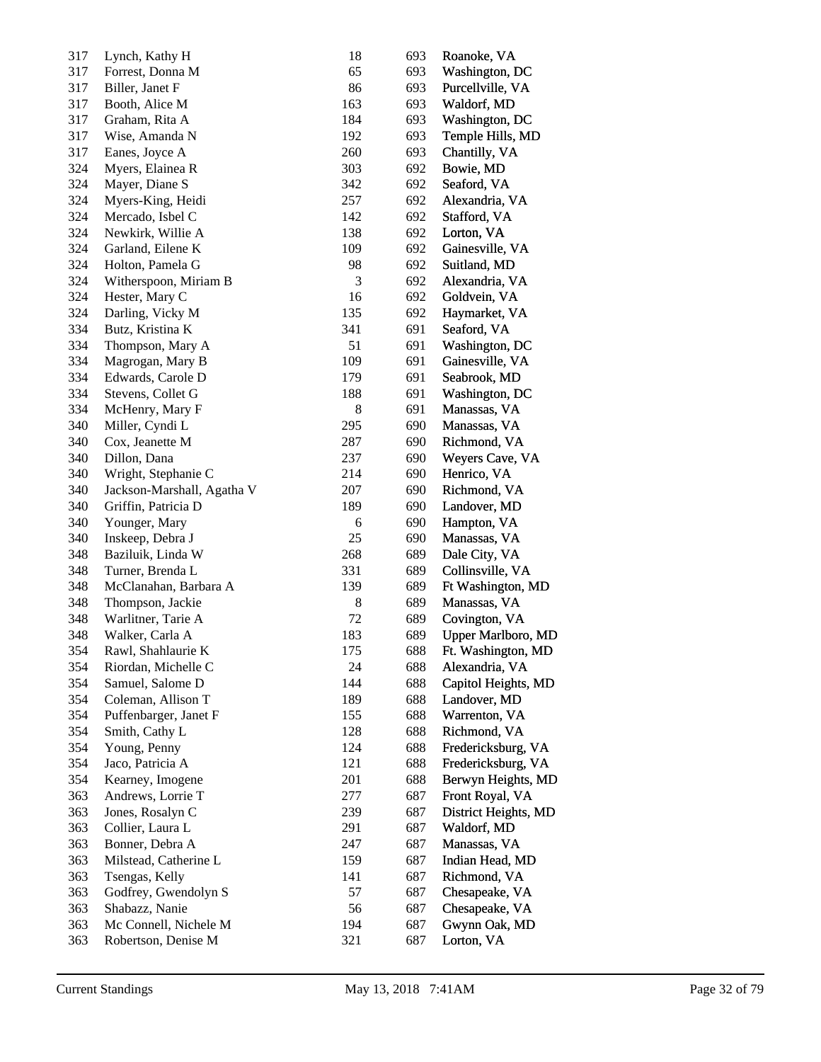| | | | | |
|---|---|---|---|---|
| 317 | Lynch, Kathy H | 18 | 693 | Roanoke, VA |
| 317 | Forrest, Donna M | 65 | 693 | Washington, DC |
| 317 | Biller, Janet F | 86 | 693 | Purcellville, VA |
| 317 | Booth, Alice M | 163 | 693 | Waldorf, MD |
| 317 | Graham, Rita A | 184 | 693 | Washington, DC |
| 317 | Wise, Amanda N | 192 | 693 | Temple Hills, MD |
| 317 | Eanes, Joyce A | 260 | 693 | Chantilly, VA |
| 324 | Myers, Elainea R | 303 | 692 | Bowie, MD |
| 324 | Mayer, Diane S | 342 | 692 | Seaford, VA |
| 324 | Myers-King, Heidi | 257 | 692 | Alexandria, VA |
| 324 | Mercado, Isbel C | 142 | 692 | Stafford, VA |
| 324 | Newkirk, Willie A | 138 | 692 | Lorton, VA |
| 324 | Garland, Eilene K | 109 | 692 | Gainesville, VA |
| 324 | Holton, Pamela G | 98 | 692 | Suitland, MD |
| 324 | Witherspoon, Miriam B | 3 | 692 | Alexandria, VA |
| 324 | Hester, Mary C | 16 | 692 | Goldvein, VA |
| 324 | Darling, Vicky M | 135 | 692 | Haymarket, VA |
| 334 | Butz, Kristina K | 341 | 691 | Seaford, VA |
| 334 | Thompson, Mary A | 51 | 691 | Washington, DC |
| 334 | Magrogan, Mary B | 109 | 691 | Gainesville, VA |
| 334 | Edwards, Carole D | 179 | 691 | Seabrook, MD |
| 334 | Stevens, Collet G | 188 | 691 | Washington, DC |
| 334 | McHenry, Mary F | 8 | 691 | Manassas, VA |
| 340 | Miller, Cyndi L | 295 | 690 | Manassas, VA |
| 340 | Cox, Jeanette M | 287 | 690 | Richmond, VA |
| 340 | Dillon, Dana | 237 | 690 | Weyers Cave, VA |
| 340 | Wright, Stephanie C | 214 | 690 | Henrico, VA |
| 340 | Jackson-Marshall, Agatha V | 207 | 690 | Richmond, VA |
| 340 | Griffin, Patricia D | 189 | 690 | Landover, MD |
| 340 | Younger, Mary | 6 | 690 | Hampton, VA |
| 340 | Inskeep, Debra J | 25 | 690 | Manassas, VA |
| 348 | Baziluik, Linda W | 268 | 689 | Dale City, VA |
| 348 | Turner, Brenda L | 331 | 689 | Collinsville, VA |
| 348 | McClanahan, Barbara A | 139 | 689 | Ft Washington, MD |
| 348 | Thompson, Jackie | 8 | 689 | Manassas, VA |
| 348 | Warlitner, Tarie A | 72 | 689 | Covington, VA |
| 348 | Walker, Carla A | 183 | 689 | Upper Marlboro, MD |
| 354 | Rawl, Shahlaurie K | 175 | 688 | Ft. Washington, MD |
| 354 | Riordan, Michelle C | 24 | 688 | Alexandria, VA |
| 354 | Samuel, Salome D | 144 | 688 | Capitol Heights, MD |
| 354 | Coleman, Allison T | 189 | 688 | Landover, MD |
| 354 | Puffenbarger, Janet F | 155 | 688 | Warrenton, VA |
| 354 | Smith, Cathy L | 128 | 688 | Richmond, VA |
| 354 | Young, Penny | 124 | 688 | Fredericksburg, VA |
| 354 | Jaco, Patricia A | 121 | 688 | Fredericksburg, VA |
| 354 | Kearney, Imogene | 201 | 688 | Berwyn Heights, MD |
| 363 | Andrews, Lorrie T | 277 | 687 | Front Royal, VA |
| 363 | Jones, Rosalyn C | 239 | 687 | District Heights, MD |
| 363 | Collier, Laura L | 291 | 687 | Waldorf, MD |
| 363 | Bonner, Debra A | 247 | 687 | Manassas, VA |
| 363 | Milstead, Catherine L | 159 | 687 | Indian Head, MD |
| 363 | Tsengas, Kelly | 141 | 687 | Richmond, VA |
| 363 | Godfrey, Gwendolyn S | 57 | 687 | Chesapeake, VA |
| 363 | Shabazz, Nanie | 56 | 687 | Chesapeake, VA |
| 363 | Mc Connell, Nichele M | 194 | 687 | Gwynn Oak, MD |
| 363 | Robertson, Denise M | 321 | 687 | Lorton, VA |

Current Standings May 13, 2018 7:41AM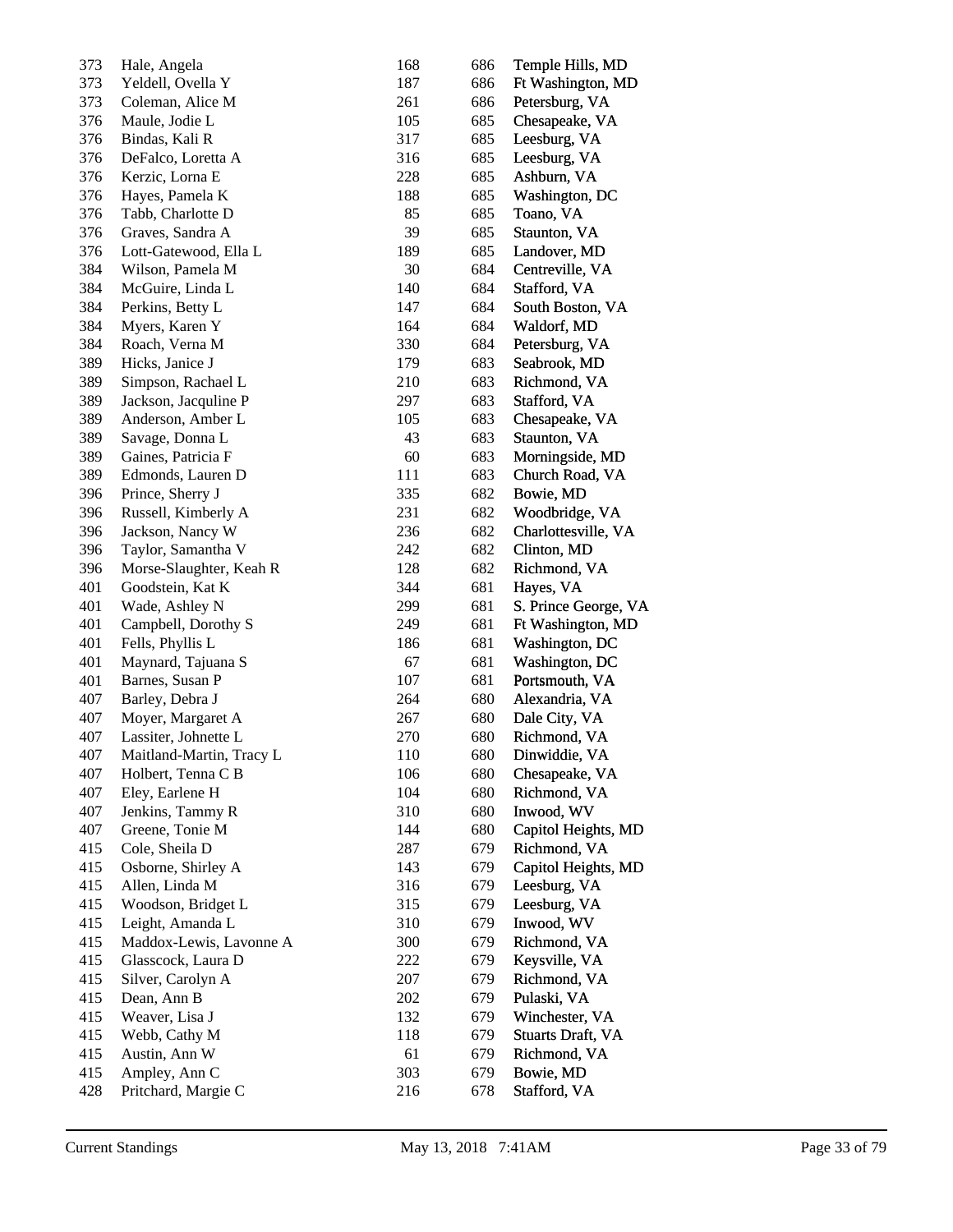| | | | | |
|---|---|---|---|---|
| 373 | Hale, Angela | 168 | 686 | Temple Hills, MD |
| 373 | Yeldell, Ovella Y | 187 | 686 | Ft Washington, MD |
| 373 | Coleman, Alice M | 261 | 686 | Petersburg, VA |
| 376 | Maule, Jodie L | 105 | 685 | Chesapeake, VA |
| 376 | Bindas, Kali R | 317 | 685 | Leesburg, VA |
| 376 | DeFalco, Loretta A | 316 | 685 | Leesburg, VA |
| 376 | Kerzic, Lorna E | 228 | 685 | Ashburn, VA |
| 376 | Hayes, Pamela K | 188 | 685 | Washington, DC |
| 376 | Tabb, Charlotte D | 85 | 685 | Toano, VA |
| 376 | Graves, Sandra A | 39 | 685 | Staunton, VA |
| 376 | Lott-Gatewood, Ella L | 189 | 685 | Landover, MD |
| 384 | Wilson, Pamela M | 30 | 684 | Centreville, VA |
| 384 | McGuire, Linda L | 140 | 684 | Stafford, VA |
| 384 | Perkins, Betty L | 147 | 684 | South Boston, VA |
| 384 | Myers, Karen Y | 164 | 684 | Waldorf, MD |
| 384 | Roach, Verna M | 330 | 684 | Petersburg, VA |
| 389 | Hicks, Janice J | 179 | 683 | Seabrook, MD |
| 389 | Simpson, Rachael L | 210 | 683 | Richmond, VA |
| 389 | Jackson, Jacquline P | 297 | 683 | Stafford, VA |
| 389 | Anderson, Amber L | 105 | 683 | Chesapeake, VA |
| 389 | Savage, Donna L | 43 | 683 | Staunton, VA |
| 389 | Gaines, Patricia F | 60 | 683 | Morningside, MD |
| 389 | Edmonds, Lauren D | 111 | 683 | Church Road, VA |
| 396 | Prince, Sherry J | 335 | 682 | Bowie, MD |
| 396 | Russell, Kimberly A | 231 | 682 | Woodbridge, VA |
| 396 | Jackson, Nancy W | 236 | 682 | Charlottesville, VA |
| 396 | Taylor, Samantha V | 242 | 682 | Clinton, MD |
| 396 | Morse-Slaughter, Keah R | 128 | 682 | Richmond, VA |
| 401 | Goodstein, Kat K | 344 | 681 | Hayes, VA |
| 401 | Wade, Ashley N | 299 | 681 | S. Prince George, VA |
| 401 | Campbell, Dorothy S | 249 | 681 | Ft Washington, MD |
| 401 | Fells, Phyllis L | 186 | 681 | Washington, DC |
| 401 | Maynard, Tajuana S | 67 | 681 | Washington, DC |
| 401 | Barnes, Susan P | 107 | 681 | Portsmouth, VA |
| 407 | Barley, Debra J | 264 | 680 | Alexandria, VA |
| 407 | Moyer, Margaret A | 267 | 680 | Dale City, VA |
| 407 | Lassiter, Johnette L | 270 | 680 | Richmond, VA |
| 407 | Maitland-Martin, Tracy L | 110 | 680 | Dinwiddie, VA |
| 407 | Holbert, Tenna C B | 106 | 680 | Chesapeake, VA |
| 407 | Eley, Earlene H | 104 | 680 | Richmond, VA |
| 407 | Jenkins, Tammy R | 310 | 680 | Inwood, WV |
| 407 | Greene, Tonie M | 144 | 680 | Capitol Heights, MD |
| 415 | Cole, Sheila D | 287 | 679 | Richmond, VA |
| 415 | Osborne, Shirley A | 143 | 679 | Capitol Heights, MD |
| 415 | Allen, Linda M | 316 | 679 | Leesburg, VA |
| 415 | Woodson, Bridget L | 315 | 679 | Leesburg, VA |
| 415 | Leight, Amanda L | 310 | 679 | Inwood, WV |
| 415 | Maddox-Lewis, Lavonne A | 300 | 679 | Richmond, VA |
| 415 | Glasscock, Laura D | 222 | 679 | Keysville, VA |
| 415 | Silver, Carolyn A | 207 | 679 | Richmond, VA |
| 415 | Dean, Ann B | 202 | 679 | Pulaski, VA |
| 415 | Weaver, Lisa J | 132 | 679 | Winchester, VA |
| 415 | Webb, Cathy M | 118 | 679 | Stuarts Draft, VA |
| 415 | Austin, Ann W | 61 | 679 | Richmond, VA |
| 415 | Ampley, Ann C | 303 | 679 | Bowie, MD |
| 428 | Pritchard, Margie C | 216 | 678 | Stafford, VA |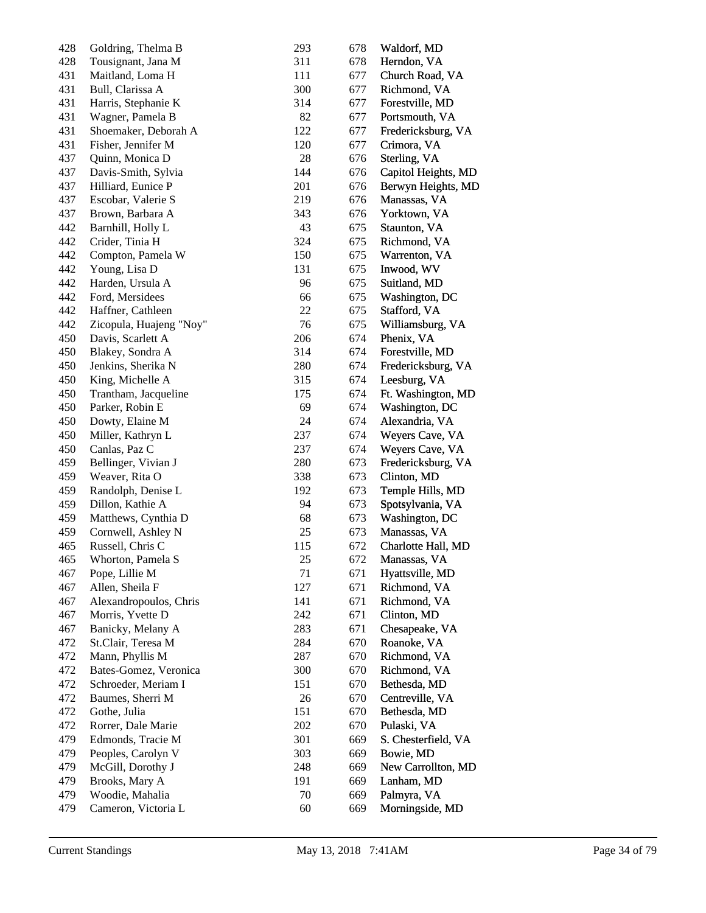| | | | | |
|---|---|---|---|---|
| 428 | Goldring, Thelma B | 293 | 678 | Waldorf, MD |
| 428 | Tousignant, Jana M | 311 | 678 | Herndon, VA |
| 431 | Maitland, Loma H | 111 | 677 | Church Road, VA |
| 431 | Bull, Clarissa A | 300 | 677 | Richmond, VA |
| 431 | Harris, Stephanie K | 314 | 677 | Forestville, MD |
| 431 | Wagner, Pamela B | 82 | 677 | Portsmouth, VA |
| 431 | Shoemaker, Deborah A | 122 | 677 | Fredericksburg, VA |
| 431 | Fisher, Jennifer M | 120 | 677 | Crimora, VA |
| 437 | Quinn, Monica D | 28 | 676 | Sterling, VA |
| 437 | Davis-Smith, Sylvia | 144 | 676 | Capitol Heights, MD |
| 437 | Hilliard, Eunice P | 201 | 676 | Berwyn Heights, MD |
| 437 | Escobar, Valerie S | 219 | 676 | Manassas, VA |
| 437 | Brown, Barbara A | 343 | 676 | Yorktown, VA |
| 442 | Barnhill, Holly L | 43 | 675 | Staunton, VA |
| 442 | Crider, Tinia H | 324 | 675 | Richmond, VA |
| 442 | Compton, Pamela W | 150 | 675 | Warrenton, VA |
| 442 | Young, Lisa D | 131 | 675 | Inwood, WV |
| 442 | Harden, Ursula A | 96 | 675 | Suitland, MD |
| 442 | Ford, Mersidees | 66 | 675 | Washington, DC |
| 442 | Haffner, Cathleen | 22 | 675 | Stafford, VA |
| 442 | Zicopula, Huajeng "Noy" | 76 | 675 | Williamsburg, VA |
| 450 | Davis, Scarlett A | 206 | 674 | Phenix, VA |
| 450 | Blakey, Sondra A | 314 | 674 | Forestville, MD |
| 450 | Jenkins, Sherika N | 280 | 674 | Fredericksburg, VA |
| 450 | King, Michelle A | 315 | 674 | Leesburg, VA |
| 450 | Trantham, Jacqueline | 175 | 674 | Ft. Washington, MD |
| 450 | Parker, Robin E | 69 | 674 | Washington, DC |
| 450 | Dowty, Elaine M | 24 | 674 | Alexandria, VA |
| 450 | Miller, Kathryn L | 237 | 674 | Weyers Cave, VA |
| 450 | Canlas, Paz C | 237 | 674 | Weyers Cave, VA |
| 459 | Bellinger, Vivian J | 280 | 673 | Fredericksburg, VA |
| 459 | Weaver, Rita O | 338 | 673 | Clinton, MD |
| 459 | Randolph, Denise L | 192 | 673 | Temple Hills, MD |
| 459 | Dillon, Kathie A | 94 | 673 | Spotsylvania, VA |
| 459 | Matthews, Cynthia D | 68 | 673 | Washington, DC |
| 459 | Cornwell, Ashley N | 25 | 673 | Manassas, VA |
| 465 | Russell, Chris C | 115 | 672 | Charlotte Hall, MD |
| 465 | Whorton, Pamela S | 25 | 672 | Manassas, VA |
| 467 | Pope, Lillie M | 71 | 671 | Hyattsville, MD |
| 467 | Allen, Sheila F | 127 | 671 | Richmond, VA |
| 467 | Alexandropoulos, Chris | 141 | 671 | Richmond, VA |
| 467 | Morris, Yvette D | 242 | 671 | Clinton, MD |
| 467 | Banicky, Melany A | 283 | 671 | Chesapeake, VA |
| 472 | St.Clair, Teresa M | 284 | 670 | Roanoke, VA |
| 472 | Mann, Phyllis M | 287 | 670 | Richmond, VA |
| 472 | Bates-Gomez, Veronica | 300 | 670 | Richmond, VA |
| 472 | Schroeder, Meriam I | 151 | 670 | Bethesda, MD |
| 472 | Baumes, Sherri M | 26 | 670 | Centreville, VA |
| 472 | Gothe, Julia | 151 | 670 | Bethesda, MD |
| 472 | Rorrer, Dale Marie | 202 | 670 | Pulaski, VA |
| 479 | Edmonds, Tracie M | 301 | 669 | S. Chesterfield, VA |
| 479 | Peoples, Carolyn V | 303 | 669 | Bowie, MD |
| 479 | McGill, Dorothy J | 248 | 669 | New Carrollton, MD |
| 479 | Brooks, Mary A | 191 | 669 | Lanham, MD |
| 479 | Woodie, Mahalia | 70 | 669 | Palmyra, VA |
| 479 | Cameron, Victoria L | 60 | 669 | Morningside, MD |

Current Standings May 13, 2018 7:41AM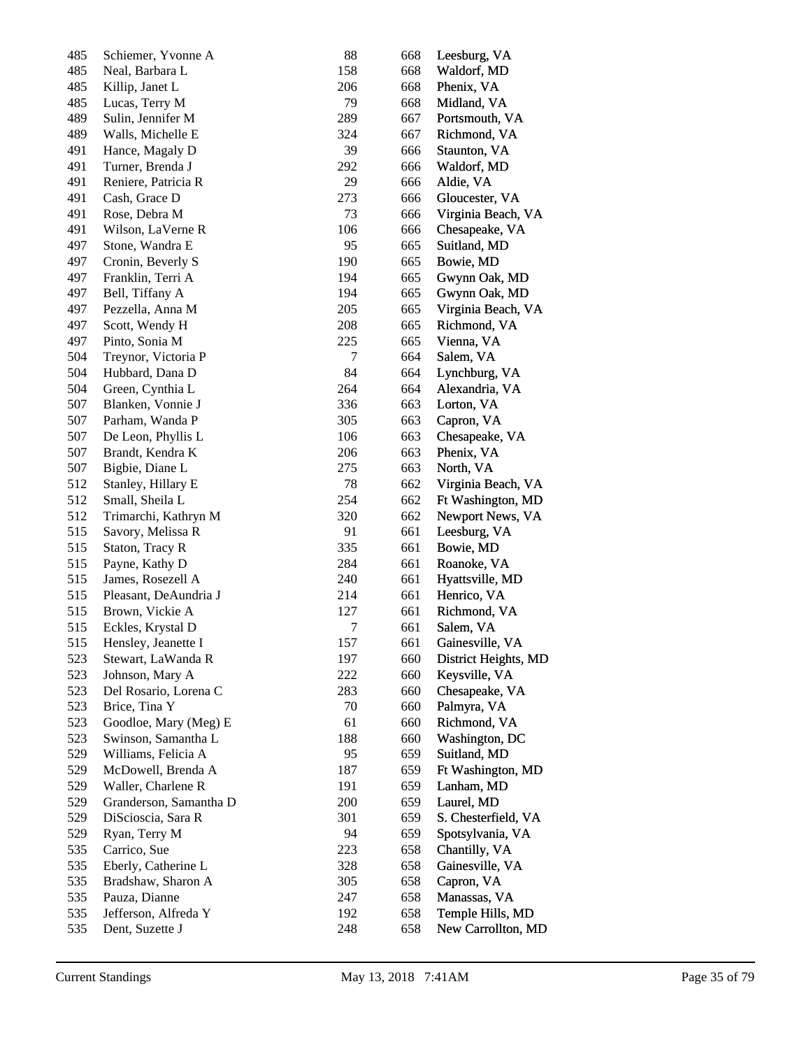| | | | | |
|---|---|---|---|---|
| 485 | Schiemer, Yvonne A | 88 | 668 | Leesburg, VA |
| 485 | Neal, Barbara L | 158 | 668 | Waldorf, MD |
| 485 | Killip, Janet L | 206 | 668 | Phenix, VA |
| 485 | Lucas, Terry M | 79 | 668 | Midland, VA |
| 489 | Sulin, Jennifer M | 289 | 667 | Portsmouth, VA |
| 489 | Walls, Michelle E | 324 | 667 | Richmond, VA |
| 491 | Hance, Magaly D | 39 | 666 | Staunton, VA |
| 491 | Turner, Brenda J | 292 | 666 | Waldorf, MD |
| 491 | Reniere, Patricia R | 29 | 666 | Aldie, VA |
| 491 | Cash, Grace D | 273 | 666 | Gloucester, VA |
| 491 | Rose, Debra M | 73 | 666 | Virginia Beach, VA |
| 491 | Wilson, LaVerne R | 106 | 666 | Chesapeake, VA |
| 497 | Stone, Wandra E | 95 | 665 | Suitland, MD |
| 497 | Cronin, Beverly S | 190 | 665 | Bowie, MD |
| 497 | Franklin, Terri A | 194 | 665 | Gwynn Oak, MD |
| 497 | Bell, Tiffany A | 194 | 665 | Gwynn Oak, MD |
| 497 | Pezzella, Anna M | 205 | 665 | Virginia Beach, VA |
| 497 | Scott, Wendy H | 208 | 665 | Richmond, VA |
| 497 | Pinto, Sonia M | 225 | 665 | Vienna, VA |
| 504 | Treynor, Victoria P | 7 | 664 | Salem, VA |
| 504 | Hubbard, Dana D | 84 | 664 | Lynchburg, VA |
| 504 | Green, Cynthia L | 264 | 664 | Alexandria, VA |
| 507 | Blanken, Vonnie J | 336 | 663 | Lorton, VA |
| 507 | Parham, Wanda P | 305 | 663 | Capron, VA |
| 507 | De Leon, Phyllis L | 106 | 663 | Chesapeake, VA |
| 507 | Brandt, Kendra K | 206 | 663 | Phenix, VA |
| 507 | Bigbie, Diane L | 275 | 663 | North, VA |
| 512 | Stanley, Hillary E | 78 | 662 | Virginia Beach, VA |
| 512 | Small, Sheila L | 254 | 662 | Ft Washington, MD |
| 512 | Trimarchi, Kathryn M | 320 | 662 | Newport News, VA |
| 515 | Savory, Melissa R | 91 | 661 | Leesburg, VA |
| 515 | Staton, Tracy R | 335 | 661 | Bowie, MD |
| 515 | Payne, Kathy D | 284 | 661 | Roanoke, VA |
| 515 | James, Rosezell A | 240 | 661 | Hyattsville, MD |
| 515 | Pleasant, DeAundria J | 214 | 661 | Henrico, VA |
| 515 | Brown, Vickie A | 127 | 661 | Richmond, VA |
| 515 | Eckles, Krystal D | 7 | 661 | Salem, VA |
| 515 | Hensley, Jeanette I | 157 | 661 | Gainesville, VA |
| 523 | Stewart, LaWanda R | 197 | 660 | District Heights, MD |
| 523 | Johnson, Mary A | 222 | 660 | Keysville, VA |
| 523 | Del Rosario, Lorena C | 283 | 660 | Chesapeake, VA |
| 523 | Brice, Tina Y | 70 | 660 | Palmyra, VA |
| 523 | Goodloe, Mary (Meg) E | 61 | 660 | Richmond, VA |
| 523 | Swinson, Samantha L | 188 | 660 | Washington, DC |
| 529 | Williams, Felicia A | 95 | 659 | Suitland, MD |
| 529 | McDowell, Brenda A | 187 | 659 | Ft Washington, MD |
| 529 | Waller, Charlene R | 191 | 659 | Lanham, MD |
| 529 | Granderson, Samantha D | 200 | 659 | Laurel, MD |
| 529 | DiScioscia, Sara R | 301 | 659 | S. Chesterfield, VA |
| 529 | Ryan, Terry M | 94 | 659 | Spotsylvania, VA |
| 535 | Carrico, Sue | 223 | 658 | Chantilly, VA |
| 535 | Eberly, Catherine L | 328 | 658 | Gainesville, VA |
| 535 | Bradshaw, Sharon A | 305 | 658 | Capron, VA |
| 535 | Pauza, Dianne | 247 | 658 | Manassas, VA |
| 535 | Jefferson, Alfreda Y | 192 | 658 | Temple Hills, MD |
| 535 | Dent, Suzette J | 248 | 658 | New Carrollton, MD |

Current Standings — May 13, 2018 7:41AM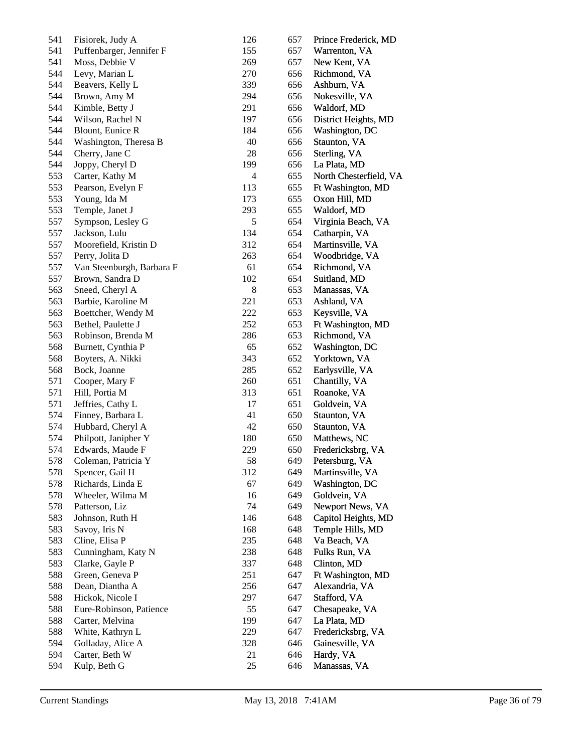| | | | | |
|---|---|---|---|---|
| 541 | Fisiorek, Judy A | 126 | 657 | Prince Frederick, MD |
| 541 | Puffenbarger, Jennifer F | 155 | 657 | Warrenton, VA |
| 541 | Moss, Debbie V | 269 | 657 | New Kent, VA |
| 544 | Levy, Marian L | 270 | 656 | Richmond, VA |
| 544 | Beavers, Kelly L | 339 | 656 | Ashburn, VA |
| 544 | Brown, Amy M | 294 | 656 | Nokesville, VA |
| 544 | Kimble, Betty J | 291 | 656 | Waldorf, MD |
| 544 | Wilson, Rachel N | 197 | 656 | District Heights, MD |
| 544 | Blount, Eunice R | 184 | 656 | Washington, DC |
| 544 | Washington, Theresa B | 40 | 656 | Staunton, VA |
| 544 | Cherry, Jane C | 28 | 656 | Sterling, VA |
| 544 | Joppy, Cheryl D | 199 | 656 | La Plata, MD |
| 553 | Carter, Kathy M | 4 | 655 | North Chesterfield, VA |
| 553 | Pearson, Evelyn F | 113 | 655 | Ft Washington, MD |
| 553 | Young, Ida M | 173 | 655 | Oxon Hill, MD |
| 553 | Temple, Janet J | 293 | 655 | Waldorf, MD |
| 557 | Sympson, Lesley G | 5 | 654 | Virginia Beach, VA |
| 557 | Jackson, Lulu | 134 | 654 | Catharpin, VA |
| 557 | Moorefield, Kristin D | 312 | 654 | Martinsville, VA |
| 557 | Perry, Jolita D | 263 | 654 | Woodbridge, VA |
| 557 | Van Steenburgh, Barbara F | 61 | 654 | Richmond, VA |
| 557 | Brown, Sandra D | 102 | 654 | Suitland, MD |
| 563 | Sneed, Cheryl A | 8 | 653 | Manassas, VA |
| 563 | Barbie, Karoline M | 221 | 653 | Ashland, VA |
| 563 | Boettcher, Wendy M | 222 | 653 | Keysville, VA |
| 563 | Bethel, Paulette J | 252 | 653 | Ft Washington, MD |
| 563 | Robinson, Brenda M | 286 | 653 | Richmond, VA |
| 568 | Burnett, Cynthia P | 65 | 652 | Washington, DC |
| 568 | Boyters, A. Nikki | 343 | 652 | Yorktown, VA |
| 568 | Bock, Joanne | 285 | 652 | Earlysville, VA |
| 571 | Cooper, Mary F | 260 | 651 | Chantilly, VA |
| 571 | Hill, Portia M | 313 | 651 | Roanoke, VA |
| 571 | Jeffries, Cathy L | 17 | 651 | Goldvein, VA |
| 574 | Finney, Barbara L | 41 | 650 | Staunton, VA |
| 574 | Hubbard, Cheryl A | 42 | 650 | Staunton, VA |
| 574 | Philpott, Janipher Y | 180 | 650 | Matthews, NC |
| 574 | Edwards, Maude F | 229 | 650 | Fredericksbrg, VA |
| 578 | Coleman, Patricia Y | 58 | 649 | Petersburg, VA |
| 578 | Spencer, Gail H | 312 | 649 | Martinsville, VA |
| 578 | Richards, Linda E | 67 | 649 | Washington, DC |
| 578 | Wheeler, Wilma M | 16 | 649 | Goldvein, VA |
| 578 | Patterson, Liz | 74 | 649 | Newport News, VA |
| 583 | Johnson, Ruth H | 146 | 648 | Capitol Heights, MD |
| 583 | Savoy, Iris N | 168 | 648 | Temple Hills, MD |
| 583 | Cline, Elisa P | 235 | 648 | Va Beach, VA |
| 583 | Cunningham, Katy N | 238 | 648 | Fulks Run, VA |
| 583 | Clarke, Gayle P | 337 | 648 | Clinton, MD |
| 588 | Green, Geneva P | 251 | 647 | Ft Washington, MD |
| 588 | Dean, Diantha A | 256 | 647 | Alexandria, VA |
| 588 | Hickok, Nicole I | 297 | 647 | Stafford, VA |
| 588 | Eure-Robinson, Patience | 55 | 647 | Chesapeake, VA |
| 588 | Carter, Melvina | 199 | 647 | La Plata, MD |
| 588 | White, Kathryn L | 229 | 647 | Fredericksbrg, VA |
| 594 | Golladay, Alice A | 328 | 646 | Gainesville, VA |
| 594 | Carter, Beth W | 21 | 646 | Hardy, VA |
| 594 | Kulp, Beth G | 25 | 646 | Manassas, VA |

Current Standings May 13, 2018 7:41AM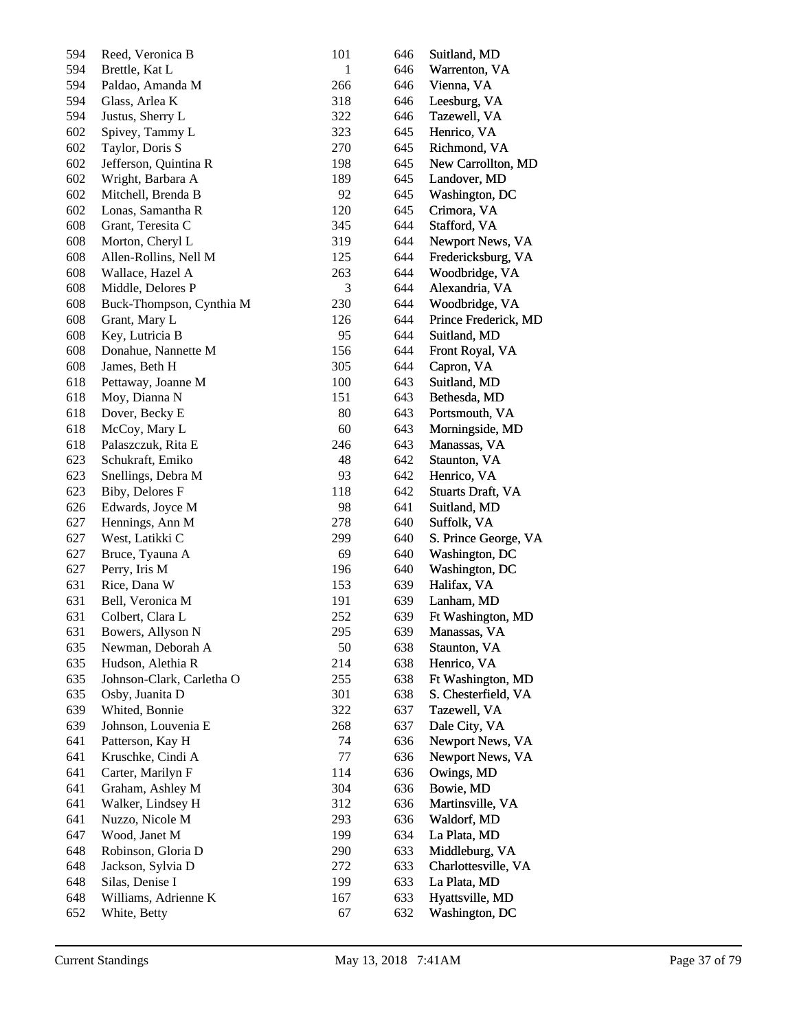| | | | | |
|---|---|---|---|---|
| 594 | Reed, Veronica B | 101 | 646 | Suitland, MD |
| 594 | Brettle, Kat L | 1 | 646 | Warrenton, VA |
| 594 | Paldao, Amanda M | 266 | 646 | Vienna, VA |
| 594 | Glass, Arlea K | 318 | 646 | Leesburg, VA |
| 594 | Justus, Sherry L | 322 | 646 | Tazewell, VA |
| 602 | Spivey, Tammy L | 323 | 645 | Henrico, VA |
| 602 | Taylor, Doris S | 270 | 645 | Richmond, VA |
| 602 | Jefferson, Quintina R | 198 | 645 | New Carrollton, MD |
| 602 | Wright, Barbara A | 189 | 645 | Landover, MD |
| 602 | Mitchell, Brenda B | 92 | 645 | Washington, DC |
| 602 | Lonas, Samantha R | 120 | 645 | Crimora, VA |
| 608 | Grant, Teresita C | 345 | 644 | Stafford, VA |
| 608 | Morton, Cheryl L | 319 | 644 | Newport News, VA |
| 608 | Allen-Rollins, Nell M | 125 | 644 | Fredericksburg, VA |
| 608 | Wallace, Hazel A | 263 | 644 | Woodbridge, VA |
| 608 | Middle, Delores P | 3 | 644 | Alexandria, VA |
| 608 | Buck-Thompson, Cynthia M | 230 | 644 | Woodbridge, VA |
| 608 | Grant, Mary L | 126 | 644 | Prince Frederick, MD |
| 608 | Key, Lutricia B | 95 | 644 | Suitland, MD |
| 608 | Donahue, Nannette M | 156 | 644 | Front Royal, VA |
| 608 | James, Beth H | 305 | 644 | Capron, VA |
| 618 | Pettaway, Joanne M | 100 | 643 | Suitland, MD |
| 618 | Moy, Dianna N | 151 | 643 | Bethesda, MD |
| 618 | Dover, Becky E | 80 | 643 | Portsmouth, VA |
| 618 | McCoy, Mary L | 60 | 643 | Morningside, MD |
| 618 | Palaszczuk, Rita E | 246 | 643 | Manassas, VA |
| 623 | Schukraft, Emiko | 48 | 642 | Staunton, VA |
| 623 | Snellings, Debra M | 93 | 642 | Henrico, VA |
| 623 | Biby, Delores F | 118 | 642 | Stuarts Draft, VA |
| 626 | Edwards, Joyce M | 98 | 641 | Suitland, MD |
| 627 | Hennings, Ann M | 278 | 640 | Suffolk, VA |
| 627 | West, Latikki C | 299 | 640 | S. Prince George, VA |
| 627 | Bruce, Tyauna A | 69 | 640 | Washington, DC |
| 627 | Perry, Iris M | 196 | 640 | Washington, DC |
| 631 | Rice, Dana W | 153 | 639 | Halifax, VA |
| 631 | Bell, Veronica M | 191 | 639 | Lanham, MD |
| 631 | Colbert, Clara L | 252 | 639 | Ft Washington, MD |
| 631 | Bowers, Allyson N | 295 | 639 | Manassas, VA |
| 635 | Newman, Deborah A | 50 | 638 | Staunton, VA |
| 635 | Hudson, Alethia R | 214 | 638 | Henrico, VA |
| 635 | Johnson-Clark, Carletha O | 255 | 638 | Ft Washington, MD |
| 635 | Osby, Juanita D | 301 | 638 | S. Chesterfield, VA |
| 639 | Whited, Bonnie | 322 | 637 | Tazewell, VA |
| 639 | Johnson, Louvenia E | 268 | 637 | Dale City, VA |
| 641 | Patterson, Kay H | 74 | 636 | Newport News, VA |
| 641 | Kruschke, Cindi A | 77 | 636 | Newport News, VA |
| 641 | Carter, Marilyn F | 114 | 636 | Owings, MD |
| 641 | Graham, Ashley M | 304 | 636 | Bowie, MD |
| 641 | Walker, Lindsey H | 312 | 636 | Martinsville, VA |
| 641 | Nuzzo, Nicole M | 293 | 636 | Waldorf, MD |
| 647 | Wood, Janet M | 199 | 634 | La Plata, MD |
| 648 | Robinson, Gloria D | 290 | 633 | Middleburg, VA |
| 648 | Jackson, Sylvia D | 272 | 633 | Charlottesville, VA |
| 648 | Silas, Denise I | 199 | 633 | La Plata, MD |
| 648 | Williams, Adrienne K | 167 | 633 | Hyattsville, MD |
| 652 | White, Betty | 67 | 632 | Washington, DC |

Current Standings May 13, 2018 7:41AM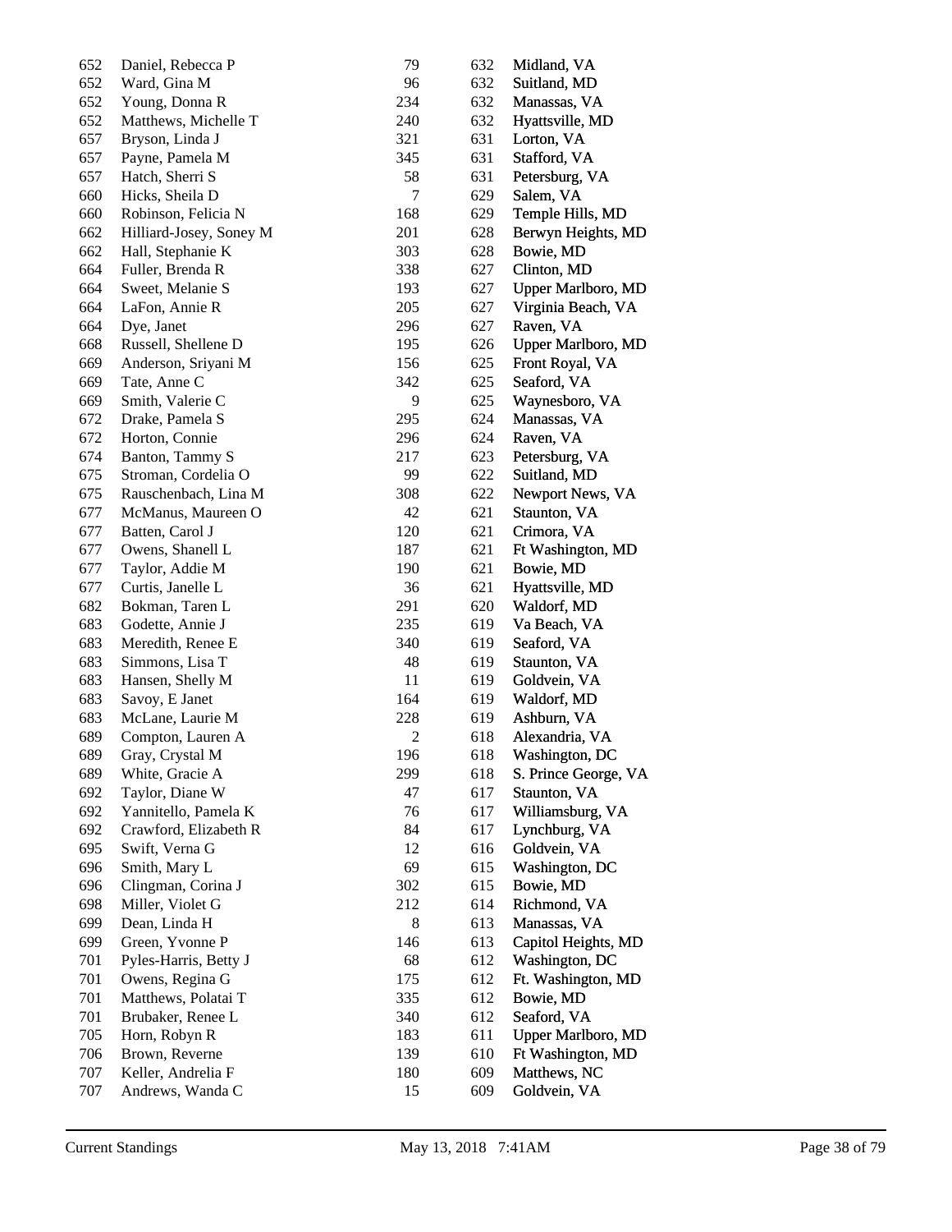| | | | | |
|---|---|---|---|---|
| 652 | Daniel, Rebecca P | 79 | 632 | Midland, VA |
| 652 | Ward, Gina M | 96 | 632 | Suitland, MD |
| 652 | Young, Donna R | 234 | 632 | Manassas, VA |
| 652 | Matthews, Michelle T | 240 | 632 | Hyattsville, MD |
| 657 | Bryson, Linda J | 321 | 631 | Lorton, VA |
| 657 | Payne, Pamela M | 345 | 631 | Stafford, VA |
| 657 | Hatch, Sherri S | 58 | 631 | Petersburg, VA |
| 660 | Hicks, Sheila D | 7 | 629 | Salem, VA |
| 660 | Robinson, Felicia N | 168 | 629 | Temple Hills, MD |
| 662 | Hilliard-Josey, Soney M | 201 | 628 | Berwyn Heights, MD |
| 662 | Hall, Stephanie K | 303 | 628 | Bowie, MD |
| 664 | Fuller, Brenda R | 338 | 627 | Clinton, MD |
| 664 | Sweet, Melanie S | 193 | 627 | Upper Marlboro, MD |
| 664 | LaFon, Annie R | 205 | 627 | Virginia Beach, VA |
| 664 | Dye, Janet | 296 | 627 | Raven, VA |
| 668 | Russell, Shellene D | 195 | 626 | Upper Marlboro, MD |
| 669 | Anderson, Sriyani M | 156 | 625 | Front Royal, VA |
| 669 | Tate, Anne C | 342 | 625 | Seaford, VA |
| 669 | Smith, Valerie C | 9 | 625 | Waynesboro, VA |
| 672 | Drake, Pamela S | 295 | 624 | Manassas, VA |
| 672 | Horton, Connie | 296 | 624 | Raven, VA |
| 674 | Banton, Tammy S | 217 | 623 | Petersburg, VA |
| 675 | Stroman, Cordelia O | 99 | 622 | Suitland, MD |
| 675 | Rauschenbach, Lina M | 308 | 622 | Newport News, VA |
| 677 | McManus, Maureen O | 42 | 621 | Staunton, VA |
| 677 | Batten, Carol J | 120 | 621 | Crimora, VA |
| 677 | Owens, Shanell L | 187 | 621 | Ft Washington, MD |
| 677 | Taylor, Addie M | 190 | 621 | Bowie, MD |
| 677 | Curtis, Janelle L | 36 | 621 | Hyattsville, MD |
| 682 | Bokman, Taren L | 291 | 620 | Waldorf, MD |
| 683 | Godette, Annie J | 235 | 619 | Va Beach, VA |
| 683 | Meredith, Renee E | 340 | 619 | Seaford, VA |
| 683 | Simmons, Lisa T | 48 | 619 | Staunton, VA |
| 683 | Hansen, Shelly M | 11 | 619 | Goldvein, VA |
| 683 | Savoy, E Janet | 164 | 619 | Waldorf, MD |
| 683 | McLane, Laurie M | 228 | 619 | Ashburn, VA |
| 689 | Compton, Lauren A | 2 | 618 | Alexandria, VA |
| 689 | Gray, Crystal M | 196 | 618 | Washington, DC |
| 689 | White, Gracie A | 299 | 618 | S. Prince George, VA |
| 692 | Taylor, Diane W | 47 | 617 | Staunton, VA |
| 692 | Yannitello, Pamela K | 76 | 617 | Williamsburg, VA |
| 692 | Crawford, Elizabeth R | 84 | 617 | Lynchburg, VA |
| 695 | Swift, Verna G | 12 | 616 | Goldvein, VA |
| 696 | Smith, Mary L | 69 | 615 | Washington, DC |
| 696 | Clingman, Corina J | 302 | 615 | Bowie, MD |
| 698 | Miller, Violet G | 212 | 614 | Richmond, VA |
| 699 | Dean, Linda H | 8 | 613 | Manassas, VA |
| 699 | Green, Yvonne P | 146 | 613 | Capitol Heights, MD |
| 701 | Pyles-Harris, Betty J | 68 | 612 | Washington, DC |
| 701 | Owens, Regina G | 175 | 612 | Ft. Washington, MD |
| 701 | Matthews, Polatai T | 335 | 612 | Bowie, MD |
| 701 | Brubaker, Renee L | 340 | 612 | Seaford, VA |
| 705 | Horn, Robyn R | 183 | 611 | Upper Marlboro, MD |
| 706 | Brown, Reverne | 139 | 610 | Ft Washington, MD |
| 707 | Keller, Andrelia F | 180 | 609 | Matthews, NC |
| 707 | Andrews, Wanda C | 15 | 609 | Goldvein, VA |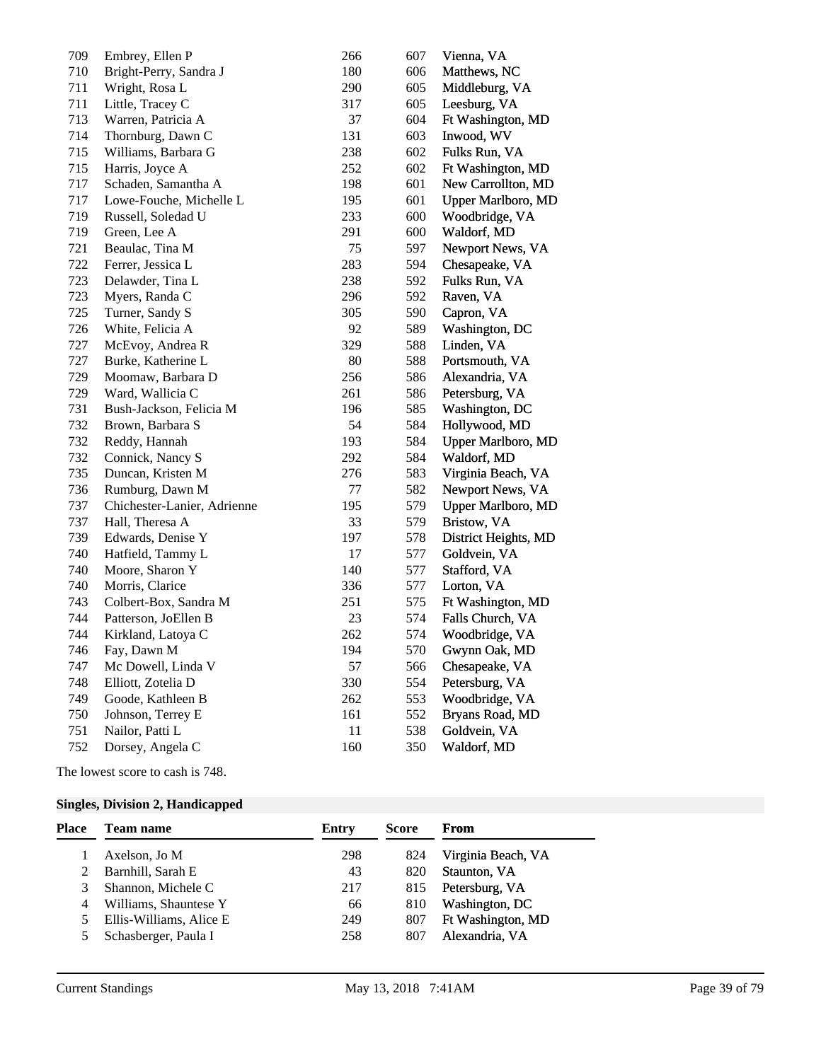| Place | Team name | Entry | Score | From |
|---|---|---|---|---|
| 709 | Embrey, Ellen P | 266 | 607 | Vienna, VA |
| 710 | Bright-Perry, Sandra J | 180 | 606 | Matthews, NC |
| 711 | Wright, Rosa L | 290 | 605 | Middleburg, VA |
| 711 | Little, Tracey C | 317 | 605 | Leesburg, VA |
| 713 | Warren, Patricia A | 37 | 604 | Ft Washington, MD |
| 714 | Thornburg, Dawn C | 131 | 603 | Inwood, WV |
| 715 | Williams, Barbara G | 238 | 602 | Fulks Run, VA |
| 715 | Harris, Joyce A | 252 | 602 | Ft Washington, MD |
| 717 | Schaden, Samantha A | 198 | 601 | New Carrollton, MD |
| 717 | Lowe-Fouche, Michelle L | 195 | 601 | Upper Marlboro, MD |
| 719 | Russell, Soledad U | 233 | 600 | Woodbridge, VA |
| 719 | Green, Lee A | 291 | 600 | Waldorf, MD |
| 721 | Beaulac, Tina M | 75 | 597 | Newport News, VA |
| 722 | Ferrer, Jessica L | 283 | 594 | Chesapeake, VA |
| 723 | Delawder, Tina L | 238 | 592 | Fulks Run, VA |
| 723 | Myers, Randa C | 296 | 592 | Raven, VA |
| 725 | Turner, Sandy S | 305 | 590 | Capron, VA |
| 726 | White, Felicia A | 92 | 589 | Washington, DC |
| 727 | McEvoy, Andrea R | 329 | 588 | Linden, VA |
| 727 | Burke, Katherine L | 80 | 588 | Portsmouth, VA |
| 729 | Moomaw, Barbara D | 256 | 586 | Alexandria, VA |
| 729 | Ward, Wallicia C | 261 | 586 | Petersburg, VA |
| 731 | Bush-Jackson, Felicia M | 196 | 585 | Washington, DC |
| 732 | Brown, Barbara S | 54 | 584 | Hollywood, MD |
| 732 | Reddy, Hannah | 193 | 584 | Upper Marlboro, MD |
| 732 | Connick, Nancy S | 292 | 584 | Waldorf, MD |
| 735 | Duncan, Kristen M | 276 | 583 | Virginia Beach, VA |
| 736 | Rumburg, Dawn M | 77 | 582 | Newport News, VA |
| 737 | Chichester-Lanier, Adrienne | 195 | 579 | Upper Marlboro, MD |
| 737 | Hall, Theresa A | 33 | 579 | Bristow, VA |
| 739 | Edwards, Denise Y | 197 | 578 | District Heights, MD |
| 740 | Hatfield, Tammy L | 17 | 577 | Goldvein, VA |
| 740 | Moore, Sharon Y | 140 | 577 | Stafford, VA |
| 740 | Morris, Clarice | 336 | 577 | Lorton, VA |
| 743 | Colbert-Box, Sandra M | 251 | 575 | Ft Washington, MD |
| 744 | Patterson, JoEllen B | 23 | 574 | Falls Church, VA |
| 744 | Kirkland, Latoya C | 262 | 574 | Woodbridge, VA |
| 746 | Fay, Dawn M | 194 | 570 | Gwynn Oak, MD |
| 747 | Mc Dowell, Linda V | 57 | 566 | Chesapeake, VA |
| 748 | Elliott, Zotelia D | 330 | 554 | Petersburg, VA |
| 749 | Goode, Kathleen B | 262 | 553 | Woodbridge, VA |
| 750 | Johnson, Terrey E | 161 | 552 | Bryans Road, MD |
| 751 | Nailor, Patti L | 11 | 538 | Goldvein, VA |
| 752 | Dorsey, Angela C | 160 | 350 | Waldorf, MD |

The lowest score to cash is 748.

### Singles, Division 2, Handicapped

| Place | Team name | Entry | Score | From |
|---|---|---|---|---|
| 1 | Axelson, Jo M | 298 | 824 | Virginia Beach, VA |
| 2 | Barnhill, Sarah E | 43 | 820 | Staunton, VA |
| 3 | Shannon, Michele C | 217 | 815 | Petersburg, VA |
| 4 | Williams, Shauntese Y | 66 | 810 | Washington, DC |
| 5 | Ellis-Williams, Alice E | 249 | 807 | Ft Washington, MD |
| 5 | Schasberger, Paula I | 258 | 807 | Alexandria, VA |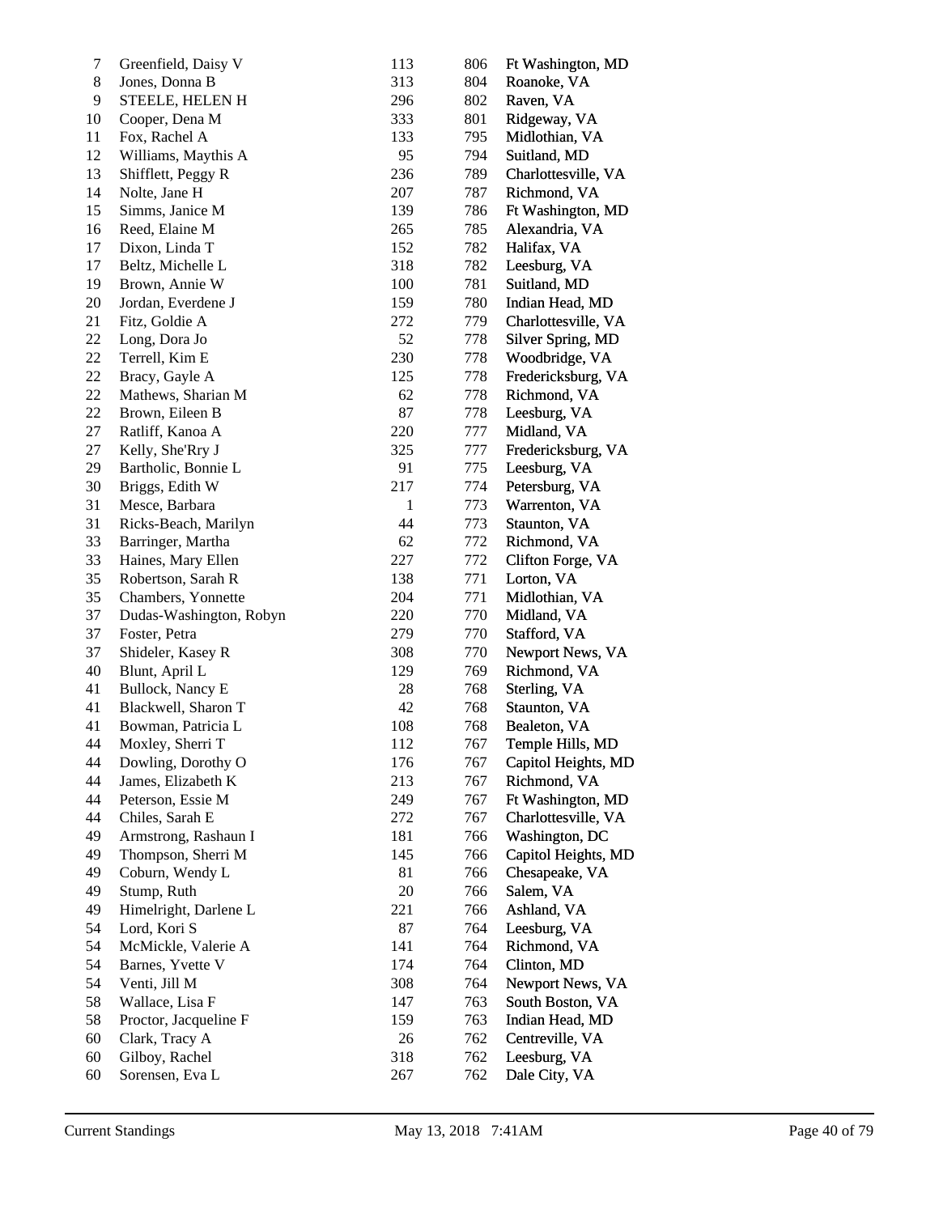| | | | | |
|---|---|---|---|---|
| 7 | Greenfield, Daisy V | 113 | 806 | Ft Washington, MD |
| 8 | Jones, Donna B | 313 | 804 | Roanoke, VA |
| 9 | STEELE, HELEN H | 296 | 802 | Raven, VA |
| 10 | Cooper, Dena M | 333 | 801 | Ridgeway, VA |
| 11 | Fox, Rachel A | 133 | 795 | Midlothian, VA |
| 12 | Williams, Maythis A | 95 | 794 | Suitland, MD |
| 13 | Shifflett, Peggy R | 236 | 789 | Charlottesville, VA |
| 14 | Nolte, Jane H | 207 | 787 | Richmond, VA |
| 15 | Simms, Janice M | 139 | 786 | Ft Washington, MD |
| 16 | Reed, Elaine M | 265 | 785 | Alexandria, VA |
| 17 | Dixon, Linda T | 152 | 782 | Halifax, VA |
| 17 | Beltz, Michelle L | 318 | 782 | Leesburg, VA |
| 19 | Brown, Annie W | 100 | 781 | Suitland, MD |
| 20 | Jordan, Everdene J | 159 | 780 | Indian Head, MD |
| 21 | Fitz, Goldie A | 272 | 779 | Charlottesville, VA |
| 22 | Long, Dora Jo | 52 | 778 | Silver Spring, MD |
| 22 | Terrell, Kim E | 230 | 778 | Woodbridge, VA |
| 22 | Bracy, Gayle A | 125 | 778 | Fredericksburg, VA |
| 22 | Mathews, Sharian M | 62 | 778 | Richmond, VA |
| 22 | Brown, Eileen B | 87 | 778 | Leesburg, VA |
| 27 | Ratliff, Kanoa A | 220 | 777 | Midland, VA |
| 27 | Kelly, She'Rry J | 325 | 777 | Fredericksburg, VA |
| 29 | Bartholic, Bonnie L | 91 | 775 | Leesburg, VA |
| 30 | Briggs, Edith W | 217 | 774 | Petersburg, VA |
| 31 | Mesce, Barbara | 1 | 773 | Warrenton, VA |
| 31 | Ricks-Beach, Marilyn | 44 | 773 | Staunton, VA |
| 33 | Barringer, Martha | 62 | 772 | Richmond, VA |
| 33 | Haines, Mary Ellen | 227 | 772 | Clifton Forge, VA |
| 35 | Robertson, Sarah R | 138 | 771 | Lorton, VA |
| 35 | Chambers, Yonnette | 204 | 771 | Midlothian, VA |
| 37 | Dudas-Washington, Robyn | 220 | 770 | Midland, VA |
| 37 | Foster, Petra | 279 | 770 | Stafford, VA |
| 37 | Shideler, Kasey R | 308 | 770 | Newport News, VA |
| 40 | Blunt, April L | 129 | 769 | Richmond, VA |
| 41 | Bullock, Nancy E | 28 | 768 | Sterling, VA |
| 41 | Blackwell, Sharon T | 42 | 768 | Staunton, VA |
| 41 | Bowman, Patricia L | 108 | 768 | Bealeton, VA |
| 44 | Moxley, Sherri T | 112 | 767 | Temple Hills, MD |
| 44 | Dowling, Dorothy O | 176 | 767 | Capitol Heights, MD |
| 44 | James, Elizabeth K | 213 | 767 | Richmond, VA |
| 44 | Peterson, Essie M | 249 | 767 | Ft Washington, MD |
| 44 | Chiles, Sarah E | 272 | 767 | Charlottesville, VA |
| 49 | Armstrong, Rashaun I | 181 | 766 | Washington, DC |
| 49 | Thompson, Sherri M | 145 | 766 | Capitol Heights, MD |
| 49 | Coburn, Wendy L | 81 | 766 | Chesapeake, VA |
| 49 | Stump, Ruth | 20 | 766 | Salem, VA |
| 49 | Himelright, Darlene L | 221 | 766 | Ashland, VA |
| 54 | Lord, Kori S | 87 | 764 | Leesburg, VA |
| 54 | McMickle, Valerie A | 141 | 764 | Richmond, VA |
| 54 | Barnes, Yvette V | 174 | 764 | Clinton, MD |
| 54 | Venti, Jill M | 308 | 764 | Newport News, VA |
| 58 | Wallace, Lisa F | 147 | 763 | South Boston, VA |
| 58 | Proctor, Jacqueline F | 159 | 763 | Indian Head, MD |
| 60 | Clark, Tracy A | 26 | 762 | Centreville, VA |
| 60 | Gilboy, Rachel | 318 | 762 | Leesburg, VA |
| 60 | Sorensen, Eva L | 267 | 762 | Dale City, VA |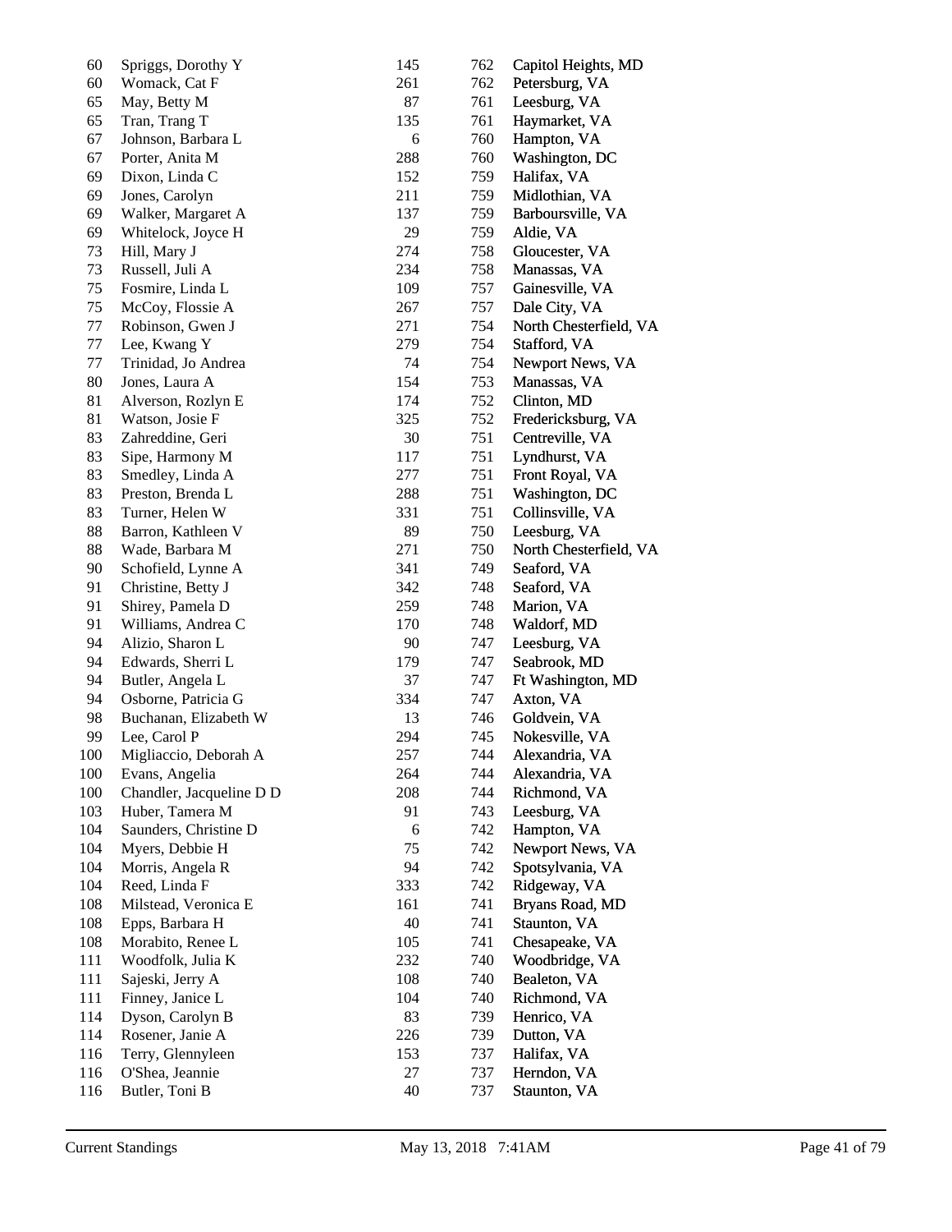| | | | | |
|---|---|---|---|---|
| 60 | Spriggs, Dorothy Y | 145 | 762 | Capitol Heights, MD |
| 60 | Womack, Cat F | 261 | 762 | Petersburg, VA |
| 65 | May, Betty M | 87 | 761 | Leesburg, VA |
| 65 | Tran, Trang T | 135 | 761 | Haymarket, VA |
| 67 | Johnson, Barbara L | 6 | 760 | Hampton, VA |
| 67 | Porter, Anita M | 288 | 760 | Washington, DC |
| 69 | Dixon, Linda C | 152 | 759 | Halifax, VA |
| 69 | Jones, Carolyn | 211 | 759 | Midlothian, VA |
| 69 | Walker, Margaret A | 137 | 759 | Barboursville, VA |
| 69 | Whitelock, Joyce H | 29 | 759 | Aldie, VA |
| 73 | Hill, Mary J | 274 | 758 | Gloucester, VA |
| 73 | Russell, Juli A | 234 | 758 | Manassas, VA |
| 75 | Fosmire, Linda L | 109 | 757 | Gainesville, VA |
| 75 | McCoy, Flossie A | 267 | 757 | Dale City, VA |
| 77 | Robinson, Gwen J | 271 | 754 | North Chesterfield, VA |
| 77 | Lee, Kwang Y | 279 | 754 | Stafford, VA |
| 77 | Trinidad, Jo Andrea | 74 | 754 | Newport News, VA |
| 80 | Jones, Laura A | 154 | 753 | Manassas, VA |
| 81 | Alverson, Rozlyn E | 174 | 752 | Clinton, MD |
| 81 | Watson, Josie F | 325 | 752 | Fredericksburg, VA |
| 83 | Zahreddine, Geri | 30 | 751 | Centreville, VA |
| 83 | Sipe, Harmony M | 117 | 751 | Lyndhurst, VA |
| 83 | Smedley, Linda A | 277 | 751 | Front Royal, VA |
| 83 | Preston, Brenda L | 288 | 751 | Washington, DC |
| 83 | Turner, Helen W | 331 | 751 | Collinsville, VA |
| 88 | Barron, Kathleen V | 89 | 750 | Leesburg, VA |
| 88 | Wade, Barbara M | 271 | 750 | North Chesterfield, VA |
| 90 | Schofield, Lynne A | 341 | 749 | Seaford, VA |
| 91 | Christine, Betty J | 342 | 748 | Seaford, VA |
| 91 | Shirey, Pamela D | 259 | 748 | Marion, VA |
| 91 | Williams, Andrea C | 170 | 748 | Waldorf, MD |
| 94 | Alizio, Sharon L | 90 | 747 | Leesburg, VA |
| 94 | Edwards, Sherri L | 179 | 747 | Seabrook, MD |
| 94 | Butler, Angela L | 37 | 747 | Ft Washington, MD |
| 94 | Osborne, Patricia G | 334 | 747 | Axton, VA |
| 98 | Buchanan, Elizabeth W | 13 | 746 | Goldvein, VA |
| 99 | Lee, Carol P | 294 | 745 | Nokesville, VA |
| 100 | Migliaccio, Deborah A | 257 | 744 | Alexandria, VA |
| 100 | Evans, Angelia | 264 | 744 | Alexandria, VA |
| 100 | Chandler, Jacqueline D D | 208 | 744 | Richmond, VA |
| 103 | Huber, Tamera M | 91 | 743 | Leesburg, VA |
| 104 | Saunders, Christine D | 6 | 742 | Hampton, VA |
| 104 | Myers, Debbie H | 75 | 742 | Newport News, VA |
| 104 | Morris, Angela R | 94 | 742 | Spotsylvania, VA |
| 104 | Reed, Linda F | 333 | 742 | Ridgeway, VA |
| 108 | Milstead, Veronica E | 161 | 741 | Bryans Road, MD |
| 108 | Epps, Barbara H | 40 | 741 | Staunton, VA |
| 108 | Morabito, Renee L | 105 | 741 | Chesapeake, VA |
| 111 | Woodfolk, Julia K | 232 | 740 | Woodbridge, VA |
| 111 | Sajeski, Jerry A | 108 | 740 | Bealeton, VA |
| 111 | Finney, Janice L | 104 | 740 | Richmond, VA |
| 114 | Dyson, Carolyn B | 83 | 739 | Henrico, VA |
| 114 | Rosener, Janie A | 226 | 739 | Dutton, VA |
| 116 | Terry, Glennyleen | 153 | 737 | Halifax, VA |
| 116 | O'Shea, Jeannie | 27 | 737 | Herndon, VA |
| 116 | Butler, Toni B | 40 | 737 | Staunton, VA |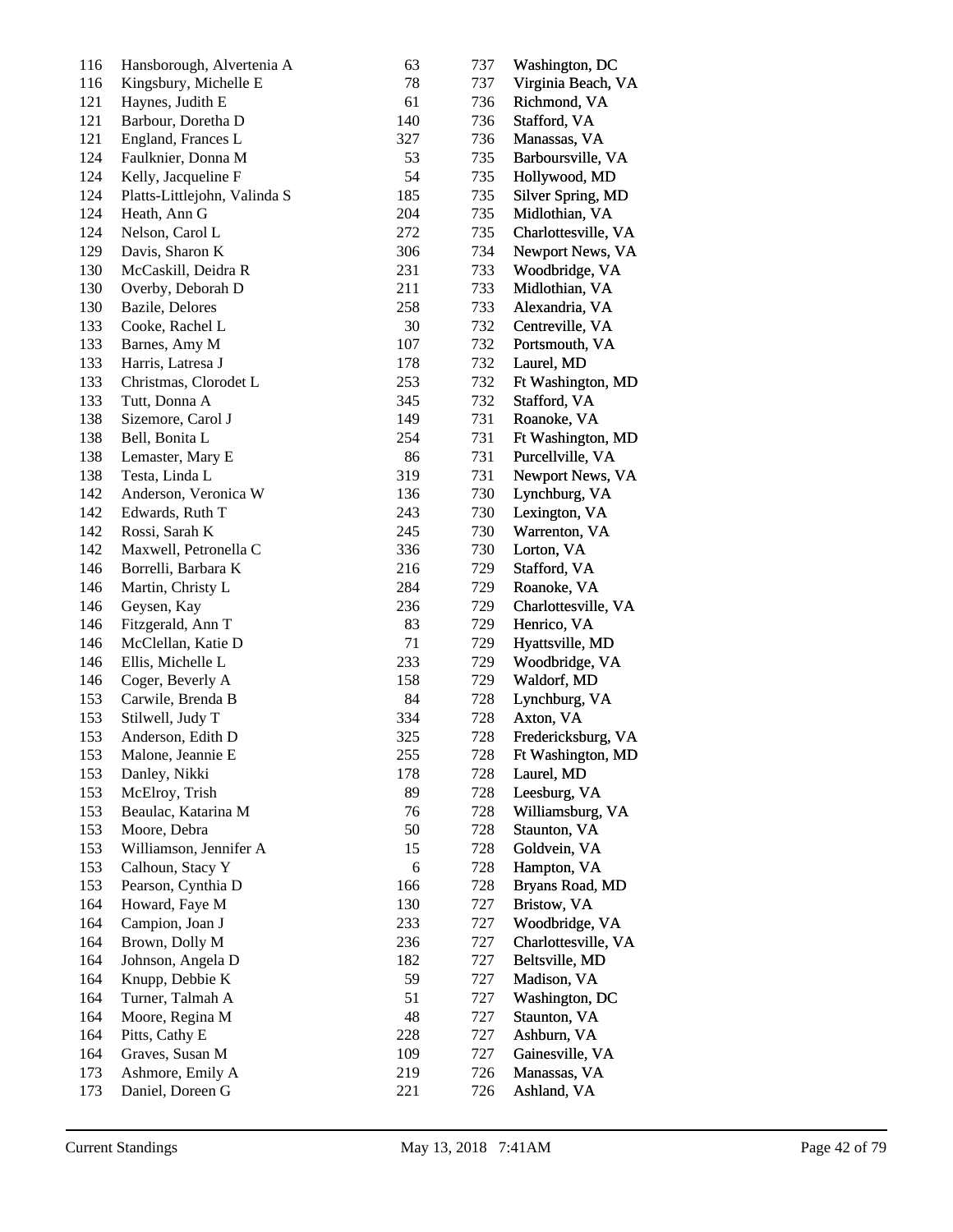| | | | | |
|---|---|---|---|---|
| 116 | Hansborough, Alvertenia A | 63 | 737 | Washington, DC |
| 116 | Kingsbury, Michelle E | 78 | 737 | Virginia Beach, VA |
| 121 | Haynes, Judith E | 61 | 736 | Richmond, VA |
| 121 | Barbour, Doretha D | 140 | 736 | Stafford, VA |
| 121 | England, Frances L | 327 | 736 | Manassas, VA |
| 124 | Faulknier, Donna M | 53 | 735 | Barboursville, VA |
| 124 | Kelly, Jacqueline F | 54 | 735 | Hollywood, MD |
| 124 | Platts-Littlejohn, Valinda S | 185 | 735 | Silver Spring, MD |
| 124 | Heath, Ann G | 204 | 735 | Midlothian, VA |
| 124 | Nelson, Carol L | 272 | 735 | Charlottesville, VA |
| 129 | Davis, Sharon K | 306 | 734 | Newport News, VA |
| 130 | McCaskill, Deidra R | 231 | 733 | Woodbridge, VA |
| 130 | Overby, Deborah D | 211 | 733 | Midlothian, VA |
| 130 | Bazile, Delores | 258 | 733 | Alexandria, VA |
| 133 | Cooke, Rachel L | 30 | 732 | Centreville, VA |
| 133 | Barnes, Amy M | 107 | 732 | Portsmouth, VA |
| 133 | Harris, Latresa J | 178 | 732 | Laurel, MD |
| 133 | Christmas, Clorodet L | 253 | 732 | Ft Washington, MD |
| 133 | Tutt, Donna A | 345 | 732 | Stafford, VA |
| 138 | Sizemore, Carol J | 149 | 731 | Roanoke, VA |
| 138 | Bell, Bonita L | 254 | 731 | Ft Washington, MD |
| 138 | Lemaster, Mary E | 86 | 731 | Purcellville, VA |
| 138 | Testa, Linda L | 319 | 731 | Newport News, VA |
| 142 | Anderson, Veronica W | 136 | 730 | Lynchburg, VA |
| 142 | Edwards, Ruth T | 243 | 730 | Lexington, VA |
| 142 | Rossi, Sarah K | 245 | 730 | Warrenton, VA |
| 142 | Maxwell, Petronella C | 336 | 730 | Lorton, VA |
| 146 | Borrelli, Barbara K | 216 | 729 | Stafford, VA |
| 146 | Martin, Christy L | 284 | 729 | Roanoke, VA |
| 146 | Geysen, Kay | 236 | 729 | Charlottesville, VA |
| 146 | Fitzgerald, Ann T | 83 | 729 | Henrico, VA |
| 146 | McClellan, Katie D | 71 | 729 | Hyattsville, MD |
| 146 | Ellis, Michelle L | 233 | 729 | Woodbridge, VA |
| 146 | Coger, Beverly A | 158 | 729 | Waldorf, MD |
| 153 | Carwile, Brenda B | 84 | 728 | Lynchburg, VA |
| 153 | Stilwell, Judy T | 334 | 728 | Axton, VA |
| 153 | Anderson, Edith D | 325 | 728 | Fredericksburg, VA |
| 153 | Malone, Jeannie E | 255 | 728 | Ft Washington, MD |
| 153 | Danley, Nikki | 178 | 728 | Laurel, MD |
| 153 | McElroy, Trish | 89 | 728 | Leesburg, VA |
| 153 | Beaulac, Katarina M | 76 | 728 | Williamsburg, VA |
| 153 | Moore, Debra | 50 | 728 | Staunton, VA |
| 153 | Williamson, Jennifer A | 15 | 728 | Goldvein, VA |
| 153 | Calhoun, Stacy Y | 6 | 728 | Hampton, VA |
| 153 | Pearson, Cynthia D | 166 | 728 | Bryans Road, MD |
| 164 | Howard, Faye M | 130 | 727 | Bristow, VA |
| 164 | Campion, Joan J | 233 | 727 | Woodbridge, VA |
| 164 | Brown, Dolly M | 236 | 727 | Charlottesville, VA |
| 164 | Johnson, Angela D | 182 | 727 | Beltsville, MD |
| 164 | Knupp, Debbie K | 59 | 727 | Madison, VA |
| 164 | Turner, Talmah A | 51 | 727 | Washington, DC |
| 164 | Moore, Regina M | 48 | 727 | Staunton, VA |
| 164 | Pitts, Cathy E | 228 | 727 | Ashburn, VA |
| 164 | Graves, Susan M | 109 | 727 | Gainesville, VA |
| 173 | Ashmore, Emily A | 219 | 726 | Manassas, VA |
| 173 | Daniel, Doreen G | 221 | 726 | Ashland, VA |

Current Standings May 13, 2018 7:41AM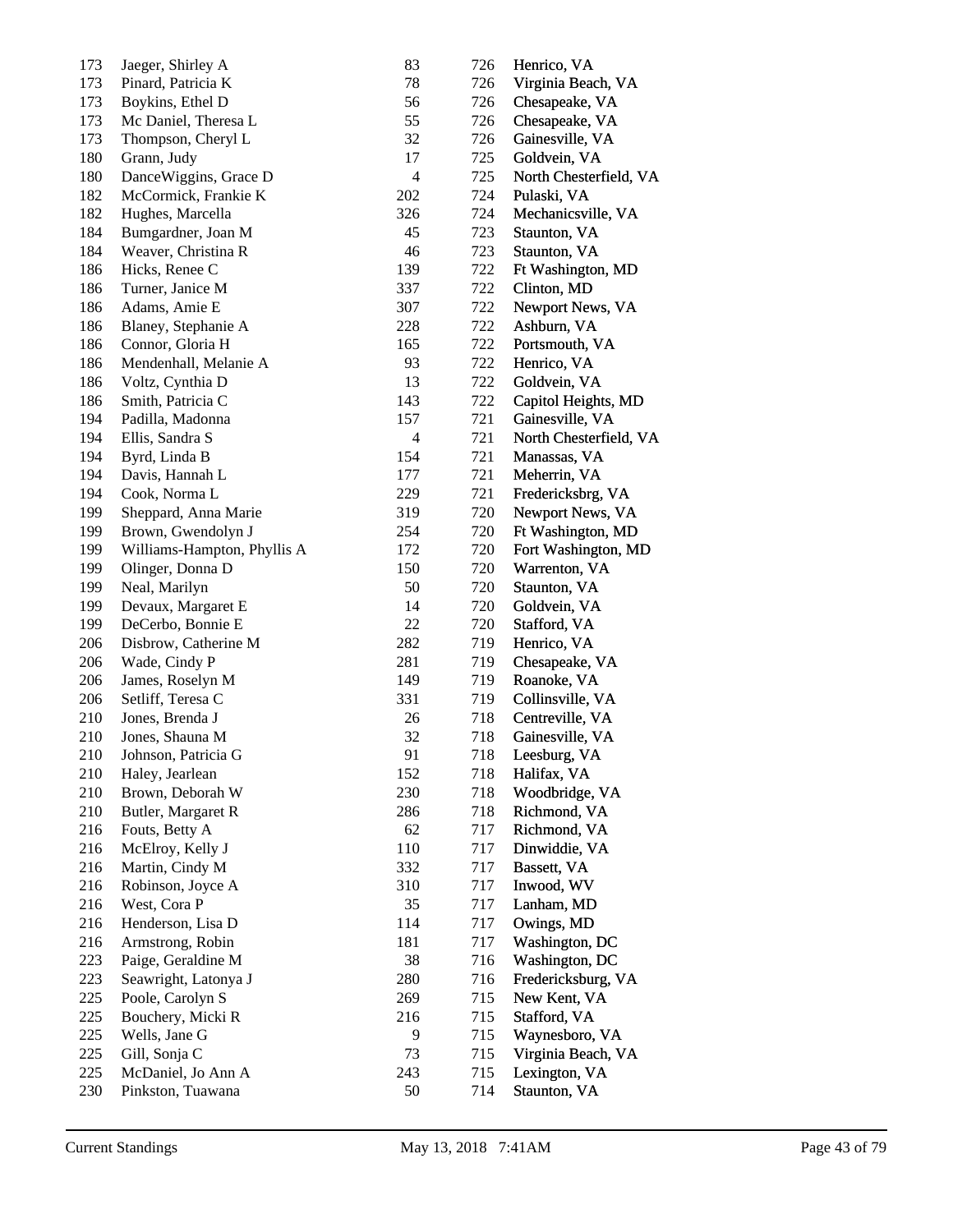| | | | | |
|---|---|---|---|---|
| 173 | Jaeger, Shirley A | 83 | 726 | Henrico, VA |
| 173 | Pinard, Patricia K | 78 | 726 | Virginia Beach, VA |
| 173 | Boykins, Ethel D | 56 | 726 | Chesapeake, VA |
| 173 | Mc Daniel, Theresa L | 55 | 726 | Chesapeake, VA |
| 173 | Thompson, Cheryl L | 32 | 726 | Gainesville, VA |
| 180 | Grann, Judy | 17 | 725 | Goldvein, VA |
| 180 | DanceWiggins, Grace D | 4 | 725 | North Chesterfield, VA |
| 182 | McCormick, Frankie K | 202 | 724 | Pulaski, VA |
| 182 | Hughes, Marcella | 326 | 724 | Mechanicsville, VA |
| 184 | Bumgardner, Joan M | 45 | 723 | Staunton, VA |
| 184 | Weaver, Christina R | 46 | 723 | Staunton, VA |
| 186 | Hicks, Renee C | 139 | 722 | Ft Washington, MD |
| 186 | Turner, Janice M | 337 | 722 | Clinton, MD |
| 186 | Adams, Amie E | 307 | 722 | Newport News, VA |
| 186 | Blaney, Stephanie A | 228 | 722 | Ashburn, VA |
| 186 | Connor, Gloria H | 165 | 722 | Portsmouth, VA |
| 186 | Mendenhall, Melanie A | 93 | 722 | Henrico, VA |
| 186 | Voltz, Cynthia D | 13 | 722 | Goldvein, VA |
| 186 | Smith, Patricia C | 143 | 722 | Capitol Heights, MD |
| 194 | Padilla, Madonna | 157 | 721 | Gainesville, VA |
| 194 | Ellis, Sandra S | 4 | 721 | North Chesterfield, VA |
| 194 | Byrd, Linda B | 154 | 721 | Manassas, VA |
| 194 | Davis, Hannah L | 177 | 721 | Meherrin, VA |
| 194 | Cook, Norma L | 229 | 721 | Fredericksbrg, VA |
| 199 | Sheppard, Anna Marie | 319 | 720 | Newport News, VA |
| 199 | Brown, Gwendolyn J | 254 | 720 | Ft Washington, MD |
| 199 | Williams-Hampton, Phyllis A | 172 | 720 | Fort Washington, MD |
| 199 | Olinger, Donna D | 150 | 720 | Warrenton, VA |
| 199 | Neal, Marilyn | 50 | 720 | Staunton, VA |
| 199 | Devaux, Margaret E | 14 | 720 | Goldvein, VA |
| 199 | DeCerbo, Bonnie E | 22 | 720 | Stafford, VA |
| 206 | Disbrow, Catherine M | 282 | 719 | Henrico, VA |
| 206 | Wade, Cindy P | 281 | 719 | Chesapeake, VA |
| 206 | James, Roselyn M | 149 | 719 | Roanoke, VA |
| 206 | Setliff, Teresa C | 331 | 719 | Collinsville, VA |
| 210 | Jones, Brenda J | 26 | 718 | Centreville, VA |
| 210 | Jones, Shauna M | 32 | 718 | Gainesville, VA |
| 210 | Johnson, Patricia G | 91 | 718 | Leesburg, VA |
| 210 | Haley, Jearlean | 152 | 718 | Halifax, VA |
| 210 | Brown, Deborah W | 230 | 718 | Woodbridge, VA |
| 210 | Butler, Margaret R | 286 | 718 | Richmond, VA |
| 216 | Fouts, Betty A | 62 | 717 | Richmond, VA |
| 216 | McElroy, Kelly J | 110 | 717 | Dinwiddie, VA |
| 216 | Martin, Cindy M | 332 | 717 | Bassett, VA |
| 216 | Robinson, Joyce A | 310 | 717 | Inwood, WV |
| 216 | West, Cora P | 35 | 717 | Lanham, MD |
| 216 | Henderson, Lisa D | 114 | 717 | Owings, MD |
| 216 | Armstrong, Robin | 181 | 717 | Washington, DC |
| 223 | Paige, Geraldine M | 38 | 716 | Washington, DC |
| 223 | Seawright, Latonya J | 280 | 716 | Fredericksburg, VA |
| 225 | Poole, Carolyn S | 269 | 715 | New Kent, VA |
| 225 | Bouchery, Micki R | 216 | 715 | Stafford, VA |
| 225 | Wells, Jane G | 9 | 715 | Waynesboro, VA |
| 225 | Gill, Sonja C | 73 | 715 | Virginia Beach, VA |
| 225 | McDaniel, Jo Ann A | 243 | 715 | Lexington, VA |
| 230 | Pinkston, Tuawana | 50 | 714 | Staunton, VA |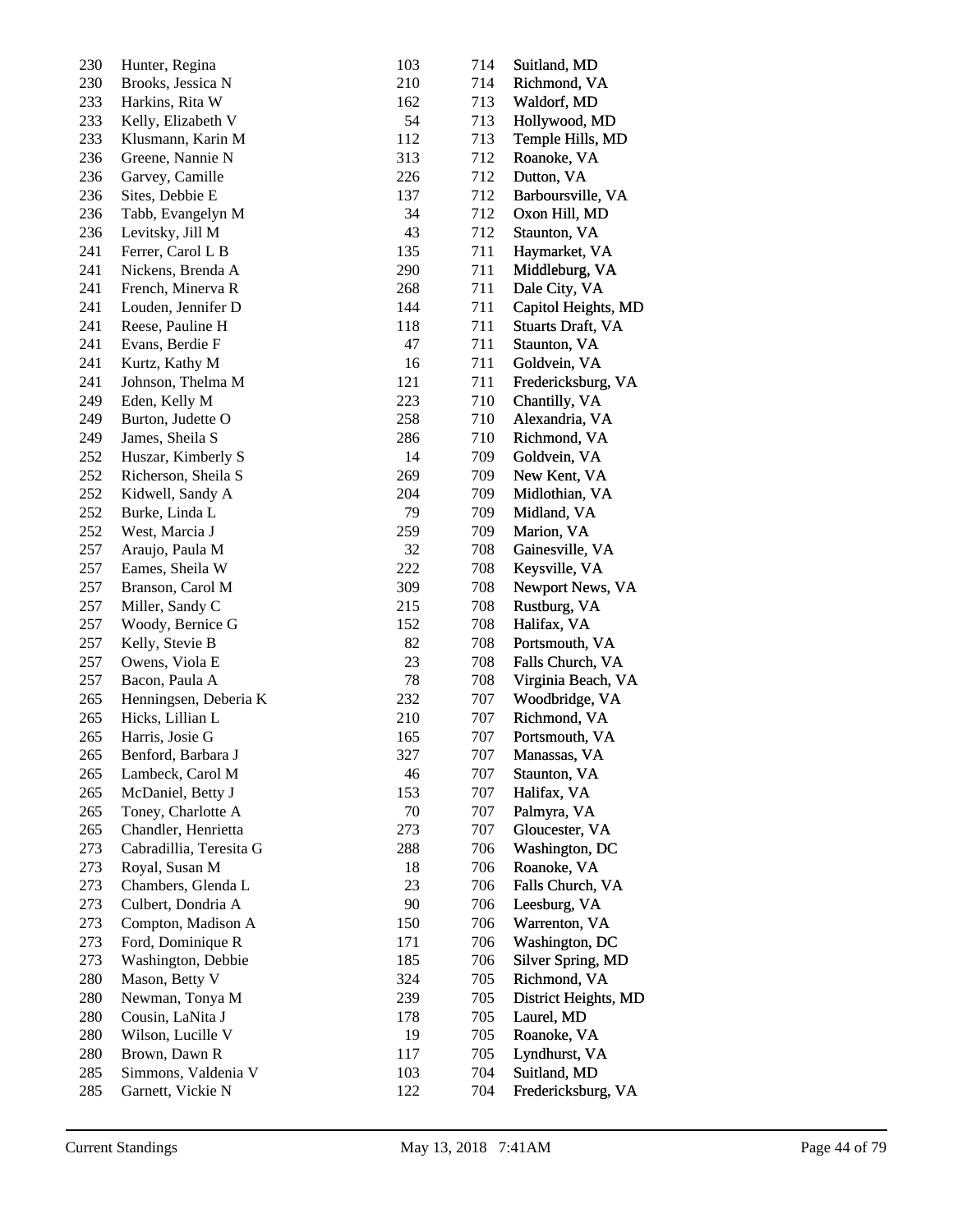| | | | | |
|---|---|---|---|---|
| 230 | Hunter, Regina | 103 | 714 | Suitland, MD |
| 230 | Brooks, Jessica N | 210 | 714 | Richmond, VA |
| 233 | Harkins, Rita W | 162 | 713 | Waldorf, MD |
| 233 | Kelly, Elizabeth V | 54 | 713 | Hollywood, MD |
| 233 | Klusmann, Karin M | 112 | 713 | Temple Hills, MD |
| 236 | Greene, Nannie N | 313 | 712 | Roanoke, VA |
| 236 | Garvey, Camille | 226 | 712 | Dutton, VA |
| 236 | Sites, Debbie E | 137 | 712 | Barboursville, VA |
| 236 | Tabb, Evangelyn M | 34 | 712 | Oxon Hill, MD |
| 236 | Levitsky, Jill M | 43 | 712 | Staunton, VA |
| 241 | Ferrer, Carol L B | 135 | 711 | Haymarket, VA |
| 241 | Nickens, Brenda A | 290 | 711 | Middleburg, VA |
| 241 | French, Minerva R | 268 | 711 | Dale City, VA |
| 241 | Louden, Jennifer D | 144 | 711 | Capitol Heights, MD |
| 241 | Reese, Pauline H | 118 | 711 | Stuarts Draft, VA |
| 241 | Evans, Berdie F | 47 | 711 | Staunton, VA |
| 241 | Kurtz, Kathy M | 16 | 711 | Goldvein, VA |
| 241 | Johnson, Thelma M | 121 | 711 | Fredericksburg, VA |
| 249 | Eden, Kelly M | 223 | 710 | Chantilly, VA |
| 249 | Burton, Judette O | 258 | 710 | Alexandria, VA |
| 249 | James, Sheila S | 286 | 710 | Richmond, VA |
| 252 | Huszar, Kimberly S | 14 | 709 | Goldvein, VA |
| 252 | Richerson, Sheila S | 269 | 709 | New Kent, VA |
| 252 | Kidwell, Sandy A | 204 | 709 | Midlothian, VA |
| 252 | Burke, Linda L | 79 | 709 | Midland, VA |
| 252 | West, Marcia J | 259 | 709 | Marion, VA |
| 257 | Araujo, Paula M | 32 | 708 | Gainesville, VA |
| 257 | Eames, Sheila W | 222 | 708 | Keysville, VA |
| 257 | Branson, Carol M | 309 | 708 | Newport News, VA |
| 257 | Miller, Sandy C | 215 | 708 | Rustburg, VA |
| 257 | Woody, Bernice G | 152 | 708 | Halifax, VA |
| 257 | Kelly, Stevie B | 82 | 708 | Portsmouth, VA |
| 257 | Owens, Viola E | 23 | 708 | Falls Church, VA |
| 257 | Bacon, Paula A | 78 | 708 | Virginia Beach, VA |
| 265 | Henningsen, Deberia K | 232 | 707 | Woodbridge, VA |
| 265 | Hicks, Lillian L | 210 | 707 | Richmond, VA |
| 265 | Harris, Josie G | 165 | 707 | Portsmouth, VA |
| 265 | Benford, Barbara J | 327 | 707 | Manassas, VA |
| 265 | Lambeck, Carol M | 46 | 707 | Staunton, VA |
| 265 | McDaniel, Betty J | 153 | 707 | Halifax, VA |
| 265 | Toney, Charlotte A | 70 | 707 | Palmyra, VA |
| 265 | Chandler, Henrietta | 273 | 707 | Gloucester, VA |
| 273 | Cabradillia, Teresita G | 288 | 706 | Washington, DC |
| 273 | Royal, Susan M | 18 | 706 | Roanoke, VA |
| 273 | Chambers, Glenda L | 23 | 706 | Falls Church, VA |
| 273 | Culbert, Dondria A | 90 | 706 | Leesburg, VA |
| 273 | Compton, Madison A | 150 | 706 | Warrenton, VA |
| 273 | Ford, Dominique R | 171 | 706 | Washington, DC |
| 273 | Washington, Debbie | 185 | 706 | Silver Spring, MD |
| 280 | Mason, Betty V | 324 | 705 | Richmond, VA |
| 280 | Newman, Tonya M | 239 | 705 | District Heights, MD |
| 280 | Cousin, LaNita J | 178 | 705 | Laurel, MD |
| 280 | Wilson, Lucille V | 19 | 705 | Roanoke, VA |
| 280 | Brown, Dawn R | 117 | 705 | Lyndhurst, VA |
| 285 | Simmons, Valdenia V | 103 | 704 | Suitland, MD |
| 285 | Garnett, Vickie N | 122 | 704 | Fredericksburg, VA |

Current Standings May 13, 2018 7:41AM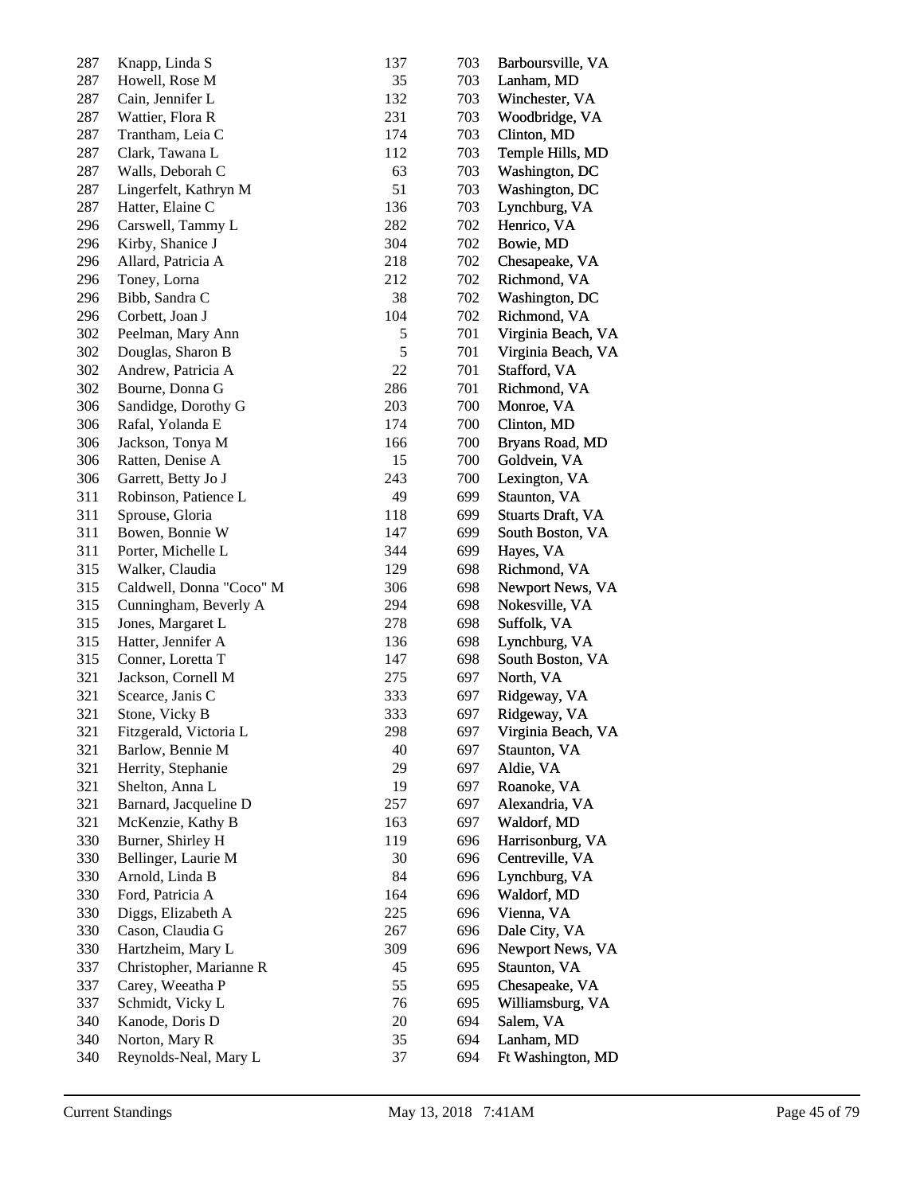| | | | | |
|---|---|---|---|---|
| 287 | Knapp, Linda S | 137 | 703 | Barboursville, VA |
| 287 | Howell, Rose M | 35 | 703 | Lanham, MD |
| 287 | Cain, Jennifer L | 132 | 703 | Winchester, VA |
| 287 | Wattier, Flora R | 231 | 703 | Woodbridge, VA |
| 287 | Trantham, Leia C | 174 | 703 | Clinton, MD |
| 287 | Clark, Tawana L | 112 | 703 | Temple Hills, MD |
| 287 | Walls, Deborah C | 63 | 703 | Washington, DC |
| 287 | Lingerfelt, Kathryn M | 51 | 703 | Washington, DC |
| 287 | Hatter, Elaine C | 136 | 703 | Lynchburg, VA |
| 296 | Carswell, Tammy L | 282 | 702 | Henrico, VA |
| 296 | Kirby, Shanice J | 304 | 702 | Bowie, MD |
| 296 | Allard, Patricia A | 218 | 702 | Chesapeake, VA |
| 296 | Toney, Lorna | 212 | 702 | Richmond, VA |
| 296 | Bibb, Sandra C | 38 | 702 | Washington, DC |
| 296 | Corbett, Joan J | 104 | 702 | Richmond, VA |
| 302 | Peelman, Mary Ann | 5 | 701 | Virginia Beach, VA |
| 302 | Douglas, Sharon B | 5 | 701 | Virginia Beach, VA |
| 302 | Andrew, Patricia A | 22 | 701 | Stafford, VA |
| 302 | Bourne, Donna G | 286 | 701 | Richmond, VA |
| 306 | Sandidge, Dorothy G | 203 | 700 | Monroe, VA |
| 306 | Rafal, Yolanda E | 174 | 700 | Clinton, MD |
| 306 | Jackson, Tonya M | 166 | 700 | Bryans Road, MD |
| 306 | Ratten, Denise A | 15 | 700 | Goldvein, VA |
| 306 | Garrett, Betty Jo J | 243 | 700 | Lexington, VA |
| 311 | Robinson, Patience L | 49 | 699 | Staunton, VA |
| 311 | Sprouse, Gloria | 118 | 699 | Stuarts Draft, VA |
| 311 | Bowen, Bonnie W | 147 | 699 | South Boston, VA |
| 311 | Porter, Michelle L | 344 | 699 | Hayes, VA |
| 315 | Walker, Claudia | 129 | 698 | Richmond, VA |
| 315 | Caldwell, Donna "Coco" M | 306 | 698 | Newport News, VA |
| 315 | Cunningham, Beverly A | 294 | 698 | Nokesville, VA |
| 315 | Jones, Margaret L | 278 | 698 | Suffolk, VA |
| 315 | Hatter, Jennifer A | 136 | 698 | Lynchburg, VA |
| 315 | Conner, Loretta T | 147 | 698 | South Boston, VA |
| 321 | Jackson, Cornell M | 275 | 697 | North, VA |
| 321 | Scearce, Janis C | 333 | 697 | Ridgeway, VA |
| 321 | Stone, Vicky B | 333 | 697 | Ridgeway, VA |
| 321 | Fitzgerald, Victoria L | 298 | 697 | Virginia Beach, VA |
| 321 | Barlow, Bennie M | 40 | 697 | Staunton, VA |
| 321 | Herrity, Stephanie | 29 | 697 | Aldie, VA |
| 321 | Shelton, Anna L | 19 | 697 | Roanoke, VA |
| 321 | Barnard, Jacqueline D | 257 | 697 | Alexandria, VA |
| 321 | McKenzie, Kathy B | 163 | 697 | Waldorf, MD |
| 330 | Burner, Shirley H | 119 | 696 | Harrisonburg, VA |
| 330 | Bellinger, Laurie M | 30 | 696 | Centreville, VA |
| 330 | Arnold, Linda B | 84 | 696 | Lynchburg, VA |
| 330 | Ford, Patricia A | 164 | 696 | Waldorf, MD |
| 330 | Diggs, Elizabeth A | 225 | 696 | Vienna, VA |
| 330 | Cason, Claudia G | 267 | 696 | Dale City, VA |
| 330 | Hartzheim, Mary L | 309 | 696 | Newport News, VA |
| 337 | Christopher, Marianne R | 45 | 695 | Staunton, VA |
| 337 | Carey, Weeatha P | 55 | 695 | Chesapeake, VA |
| 337 | Schmidt, Vicky L | 76 | 695 | Williamsburg, VA |
| 340 | Kanode, Doris D | 20 | 694 | Salem, VA |
| 340 | Norton, Mary R | 35 | 694 | Lanham, MD |
| 340 | Reynolds-Neal, Mary L | 37 | 694 | Ft Washington, MD |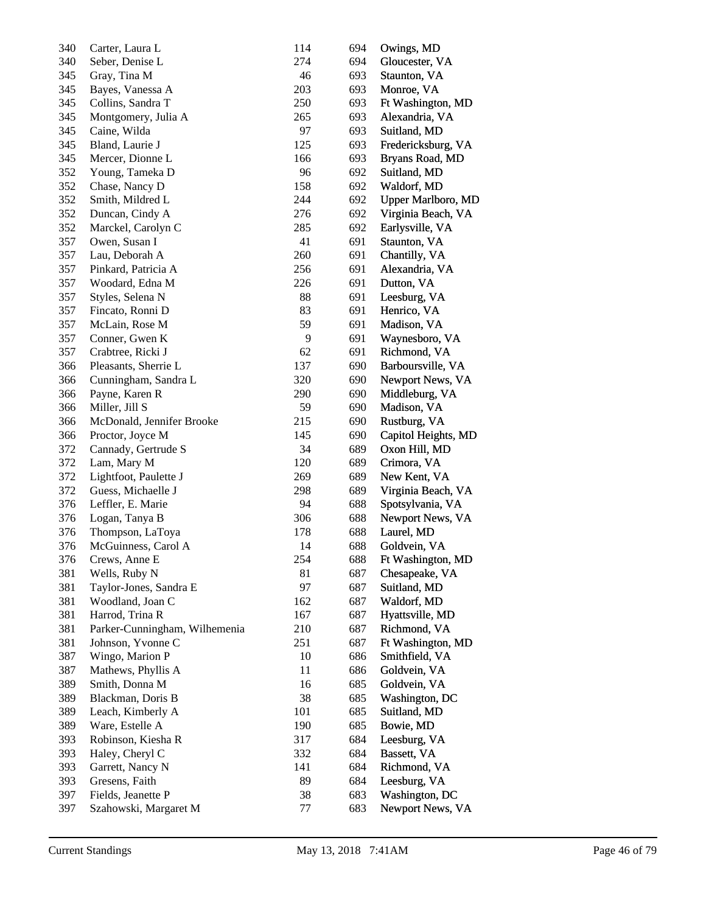| | | | | |
|---|---|---|---|---|
| 340 | Carter, Laura L | 114 | 694 | Owings, MD |
| 340 | Seber, Denise L | 274 | 694 | Gloucester, VA |
| 345 | Gray, Tina M | 46 | 693 | Staunton, VA |
| 345 | Bayes, Vanessa A | 203 | 693 | Monroe, VA |
| 345 | Collins, Sandra T | 250 | 693 | Ft Washington, MD |
| 345 | Montgomery, Julia A | 265 | 693 | Alexandria, VA |
| 345 | Caine, Wilda | 97 | 693 | Suitland, MD |
| 345 | Bland, Laurie J | 125 | 693 | Fredericksburg, VA |
| 345 | Mercer, Dionne L | 166 | 693 | Bryans Road, MD |
| 352 | Young, Tameka D | 96 | 692 | Suitland, MD |
| 352 | Chase, Nancy D | 158 | 692 | Waldorf, MD |
| 352 | Smith, Mildred L | 244 | 692 | Upper Marlboro, MD |
| 352 | Duncan, Cindy A | 276 | 692 | Virginia Beach, VA |
| 352 | Marckel, Carolyn C | 285 | 692 | Earlysville, VA |
| 357 | Owen, Susan I | 41 | 691 | Staunton, VA |
| 357 | Lau, Deborah A | 260 | 691 | Chantilly, VA |
| 357 | Pinkard, Patricia A | 256 | 691 | Alexandria, VA |
| 357 | Woodard, Edna M | 226 | 691 | Dutton, VA |
| 357 | Styles, Selena N | 88 | 691 | Leesburg, VA |
| 357 | Fincato, Ronni D | 83 | 691 | Henrico, VA |
| 357 | McLain, Rose M | 59 | 691 | Madison, VA |
| 357 | Conner, Gwen K | 9 | 691 | Waynesboro, VA |
| 357 | Crabtree, Ricki J | 62 | 691 | Richmond, VA |
| 366 | Pleasants, Sherrie L | 137 | 690 | Barboursville, VA |
| 366 | Cunningham, Sandra L | 320 | 690 | Newport News, VA |
| 366 | Payne, Karen R | 290 | 690 | Middleburg, VA |
| 366 | Miller, Jill S | 59 | 690 | Madison, VA |
| 366 | McDonald, Jennifer Brooke | 215 | 690 | Rustburg, VA |
| 366 | Proctor, Joyce M | 145 | 690 | Capitol Heights, MD |
| 372 | Cannady, Gertrude S | 34 | 689 | Oxon Hill, MD |
| 372 | Lam, Mary M | 120 | 689 | Crimora, VA |
| 372 | Lightfoot, Paulette J | 269 | 689 | New Kent, VA |
| 372 | Guess, Michaelle J | 298 | 689 | Virginia Beach, VA |
| 376 | Leffler, E. Marie | 94 | 688 | Spotsylvania, VA |
| 376 | Logan, Tanya B | 306 | 688 | Newport News, VA |
| 376 | Thompson, LaToya | 178 | 688 | Laurel, MD |
| 376 | McGuinness, Carol A | 14 | 688 | Goldvein, VA |
| 376 | Crews, Anne E | 254 | 688 | Ft Washington, MD |
| 381 | Wells, Ruby N | 81 | 687 | Chesapeake, VA |
| 381 | Taylor-Jones, Sandra E | 97 | 687 | Suitland, MD |
| 381 | Woodland, Joan C | 162 | 687 | Waldorf, MD |
| 381 | Harrod, Trina R | 167 | 687 | Hyattsville, MD |
| 381 | Parker-Cunningham, Wilhemenia | 210 | 687 | Richmond, VA |
| 381 | Johnson, Yvonne C | 251 | 687 | Ft Washington, MD |
| 387 | Wingo, Marion P | 10 | 686 | Smithfield, VA |
| 387 | Mathews, Phyllis A | 11 | 686 | Goldvein, VA |
| 389 | Smith, Donna M | 16 | 685 | Goldvein, VA |
| 389 | Blackman, Doris B | 38 | 685 | Washington, DC |
| 389 | Leach, Kimberly A | 101 | 685 | Suitland, MD |
| 389 | Ware, Estelle A | 190 | 685 | Bowie, MD |
| 393 | Robinson, Kiesha R | 317 | 684 | Leesburg, VA |
| 393 | Haley, Cheryl C | 332 | 684 | Bassett, VA |
| 393 | Garrett, Nancy N | 141 | 684 | Richmond, VA |
| 393 | Gresens, Faith | 89 | 684 | Leesburg, VA |
| 397 | Fields, Jeanette P | 38 | 683 | Washington, DC |
| 397 | Szahowski, Margaret M | 77 | 683 | Newport News, VA |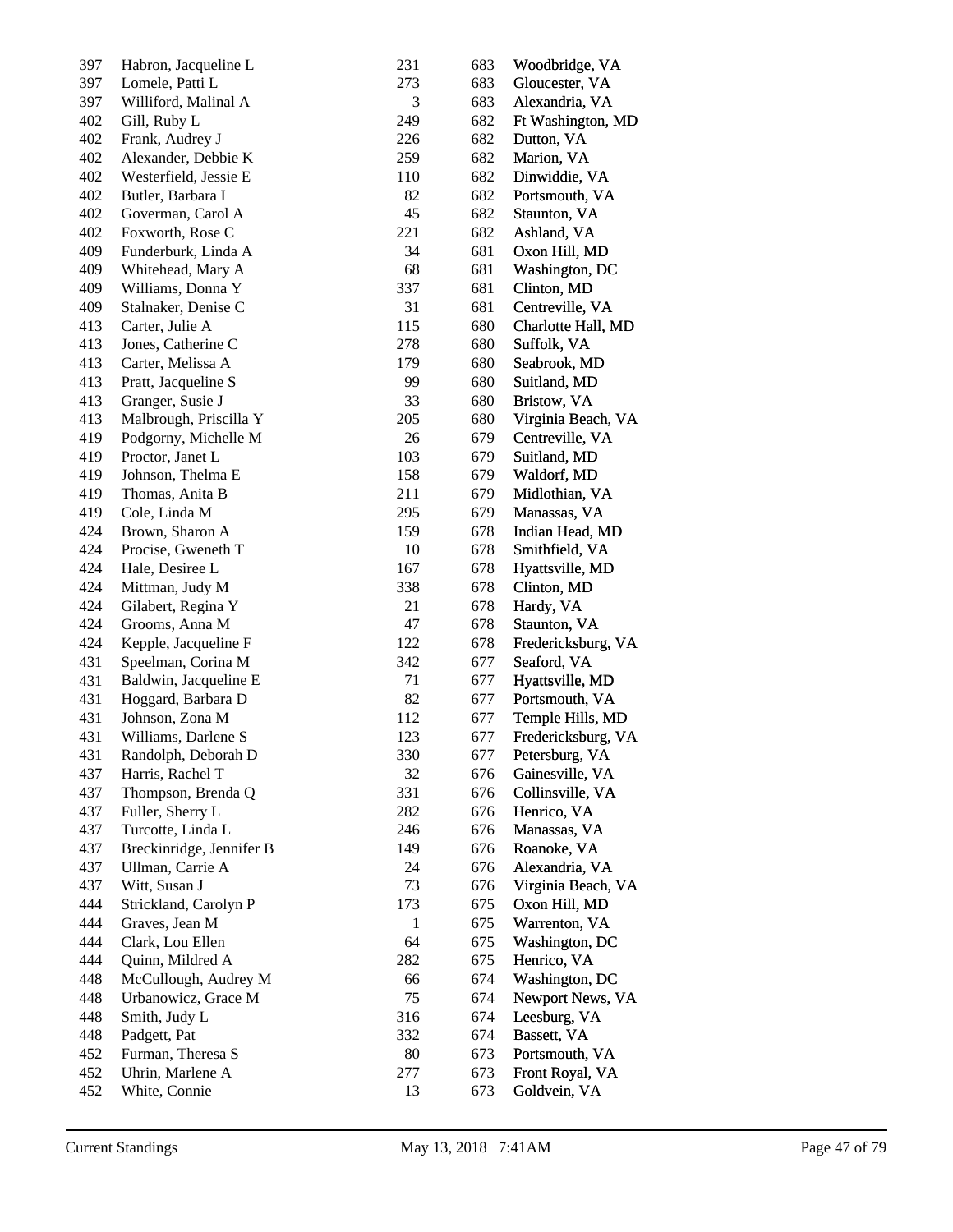| | | | | |
|---|---|---|---|---|
| 397 | Habron, Jacqueline L | 231 | 683 | Woodbridge, VA |
| 397 | Lomele, Patti L | 273 | 683 | Gloucester, VA |
| 397 | Williford, Malinal A | 3 | 683 | Alexandria, VA |
| 402 | Gill, Ruby L | 249 | 682 | Ft Washington, MD |
| 402 | Frank, Audrey J | 226 | 682 | Dutton, VA |
| 402 | Alexander, Debbie K | 259 | 682 | Marion, VA |
| 402 | Westerfield, Jessie E | 110 | 682 | Dinwiddie, VA |
| 402 | Butler, Barbara I | 82 | 682 | Portsmouth, VA |
| 402 | Goverman, Carol A | 45 | 682 | Staunton, VA |
| 402 | Foxworth, Rose C | 221 | 682 | Ashland, VA |
| 409 | Funderburk, Linda A | 34 | 681 | Oxon Hill, MD |
| 409 | Whitehead, Mary A | 68 | 681 | Washington, DC |
| 409 | Williams, Donna Y | 337 | 681 | Clinton, MD |
| 409 | Stalnaker, Denise C | 31 | 681 | Centreville, VA |
| 413 | Carter, Julie A | 115 | 680 | Charlotte Hall, MD |
| 413 | Jones, Catherine C | 278 | 680 | Suffolk, VA |
| 413 | Carter, Melissa A | 179 | 680 | Seabrook, MD |
| 413 | Pratt, Jacqueline S | 99 | 680 | Suitland, MD |
| 413 | Granger, Susie J | 33 | 680 | Bristow, VA |
| 413 | Malbrough, Priscilla Y | 205 | 680 | Virginia Beach, VA |
| 419 | Podgorny, Michelle M | 26 | 679 | Centreville, VA |
| 419 | Proctor, Janet L | 103 | 679 | Suitland, MD |
| 419 | Johnson, Thelma E | 158 | 679 | Waldorf, MD |
| 419 | Thomas, Anita B | 211 | 679 | Midlothian, VA |
| 419 | Cole, Linda M | 295 | 679 | Manassas, VA |
| 424 | Brown, Sharon A | 159 | 678 | Indian Head, MD |
| 424 | Procise, Gweneth T | 10 | 678 | Smithfield, VA |
| 424 | Hale, Desiree L | 167 | 678 | Hyattsville, MD |
| 424 | Mittman, Judy M | 338 | 678 | Clinton, MD |
| 424 | Gilabert, Regina Y | 21 | 678 | Hardy, VA |
| 424 | Grooms, Anna M | 47 | 678 | Staunton, VA |
| 424 | Kepple, Jacqueline F | 122 | 678 | Fredericksburg, VA |
| 431 | Speelman, Corina M | 342 | 677 | Seaford, VA |
| 431 | Baldwin, Jacqueline E | 71 | 677 | Hyattsville, MD |
| 431 | Hoggard, Barbara D | 82 | 677 | Portsmouth, VA |
| 431 | Johnson, Zona M | 112 | 677 | Temple Hills, MD |
| 431 | Williams, Darlene S | 123 | 677 | Fredericksburg, VA |
| 431 | Randolph, Deborah D | 330 | 677 | Petersburg, VA |
| 437 | Harris, Rachel T | 32 | 676 | Gainesville, VA |
| 437 | Thompson, Brenda Q | 331 | 676 | Collinsville, VA |
| 437 | Fuller, Sherry L | 282 | 676 | Henrico, VA |
| 437 | Turcotte, Linda L | 246 | 676 | Manassas, VA |
| 437 | Breckinridge, Jennifer B | 149 | 676 | Roanoke, VA |
| 437 | Ullman, Carrie A | 24 | 676 | Alexandria, VA |
| 437 | Witt, Susan J | 73 | 676 | Virginia Beach, VA |
| 444 | Strickland, Carolyn P | 173 | 675 | Oxon Hill, MD |
| 444 | Graves, Jean M | 1 | 675 | Warrenton, VA |
| 444 | Clark, Lou Ellen | 64 | 675 | Washington, DC |
| 444 | Quinn, Mildred A | 282 | 675 | Henrico, VA |
| 448 | McCullough, Audrey M | 66 | 674 | Washington, DC |
| 448 | Urbanowicz, Grace M | 75 | 674 | Newport News, VA |
| 448 | Smith, Judy L | 316 | 674 | Leesburg, VA |
| 448 | Padgett, Pat | 332 | 674 | Bassett, VA |
| 452 | Furman, Theresa S | 80 | 673 | Portsmouth, VA |
| 452 | Uhrin, Marlene A | 277 | 673 | Front Royal, VA |
| 452 | White, Connie | 13 | 673 | Goldvein, VA |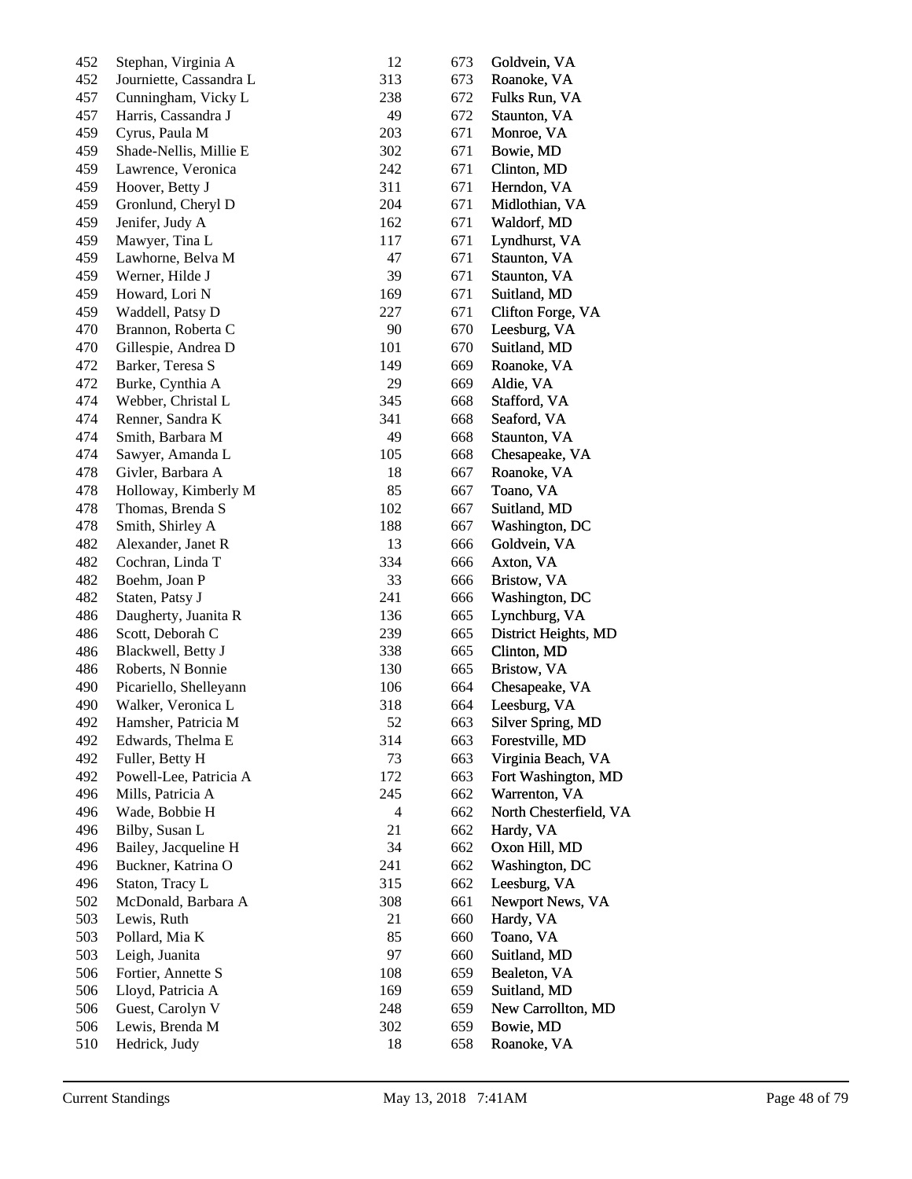| | | | | |
|---|---|---|---|---|
| 452 | Stephan, Virginia A | 12 | 673 | Goldvein, VA |
| 452 | Journiette, Cassandra L | 313 | 673 | Roanoke, VA |
| 457 | Cunningham, Vicky L | 238 | 672 | Fulks Run, VA |
| 457 | Harris, Cassandra J | 49 | 672 | Staunton, VA |
| 459 | Cyrus, Paula M | 203 | 671 | Monroe, VA |
| 459 | Shade-Nellis, Millie E | 302 | 671 | Bowie, MD |
| 459 | Lawrence, Veronica | 242 | 671 | Clinton, MD |
| 459 | Hoover, Betty J | 311 | 671 | Herndon, VA |
| 459 | Gronlund, Cheryl D | 204 | 671 | Midlothian, VA |
| 459 | Jenifer, Judy A | 162 | 671 | Waldorf, MD |
| 459 | Mawyer, Tina L | 117 | 671 | Lyndhurst, VA |
| 459 | Lawhorne, Belva M | 47 | 671 | Staunton, VA |
| 459 | Werner, Hilde J | 39 | 671 | Staunton, VA |
| 459 | Howard, Lori N | 169 | 671 | Suitland, MD |
| 459 | Waddell, Patsy D | 227 | 671 | Clifton Forge, VA |
| 470 | Brannon, Roberta C | 90 | 670 | Leesburg, VA |
| 470 | Gillespie, Andrea D | 101 | 670 | Suitland, MD |
| 472 | Barker, Teresa S | 149 | 669 | Roanoke, VA |
| 472 | Burke, Cynthia A | 29 | 669 | Aldie, VA |
| 474 | Webber, Christal L | 345 | 668 | Stafford, VA |
| 474 | Renner, Sandra K | 341 | 668 | Seaford, VA |
| 474 | Smith, Barbara M | 49 | 668 | Staunton, VA |
| 474 | Sawyer, Amanda L | 105 | 668 | Chesapeake, VA |
| 478 | Givler, Barbara A | 18 | 667 | Roanoke, VA |
| 478 | Holloway, Kimberly M | 85 | 667 | Toano, VA |
| 478 | Thomas, Brenda S | 102 | 667 | Suitland, MD |
| 478 | Smith, Shirley A | 188 | 667 | Washington, DC |
| 482 | Alexander, Janet R | 13 | 666 | Goldvein, VA |
| 482 | Cochran, Linda T | 334 | 666 | Axton, VA |
| 482 | Boehm, Joan P | 33 | 666 | Bristow, VA |
| 482 | Staten, Patsy J | 241 | 666 | Washington, DC |
| 486 | Daugherty, Juanita R | 136 | 665 | Lynchburg, VA |
| 486 | Scott, Deborah C | 239 | 665 | District Heights, MD |
| 486 | Blackwell, Betty J | 338 | 665 | Clinton, MD |
| 486 | Roberts, N Bonnie | 130 | 665 | Bristow, VA |
| 490 | Picariello, Shelleyann | 106 | 664 | Chesapeake, VA |
| 490 | Walker, Veronica L | 318 | 664 | Leesburg, VA |
| 492 | Hamsher, Patricia M | 52 | 663 | Silver Spring, MD |
| 492 | Edwards, Thelma E | 314 | 663 | Forestville, MD |
| 492 | Fuller, Betty H | 73 | 663 | Virginia Beach, VA |
| 492 | Powell-Lee, Patricia A | 172 | 663 | Fort Washington, MD |
| 496 | Mills, Patricia A | 245 | 662 | Warrenton, VA |
| 496 | Wade, Bobbie H | 4 | 662 | North Chesterfield, VA |
| 496 | Bilby, Susan L | 21 | 662 | Hardy, VA |
| 496 | Bailey, Jacqueline H | 34 | 662 | Oxon Hill, MD |
| 496 | Buckner, Katrina O | 241 | 662 | Washington, DC |
| 496 | Staton, Tracy L | 315 | 662 | Leesburg, VA |
| 502 | McDonald, Barbara A | 308 | 661 | Newport News, VA |
| 503 | Lewis, Ruth | 21 | 660 | Hardy, VA |
| 503 | Pollard, Mia K | 85 | 660 | Toano, VA |
| 503 | Leigh, Juanita | 97 | 660 | Suitland, MD |
| 506 | Fortier, Annette S | 108 | 659 | Bealeton, VA |
| 506 | Lloyd, Patricia A | 169 | 659 | Suitland, MD |
| 506 | Guest, Carolyn V | 248 | 659 | New Carrollton, MD |
| 506 | Lewis, Brenda M | 302 | 659 | Bowie, MD |
| 510 | Hedrick, Judy | 18 | 658 | Roanoke, VA |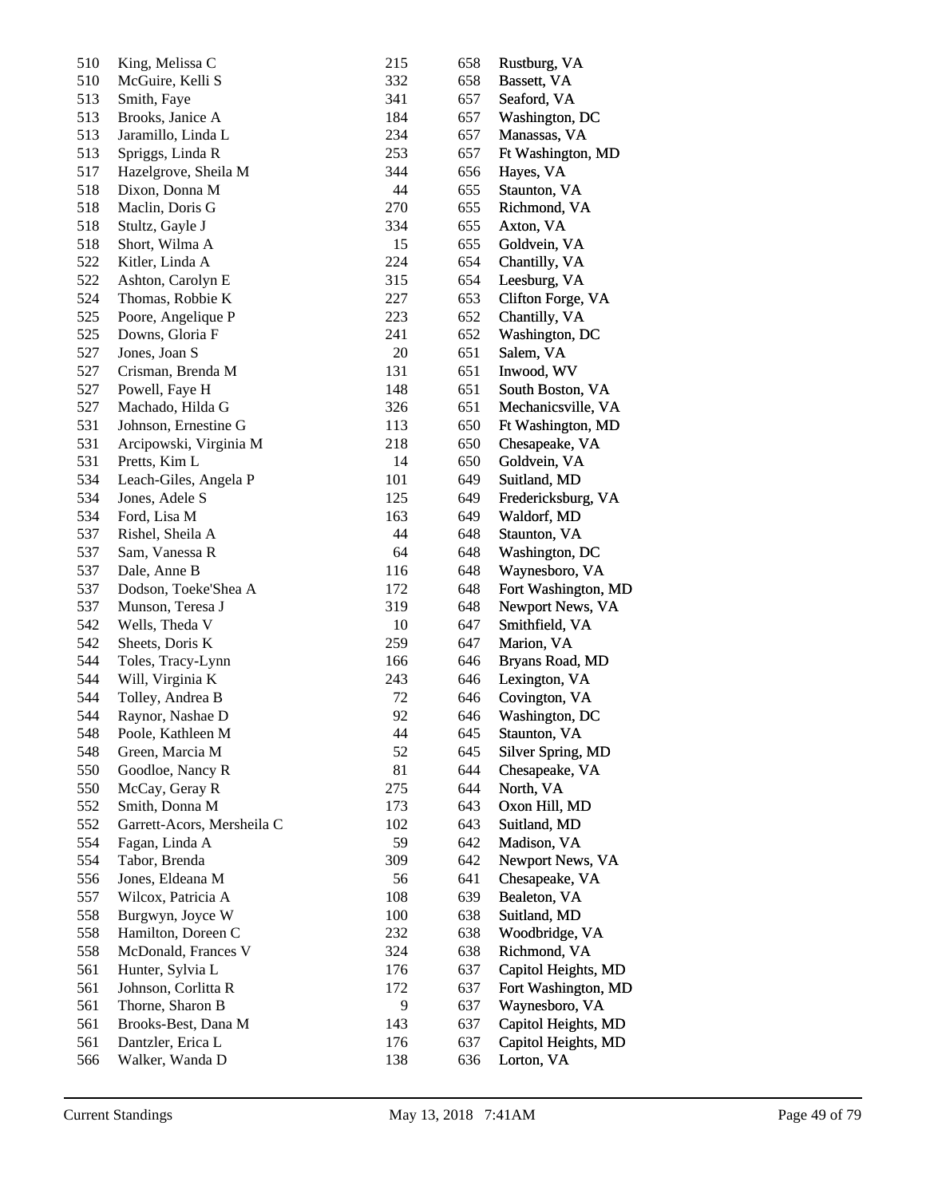| | | | | |
|---|---|---|---|---|
| 510 | King, Melissa C | 215 | 658 | Rustburg, VA |
| 510 | McGuire, Kelli S | 332 | 658 | Bassett, VA |
| 513 | Smith, Faye | 341 | 657 | Seaford, VA |
| 513 | Brooks, Janice A | 184 | 657 | Washington, DC |
| 513 | Jaramillo, Linda L | 234 | 657 | Manassas, VA |
| 513 | Spriggs, Linda R | 253 | 657 | Ft Washington, MD |
| 517 | Hazelgrove, Sheila M | 344 | 656 | Hayes, VA |
| 518 | Dixon, Donna M | 44 | 655 | Staunton, VA |
| 518 | Maclin, Doris G | 270 | 655 | Richmond, VA |
| 518 | Stultz, Gayle J | 334 | 655 | Axton, VA |
| 518 | Short, Wilma A | 15 | 655 | Goldvein, VA |
| 522 | Kitler, Linda A | 224 | 654 | Chantilly, VA |
| 522 | Ashton, Carolyn E | 315 | 654 | Leesburg, VA |
| 524 | Thomas, Robbie K | 227 | 653 | Clifton Forge, VA |
| 525 | Poore, Angelique P | 223 | 652 | Chantilly, VA |
| 525 | Downs, Gloria F | 241 | 652 | Washington, DC |
| 527 | Jones, Joan S | 20 | 651 | Salem, VA |
| 527 | Crisman, Brenda M | 131 | 651 | Inwood, WV |
| 527 | Powell, Faye H | 148 | 651 | South Boston, VA |
| 527 | Machado, Hilda G | 326 | 651 | Mechanicsville, VA |
| 531 | Johnson, Ernestine G | 113 | 650 | Ft Washington, MD |
| 531 | Arcipowski, Virginia M | 218 | 650 | Chesapeake, VA |
| 531 | Pretts, Kim L | 14 | 650 | Goldvein, VA |
| 534 | Leach-Giles, Angela P | 101 | 649 | Suitland, MD |
| 534 | Jones, Adele S | 125 | 649 | Fredericksburg, VA |
| 534 | Ford, Lisa M | 163 | 649 | Waldorf, MD |
| 537 | Rishel, Sheila A | 44 | 648 | Staunton, VA |
| 537 | Sam, Vanessa R | 64 | 648 | Washington, DC |
| 537 | Dale, Anne B | 116 | 648 | Waynesboro, VA |
| 537 | Dodson, Toeke'Shea A | 172 | 648 | Fort Washington, MD |
| 537 | Munson, Teresa J | 319 | 648 | Newport News, VA |
| 542 | Wells, Theda V | 10 | 647 | Smithfield, VA |
| 542 | Sheets, Doris K | 259 | 647 | Marion, VA |
| 544 | Toles, Tracy-Lynn | 166 | 646 | Bryans Road, MD |
| 544 | Will, Virginia K | 243 | 646 | Lexington, VA |
| 544 | Tolley, Andrea B | 72 | 646 | Covington, VA |
| 544 | Raynor, Nashae D | 92 | 646 | Washington, DC |
| 548 | Poole, Kathleen M | 44 | 645 | Staunton, VA |
| 548 | Green, Marcia M | 52 | 645 | Silver Spring, MD |
| 550 | Goodloe, Nancy R | 81 | 644 | Chesapeake, VA |
| 550 | McCay, Geray R | 275 | 644 | North, VA |
| 552 | Smith, Donna M | 173 | 643 | Oxon Hill, MD |
| 552 | Garrett-Acors, Mersheila C | 102 | 643 | Suitland, MD |
| 554 | Fagan, Linda A | 59 | 642 | Madison, VA |
| 554 | Tabor, Brenda | 309 | 642 | Newport News, VA |
| 556 | Jones, Eldeana M | 56 | 641 | Chesapeake, VA |
| 557 | Wilcox, Patricia A | 108 | 639 | Bealeton, VA |
| 558 | Burgwyn, Joyce W | 100 | 638 | Suitland, MD |
| 558 | Hamilton, Doreen C | 232 | 638 | Woodbridge, VA |
| 558 | McDonald, Frances V | 324 | 638 | Richmond, VA |
| 561 | Hunter, Sylvia L | 176 | 637 | Capitol Heights, MD |
| 561 | Johnson, Corlitta R | 172 | 637 | Fort Washington, MD |
| 561 | Thorne, Sharon B | 9 | 637 | Waynesboro, VA |
| 561 | Brooks-Best, Dana M | 143 | 637 | Capitol Heights, MD |
| 561 | Dantzler, Erica L | 176 | 637 | Capitol Heights, MD |
| 566 | Walker, Wanda D | 138 | 636 | Lorton, VA |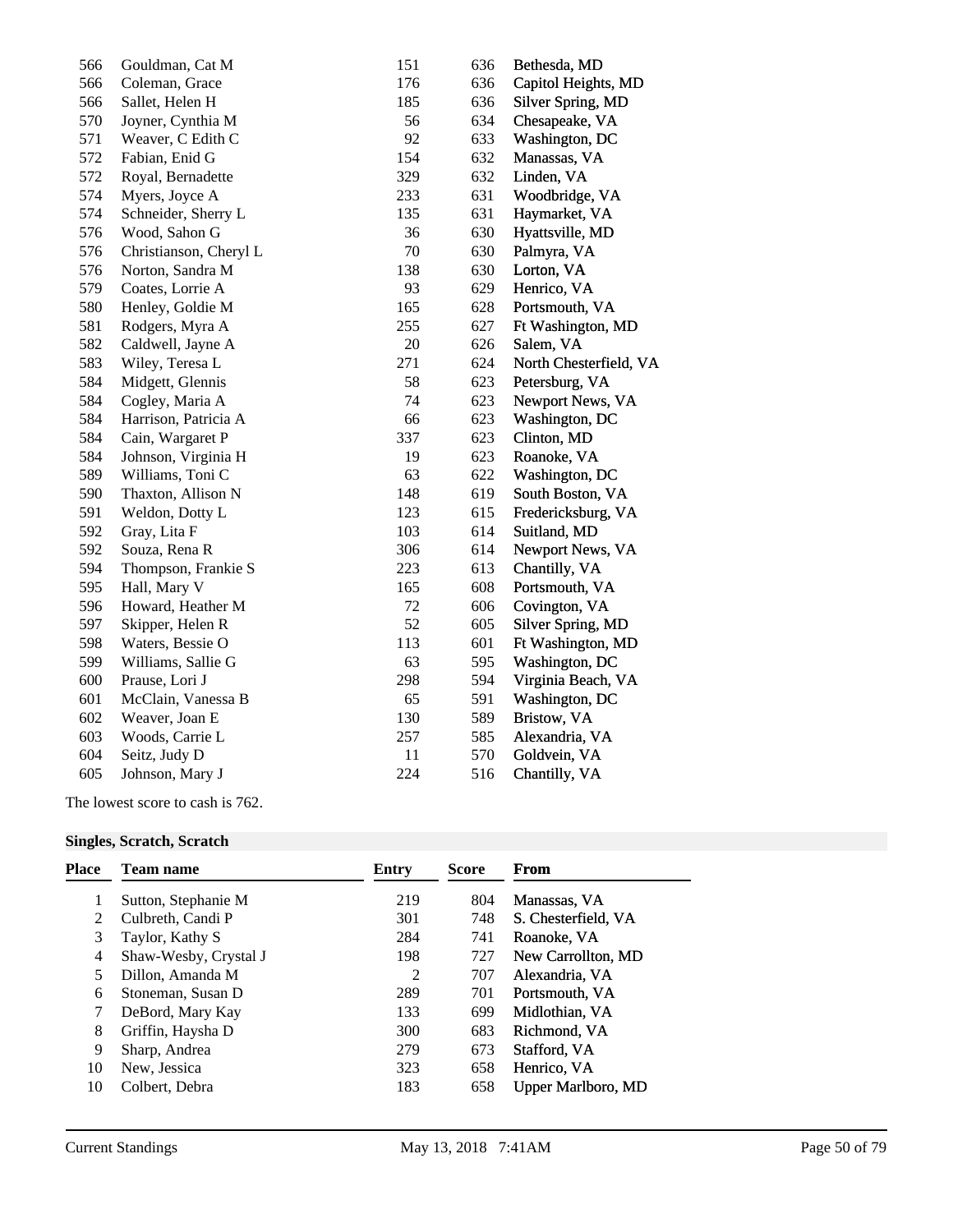| | | | | |
|---|---|---|---|---|
| 566 | Gouldman, Cat M | 151 | 636 | Bethesda, MD |
| 566 | Coleman, Grace | 176 | 636 | Capitol Heights, MD |
| 566 | Sallet, Helen H | 185 | 636 | Silver Spring, MD |
| 570 | Joyner, Cynthia M | 56 | 634 | Chesapeake, VA |
| 571 | Weaver, C Edith C | 92 | 633 | Washington, DC |
| 572 | Fabian, Enid G | 154 | 632 | Manassas, VA |
| 572 | Royal, Bernadette | 329 | 632 | Linden, VA |
| 574 | Myers, Joyce A | 233 | 631 | Woodbridge, VA |
| 574 | Schneider, Sherry L | 135 | 631 | Haymarket, VA |
| 576 | Wood, Sahon G | 36 | 630 | Hyattsville, MD |
| 576 | Christianson, Cheryl L | 70 | 630 | Palmyra, VA |
| 576 | Norton, Sandra M | 138 | 630 | Lorton, VA |
| 579 | Coates, Lorrie A | 93 | 629 | Henrico, VA |
| 580 | Henley, Goldie M | 165 | 628 | Portsmouth, VA |
| 581 | Rodgers, Myra A | 255 | 627 | Ft Washington, MD |
| 582 | Caldwell, Jayne A | 20 | 626 | Salem, VA |
| 583 | Wiley, Teresa L | 271 | 624 | North Chesterfield, VA |
| 584 | Midgett, Glennis | 58 | 623 | Petersburg, VA |
| 584 | Cogley, Maria A | 74 | 623 | Newport News, VA |
| 584 | Harrison, Patricia A | 66 | 623 | Washington, DC |
| 584 | Cain, Wargaret P | 337 | 623 | Clinton, MD |
| 584 | Johnson, Virginia H | 19 | 623 | Roanoke, VA |
| 589 | Williams, Toni C | 63 | 622 | Washington, DC |
| 590 | Thaxton, Allison N | 148 | 619 | South Boston, VA |
| 591 | Weldon, Dotty L | 123 | 615 | Fredericksburg, VA |
| 592 | Gray, Lita F | 103 | 614 | Suitland, MD |
| 592 | Souza, Rena R | 306 | 614 | Newport News, VA |
| 594 | Thompson, Frankie S | 223 | 613 | Chantilly, VA |
| 595 | Hall, Mary V | 165 | 608 | Portsmouth, VA |
| 596 | Howard, Heather M | 72 | 606 | Covington, VA |
| 597 | Skipper, Helen R | 52 | 605 | Silver Spring, MD |
| 598 | Waters, Bessie O | 113 | 601 | Ft Washington, MD |
| 599 | Williams, Sallie G | 63 | 595 | Washington, DC |
| 600 | Prause, Lori J | 298 | 594 | Virginia Beach, VA |
| 601 | McClain, Vanessa B | 65 | 591 | Washington, DC |
| 602 | Weaver, Joan E | 130 | 589 | Bristow, VA |
| 603 | Woods, Carrie L | 257 | 585 | Alexandria, VA |
| 604 | Seitz, Judy D | 11 | 570 | Goldvein, VA |
| 605 | Johnson, Mary J | 224 | 516 | Chantilly, VA |

The lowest score to cash is 762.

**Singles, Scratch, Scratch**

| Place | Team name | Entry | Score | From |
|---|---|---|---|---|
| 1 | Sutton, Stephanie M | 219 | 804 | Manassas, VA |
| 2 | Culbreth, Candi P | 301 | 748 | S. Chesterfield, VA |
| 3 | Taylor, Kathy S | 284 | 741 | Roanoke, VA |
| 4 | Shaw-Wesby, Crystal J | 198 | 727 | New Carrollton, MD |
| 5 | Dillon, Amanda M | 2 | 707 | Alexandria, VA |
| 6 | Stoneman, Susan D | 289 | 701 | Portsmouth, VA |
| 7 | DeBord, Mary Kay | 133 | 699 | Midlothian, VA |
| 8 | Griffin, Haysha D | 300 | 683 | Richmond, VA |
| 9 | Sharp, Andrea | 279 | 673 | Stafford, VA |
| 10 | New, Jessica | 323 | 658 | Henrico, VA |
| 10 | Colbert, Debra | 183 | 658 | Upper Marlboro, MD |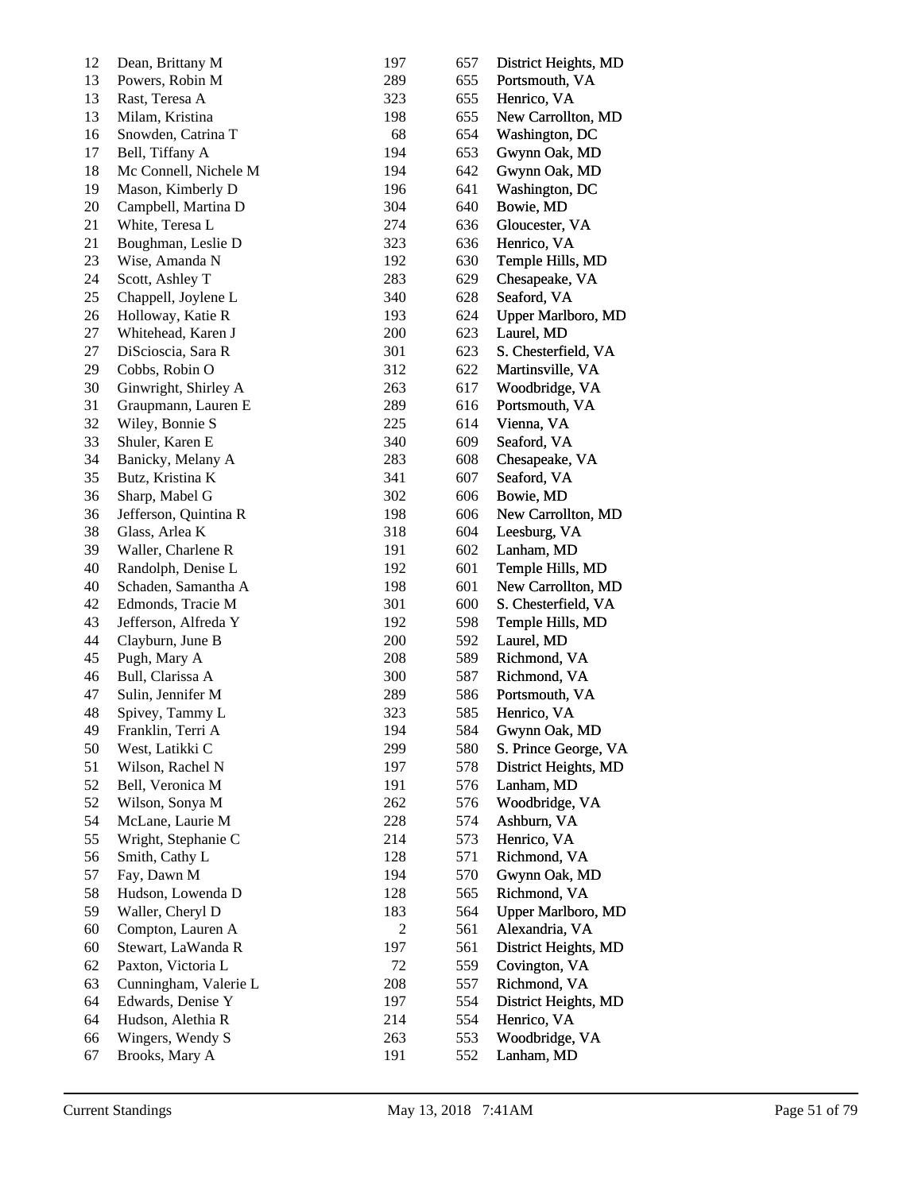| | | | | |
|---|---|---|---|---|
| 12 | Dean, Brittany M | 197 | 657 | District Heights, MD |
| 13 | Powers, Robin M | 289 | 655 | Portsmouth, VA |
| 13 | Rast, Teresa A | 323 | 655 | Henrico, VA |
| 13 | Milam, Kristina | 198 | 655 | New Carrollton, MD |
| 16 | Snowden, Catrina T | 68 | 654 | Washington, DC |
| 17 | Bell, Tiffany A | 194 | 653 | Gwynn Oak, MD |
| 18 | Mc Connell, Nichele M | 194 | 642 | Gwynn Oak, MD |
| 19 | Mason, Kimberly D | 196 | 641 | Washington, DC |
| 20 | Campbell, Martina D | 304 | 640 | Bowie, MD |
| 21 | White, Teresa L | 274 | 636 | Gloucester, VA |
| 21 | Boughman, Leslie D | 323 | 636 | Henrico, VA |
| 23 | Wise, Amanda N | 192 | 630 | Temple Hills, MD |
| 24 | Scott, Ashley T | 283 | 629 | Chesapeake, VA |
| 25 | Chappell, Joylene L | 340 | 628 | Seaford, VA |
| 26 | Holloway, Katie R | 193 | 624 | Upper Marlboro, MD |
| 27 | Whitehead, Karen J | 200 | 623 | Laurel, MD |
| 27 | DiScioscia, Sara R | 301 | 623 | S. Chesterfield, VA |
| 29 | Cobbs, Robin O | 312 | 622 | Martinsville, VA |
| 30 | Ginwright, Shirley A | 263 | 617 | Woodbridge, VA |
| 31 | Graupmann, Lauren E | 289 | 616 | Portsmouth, VA |
| 32 | Wiley, Bonnie S | 225 | 614 | Vienna, VA |
| 33 | Shuler, Karen E | 340 | 609 | Seaford, VA |
| 34 | Banicky, Melany A | 283 | 608 | Chesapeake, VA |
| 35 | Butz, Kristina K | 341 | 607 | Seaford, VA |
| 36 | Sharp, Mabel G | 302 | 606 | Bowie, MD |
| 36 | Jefferson, Quintina R | 198 | 606 | New Carrollton, MD |
| 38 | Glass, Arlea K | 318 | 604 | Leesburg, VA |
| 39 | Waller, Charlene R | 191 | 602 | Lanham, MD |
| 40 | Randolph, Denise L | 192 | 601 | Temple Hills, MD |
| 40 | Schaden, Samantha A | 198 | 601 | New Carrollton, MD |
| 42 | Edmonds, Tracie M | 301 | 600 | S. Chesterfield, VA |
| 43 | Jefferson, Alfreda Y | 192 | 598 | Temple Hills, MD |
| 44 | Clayburn, June B | 200 | 592 | Laurel, MD |
| 45 | Pugh, Mary A | 208 | 589 | Richmond, VA |
| 46 | Bull, Clarissa A | 300 | 587 | Richmond, VA |
| 47 | Sulin, Jennifer M | 289 | 586 | Portsmouth, VA |
| 48 | Spivey, Tammy L | 323 | 585 | Henrico, VA |
| 49 | Franklin, Terri A | 194 | 584 | Gwynn Oak, MD |
| 50 | West, Latikki C | 299 | 580 | S. Prince George, VA |
| 51 | Wilson, Rachel N | 197 | 578 | District Heights, MD |
| 52 | Bell, Veronica M | 191 | 576 | Lanham, MD |
| 52 | Wilson, Sonya M | 262 | 576 | Woodbridge, VA |
| 54 | McLane, Laurie M | 228 | 574 | Ashburn, VA |
| 55 | Wright, Stephanie C | 214 | 573 | Henrico, VA |
| 56 | Smith, Cathy L | 128 | 571 | Richmond, VA |
| 57 | Fay, Dawn M | 194 | 570 | Gwynn Oak, MD |
| 58 | Hudson, Lowenda D | 128 | 565 | Richmond, VA |
| 59 | Waller, Cheryl D | 183 | 564 | Upper Marlboro, MD |
| 60 | Compton, Lauren A | 2 | 561 | Alexandria, VA |
| 60 | Stewart, LaWanda R | 197 | 561 | District Heights, MD |
| 62 | Paxton, Victoria L | 72 | 559 | Covington, VA |
| 63 | Cunningham, Valerie L | 208 | 557 | Richmond, VA |
| 64 | Edwards, Denise Y | 197 | 554 | District Heights, MD |
| 64 | Hudson, Alethia R | 214 | 554 | Henrico, VA |
| 66 | Wingers, Wendy S | 263 | 553 | Woodbridge, VA |
| 67 | Brooks, Mary A | 191 | 552 | Lanham, MD |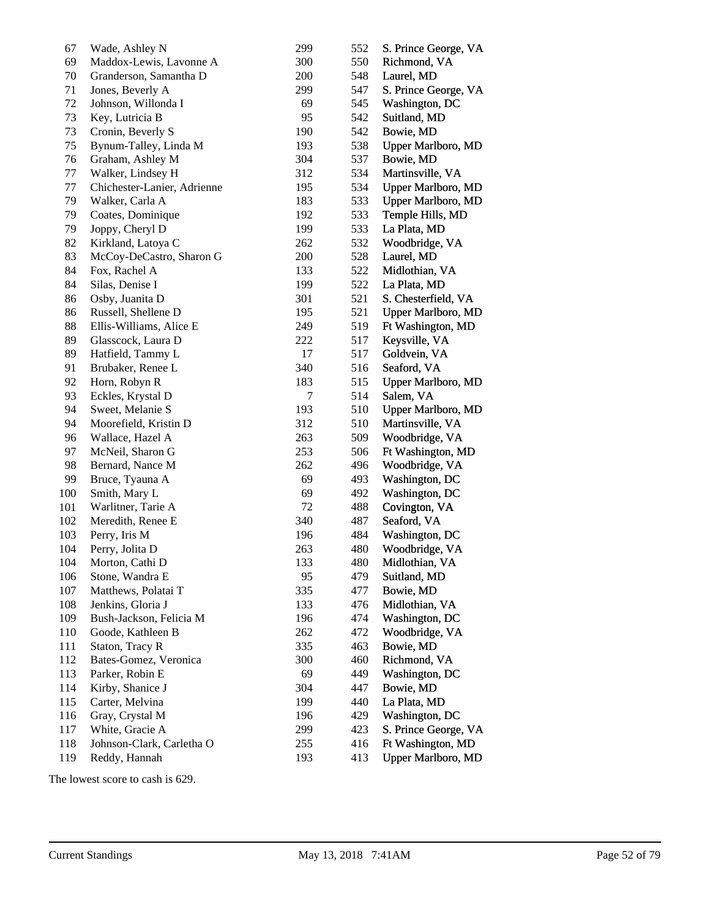| | | | | |
|---|---|---|---|---|
| 67 | Wade, Ashley N | 299 | 552 | S. Prince George, VA |
| 69 | Maddox-Lewis, Lavonne A | 300 | 550 | Richmond, VA |
| 70 | Granderson, Samantha D | 200 | 548 | Laurel, MD |
| 71 | Jones, Beverly A | 299 | 547 | S. Prince George, VA |
| 72 | Johnson, Willonda I | 69 | 545 | Washington, DC |
| 73 | Key, Lutricia B | 95 | 542 | Suitland, MD |
| 73 | Cronin, Beverly S | 190 | 542 | Bowie, MD |
| 75 | Bynum-Talley, Linda M | 193 | 538 | Upper Marlboro, MD |
| 76 | Graham, Ashley M | 304 | 537 | Bowie, MD |
| 77 | Walker, Lindsey H | 312 | 534 | Martinsville, VA |
| 77 | Chichester-Lanier, Adrienne | 195 | 534 | Upper Marlboro, MD |
| 79 | Walker, Carla A | 183 | 533 | Upper Marlboro, MD |
| 79 | Coates, Dominique | 192 | 533 | Temple Hills, MD |
| 79 | Joppy, Cheryl D | 199 | 533 | La Plata, MD |
| 82 | Kirkland, Latoya C | 262 | 532 | Woodbridge, VA |
| 83 | McCoy-DeCastro, Sharon G | 200 | 528 | Laurel, MD |
| 84 | Fox, Rachel A | 133 | 522 | Midlothian, VA |
| 84 | Silas, Denise I | 199 | 522 | La Plata, MD |
| 86 | Osby, Juanita D | 301 | 521 | S. Chesterfield, VA |
| 86 | Russell, Shellene D | 195 | 521 | Upper Marlboro, MD |
| 88 | Ellis-Williams, Alice E | 249 | 519 | Ft Washington, MD |
| 89 | Glasscock, Laura D | 222 | 517 | Keysville, VA |
| 89 | Hatfield, Tammy L | 17 | 517 | Goldvein, VA |
| 91 | Brubaker, Renee L | 340 | 516 | Seaford, VA |
| 92 | Horn, Robyn R | 183 | 515 | Upper Marlboro, MD |
| 93 | Eckles, Krystal D | 7 | 514 | Salem, VA |
| 94 | Sweet, Melanie S | 193 | 510 | Upper Marlboro, MD |
| 94 | Moorefield, Kristin D | 312 | 510 | Martinsville, VA |
| 96 | Wallace, Hazel A | 263 | 509 | Woodbridge, VA |
| 97 | McNeil, Sharon G | 253 | 506 | Ft Washington, MD |
| 98 | Bernard, Nance M | 262 | 496 | Woodbridge, VA |
| 99 | Bruce, Tyauna A | 69 | 493 | Washington, DC |
| 100 | Smith, Mary L | 69 | 492 | Washington, DC |
| 101 | Warlitner, Tarie A | 72 | 488 | Covington, VA |
| 102 | Meredith, Renee E | 340 | 487 | Seaford, VA |
| 103 | Perry, Iris M | 196 | 484 | Washington, DC |
| 104 | Perry, Jolita D | 263 | 480 | Woodbridge, VA |
| 104 | Morton, Cathi D | 133 | 480 | Midlothian, VA |
| 106 | Stone, Wandra E | 95 | 479 | Suitland, MD |
| 107 | Matthews, Polatai T | 335 | 477 | Bowie, MD |
| 108 | Jenkins, Gloria J | 133 | 476 | Midlothian, VA |
| 109 | Bush-Jackson, Felicia M | 196 | 474 | Washington, DC |
| 110 | Goode, Kathleen B | 262 | 472 | Woodbridge, VA |
| 111 | Staton, Tracy R | 335 | 463 | Bowie, MD |
| 112 | Bates-Gomez, Veronica | 300 | 460 | Richmond, VA |
| 113 | Parker, Robin E | 69 | 449 | Washington, DC |
| 114 | Kirby, Shanice J | 304 | 447 | Bowie, MD |
| 115 | Carter, Melvina | 199 | 440 | La Plata, MD |
| 116 | Gray, Crystal M | 196 | 429 | Washington, DC |
| 117 | White, Gracie A | 299 | 423 | S. Prince George, VA |
| 118 | Johnson-Clark, Carletha O | 255 | 416 | Ft Washington, MD |
| 119 | Reddy, Hannah | 193 | 413 | Upper Marlboro, MD |

The lowest score to cash is 629.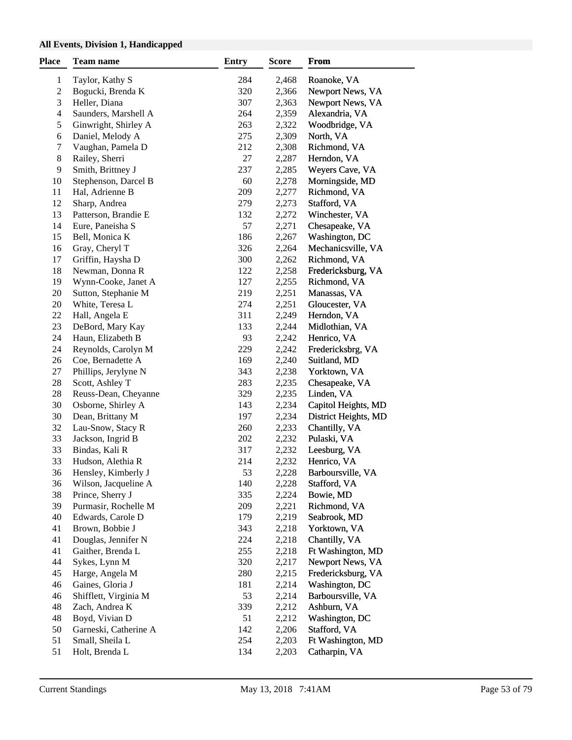### All Events, Division 1, Handicapped

| Place | Team name | Entry | Score | From |
|---|---|---|---|---|
| 1 | Taylor, Kathy S | 284 | 2,468 | Roanoke, VA |
| 2 | Bogucki, Brenda K | 320 | 2,366 | Newport News, VA |
| 3 | Heller, Diana | 307 | 2,363 | Newport News, VA |
| 4 | Saunders, Marshell A | 264 | 2,359 | Alexandria, VA |
| 5 | Ginwright, Shirley A | 263 | 2,322 | Woodbridge, VA |
| 6 | Daniel, Melody A | 275 | 2,309 | North, VA |
| 7 | Vaughan, Pamela D | 212 | 2,308 | Richmond, VA |
| 8 | Railey, Sherri | 27 | 2,287 | Herndon, VA |
| 9 | Smith, Brittney J | 237 | 2,285 | Weyers Cave, VA |
| 10 | Stephenson, Darcel B | 60 | 2,278 | Morningside, MD |
| 11 | Hal, Adrienne B | 209 | 2,277 | Richmond, VA |
| 12 | Sharp, Andrea | 279 | 2,273 | Stafford, VA |
| 13 | Patterson, Brandie E | 132 | 2,272 | Winchester, VA |
| 14 | Eure, Paneisha S | 57 | 2,271 | Chesapeake, VA |
| 15 | Bell, Monica K | 186 | 2,267 | Washington, DC |
| 16 | Gray, Cheryl T | 326 | 2,264 | Mechanicsville, VA |
| 17 | Griffin, Haysha D | 300 | 2,262 | Richmond, VA |
| 18 | Newman, Donna R | 122 | 2,258 | Fredericksburg, VA |
| 19 | Wynn-Cooke, Janet A | 127 | 2,255 | Richmond, VA |
| 20 | Sutton, Stephanie M | 219 | 2,251 | Manassas, VA |
| 20 | White, Teresa L | 274 | 2,251 | Gloucester, VA |
| 22 | Hall, Angela E | 311 | 2,249 | Herndon, VA |
| 23 | DeBord, Mary Kay | 133 | 2,244 | Midlothian, VA |
| 24 | Haun, Elizabeth B | 93 | 2,242 | Henrico, VA |
| 24 | Reynolds, Carolyn M | 229 | 2,242 | Fredericksbrg, VA |
| 26 | Coe, Bernadette A | 169 | 2,240 | Suitland, MD |
| 27 | Phillips, Jerylyne N | 343 | 2,238 | Yorktown, VA |
| 28 | Scott, Ashley T | 283 | 2,235 | Chesapeake, VA |
| 28 | Reuss-Dean, Cheyanne | 329 | 2,235 | Linden, VA |
| 30 | Osborne, Shirley A | 143 | 2,234 | Capitol Heights, MD |
| 30 | Dean, Brittany M | 197 | 2,234 | District Heights, MD |
| 32 | Lau-Snow, Stacy R | 260 | 2,233 | Chantilly, VA |
| 33 | Jackson, Ingrid B | 202 | 2,232 | Pulaski, VA |
| 33 | Bindas, Kali R | 317 | 2,232 | Leesburg, VA |
| 33 | Hudson, Alethia R | 214 | 2,232 | Henrico, VA |
| 36 | Hensley, Kimberly J | 53 | 2,228 | Barboursville, VA |
| 36 | Wilson, Jacqueline A | 140 | 2,228 | Stafford, VA |
| 38 | Prince, Sherry J | 335 | 2,224 | Bowie, MD |
| 39 | Purmasir, Rochelle M | 209 | 2,221 | Richmond, VA |
| 40 | Edwards, Carole D | 179 | 2,219 | Seabrook, MD |
| 41 | Brown, Bobbie J | 343 | 2,218 | Yorktown, VA |
| 41 | Douglas, Jennifer N | 224 | 2,218 | Chantilly, VA |
| 41 | Gaither, Brenda L | 255 | 2,218 | Ft Washington, MD |
| 44 | Sykes, Lynn M | 320 | 2,217 | Newport News, VA |
| 45 | Harge, Angela M | 280 | 2,215 | Fredericksburg, VA |
| 46 | Gaines, Gloria J | 181 | 2,214 | Washington, DC |
| 46 | Shifflett, Virginia M | 53 | 2,214 | Barboursville, VA |
| 48 | Zach, Andrea K | 339 | 2,212 | Ashburn, VA |
| 48 | Boyd, Vivian D | 51 | 2,212 | Washington, DC |
| 50 | Garneski, Catherine A | 142 | 2,206 | Stafford, VA |
| 51 | Small, Sheila L | 254 | 2,203 | Ft Washington, MD |
| 51 | Holt, Brenda L | 134 | 2,203 | Catharpin, VA |

Current Standings May 13, 2018 7:41AM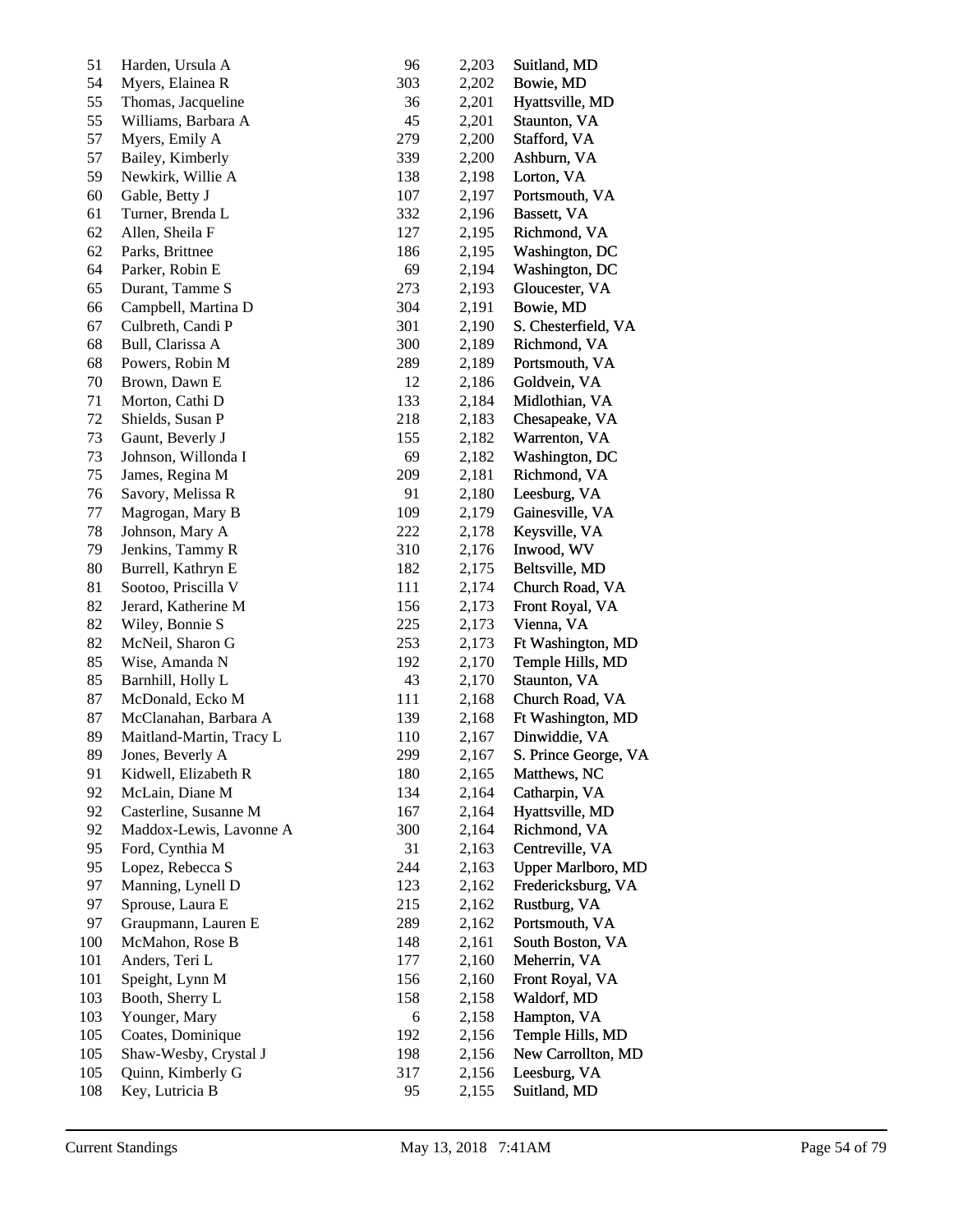| | | | | |
|---|---|---|---|---|
| 51 | Harden, Ursula A | 96 | 2,203 | Suitland, MD |
| 54 | Myers, Elainea R | 303 | 2,202 | Bowie, MD |
| 55 | Thomas, Jacqueline | 36 | 2,201 | Hyattsville, MD |
| 55 | Williams, Barbara A | 45 | 2,201 | Staunton, VA |
| 57 | Myers, Emily A | 279 | 2,200 | Stafford, VA |
| 57 | Bailey, Kimberly | 339 | 2,200 | Ashburn, VA |
| 59 | Newkirk, Willie A | 138 | 2,198 | Lorton, VA |
| 60 | Gable, Betty J | 107 | 2,197 | Portsmouth, VA |
| 61 | Turner, Brenda L | 332 | 2,196 | Bassett, VA |
| 62 | Allen, Sheila F | 127 | 2,195 | Richmond, VA |
| 62 | Parks, Brittnee | 186 | 2,195 | Washington, DC |
| 64 | Parker, Robin E | 69 | 2,194 | Washington, DC |
| 65 | Durant, Tamme S | 273 | 2,193 | Gloucester, VA |
| 66 | Campbell, Martina D | 304 | 2,191 | Bowie, MD |
| 67 | Culbreth, Candi P | 301 | 2,190 | S. Chesterfield, VA |
| 68 | Bull, Clarissa A | 300 | 2,189 | Richmond, VA |
| 68 | Powers, Robin M | 289 | 2,189 | Portsmouth, VA |
| 70 | Brown, Dawn E | 12 | 2,186 | Goldvein, VA |
| 71 | Morton, Cathi D | 133 | 2,184 | Midlothian, VA |
| 72 | Shields, Susan P | 218 | 2,183 | Chesapeake, VA |
| 73 | Gaunt, Beverly J | 155 | 2,182 | Warrenton, VA |
| 73 | Johnson, Willonda I | 69 | 2,182 | Washington, DC |
| 75 | James, Regina M | 209 | 2,181 | Richmond, VA |
| 76 | Savory, Melissa R | 91 | 2,180 | Leesburg, VA |
| 77 | Magrogan, Mary B | 109 | 2,179 | Gainesville, VA |
| 78 | Johnson, Mary A | 222 | 2,178 | Keysville, VA |
| 79 | Jenkins, Tammy R | 310 | 2,176 | Inwood, WV |
| 80 | Burrell, Kathryn E | 182 | 2,175 | Beltsville, MD |
| 81 | Sootoo, Priscilla V | 111 | 2,174 | Church Road, VA |
| 82 | Jerard, Katherine M | 156 | 2,173 | Front Royal, VA |
| 82 | Wiley, Bonnie S | 225 | 2,173 | Vienna, VA |
| 82 | McNeil, Sharon G | 253 | 2,173 | Ft Washington, MD |
| 85 | Wise, Amanda N | 192 | 2,170 | Temple Hills, MD |
| 85 | Barnhill, Holly L | 43 | 2,170 | Staunton, VA |
| 87 | McDonald, Ecko M | 111 | 2,168 | Church Road, VA |
| 87 | McClanahan, Barbara A | 139 | 2,168 | Ft Washington, MD |
| 89 | Maitland-Martin, Tracy L | 110 | 2,167 | Dinwiddie, VA |
| 89 | Jones, Beverly A | 299 | 2,167 | S. Prince George, VA |
| 91 | Kidwell, Elizabeth R | 180 | 2,165 | Matthews, NC |
| 92 | McLain, Diane M | 134 | 2,164 | Catharpin, VA |
| 92 | Casterline, Susanne M | 167 | 2,164 | Hyattsville, MD |
| 92 | Maddox-Lewis, Lavonne A | 300 | 2,164 | Richmond, VA |
| 95 | Ford, Cynthia M | 31 | 2,163 | Centreville, VA |
| 95 | Lopez, Rebecca S | 244 | 2,163 | Upper Marlboro, MD |
| 97 | Manning, Lynell D | 123 | 2,162 | Fredericksburg, VA |
| 97 | Sprouse, Laura E | 215 | 2,162 | Rustburg, VA |
| 97 | Graupmann, Lauren E | 289 | 2,162 | Portsmouth, VA |
| 100 | McMahon, Rose B | 148 | 2,161 | South Boston, VA |
| 101 | Anders, Teri L | 177 | 2,160 | Meherrin, VA |
| 101 | Speight, Lynn M | 156 | 2,160 | Front Royal, VA |
| 103 | Booth, Sherry L | 158 | 2,158 | Waldorf, MD |
| 103 | Younger, Mary | 6 | 2,158 | Hampton, VA |
| 105 | Coates, Dominique | 192 | 2,156 | Temple Hills, MD |
| 105 | Shaw-Wesby, Crystal J | 198 | 2,156 | New Carrollton, MD |
| 105 | Quinn, Kimberly G | 317 | 2,156 | Leesburg, VA |
| 108 | Key, Lutricia B | 95 | 2,155 | Suitland, MD |

Current Standings May 13, 2018 7:41AM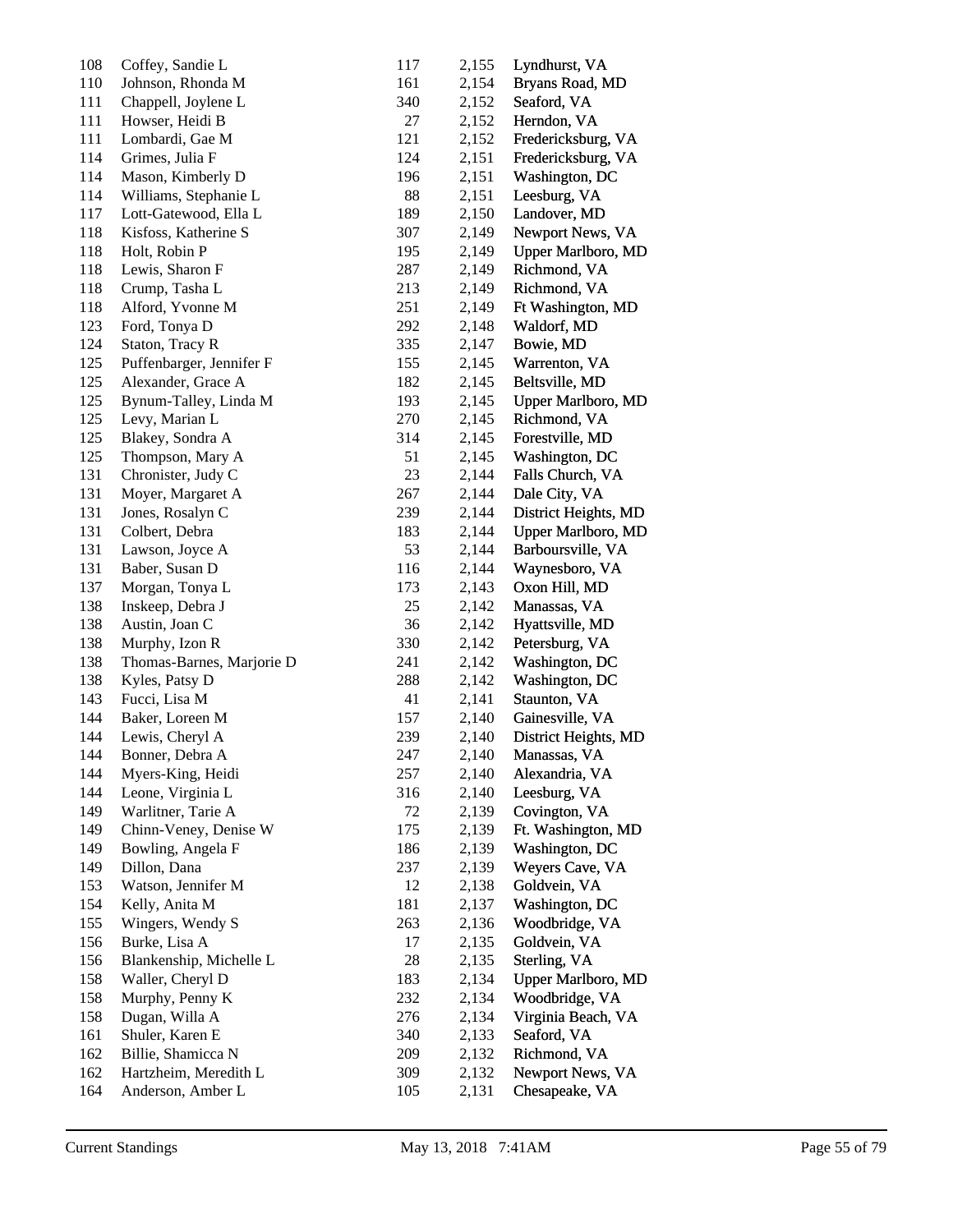| | | | | |
|---|---|---|---|---|
| 108 | Coffey, Sandie L | 117 | 2,155 | Lyndhurst, VA |
| 110 | Johnson, Rhonda M | 161 | 2,154 | Bryans Road, MD |
| 111 | Chappell, Joylene L | 340 | 2,152 | Seaford, VA |
| 111 | Howser, Heidi B | 27 | 2,152 | Herndon, VA |
| 111 | Lombardi, Gae M | 121 | 2,152 | Fredericksburg, VA |
| 114 | Grimes, Julia F | 124 | 2,151 | Fredericksburg, VA |
| 114 | Mason, Kimberly D | 196 | 2,151 | Washington, DC |
| 114 | Williams, Stephanie L | 88 | 2,151 | Leesburg, VA |
| 117 | Lott-Gatewood, Ella L | 189 | 2,150 | Landover, MD |
| 118 | Kisfoss, Katherine S | 307 | 2,149 | Newport News, VA |
| 118 | Holt, Robin P | 195 | 2,149 | Upper Marlboro, MD |
| 118 | Lewis, Sharon F | 287 | 2,149 | Richmond, VA |
| 118 | Crump, Tasha L | 213 | 2,149 | Richmond, VA |
| 118 | Alford, Yvonne M | 251 | 2,149 | Ft Washington, MD |
| 123 | Ford, Tonya D | 292 | 2,148 | Waldorf, MD |
| 124 | Staton, Tracy R | 335 | 2,147 | Bowie, MD |
| 125 | Puffenbarger, Jennifer F | 155 | 2,145 | Warrenton, VA |
| 125 | Alexander, Grace A | 182 | 2,145 | Beltsville, MD |
| 125 | Bynum-Talley, Linda M | 193 | 2,145 | Upper Marlboro, MD |
| 125 | Levy, Marian L | 270 | 2,145 | Richmond, VA |
| 125 | Blakey, Sondra A | 314 | 2,145 | Forestville, MD |
| 125 | Thompson, Mary A | 51 | 2,145 | Washington, DC |
| 131 | Chronister, Judy C | 23 | 2,144 | Falls Church, VA |
| 131 | Moyer, Margaret A | 267 | 2,144 | Dale City, VA |
| 131 | Jones, Rosalyn C | 239 | 2,144 | District Heights, MD |
| 131 | Colbert, Debra | 183 | 2,144 | Upper Marlboro, MD |
| 131 | Lawson, Joyce A | 53 | 2,144 | Barboursville, VA |
| 131 | Baber, Susan D | 116 | 2,144 | Waynesboro, VA |
| 137 | Morgan, Tonya L | 173 | 2,143 | Oxon Hill, MD |
| 138 | Inskeep, Debra J | 25 | 2,142 | Manassas, VA |
| 138 | Austin, Joan C | 36 | 2,142 | Hyattsville, MD |
| 138 | Murphy, Izon R | 330 | 2,142 | Petersburg, VA |
| 138 | Thomas-Barnes, Marjorie D | 241 | 2,142 | Washington, DC |
| 138 | Kyles, Patsy D | 288 | 2,142 | Washington, DC |
| 143 | Fucci, Lisa M | 41 | 2,141 | Staunton, VA |
| 144 | Baker, Loreen M | 157 | 2,140 | Gainesville, VA |
| 144 | Lewis, Cheryl A | 239 | 2,140 | District Heights, MD |
| 144 | Bonner, Debra A | 247 | 2,140 | Manassas, VA |
| 144 | Myers-King, Heidi | 257 | 2,140 | Alexandria, VA |
| 144 | Leone, Virginia L | 316 | 2,140 | Leesburg, VA |
| 149 | Warlitner, Tarie A | 72 | 2,139 | Covington, VA |
| 149 | Chinn-Veney, Denise W | 175 | 2,139 | Ft. Washington, MD |
| 149 | Bowling, Angela F | 186 | 2,139 | Washington, DC |
| 149 | Dillon, Dana | 237 | 2,139 | Weyers Cave, VA |
| 153 | Watson, Jennifer M | 12 | 2,138 | Goldvein, VA |
| 154 | Kelly, Anita M | 181 | 2,137 | Washington, DC |
| 155 | Wingers, Wendy S | 263 | 2,136 | Woodbridge, VA |
| 156 | Burke, Lisa A | 17 | 2,135 | Goldvein, VA |
| 156 | Blankenship, Michelle L | 28 | 2,135 | Sterling, VA |
| 158 | Waller, Cheryl D | 183 | 2,134 | Upper Marlboro, MD |
| 158 | Murphy, Penny K | 232 | 2,134 | Woodbridge, VA |
| 158 | Dugan, Willa A | 276 | 2,134 | Virginia Beach, VA |
| 161 | Shuler, Karen E | 340 | 2,133 | Seaford, VA |
| 162 | Billie, Shamicca N | 209 | 2,132 | Richmond, VA |
| 162 | Hartzheim, Meredith L | 309 | 2,132 | Newport News, VA |
| 164 | Anderson, Amber L | 105 | 2,131 | Chesapeake, VA |

Current Standings May 13, 2018 7:41AM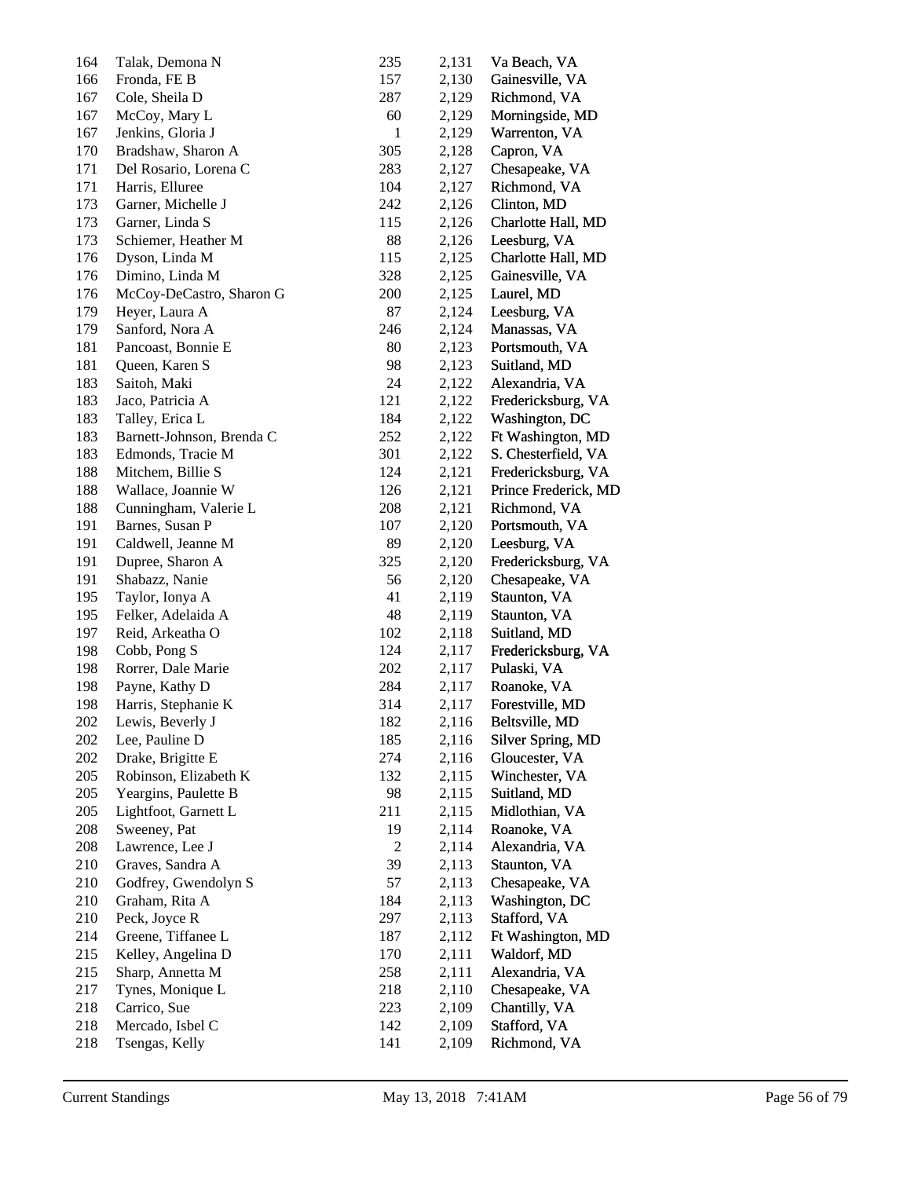| | | | | |
|---|---|---|---|---|
| 164 | Talak, Demona N | 235 | 2,131 | Va Beach, VA |
| 166 | Fronda, FE B | 157 | 2,130 | Gainesville, VA |
| 167 | Cole, Sheila D | 287 | 2,129 | Richmond, VA |
| 167 | McCoy, Mary L | 60 | 2,129 | Morningside, MD |
| 167 | Jenkins, Gloria J | 1 | 2,129 | Warrenton, VA |
| 170 | Bradshaw, Sharon A | 305 | 2,128 | Capron, VA |
| 171 | Del Rosario, Lorena C | 283 | 2,127 | Chesapeake, VA |
| 171 | Harris, Elluree | 104 | 2,127 | Richmond, VA |
| 173 | Garner, Michelle J | 242 | 2,126 | Clinton, MD |
| 173 | Garner, Linda S | 115 | 2,126 | Charlotte Hall, MD |
| 173 | Schiemer, Heather M | 88 | 2,126 | Leesburg, VA |
| 176 | Dyson, Linda M | 115 | 2,125 | Charlotte Hall, MD |
| 176 | Dimino, Linda M | 328 | 2,125 | Gainesville, VA |
| 176 | McCoy-DeCastro, Sharon G | 200 | 2,125 | Laurel, MD |
| 179 | Heyer, Laura A | 87 | 2,124 | Leesburg, VA |
| 179 | Sanford, Nora A | 246 | 2,124 | Manassas, VA |
| 181 | Pancoast, Bonnie E | 80 | 2,123 | Portsmouth, VA |
| 181 | Queen, Karen S | 98 | 2,123 | Suitland, MD |
| 183 | Saitoh, Maki | 24 | 2,122 | Alexandria, VA |
| 183 | Jaco, Patricia A | 121 | 2,122 | Fredericksburg, VA |
| 183 | Talley, Erica L | 184 | 2,122 | Washington, DC |
| 183 | Barnett-Johnson, Brenda C | 252 | 2,122 | Ft Washington, MD |
| 183 | Edmonds, Tracie M | 301 | 2,122 | S. Chesterfield, VA |
| 188 | Mitchem, Billie S | 124 | 2,121 | Fredericksburg, VA |
| 188 | Wallace, Joannie W | 126 | 2,121 | Prince Frederick, MD |
| 188 | Cunningham, Valerie L | 208 | 2,121 | Richmond, VA |
| 191 | Barnes, Susan P | 107 | 2,120 | Portsmouth, VA |
| 191 | Caldwell, Jeanne M | 89 | 2,120 | Leesburg, VA |
| 191 | Dupree, Sharon A | 325 | 2,120 | Fredericksburg, VA |
| 191 | Shabazz, Nanie | 56 | 2,120 | Chesapeake, VA |
| 195 | Taylor, Ionya A | 41 | 2,119 | Staunton, VA |
| 195 | Felker, Adelaida A | 48 | 2,119 | Staunton, VA |
| 197 | Reid, Arkeatha O | 102 | 2,118 | Suitland, MD |
| 198 | Cobb, Pong S | 124 | 2,117 | Fredericksburg, VA |
| 198 | Rorrer, Dale Marie | 202 | 2,117 | Pulaski, VA |
| 198 | Payne, Kathy D | 284 | 2,117 | Roanoke, VA |
| 198 | Harris, Stephanie K | 314 | 2,117 | Forestville, MD |
| 202 | Lewis, Beverly J | 182 | 2,116 | Beltsville, MD |
| 202 | Lee, Pauline D | 185 | 2,116 | Silver Spring, MD |
| 202 | Drake, Brigitte E | 274 | 2,116 | Gloucester, VA |
| 205 | Robinson, Elizabeth K | 132 | 2,115 | Winchester, VA |
| 205 | Yeargins, Paulette B | 98 | 2,115 | Suitland, MD |
| 205 | Lightfoot, Garnett L | 211 | 2,115 | Midlothian, VA |
| 208 | Sweeney, Pat | 19 | 2,114 | Roanoke, VA |
| 208 | Lawrence, Lee J | 2 | 2,114 | Alexandria, VA |
| 210 | Graves, Sandra A | 39 | 2,113 | Staunton, VA |
| 210 | Godfrey, Gwendolyn S | 57 | 2,113 | Chesapeake, VA |
| 210 | Graham, Rita A | 184 | 2,113 | Washington, DC |
| 210 | Peck, Joyce R | 297 | 2,113 | Stafford, VA |
| 214 | Greene, Tiffanee L | 187 | 2,112 | Ft Washington, MD |
| 215 | Kelley, Angelina D | 170 | 2,111 | Waldorf, MD |
| 215 | Sharp, Annetta M | 258 | 2,111 | Alexandria, VA |
| 217 | Tynes, Monique L | 218 | 2,110 | Chesapeake, VA |
| 218 | Carrico, Sue | 223 | 2,109 | Chantilly, VA |
| 218 | Mercado, Isbel C | 142 | 2,109 | Stafford, VA |
| 218 | Tsengas, Kelly | 141 | 2,109 | Richmond, VA |

Current Standings May 13, 2018 7:41AM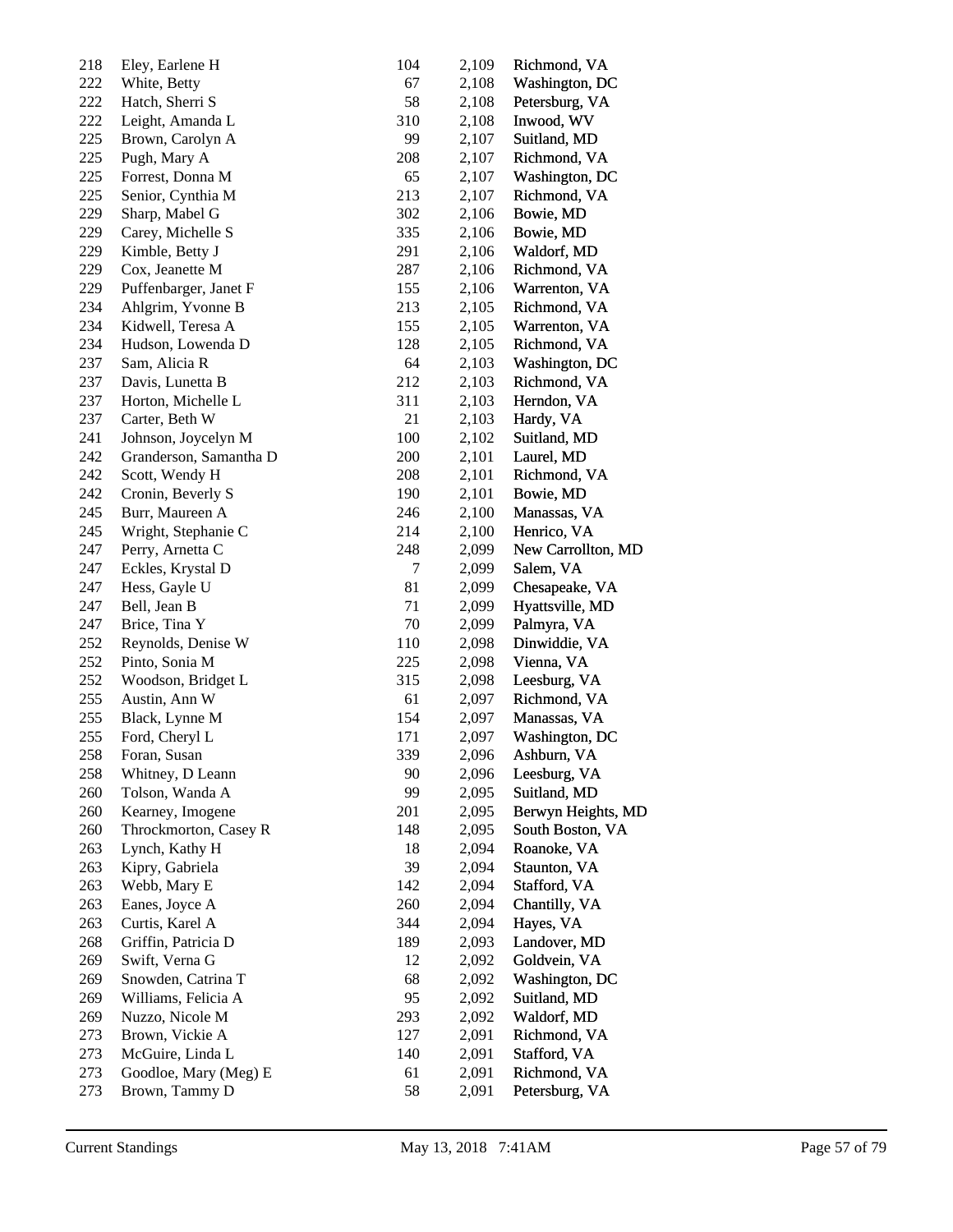| | | | | |
|---|---|---|---|---|
| 218 | Eley, Earlene H | 104 | 2,109 | Richmond, VA |
| 222 | White, Betty | 67 | 2,108 | Washington, DC |
| 222 | Hatch, Sherri S | 58 | 2,108 | Petersburg, VA |
| 222 | Leight, Amanda L | 310 | 2,108 | Inwood, WV |
| 225 | Brown, Carolyn A | 99 | 2,107 | Suitland, MD |
| 225 | Pugh, Mary A | 208 | 2,107 | Richmond, VA |
| 225 | Forrest, Donna M | 65 | 2,107 | Washington, DC |
| 225 | Senior, Cynthia M | 213 | 2,107 | Richmond, VA |
| 229 | Sharp, Mabel G | 302 | 2,106 | Bowie, MD |
| 229 | Carey, Michelle S | 335 | 2,106 | Bowie, MD |
| 229 | Kimble, Betty J | 291 | 2,106 | Waldorf, MD |
| 229 | Cox, Jeanette M | 287 | 2,106 | Richmond, VA |
| 229 | Puffenbarger, Janet F | 155 | 2,106 | Warrenton, VA |
| 234 | Ahlgrim, Yvonne B | 213 | 2,105 | Richmond, VA |
| 234 | Kidwell, Teresa A | 155 | 2,105 | Warrenton, VA |
| 234 | Hudson, Lowenda D | 128 | 2,105 | Richmond, VA |
| 237 | Sam, Alicia R | 64 | 2,103 | Washington, DC |
| 237 | Davis, Lunetta B | 212 | 2,103 | Richmond, VA |
| 237 | Horton, Michelle L | 311 | 2,103 | Herndon, VA |
| 237 | Carter, Beth W | 21 | 2,103 | Hardy, VA |
| 241 | Johnson, Joycelyn M | 100 | 2,102 | Suitland, MD |
| 242 | Granderson, Samantha D | 200 | 2,101 | Laurel, MD |
| 242 | Scott, Wendy H | 208 | 2,101 | Richmond, VA |
| 242 | Cronin, Beverly S | 190 | 2,101 | Bowie, MD |
| 245 | Burr, Maureen A | 246 | 2,100 | Manassas, VA |
| 245 | Wright, Stephanie C | 214 | 2,100 | Henrico, VA |
| 247 | Perry, Arnetta C | 248 | 2,099 | New Carrollton, MD |
| 247 | Eckles, Krystal D | 7 | 2,099 | Salem, VA |
| 247 | Hess, Gayle U | 81 | 2,099 | Chesapeake, VA |
| 247 | Bell, Jean B | 71 | 2,099 | Hyattsville, MD |
| 247 | Brice, Tina Y | 70 | 2,099 | Palmyra, VA |
| 252 | Reynolds, Denise W | 110 | 2,098 | Dinwiddie, VA |
| 252 | Pinto, Sonia M | 225 | 2,098 | Vienna, VA |
| 252 | Woodson, Bridget L | 315 | 2,098 | Leesburg, VA |
| 255 | Austin, Ann W | 61 | 2,097 | Richmond, VA |
| 255 | Black, Lynne M | 154 | 2,097 | Manassas, VA |
| 255 | Ford, Cheryl L | 171 | 2,097 | Washington, DC |
| 258 | Foran, Susan | 339 | 2,096 | Ashburn, VA |
| 258 | Whitney, D Leann | 90 | 2,096 | Leesburg, VA |
| 260 | Tolson, Wanda A | 99 | 2,095 | Suitland, MD |
| 260 | Kearney, Imogene | 201 | 2,095 | Berwyn Heights, MD |
| 260 | Throckmorton, Casey R | 148 | 2,095 | South Boston, VA |
| 263 | Lynch, Kathy H | 18 | 2,094 | Roanoke, VA |
| 263 | Kipry, Gabriela | 39 | 2,094 | Staunton, VA |
| 263 | Webb, Mary E | 142 | 2,094 | Stafford, VA |
| 263 | Eanes, Joyce A | 260 | 2,094 | Chantilly, VA |
| 263 | Curtis, Karel A | 344 | 2,094 | Hayes, VA |
| 268 | Griffin, Patricia D | 189 | 2,093 | Landover, MD |
| 269 | Swift, Verna G | 12 | 2,092 | Goldvein, VA |
| 269 | Snowden, Catrina T | 68 | 2,092 | Washington, DC |
| 269 | Williams, Felicia A | 95 | 2,092 | Suitland, MD |
| 269 | Nuzzo, Nicole M | 293 | 2,092 | Waldorf, MD |
| 273 | Brown, Vickie A | 127 | 2,091 | Richmond, VA |
| 273 | McGuire, Linda L | 140 | 2,091 | Stafford, VA |
| 273 | Goodloe, Mary (Meg) E | 61 | 2,091 | Richmond, VA |
| 273 | Brown, Tammy D | 58 | 2,091 | Petersburg, VA |

Current Standings May 13, 2018 7:41AM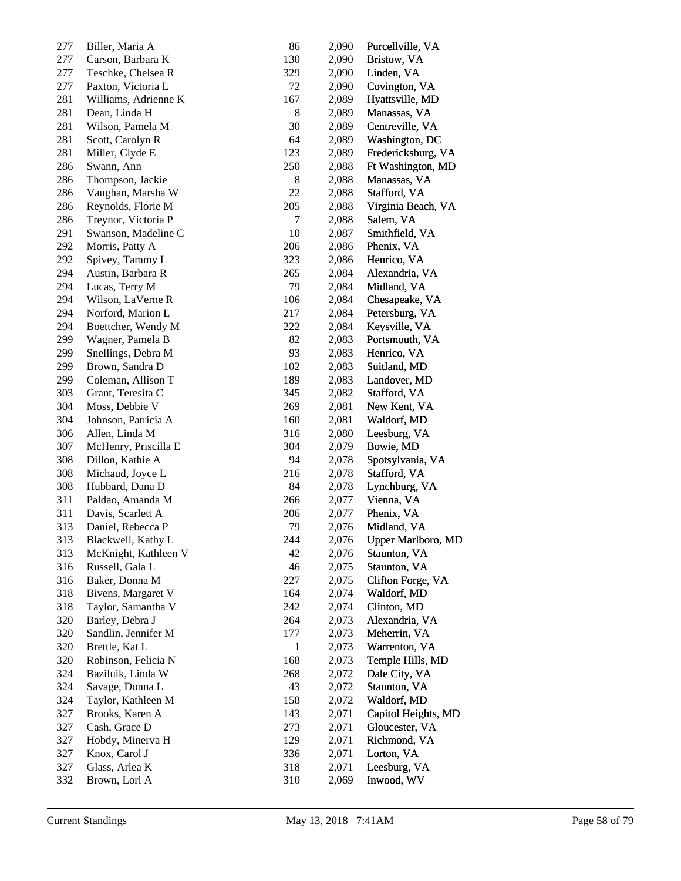| | | | | |
|---|---|---|---|---|
| 277 | Biller, Maria A | 86 | 2,090 | Purcellville, VA |
| 277 | Carson, Barbara K | 130 | 2,090 | Bristow, VA |
| 277 | Teschke, Chelsea R | 329 | 2,090 | Linden, VA |
| 277 | Paxton, Victoria L | 72 | 2,090 | Covington, VA |
| 281 | Williams, Adrienne K | 167 | 2,089 | Hyattsville, MD |
| 281 | Dean, Linda H | 8 | 2,089 | Manassas, VA |
| 281 | Wilson, Pamela M | 30 | 2,089 | Centreville, VA |
| 281 | Scott, Carolyn R | 64 | 2,089 | Washington, DC |
| 281 | Miller, Clyde E | 123 | 2,089 | Fredericksburg, VA |
| 286 | Swann, Ann | 250 | 2,088 | Ft Washington, MD |
| 286 | Thompson, Jackie | 8 | 2,088 | Manassas, VA |
| 286 | Vaughan, Marsha W | 22 | 2,088 | Stafford, VA |
| 286 | Reynolds, Florie M | 205 | 2,088 | Virginia Beach, VA |
| 286 | Treynor, Victoria P | 7 | 2,088 | Salem, VA |
| 291 | Swanson, Madeline C | 10 | 2,087 | Smithfield, VA |
| 292 | Morris, Patty A | 206 | 2,086 | Phenix, VA |
| 292 | Spivey, Tammy L | 323 | 2,086 | Henrico, VA |
| 294 | Austin, Barbara R | 265 | 2,084 | Alexandria, VA |
| 294 | Lucas, Terry M | 79 | 2,084 | Midland, VA |
| 294 | Wilson, LaVerne R | 106 | 2,084 | Chesapeake, VA |
| 294 | Norford, Marion L | 217 | 2,084 | Petersburg, VA |
| 294 | Boettcher, Wendy M | 222 | 2,084 | Keysville, VA |
| 299 | Wagner, Pamela B | 82 | 2,083 | Portsmouth, VA |
| 299 | Snellings, Debra M | 93 | 2,083 | Henrico, VA |
| 299 | Brown, Sandra D | 102 | 2,083 | Suitland, MD |
| 299 | Coleman, Allison T | 189 | 2,083 | Landover, MD |
| 303 | Grant, Teresita C | 345 | 2,082 | Stafford, VA |
| 304 | Moss, Debbie V | 269 | 2,081 | New Kent, VA |
| 304 | Johnson, Patricia A | 160 | 2,081 | Waldorf, MD |
| 306 | Allen, Linda M | 316 | 2,080 | Leesburg, VA |
| 307 | McHenry, Priscilla E | 304 | 2,079 | Bowie, MD |
| 308 | Dillon, Kathie A | 94 | 2,078 | Spotsylvania, VA |
| 308 | Michaud, Joyce L | 216 | 2,078 | Stafford, VA |
| 308 | Hubbard, Dana D | 84 | 2,078 | Lynchburg, VA |
| 311 | Paldao, Amanda M | 266 | 2,077 | Vienna, VA |
| 311 | Davis, Scarlett A | 206 | 2,077 | Phenix, VA |
| 313 | Daniel, Rebecca P | 79 | 2,076 | Midland, VA |
| 313 | Blackwell, Kathy L | 244 | 2,076 | Upper Marlboro, MD |
| 313 | McKnight, Kathleen V | 42 | 2,076 | Staunton, VA |
| 316 | Russell, Gala L | 46 | 2,075 | Staunton, VA |
| 316 | Baker, Donna M | 227 | 2,075 | Clifton Forge, VA |
| 318 | Bivens, Margaret V | 164 | 2,074 | Waldorf, MD |
| 318 | Taylor, Samantha V | 242 | 2,074 | Clinton, MD |
| 320 | Barley, Debra J | 264 | 2,073 | Alexandria, VA |
| 320 | Sandlin, Jennifer M | 177 | 2,073 | Meherrin, VA |
| 320 | Brettle, Kat L | 1 | 2,073 | Warrenton, VA |
| 320 | Robinson, Felicia N | 168 | 2,073 | Temple Hills, MD |
| 324 | Baziluik, Linda W | 268 | 2,072 | Dale City, VA |
| 324 | Savage, Donna L | 43 | 2,072 | Staunton, VA |
| 324 | Taylor, Kathleen M | 158 | 2,072 | Waldorf, MD |
| 327 | Brooks, Karen A | 143 | 2,071 | Capitol Heights, MD |
| 327 | Cash, Grace D | 273 | 2,071 | Gloucester, VA |
| 327 | Hobdy, Minerva H | 129 | 2,071 | Richmond, VA |
| 327 | Knox, Carol J | 336 | 2,071 | Lorton, VA |
| 327 | Glass, Arlea K | 318 | 2,071 | Leesburg, VA |
| 332 | Brown, Lori A | 310 | 2,069 | Inwood, WV |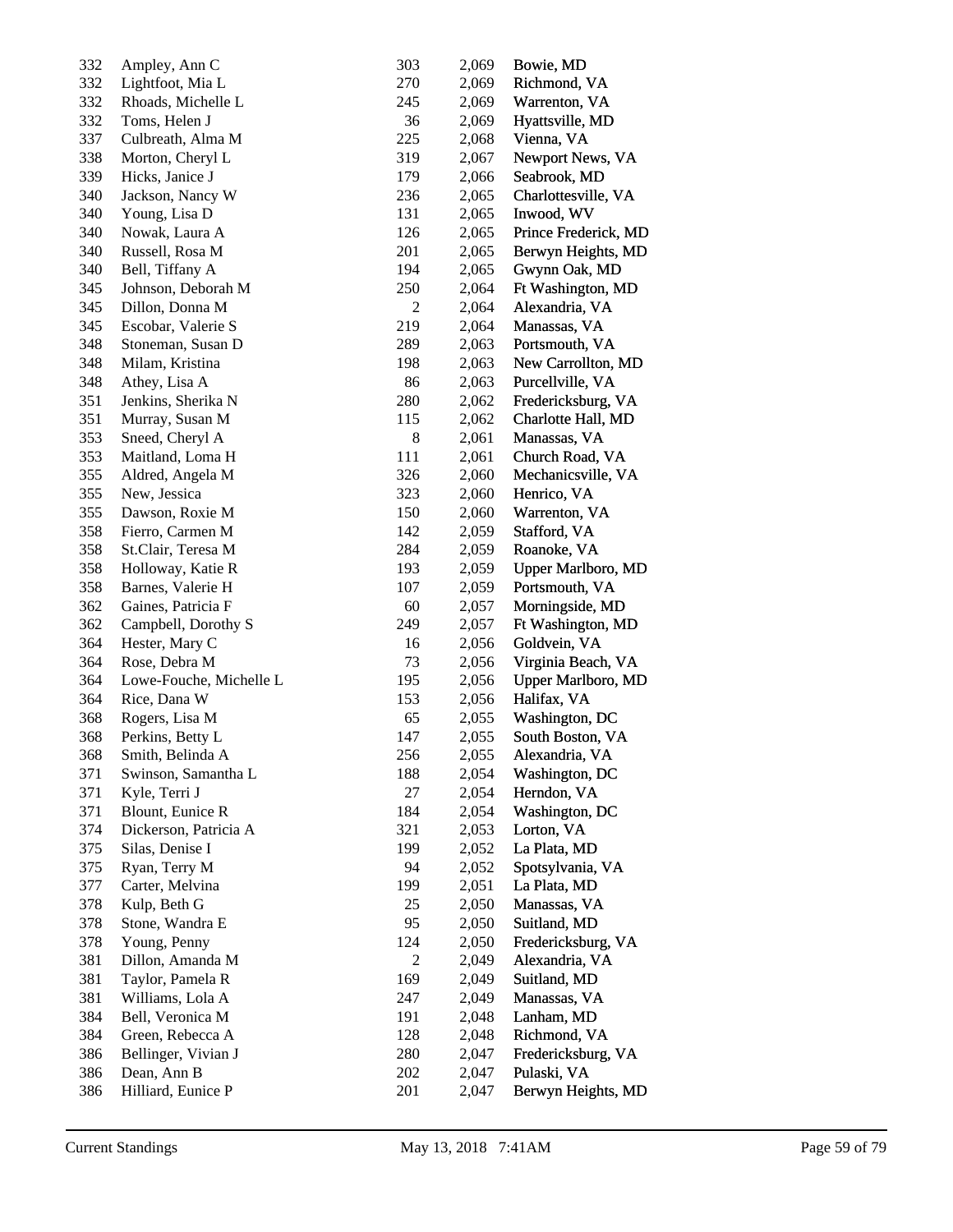| | | | | |
|---|---|---|---|---|
| 332 | Ampley, Ann C | 303 | 2,069 | Bowie, MD |
| 332 | Lightfoot, Mia L | 270 | 2,069 | Richmond, VA |
| 332 | Rhoads, Michelle L | 245 | 2,069 | Warrenton, VA |
| 332 | Toms, Helen J | 36 | 2,069 | Hyattsville, MD |
| 337 | Culbreath, Alma M | 225 | 2,068 | Vienna, VA |
| 338 | Morton, Cheryl L | 319 | 2,067 | Newport News, VA |
| 339 | Hicks, Janice J | 179 | 2,066 | Seabrook, MD |
| 340 | Jackson, Nancy W | 236 | 2,065 | Charlottesville, VA |
| 340 | Young, Lisa D | 131 | 2,065 | Inwood, WV |
| 340 | Nowak, Laura A | 126 | 2,065 | Prince Frederick, MD |
| 340 | Russell, Rosa M | 201 | 2,065 | Berwyn Heights, MD |
| 340 | Bell, Tiffany A | 194 | 2,065 | Gwynn Oak, MD |
| 345 | Johnson, Deborah M | 250 | 2,064 | Ft Washington, MD |
| 345 | Dillon, Donna M | 2 | 2,064 | Alexandria, VA |
| 345 | Escobar, Valerie S | 219 | 2,064 | Manassas, VA |
| 348 | Stoneman, Susan D | 289 | 2,063 | Portsmouth, VA |
| 348 | Milam, Kristina | 198 | 2,063 | New Carrollton, MD |
| 348 | Athey, Lisa A | 86 | 2,063 | Purcellville, VA |
| 351 | Jenkins, Sherika N | 280 | 2,062 | Fredericksburg, VA |
| 351 | Murray, Susan M | 115 | 2,062 | Charlotte Hall, MD |
| 353 | Sneed, Cheryl A | 8 | 2,061 | Manassas, VA |
| 353 | Maitland, Loma H | 111 | 2,061 | Church Road, VA |
| 355 | Aldred, Angela M | 326 | 2,060 | Mechanicsville, VA |
| 355 | New, Jessica | 323 | 2,060 | Henrico, VA |
| 355 | Dawson, Roxie M | 150 | 2,060 | Warrenton, VA |
| 358 | Fierro, Carmen M | 142 | 2,059 | Stafford, VA |
| 358 | St.Clair, Teresa M | 284 | 2,059 | Roanoke, VA |
| 358 | Holloway, Katie R | 193 | 2,059 | Upper Marlboro, MD |
| 358 | Barnes, Valerie H | 107 | 2,059 | Portsmouth, VA |
| 362 | Gaines, Patricia F | 60 | 2,057 | Morningside, MD |
| 362 | Campbell, Dorothy S | 249 | 2,057 | Ft Washington, MD |
| 364 | Hester, Mary C | 16 | 2,056 | Goldvein, VA |
| 364 | Rose, Debra M | 73 | 2,056 | Virginia Beach, VA |
| 364 | Lowe-Fouche, Michelle L | 195 | 2,056 | Upper Marlboro, MD |
| 364 | Rice, Dana W | 153 | 2,056 | Halifax, VA |
| 368 | Rogers, Lisa M | 65 | 2,055 | Washington, DC |
| 368 | Perkins, Betty L | 147 | 2,055 | South Boston, VA |
| 368 | Smith, Belinda A | 256 | 2,055 | Alexandria, VA |
| 371 | Swinson, Samantha L | 188 | 2,054 | Washington, DC |
| 371 | Kyle, Terri J | 27 | 2,054 | Herndon, VA |
| 371 | Blount, Eunice R | 184 | 2,054 | Washington, DC |
| 374 | Dickerson, Patricia A | 321 | 2,053 | Lorton, VA |
| 375 | Silas, Denise I | 199 | 2,052 | La Plata, MD |
| 375 | Ryan, Terry M | 94 | 2,052 | Spotsylvania, VA |
| 377 | Carter, Melvina | 199 | 2,051 | La Plata, MD |
| 378 | Kulp, Beth G | 25 | 2,050 | Manassas, VA |
| 378 | Stone, Wandra E | 95 | 2,050 | Suitland, MD |
| 378 | Young, Penny | 124 | 2,050 | Fredericksburg, VA |
| 381 | Dillon, Amanda M | 2 | 2,049 | Alexandria, VA |
| 381 | Taylor, Pamela R | 169 | 2,049 | Suitland, MD |
| 381 | Williams, Lola A | 247 | 2,049 | Manassas, VA |
| 384 | Bell, Veronica M | 191 | 2,048 | Lanham, MD |
| 384 | Green, Rebecca A | 128 | 2,048 | Richmond, VA |
| 386 | Bellinger, Vivian J | 280 | 2,047 | Fredericksburg, VA |
| 386 | Dean, Ann B | 202 | 2,047 | Pulaski, VA |
| 386 | Hilliard, Eunice P | 201 | 2,047 | Berwyn Heights, MD |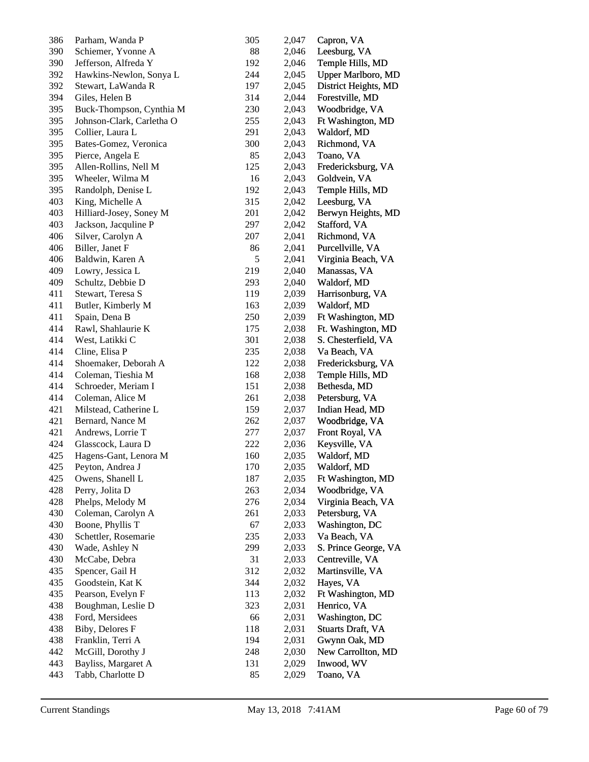| | | | | |
|---|---|---|---|---|
| 386 | Parham, Wanda P | 305 | 2,047 | Capron, VA |
| 390 | Schiemer, Yvonne A | 88 | 2,046 | Leesburg, VA |
| 390 | Jefferson, Alfreda Y | 192 | 2,046 | Temple Hills, MD |
| 392 | Hawkins-Newlon, Sonya L | 244 | 2,045 | Upper Marlboro, MD |
| 392 | Stewart, LaWanda R | 197 | 2,045 | District Heights, MD |
| 394 | Giles, Helen B | 314 | 2,044 | Forestville, MD |
| 395 | Buck-Thompson, Cynthia M | 230 | 2,043 | Woodbridge, VA |
| 395 | Johnson-Clark, Carletha O | 255 | 2,043 | Ft Washington, MD |
| 395 | Collier, Laura L | 291 | 2,043 | Waldorf, MD |
| 395 | Bates-Gomez, Veronica | 300 | 2,043 | Richmond, VA |
| 395 | Pierce, Angela E | 85 | 2,043 | Toano, VA |
| 395 | Allen-Rollins, Nell M | 125 | 2,043 | Fredericksburg, VA |
| 395 | Wheeler, Wilma M | 16 | 2,043 | Goldvein, VA |
| 395 | Randolph, Denise L | 192 | 2,043 | Temple Hills, MD |
| 403 | King, Michelle A | 315 | 2,042 | Leesburg, VA |
| 403 | Hilliard-Josey, Soney M | 201 | 2,042 | Berwyn Heights, MD |
| 403 | Jackson, Jacquline P | 297 | 2,042 | Stafford, VA |
| 406 | Silver, Carolyn A | 207 | 2,041 | Richmond, VA |
| 406 | Biller, Janet F | 86 | 2,041 | Purcellville, VA |
| 406 | Baldwin, Karen A | 5 | 2,041 | Virginia Beach, VA |
| 409 | Lowry, Jessica L | 219 | 2,040 | Manassas, VA |
| 409 | Schultz, Debbie D | 293 | 2,040 | Waldorf, MD |
| 411 | Stewart, Teresa S | 119 | 2,039 | Harrisonburg, VA |
| 411 | Butler, Kimberly M | 163 | 2,039 | Waldorf, MD |
| 411 | Spain, Dena B | 250 | 2,039 | Ft Washington, MD |
| 414 | Rawl, Shahlaurie K | 175 | 2,038 | Ft. Washington, MD |
| 414 | West, Latikki C | 301 | 2,038 | S. Chesterfield, VA |
| 414 | Cline, Elisa P | 235 | 2,038 | Va Beach, VA |
| 414 | Shoemaker, Deborah A | 122 | 2,038 | Fredericksburg, VA |
| 414 | Coleman, Tieshia M | 168 | 2,038 | Temple Hills, MD |
| 414 | Schroeder, Meriam I | 151 | 2,038 | Bethesda, MD |
| 414 | Coleman, Alice M | 261 | 2,038 | Petersburg, VA |
| 421 | Milstead, Catherine L | 159 | 2,037 | Indian Head, MD |
| 421 | Bernard, Nance M | 262 | 2,037 | Woodbridge, VA |
| 421 | Andrews, Lorrie T | 277 | 2,037 | Front Royal, VA |
| 424 | Glasscock, Laura D | 222 | 2,036 | Keysville, VA |
| 425 | Hagens-Gant, Lenora M | 160 | 2,035 | Waldorf, MD |
| 425 | Peyton, Andrea J | 170 | 2,035 | Waldorf, MD |
| 425 | Owens, Shanell L | 187 | 2,035 | Ft Washington, MD |
| 428 | Perry, Jolita D | 263 | 2,034 | Woodbridge, VA |
| 428 | Phelps, Melody M | 276 | 2,034 | Virginia Beach, VA |
| 430 | Coleman, Carolyn A | 261 | 2,033 | Petersburg, VA |
| 430 | Boone, Phyllis T | 67 | 2,033 | Washington, DC |
| 430 | Schettler, Rosemarie | 235 | 2,033 | Va Beach, VA |
| 430 | Wade, Ashley N | 299 | 2,033 | S. Prince George, VA |
| 430 | McCabe, Debra | 31 | 2,033 | Centreville, VA |
| 435 | Spencer, Gail H | 312 | 2,032 | Martinsville, VA |
| 435 | Goodstein, Kat K | 344 | 2,032 | Hayes, VA |
| 435 | Pearson, Evelyn F | 113 | 2,032 | Ft Washington, MD |
| 438 | Boughman, Leslie D | 323 | 2,031 | Henrico, VA |
| 438 | Ford, Mersidees | 66 | 2,031 | Washington, DC |
| 438 | Biby, Delores F | 118 | 2,031 | Stuarts Draft, VA |
| 438 | Franklin, Terri A | 194 | 2,031 | Gwynn Oak, MD |
| 442 | McGill, Dorothy J | 248 | 2,030 | New Carrollton, MD |
| 443 | Bayliss, Margaret A | 131 | 2,029 | Inwood, WV |
| 443 | Tabb, Charlotte D | 85 | 2,029 | Toano, VA |

Current Standings May 13, 2018 7:41AM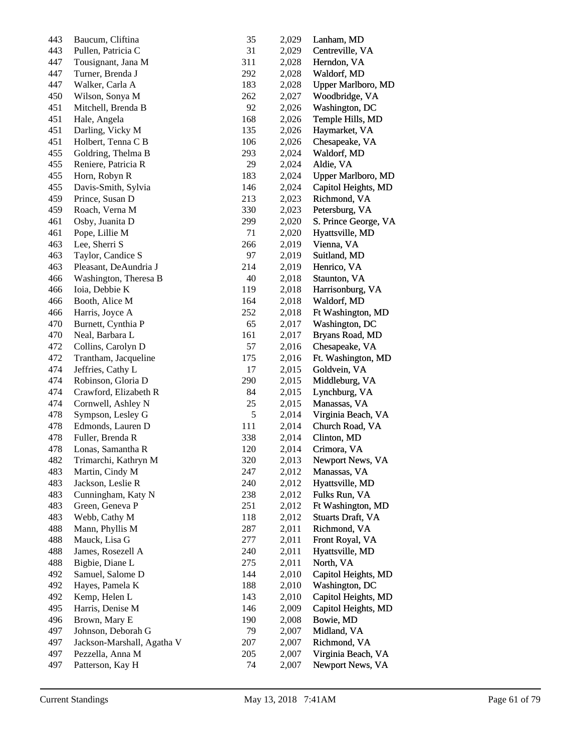| | | | | |
|---|---|---|---|---|
| 443 | Baucum, Cliftina | 35 | 2,029 | Lanham, MD |
| 443 | Pullen, Patricia C | 31 | 2,029 | Centreville, VA |
| 447 | Tousignant, Jana M | 311 | 2,028 | Herndon, VA |
| 447 | Turner, Brenda J | 292 | 2,028 | Waldorf, MD |
| 447 | Walker, Carla A | 183 | 2,028 | Upper Marlboro, MD |
| 450 | Wilson, Sonya M | 262 | 2,027 | Woodbridge, VA |
| 451 | Mitchell, Brenda B | 92 | 2,026 | Washington, DC |
| 451 | Hale, Angela | 168 | 2,026 | Temple Hills, MD |
| 451 | Darling, Vicky M | 135 | 2,026 | Haymarket, VA |
| 451 | Holbert, Tenna C B | 106 | 2,026 | Chesapeake, VA |
| 455 | Goldring, Thelma B | 293 | 2,024 | Waldorf, MD |
| 455 | Reniere, Patricia R | 29 | 2,024 | Aldie, VA |
| 455 | Horn, Robyn R | 183 | 2,024 | Upper Marlboro, MD |
| 455 | Davis-Smith, Sylvia | 146 | 2,024 | Capitol Heights, MD |
| 459 | Prince, Susan D | 213 | 2,023 | Richmond, VA |
| 459 | Roach, Verna M | 330 | 2,023 | Petersburg, VA |
| 461 | Osby, Juanita D | 299 | 2,020 | S. Prince George, VA |
| 461 | Pope, Lillie M | 71 | 2,020 | Hyattsville, MD |
| 463 | Lee, Sherri S | 266 | 2,019 | Vienna, VA |
| 463 | Taylor, Candice S | 97 | 2,019 | Suitland, MD |
| 463 | Pleasant, DeAundria J | 214 | 2,019 | Henrico, VA |
| 466 | Washington, Theresa B | 40 | 2,018 | Staunton, VA |
| 466 | Ioia, Debbie K | 119 | 2,018 | Harrisonburg, VA |
| 466 | Booth, Alice M | 164 | 2,018 | Waldorf, MD |
| 466 | Harris, Joyce A | 252 | 2,018 | Ft Washington, MD |
| 470 | Burnett, Cynthia P | 65 | 2,017 | Washington, DC |
| 470 | Neal, Barbara L | 161 | 2,017 | Bryans Road, MD |
| 472 | Collins, Carolyn D | 57 | 2,016 | Chesapeake, VA |
| 472 | Trantham, Jacqueline | 175 | 2,016 | Ft. Washington, MD |
| 474 | Jeffries, Cathy L | 17 | 2,015 | Goldvein, VA |
| 474 | Robinson, Gloria D | 290 | 2,015 | Middleburg, VA |
| 474 | Crawford, Elizabeth R | 84 | 2,015 | Lynchburg, VA |
| 474 | Cornwell, Ashley N | 25 | 2,015 | Manassas, VA |
| 478 | Sympson, Lesley G | 5 | 2,014 | Virginia Beach, VA |
| 478 | Edmonds, Lauren D | 111 | 2,014 | Church Road, VA |
| 478 | Fuller, Brenda R | 338 | 2,014 | Clinton, MD |
| 478 | Lonas, Samantha R | 120 | 2,014 | Crimora, VA |
| 482 | Trimarchi, Kathryn M | 320 | 2,013 | Newport News, VA |
| 483 | Martin, Cindy M | 247 | 2,012 | Manassas, VA |
| 483 | Jackson, Leslie R | 240 | 2,012 | Hyattsville, MD |
| 483 | Cunningham, Katy N | 238 | 2,012 | Fulks Run, VA |
| 483 | Green, Geneva P | 251 | 2,012 | Ft Washington, MD |
| 483 | Webb, Cathy M | 118 | 2,012 | Stuarts Draft, VA |
| 488 | Mann, Phyllis M | 287 | 2,011 | Richmond, VA |
| 488 | Mauck, Lisa G | 277 | 2,011 | Front Royal, VA |
| 488 | James, Rosezell A | 240 | 2,011 | Hyattsville, MD |
| 488 | Bigbie, Diane L | 275 | 2,011 | North, VA |
| 492 | Samuel, Salome D | 144 | 2,010 | Capitol Heights, MD |
| 492 | Hayes, Pamela K | 188 | 2,010 | Washington, DC |
| 492 | Kemp, Helen L | 143 | 2,010 | Capitol Heights, MD |
| 495 | Harris, Denise M | 146 | 2,009 | Capitol Heights, MD |
| 496 | Brown, Mary E | 190 | 2,008 | Bowie, MD |
| 497 | Johnson, Deborah G | 79 | 2,007 | Midland, VA |
| 497 | Jackson-Marshall, Agatha V | 207 | 2,007 | Richmond, VA |
| 497 | Pezzella, Anna M | 205 | 2,007 | Virginia Beach, VA |
| 497 | Patterson, Kay H | 74 | 2,007 | Newport News, VA |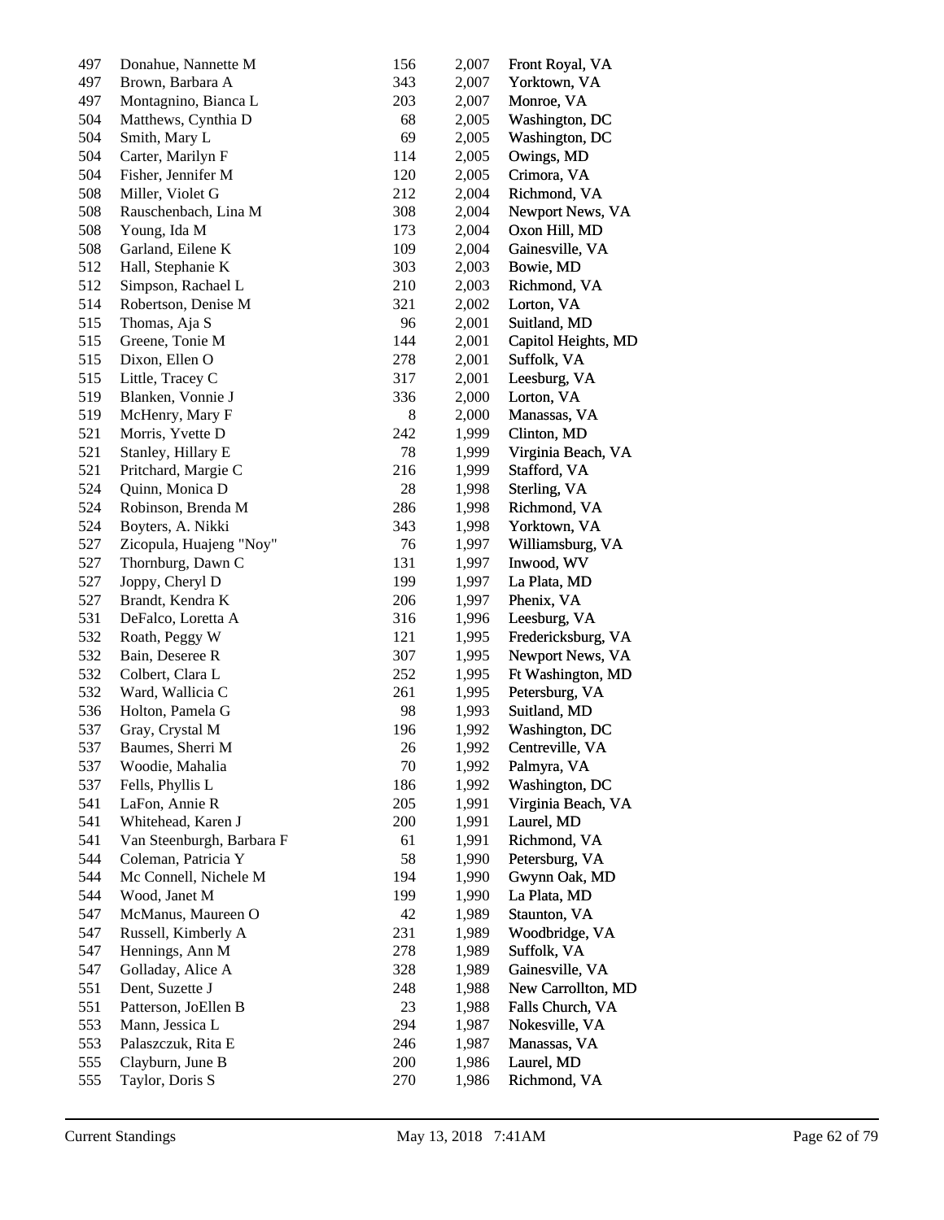| | | | | |
|---|---|---|---|---|
| 497 | Donahue, Nannette M | 156 | 2,007 | Front Royal, VA |
| 497 | Brown, Barbara A | 343 | 2,007 | Yorktown, VA |
| 497 | Montagnino, Bianca L | 203 | 2,007 | Monroe, VA |
| 504 | Matthews, Cynthia D | 68 | 2,005 | Washington, DC |
| 504 | Smith, Mary L | 69 | 2,005 | Washington, DC |
| 504 | Carter, Marilyn F | 114 | 2,005 | Owings, MD |
| 504 | Fisher, Jennifer M | 120 | 2,005 | Crimora, VA |
| 508 | Miller, Violet G | 212 | 2,004 | Richmond, VA |
| 508 | Rauschenbach, Lina M | 308 | 2,004 | Newport News, VA |
| 508 | Young, Ida M | 173 | 2,004 | Oxon Hill, MD |
| 508 | Garland, Eilene K | 109 | 2,004 | Gainesville, VA |
| 512 | Hall, Stephanie K | 303 | 2,003 | Bowie, MD |
| 512 | Simpson, Rachael L | 210 | 2,003 | Richmond, VA |
| 514 | Robertson, Denise M | 321 | 2,002 | Lorton, VA |
| 515 | Thomas, Aja S | 96 | 2,001 | Suitland, MD |
| 515 | Greene, Tonie M | 144 | 2,001 | Capitol Heights, MD |
| 515 | Dixon, Ellen O | 278 | 2,001 | Suffolk, VA |
| 515 | Little, Tracey C | 317 | 2,001 | Leesburg, VA |
| 519 | Blanken, Vonnie J | 336 | 2,000 | Lorton, VA |
| 519 | McHenry, Mary F | 8 | 2,000 | Manassas, VA |
| 521 | Morris, Yvette D | 242 | 1,999 | Clinton, MD |
| 521 | Stanley, Hillary E | 78 | 1,999 | Virginia Beach, VA |
| 521 | Pritchard, Margie C | 216 | 1,999 | Stafford, VA |
| 524 | Quinn, Monica D | 28 | 1,998 | Sterling, VA |
| 524 | Robinson, Brenda M | 286 | 1,998 | Richmond, VA |
| 524 | Boyters, A. Nikki | 343 | 1,998 | Yorktown, VA |
| 527 | Zicopula, Huajeng "Noy" | 76 | 1,997 | Williamsburg, VA |
| 527 | Thornburg, Dawn C | 131 | 1,997 | Inwood, WV |
| 527 | Joppy, Cheryl D | 199 | 1,997 | La Plata, MD |
| 527 | Brandt, Kendra K | 206 | 1,997 | Phenix, VA |
| 531 | DeFalco, Loretta A | 316 | 1,996 | Leesburg, VA |
| 532 | Roath, Peggy W | 121 | 1,995 | Fredericksburg, VA |
| 532 | Bain, Deseree R | 307 | 1,995 | Newport News, VA |
| 532 | Colbert, Clara L | 252 | 1,995 | Ft Washington, MD |
| 532 | Ward, Wallicia C | 261 | 1,995 | Petersburg, VA |
| 536 | Holton, Pamela G | 98 | 1,993 | Suitland, MD |
| 537 | Gray, Crystal M | 196 | 1,992 | Washington, DC |
| 537 | Baumes, Sherri M | 26 | 1,992 | Centreville, VA |
| 537 | Woodie, Mahalia | 70 | 1,992 | Palmyra, VA |
| 537 | Fells, Phyllis L | 186 | 1,992 | Washington, DC |
| 541 | LaFon, Annie R | 205 | 1,991 | Virginia Beach, VA |
| 541 | Whitehead, Karen J | 200 | 1,991 | Laurel, MD |
| 541 | Van Steenburgh, Barbara F | 61 | 1,991 | Richmond, VA |
| 544 | Coleman, Patricia Y | 58 | 1,990 | Petersburg, VA |
| 544 | Mc Connell, Nichele M | 194 | 1,990 | Gwynn Oak, MD |
| 544 | Wood, Janet M | 199 | 1,990 | La Plata, MD |
| 547 | McManus, Maureen O | 42 | 1,989 | Staunton, VA |
| 547 | Russell, Kimberly A | 231 | 1,989 | Woodbridge, VA |
| 547 | Hennings, Ann M | 278 | 1,989 | Suffolk, VA |
| 547 | Golladay, Alice A | 328 | 1,989 | Gainesville, VA |
| 551 | Dent, Suzette J | 248 | 1,988 | New Carrollton, MD |
| 551 | Patterson, JoEllen B | 23 | 1,988 | Falls Church, VA |
| 553 | Mann, Jessica L | 294 | 1,987 | Nokesville, VA |
| 553 | Palaszczuk, Rita E | 246 | 1,987 | Manassas, VA |
| 555 | Clayburn, June B | 200 | 1,986 | Laurel, MD |
| 555 | Taylor, Doris S | 270 | 1,986 | Richmond, VA |

Current Standings May 13, 2018 7:41AM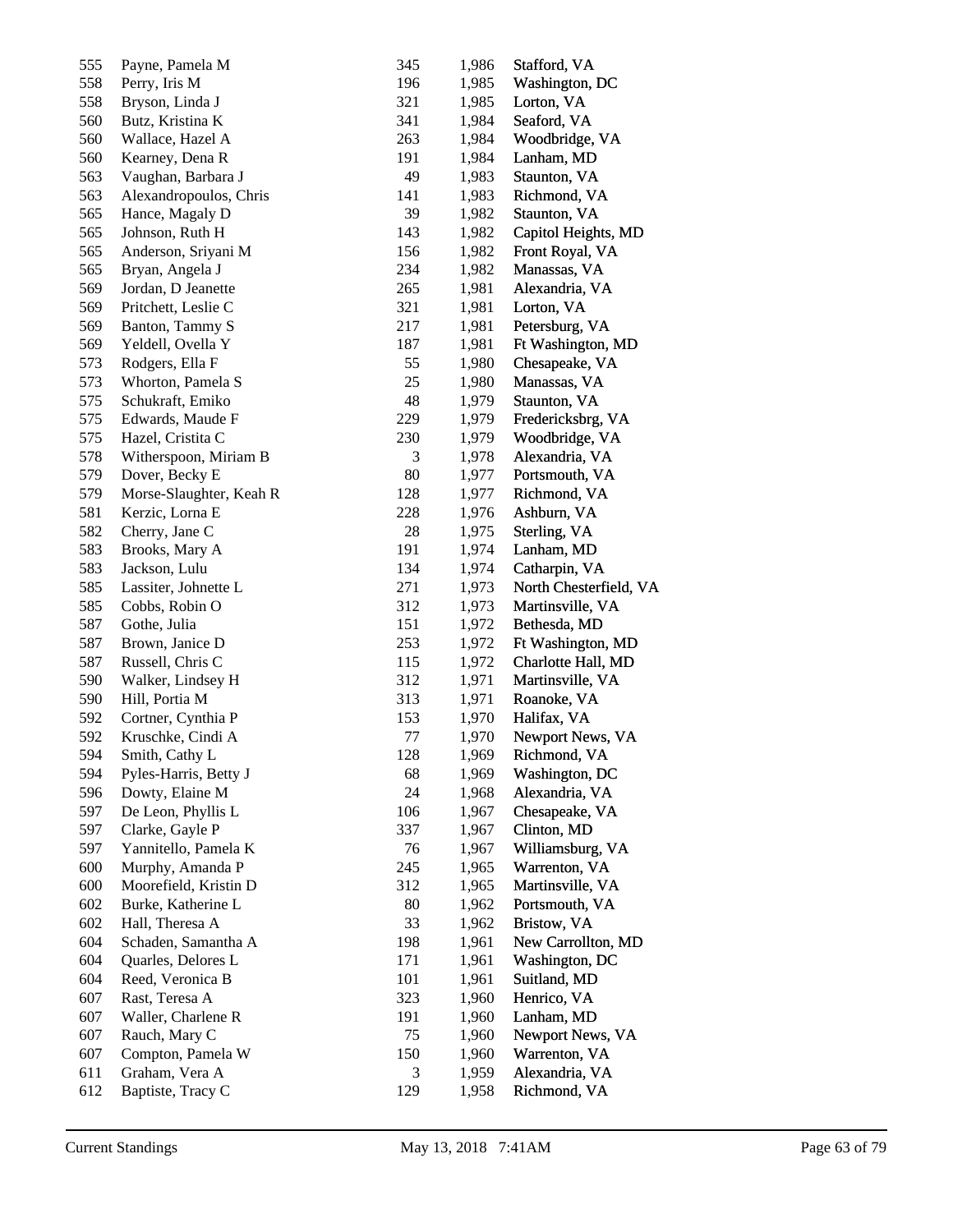| | | | | |
|---|---|---|---|---|
| 555 | Payne, Pamela M | 345 | 1,986 | Stafford, VA |
| 558 | Perry, Iris M | 196 | 1,985 | Washington, DC |
| 558 | Bryson, Linda J | 321 | 1,985 | Lorton, VA |
| 560 | Butz, Kristina K | 341 | 1,984 | Seaford, VA |
| 560 | Wallace, Hazel A | 263 | 1,984 | Woodbridge, VA |
| 560 | Kearney, Dena R | 191 | 1,984 | Lanham, MD |
| 563 | Vaughan, Barbara J | 49 | 1,983 | Staunton, VA |
| 563 | Alexandropoulos, Chris | 141 | 1,983 | Richmond, VA |
| 565 | Hance, Magaly D | 39 | 1,982 | Staunton, VA |
| 565 | Johnson, Ruth H | 143 | 1,982 | Capitol Heights, MD |
| 565 | Anderson, Sriyani M | 156 | 1,982 | Front Royal, VA |
| 565 | Bryan, Angela J | 234 | 1,982 | Manassas, VA |
| 569 | Jordan, D Jeanette | 265 | 1,981 | Alexandria, VA |
| 569 | Pritchett, Leslie C | 321 | 1,981 | Lorton, VA |
| 569 | Banton, Tammy S | 217 | 1,981 | Petersburg, VA |
| 569 | Yeldell, Ovella Y | 187 | 1,981 | Ft Washington, MD |
| 573 | Rodgers, Ella F | 55 | 1,980 | Chesapeake, VA |
| 573 | Whorton, Pamela S | 25 | 1,980 | Manassas, VA |
| 575 | Schukraft, Emiko | 48 | 1,979 | Staunton, VA |
| 575 | Edwards, Maude F | 229 | 1,979 | Fredericksbrg, VA |
| 575 | Hazel, Cristita C | 230 | 1,979 | Woodbridge, VA |
| 578 | Witherspoon, Miriam B | 3 | 1,978 | Alexandria, VA |
| 579 | Dover, Becky E | 80 | 1,977 | Portsmouth, VA |
| 579 | Morse-Slaughter, Keah R | 128 | 1,977 | Richmond, VA |
| 581 | Kerzic, Lorna E | 228 | 1,976 | Ashburn, VA |
| 582 | Cherry, Jane C | 28 | 1,975 | Sterling, VA |
| 583 | Brooks, Mary A | 191 | 1,974 | Lanham, MD |
| 583 | Jackson, Lulu | 134 | 1,974 | Catharpin, VA |
| 585 | Lassiter, Johnette L | 271 | 1,973 | North Chesterfield, VA |
| 585 | Cobbs, Robin O | 312 | 1,973 | Martinsville, VA |
| 587 | Gothe, Julia | 151 | 1,972 | Bethesda, MD |
| 587 | Brown, Janice D | 253 | 1,972 | Ft Washington, MD |
| 587 | Russell, Chris C | 115 | 1,972 | Charlotte Hall, MD |
| 590 | Walker, Lindsey H | 312 | 1,971 | Martinsville, VA |
| 590 | Hill, Portia M | 313 | 1,971 | Roanoke, VA |
| 592 | Cortner, Cynthia P | 153 | 1,970 | Halifax, VA |
| 592 | Kruschke, Cindi A | 77 | 1,970 | Newport News, VA |
| 594 | Smith, Cathy L | 128 | 1,969 | Richmond, VA |
| 594 | Pyles-Harris, Betty J | 68 | 1,969 | Washington, DC |
| 596 | Dowty, Elaine M | 24 | 1,968 | Alexandria, VA |
| 597 | De Leon, Phyllis L | 106 | 1,967 | Chesapeake, VA |
| 597 | Clarke, Gayle P | 337 | 1,967 | Clinton, MD |
| 597 | Yannitello, Pamela K | 76 | 1,967 | Williamsburg, VA |
| 600 | Murphy, Amanda P | 245 | 1,965 | Warrenton, VA |
| 600 | Moorefield, Kristin D | 312 | 1,965 | Martinsville, VA |
| 602 | Burke, Katherine L | 80 | 1,962 | Portsmouth, VA |
| 602 | Hall, Theresa A | 33 | 1,962 | Bristow, VA |
| 604 | Schaden, Samantha A | 198 | 1,961 | New Carrollton, MD |
| 604 | Quarles, Delores L | 171 | 1,961 | Washington, DC |
| 604 | Reed, Veronica B | 101 | 1,961 | Suitland, MD |
| 607 | Rast, Teresa A | 323 | 1,960 | Henrico, VA |
| 607 | Waller, Charlene R | 191 | 1,960 | Lanham, MD |
| 607 | Rauch, Mary C | 75 | 1,960 | Newport News, VA |
| 607 | Compton, Pamela W | 150 | 1,960 | Warrenton, VA |
| 611 | Graham, Vera A | 3 | 1,959 | Alexandria, VA |
| 612 | Baptiste, Tracy C | 129 | 1,958 | Richmond, VA |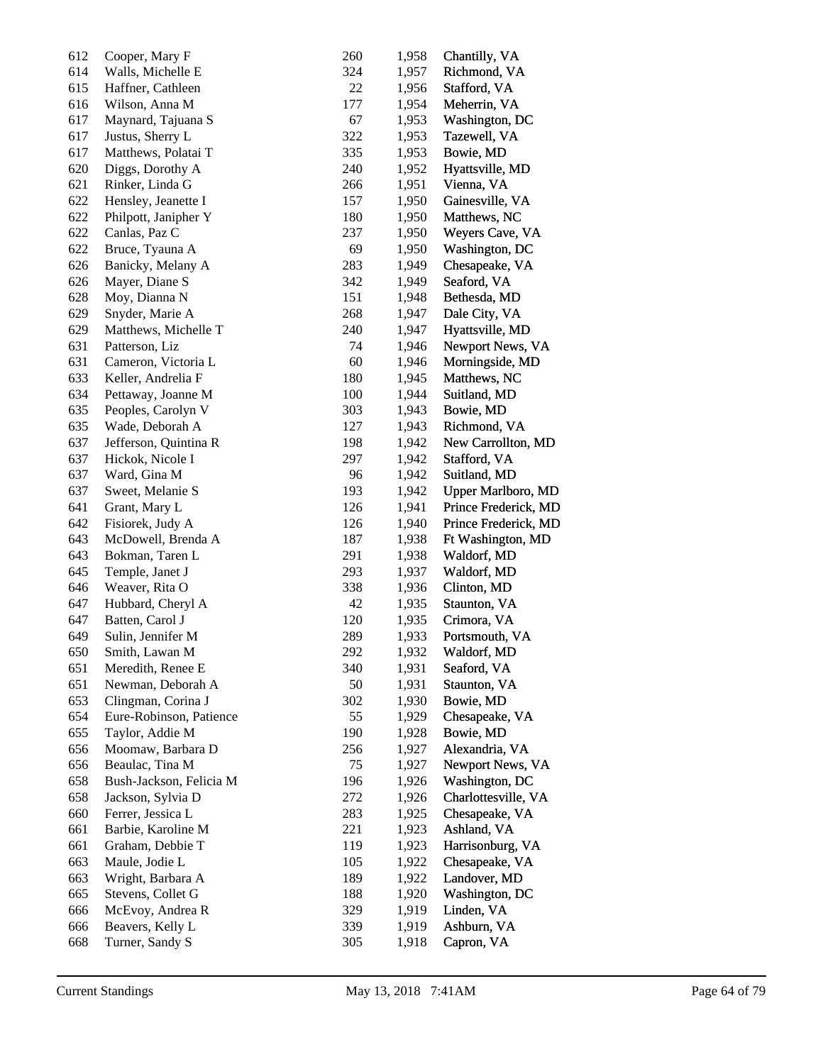| | | | | |
|---|---|---|---|---|
| 612 | Cooper, Mary F | 260 | 1,958 | Chantilly, VA |
| 614 | Walls, Michelle E | 324 | 1,957 | Richmond, VA |
| 615 | Haffner, Cathleen | 22 | 1,956 | Stafford, VA |
| 616 | Wilson, Anna M | 177 | 1,954 | Meherrin, VA |
| 617 | Maynard, Tajuana S | 67 | 1,953 | Washington, DC |
| 617 | Justus, Sherry L | 322 | 1,953 | Tazewell, VA |
| 617 | Matthews, Polatai T | 335 | 1,953 | Bowie, MD |
| 620 | Diggs, Dorothy A | 240 | 1,952 | Hyattsville, MD |
| 621 | Rinker, Linda G | 266 | 1,951 | Vienna, VA |
| 622 | Hensley, Jeanette I | 157 | 1,950 | Gainesville, VA |
| 622 | Philpott, Janipher Y | 180 | 1,950 | Matthews, NC |
| 622 | Canlas, Paz C | 237 | 1,950 | Weyers Cave, VA |
| 622 | Bruce, Tyauna A | 69 | 1,950 | Washington, DC |
| 626 | Banicky, Melany A | 283 | 1,949 | Chesapeake, VA |
| 626 | Mayer, Diane S | 342 | 1,949 | Seaford, VA |
| 628 | Moy, Dianna N | 151 | 1,948 | Bethesda, MD |
| 629 | Snyder, Marie A | 268 | 1,947 | Dale City, VA |
| 629 | Matthews, Michelle T | 240 | 1,947 | Hyattsville, MD |
| 631 | Patterson, Liz | 74 | 1,946 | Newport News, VA |
| 631 | Cameron, Victoria L | 60 | 1,946 | Morningside, MD |
| 633 | Keller, Andrelia F | 180 | 1,945 | Matthews, NC |
| 634 | Pettaway, Joanne M | 100 | 1,944 | Suitland, MD |
| 635 | Peoples, Carolyn V | 303 | 1,943 | Bowie, MD |
| 635 | Wade, Deborah A | 127 | 1,943 | Richmond, VA |
| 637 | Jefferson, Quintina R | 198 | 1,942 | New Carrollton, MD |
| 637 | Hickok, Nicole I | 297 | 1,942 | Stafford, VA |
| 637 | Ward, Gina M | 96 | 1,942 | Suitland, MD |
| 637 | Sweet, Melanie S | 193 | 1,942 | Upper Marlboro, MD |
| 641 | Grant, Mary L | 126 | 1,941 | Prince Frederick, MD |
| 642 | Fisiorek, Judy A | 126 | 1,940 | Prince Frederick, MD |
| 643 | McDowell, Brenda A | 187 | 1,938 | Ft Washington, MD |
| 643 | Bokman, Taren L | 291 | 1,938 | Waldorf, MD |
| 645 | Temple, Janet J | 293 | 1,937 | Waldorf, MD |
| 646 | Weaver, Rita O | 338 | 1,936 | Clinton, MD |
| 647 | Hubbard, Cheryl A | 42 | 1,935 | Staunton, VA |
| 647 | Batten, Carol J | 120 | 1,935 | Crimora, VA |
| 649 | Sulin, Jennifer M | 289 | 1,933 | Portsmouth, VA |
| 650 | Smith, Lawan M | 292 | 1,932 | Waldorf, MD |
| 651 | Meredith, Renee E | 340 | 1,931 | Seaford, VA |
| 651 | Newman, Deborah A | 50 | 1,931 | Staunton, VA |
| 653 | Clingman, Corina J | 302 | 1,930 | Bowie, MD |
| 654 | Eure-Robinson, Patience | 55 | 1,929 | Chesapeake, VA |
| 655 | Taylor, Addie M | 190 | 1,928 | Bowie, MD |
| 656 | Moomaw, Barbara D | 256 | 1,927 | Alexandria, VA |
| 656 | Beaulac, Tina M | 75 | 1,927 | Newport News, VA |
| 658 | Bush-Jackson, Felicia M | 196 | 1,926 | Washington, DC |
| 658 | Jackson, Sylvia D | 272 | 1,926 | Charlottesville, VA |
| 660 | Ferrer, Jessica L | 283 | 1,925 | Chesapeake, VA |
| 661 | Barbie, Karoline M | 221 | 1,923 | Ashland, VA |
| 661 | Graham, Debbie T | 119 | 1,923 | Harrisonburg, VA |
| 663 | Maule, Jodie L | 105 | 1,922 | Chesapeake, VA |
| 663 | Wright, Barbara A | 189 | 1,922 | Landover, MD |
| 665 | Stevens, Collet G | 188 | 1,920 | Washington, DC |
| 666 | McEvoy, Andrea R | 329 | 1,919 | Linden, VA |
| 666 | Beavers, Kelly L | 339 | 1,919 | Ashburn, VA |
| 668 | Turner, Sandy S | 305 | 1,918 | Capron, VA |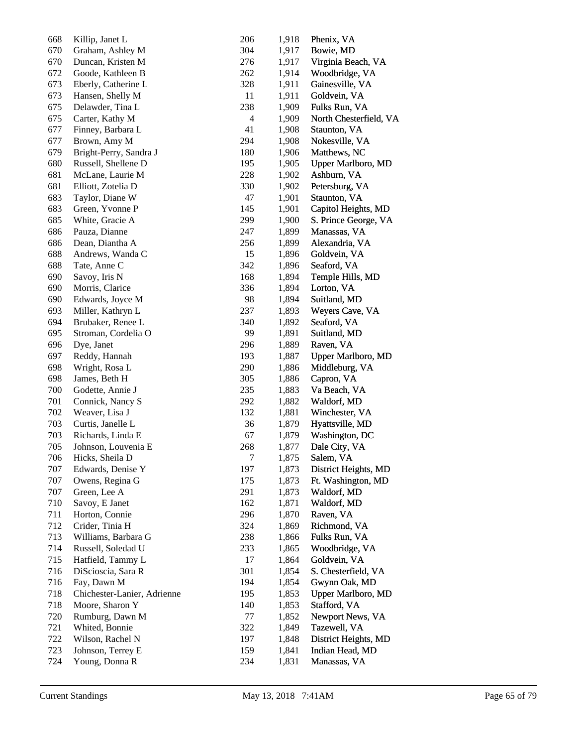| | | | | |
|---|---|---|---|---|
| 668 | Killip, Janet L | 206 | 1,918 | Phenix, VA |
| 670 | Graham, Ashley M | 304 | 1,917 | Bowie, MD |
| 670 | Duncan, Kristen M | 276 | 1,917 | Virginia Beach, VA |
| 672 | Goode, Kathleen B | 262 | 1,914 | Woodbridge, VA |
| 673 | Eberly, Catherine L | 328 | 1,911 | Gainesville, VA |
| 673 | Hansen, Shelly M | 11 | 1,911 | Goldvein, VA |
| 675 | Delawder, Tina L | 238 | 1,909 | Fulks Run, VA |
| 675 | Carter, Kathy M | 4 | 1,909 | North Chesterfield, VA |
| 677 | Finney, Barbara L | 41 | 1,908 | Staunton, VA |
| 677 | Brown, Amy M | 294 | 1,908 | Nokesville, VA |
| 679 | Bright-Perry, Sandra J | 180 | 1,906 | Matthews, NC |
| 680 | Russell, Shellene D | 195 | 1,905 | Upper Marlboro, MD |
| 681 | McLane, Laurie M | 228 | 1,902 | Ashburn, VA |
| 681 | Elliott, Zotelia D | 330 | 1,902 | Petersburg, VA |
| 683 | Taylor, Diane W | 47 | 1,901 | Staunton, VA |
| 683 | Green, Yvonne P | 145 | 1,901 | Capitol Heights, MD |
| 685 | White, Gracie A | 299 | 1,900 | S. Prince George, VA |
| 686 | Pauza, Dianne | 247 | 1,899 | Manassas, VA |
| 686 | Dean, Diantha A | 256 | 1,899 | Alexandria, VA |
| 688 | Andrews, Wanda C | 15 | 1,896 | Goldvein, VA |
| 688 | Tate, Anne C | 342 | 1,896 | Seaford, VA |
| 690 | Savoy, Iris N | 168 | 1,894 | Temple Hills, MD |
| 690 | Morris, Clarice | 336 | 1,894 | Lorton, VA |
| 690 | Edwards, Joyce M | 98 | 1,894 | Suitland, MD |
| 693 | Miller, Kathryn L | 237 | 1,893 | Weyers Cave, VA |
| 694 | Brubaker, Renee L | 340 | 1,892 | Seaford, VA |
| 695 | Stroman, Cordelia O | 99 | 1,891 | Suitland, MD |
| 696 | Dye, Janet | 296 | 1,889 | Raven, VA |
| 697 | Reddy, Hannah | 193 | 1,887 | Upper Marlboro, MD |
| 698 | Wright, Rosa L | 290 | 1,886 | Middleburg, VA |
| 698 | James, Beth H | 305 | 1,886 | Capron, VA |
| 700 | Godette, Annie J | 235 | 1,883 | Va Beach, VA |
| 701 | Connick, Nancy S | 292 | 1,882 | Waldorf, MD |
| 702 | Weaver, Lisa J | 132 | 1,881 | Winchester, VA |
| 703 | Curtis, Janelle L | 36 | 1,879 | Hyattsville, MD |
| 703 | Richards, Linda E | 67 | 1,879 | Washington, DC |
| 705 | Johnson, Louvenia E | 268 | 1,877 | Dale City, VA |
| 706 | Hicks, Sheila D | 7 | 1,875 | Salem, VA |
| 707 | Edwards, Denise Y | 197 | 1,873 | District Heights, MD |
| 707 | Owens, Regina G | 175 | 1,873 | Ft. Washington, MD |
| 707 | Green, Lee A | 291 | 1,873 | Waldorf, MD |
| 710 | Savoy, E Janet | 162 | 1,871 | Waldorf, MD |
| 711 | Horton, Connie | 296 | 1,870 | Raven, VA |
| 712 | Crider, Tinia H | 324 | 1,869 | Richmond, VA |
| 713 | Williams, Barbara G | 238 | 1,866 | Fulks Run, VA |
| 714 | Russell, Soledad U | 233 | 1,865 | Woodbridge, VA |
| 715 | Hatfield, Tammy L | 17 | 1,864 | Goldvein, VA |
| 716 | DiScioscia, Sara R | 301 | 1,854 | S. Chesterfield, VA |
| 716 | Fay, Dawn M | 194 | 1,854 | Gwynn Oak, MD |
| 718 | Chichester-Lanier, Adrienne | 195 | 1,853 | Upper Marlboro, MD |
| 718 | Moore, Sharon Y | 140 | 1,853 | Stafford, VA |
| 720 | Rumburg, Dawn M | 77 | 1,852 | Newport News, VA |
| 721 | Whited, Bonnie | 322 | 1,849 | Tazewell, VA |
| 722 | Wilson, Rachel N | 197 | 1,848 | District Heights, MD |
| 723 | Johnson, Terrey E | 159 | 1,841 | Indian Head, MD |
| 724 | Young, Donna R | 234 | 1,831 | Manassas, VA |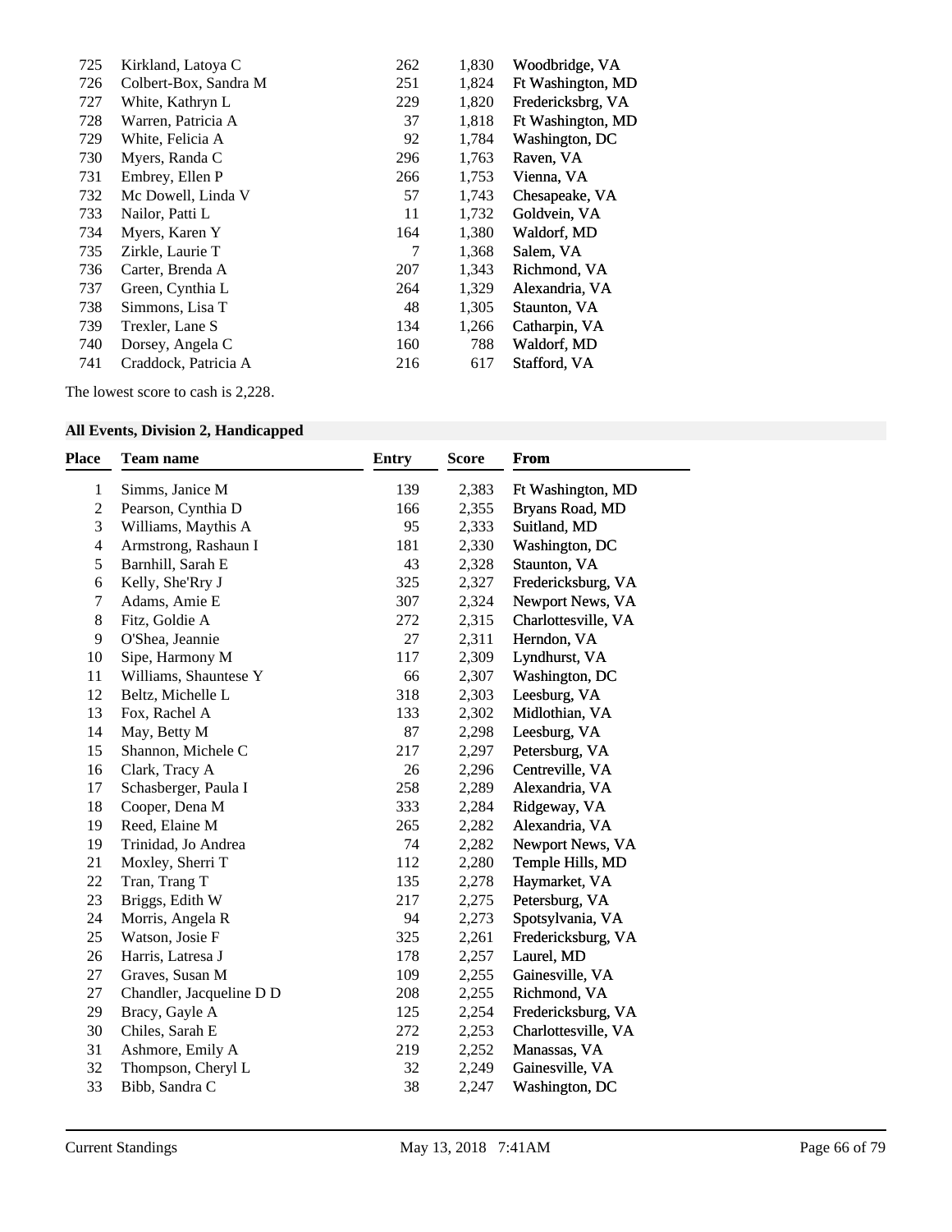| | | | | |
|---|---|---|---|---|
| 725 | Kirkland, Latoya C | 262 | 1,830 | Woodbridge, VA |
| 726 | Colbert-Box, Sandra M | 251 | 1,824 | Ft Washington, MD |
| 727 | White, Kathryn L | 229 | 1,820 | Fredericksbrg, VA |
| 728 | Warren, Patricia A | 37 | 1,818 | Ft Washington, MD |
| 729 | White, Felicia A | 92 | 1,784 | Washington, DC |
| 730 | Myers, Randa C | 296 | 1,763 | Raven, VA |
| 731 | Embrey, Ellen P | 266 | 1,753 | Vienna, VA |
| 732 | Mc Dowell, Linda V | 57 | 1,743 | Chesapeake, VA |
| 733 | Nailor, Patti L | 11 | 1,732 | Goldvein, VA |
| 734 | Myers, Karen Y | 164 | 1,380 | Waldorf, MD |
| 735 | Zirkle, Laurie T | 7 | 1,368 | Salem, VA |
| 736 | Carter, Brenda A | 207 | 1,343 | Richmond, VA |
| 737 | Green, Cynthia L | 264 | 1,329 | Alexandria, VA |
| 738 | Simmons, Lisa T | 48 | 1,305 | Staunton, VA |
| 739 | Trexler, Lane S | 134 | 1,266 | Catharpin, VA |
| 740 | Dorsey, Angela C | 160 | 788 | Waldorf, MD |
| 741 | Craddock, Patricia A | 216 | 617 | Stafford, VA |

The lowest score to cash is 2,228.

### All Events, Division 2, Handicapped

| Place | Team name | Entry | Score | From |
|---|---|---|---|---|
| 1 | Simms, Janice M | 139 | 2,383 | Ft Washington, MD |
| 2 | Pearson, Cynthia D | 166 | 2,355 | Bryans Road, MD |
| 3 | Williams, Maythis A | 95 | 2,333 | Suitland, MD |
| 4 | Armstrong, Rashaun I | 181 | 2,330 | Washington, DC |
| 5 | Barnhill, Sarah E | 43 | 2,328 | Staunton, VA |
| 6 | Kelly, She'Rry J | 325 | 2,327 | Fredericksburg, VA |
| 7 | Adams, Amie E | 307 | 2,324 | Newport News, VA |
| 8 | Fitz, Goldie A | 272 | 2,315 | Charlottesville, VA |
| 9 | O'Shea, Jeannie | 27 | 2,311 | Herndon, VA |
| 10 | Sipe, Harmony M | 117 | 2,309 | Lyndhurst, VA |
| 11 | Williams, Shauntese Y | 66 | 2,307 | Washington, DC |
| 12 | Beltz, Michelle L | 318 | 2,303 | Leesburg, VA |
| 13 | Fox, Rachel A | 133 | 2,302 | Midlothian, VA |
| 14 | May, Betty M | 87 | 2,298 | Leesburg, VA |
| 15 | Shannon, Michele C | 217 | 2,297 | Petersburg, VA |
| 16 | Clark, Tracy A | 26 | 2,296 | Centreville, VA |
| 17 | Schasberger, Paula I | 258 | 2,289 | Alexandria, VA |
| 18 | Cooper, Dena M | 333 | 2,284 | Ridgeway, VA |
| 19 | Reed, Elaine M | 265 | 2,282 | Alexandria, VA |
| 19 | Trinidad, Jo Andrea | 74 | 2,282 | Newport News, VA |
| 21 | Moxley, Sherri T | 112 | 2,280 | Temple Hills, MD |
| 22 | Tran, Trang T | 135 | 2,278 | Haymarket, VA |
| 23 | Briggs, Edith W | 217 | 2,275 | Petersburg, VA |
| 24 | Morris, Angela R | 94 | 2,273 | Spotsylvania, VA |
| 25 | Watson, Josie F | 325 | 2,261 | Fredericksburg, VA |
| 26 | Harris, Latresa J | 178 | 2,257 | Laurel, MD |
| 27 | Graves, Susan M | 109 | 2,255 | Gainesville, VA |
| 27 | Chandler, Jacqueline D D | 208 | 2,255 | Richmond, VA |
| 29 | Bracy, Gayle A | 125 | 2,254 | Fredericksburg, VA |
| 30 | Chiles, Sarah E | 272 | 2,253 | Charlottesville, VA |
| 31 | Ashmore, Emily A | 219 | 2,252 | Manassas, VA |
| 32 | Thompson, Cheryl L | 32 | 2,249 | Gainesville, VA |
| 33 | Bibb, Sandra C | 38 | 2,247 | Washington, DC |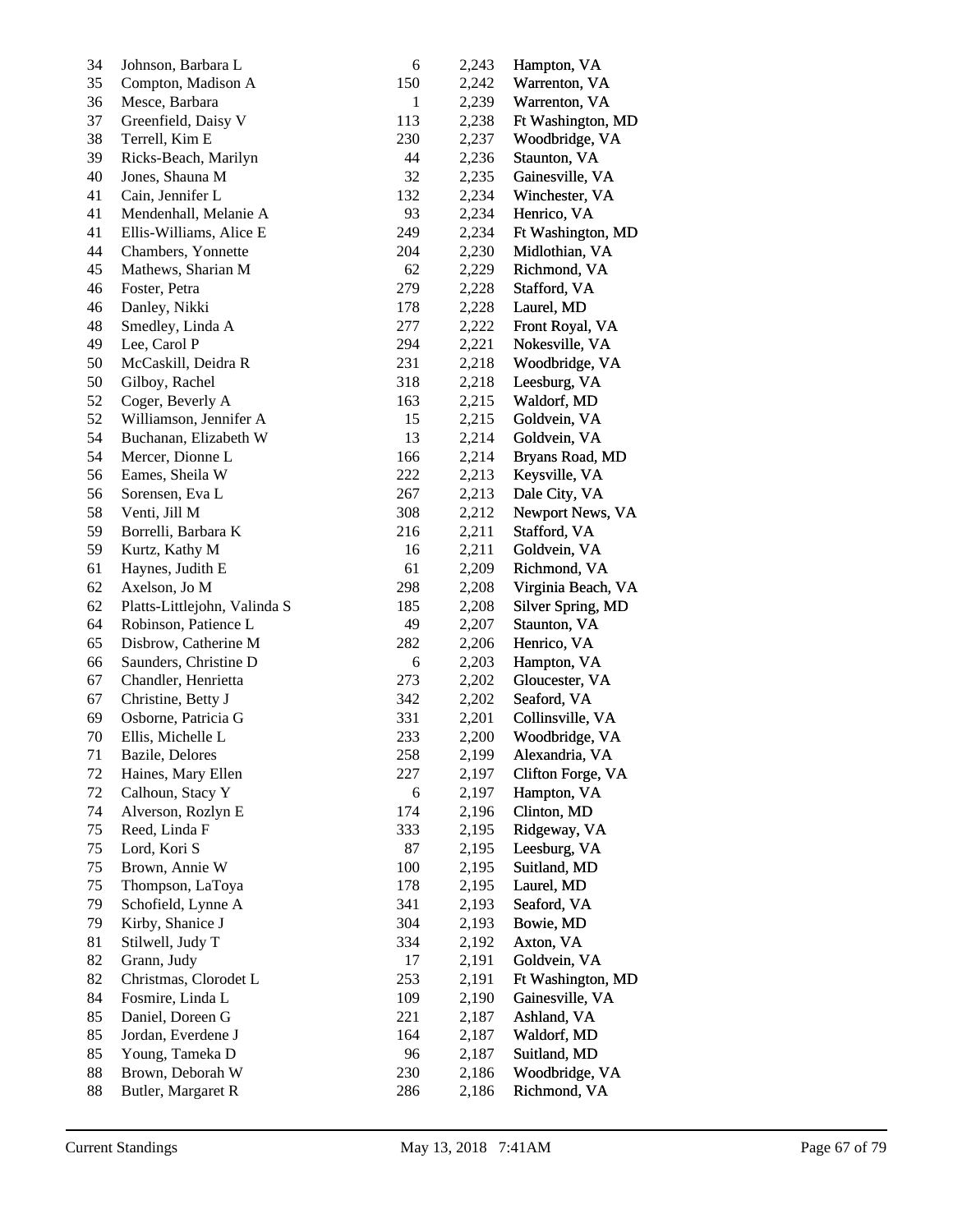| | | | | |
|---|---|---|---|---|
| 34 | Johnson, Barbara L | 6 | 2,243 | Hampton, VA |
| 35 | Compton, Madison A | 150 | 2,242 | Warrenton, VA |
| 36 | Mesce, Barbara | 1 | 2,239 | Warrenton, VA |
| 37 | Greenfield, Daisy V | 113 | 2,238 | Ft Washington, MD |
| 38 | Terrell, Kim E | 230 | 2,237 | Woodbridge, VA |
| 39 | Ricks-Beach, Marilyn | 44 | 2,236 | Staunton, VA |
| 40 | Jones, Shauna M | 32 | 2,235 | Gainesville, VA |
| 41 | Cain, Jennifer L | 132 | 2,234 | Winchester, VA |
| 41 | Mendenhall, Melanie A | 93 | 2,234 | Henrico, VA |
| 41 | Ellis-Williams, Alice E | 249 | 2,234 | Ft Washington, MD |
| 44 | Chambers, Yonnette | 204 | 2,230 | Midlothian, VA |
| 45 | Mathews, Sharian M | 62 | 2,229 | Richmond, VA |
| 46 | Foster, Petra | 279 | 2,228 | Stafford, VA |
| 46 | Danley, Nikki | 178 | 2,228 | Laurel, MD |
| 48 | Smedley, Linda A | 277 | 2,222 | Front Royal, VA |
| 49 | Lee, Carol P | 294 | 2,221 | Nokesville, VA |
| 50 | McCaskill, Deidra R | 231 | 2,218 | Woodbridge, VA |
| 50 | Gilboy, Rachel | 318 | 2,218 | Leesburg, VA |
| 52 | Coger, Beverly A | 163 | 2,215 | Waldorf, MD |
| 52 | Williamson, Jennifer A | 15 | 2,215 | Goldvein, VA |
| 54 | Buchanan, Elizabeth W | 13 | 2,214 | Goldvein, VA |
| 54 | Mercer, Dionne L | 166 | 2,214 | Bryans Road, MD |
| 56 | Eames, Sheila W | 222 | 2,213 | Keysville, VA |
| 56 | Sorensen, Eva L | 267 | 2,213 | Dale City, VA |
| 58 | Venti, Jill M | 308 | 2,212 | Newport News, VA |
| 59 | Borrelli, Barbara K | 216 | 2,211 | Stafford, VA |
| 59 | Kurtz, Kathy M | 16 | 2,211 | Goldvein, VA |
| 61 | Haynes, Judith E | 61 | 2,209 | Richmond, VA |
| 62 | Axelson, Jo M | 298 | 2,208 | Virginia Beach, VA |
| 62 | Platts-Littlejohn, Valinda S | 185 | 2,208 | Silver Spring, MD |
| 64 | Robinson, Patience L | 49 | 2,207 | Staunton, VA |
| 65 | Disbrow, Catherine M | 282 | 2,206 | Henrico, VA |
| 66 | Saunders, Christine D | 6 | 2,203 | Hampton, VA |
| 67 | Chandler, Henrietta | 273 | 2,202 | Gloucester, VA |
| 67 | Christine, Betty J | 342 | 2,202 | Seaford, VA |
| 69 | Osborne, Patricia G | 331 | 2,201 | Collinsville, VA |
| 70 | Ellis, Michelle L | 233 | 2,200 | Woodbridge, VA |
| 71 | Bazile, Delores | 258 | 2,199 | Alexandria, VA |
| 72 | Haines, Mary Ellen | 227 | 2,197 | Clifton Forge, VA |
| 72 | Calhoun, Stacy Y | 6 | 2,197 | Hampton, VA |
| 74 | Alverson, Rozlyn E | 174 | 2,196 | Clinton, MD |
| 75 | Reed, Linda F | 333 | 2,195 | Ridgeway, VA |
| 75 | Lord, Kori S | 87 | 2,195 | Leesburg, VA |
| 75 | Brown, Annie W | 100 | 2,195 | Suitland, MD |
| 75 | Thompson, LaToya | 178 | 2,195 | Laurel, MD |
| 79 | Schofield, Lynne A | 341 | 2,193 | Seaford, VA |
| 79 | Kirby, Shanice J | 304 | 2,193 | Bowie, MD |
| 81 | Stilwell, Judy T | 334 | 2,192 | Axton, VA |
| 82 | Grann, Judy | 17 | 2,191 | Goldvein, VA |
| 82 | Christmas, Clorodet L | 253 | 2,191 | Ft Washington, MD |
| 84 | Fosmire, Linda L | 109 | 2,190 | Gainesville, VA |
| 85 | Daniel, Doreen G | 221 | 2,187 | Ashland, VA |
| 85 | Jordan, Everdene J | 164 | 2,187 | Waldorf, MD |
| 85 | Young, Tameka D | 96 | 2,187 | Suitland, MD |
| 88 | Brown, Deborah W | 230 | 2,186 | Woodbridge, VA |
| 88 | Butler, Margaret R | 286 | 2,186 | Richmond, VA |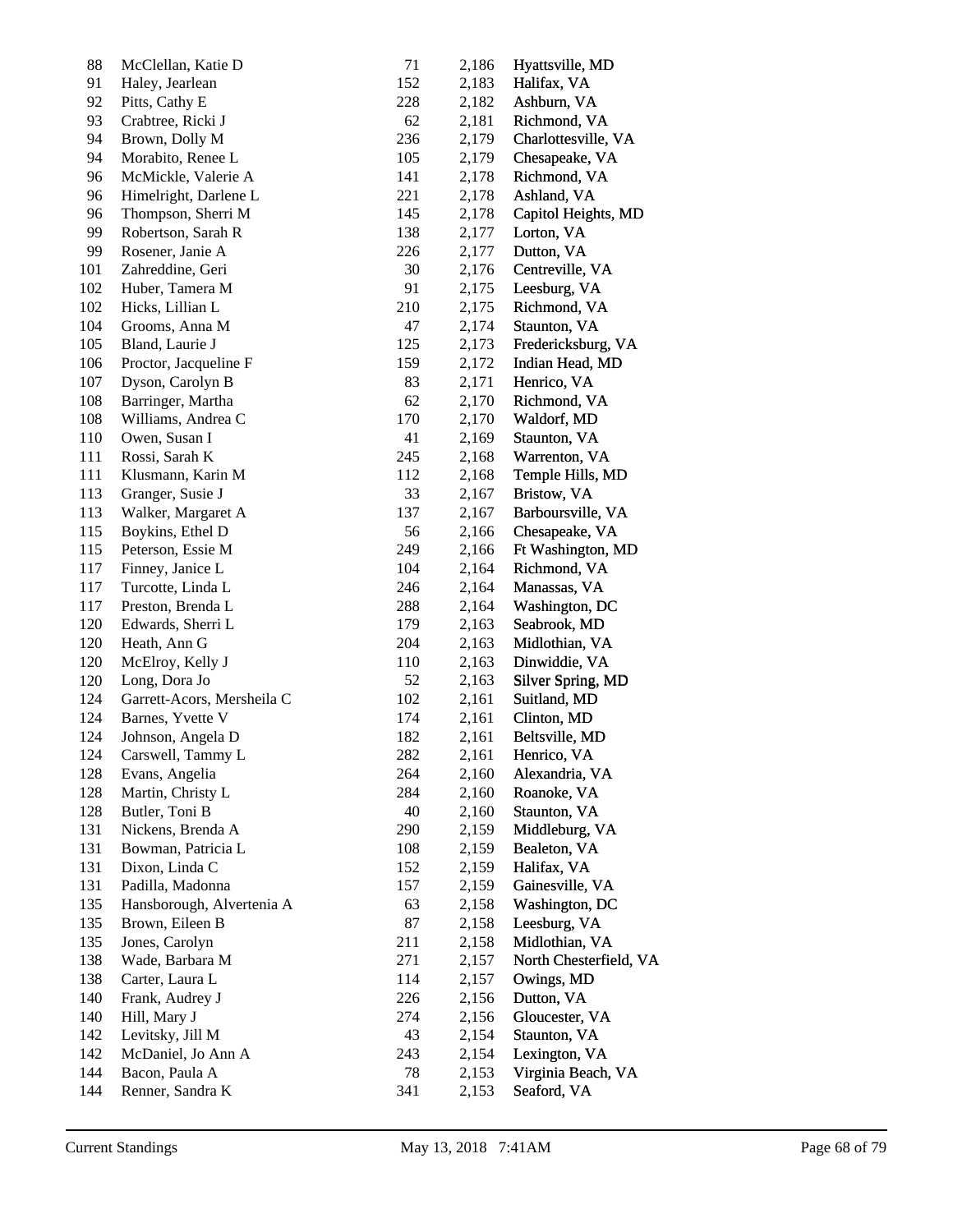| | | | | |
|---|---|---|---|---|
| 88 | McClellan, Katie D | 71 | 2,186 | Hyattsville, MD |
| 91 | Haley, Jearlean | 152 | 2,183 | Halifax, VA |
| 92 | Pitts, Cathy E | 228 | 2,182 | Ashburn, VA |
| 93 | Crabtree, Ricki J | 62 | 2,181 | Richmond, VA |
| 94 | Brown, Dolly M | 236 | 2,179 | Charlottesville, VA |
| 94 | Morabito, Renee L | 105 | 2,179 | Chesapeake, VA |
| 96 | McMickle, Valerie A | 141 | 2,178 | Richmond, VA |
| 96 | Himelright, Darlene L | 221 | 2,178 | Ashland, VA |
| 96 | Thompson, Sherri M | 145 | 2,178 | Capitol Heights, MD |
| 99 | Robertson, Sarah R | 138 | 2,177 | Lorton, VA |
| 99 | Rosener, Janie A | 226 | 2,177 | Dutton, VA |
| 101 | Zahreddine, Geri | 30 | 2,176 | Centreville, VA |
| 102 | Huber, Tamera M | 91 | 2,175 | Leesburg, VA |
| 102 | Hicks, Lillian L | 210 | 2,175 | Richmond, VA |
| 104 | Grooms, Anna M | 47 | 2,174 | Staunton, VA |
| 105 | Bland, Laurie J | 125 | 2,173 | Fredericksburg, VA |
| 106 | Proctor, Jacqueline F | 159 | 2,172 | Indian Head, MD |
| 107 | Dyson, Carolyn B | 83 | 2,171 | Henrico, VA |
| 108 | Barringer, Martha | 62 | 2,170 | Richmond, VA |
| 108 | Williams, Andrea C | 170 | 2,170 | Waldorf, MD |
| 110 | Owen, Susan I | 41 | 2,169 | Staunton, VA |
| 111 | Rossi, Sarah K | 245 | 2,168 | Warrenton, VA |
| 111 | Klusmann, Karin M | 112 | 2,168 | Temple Hills, MD |
| 113 | Granger, Susie J | 33 | 2,167 | Bristow, VA |
| 113 | Walker, Margaret A | 137 | 2,167 | Barboursville, VA |
| 115 | Boykins, Ethel D | 56 | 2,166 | Chesapeake, VA |
| 115 | Peterson, Essie M | 249 | 2,166 | Ft Washington, MD |
| 117 | Finney, Janice L | 104 | 2,164 | Richmond, VA |
| 117 | Turcotte, Linda L | 246 | 2,164 | Manassas, VA |
| 117 | Preston, Brenda L | 288 | 2,164 | Washington, DC |
| 120 | Edwards, Sherri L | 179 | 2,163 | Seabrook, MD |
| 120 | Heath, Ann G | 204 | 2,163 | Midlothian, VA |
| 120 | McElroy, Kelly J | 110 | 2,163 | Dinwiddie, VA |
| 120 | Long, Dora Jo | 52 | 2,163 | Silver Spring, MD |
| 124 | Garrett-Acors, Mersheila C | 102 | 2,161 | Suitland, MD |
| 124 | Barnes, Yvette V | 174 | 2,161 | Clinton, MD |
| 124 | Johnson, Angela D | 182 | 2,161 | Beltsville, MD |
| 124 | Carswell, Tammy L | 282 | 2,161 | Henrico, VA |
| 128 | Evans, Angelia | 264 | 2,160 | Alexandria, VA |
| 128 | Martin, Christy L | 284 | 2,160 | Roanoke, VA |
| 128 | Butler, Toni B | 40 | 2,160 | Staunton, VA |
| 131 | Nickens, Brenda A | 290 | 2,159 | Middleburg, VA |
| 131 | Bowman, Patricia L | 108 | 2,159 | Bealeton, VA |
| 131 | Dixon, Linda C | 152 | 2,159 | Halifax, VA |
| 131 | Padilla, Madonna | 157 | 2,159 | Gainesville, VA |
| 135 | Hansborough, Alvertenia A | 63 | 2,158 | Washington, DC |
| 135 | Brown, Eileen B | 87 | 2,158 | Leesburg, VA |
| 135 | Jones, Carolyn | 211 | 2,158 | Midlothian, VA |
| 138 | Wade, Barbara M | 271 | 2,157 | North Chesterfield, VA |
| 138 | Carter, Laura L | 114 | 2,157 | Owings, MD |
| 140 | Frank, Audrey J | 226 | 2,156 | Dutton, VA |
| 140 | Hill, Mary J | 274 | 2,156 | Gloucester, VA |
| 142 | Levitsky, Jill M | 43 | 2,154 | Staunton, VA |
| 142 | McDaniel, Jo Ann A | 243 | 2,154 | Lexington, VA |
| 144 | Bacon, Paula A | 78 | 2,153 | Virginia Beach, VA |
| 144 | Renner, Sandra K | 341 | 2,153 | Seaford, VA |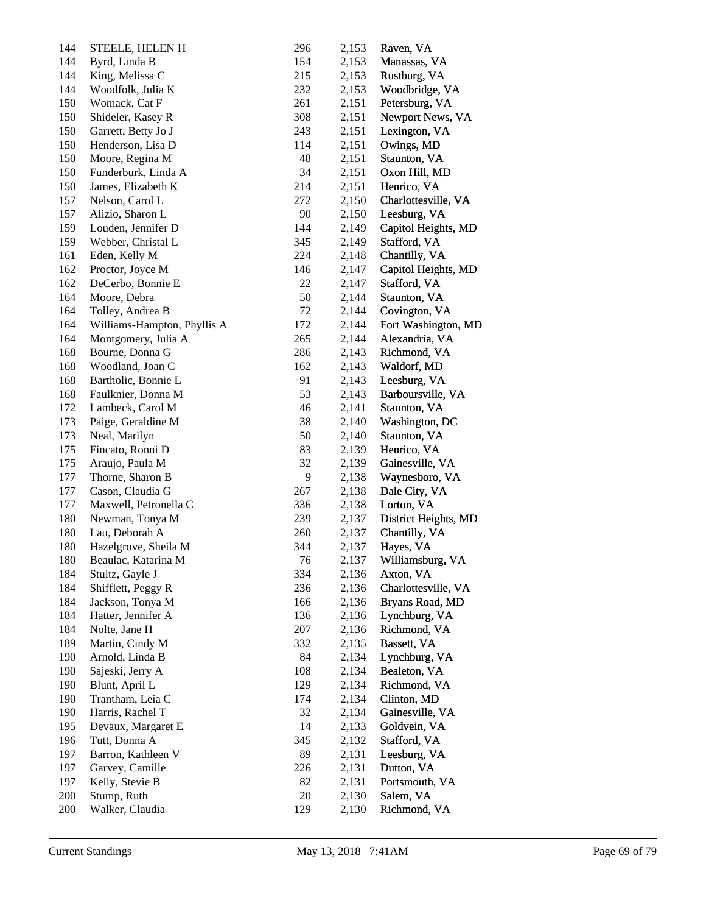| | | | | |
|---|---|---|---|---|
| 144 | STEELE, HELEN H | 296 | 2,153 | Raven, VA |
| 144 | Byrd, Linda B | 154 | 2,153 | Manassas, VA |
| 144 | King, Melissa C | 215 | 2,153 | Rustburg, VA |
| 144 | Woodfolk, Julia K | 232 | 2,153 | Woodbridge, VA |
| 150 | Womack, Cat F | 261 | 2,151 | Petersburg, VA |
| 150 | Shideler, Kasey R | 308 | 2,151 | Newport News, VA |
| 150 | Garrett, Betty Jo J | 243 | 2,151 | Lexington, VA |
| 150 | Henderson, Lisa D | 114 | 2,151 | Owings, MD |
| 150 | Moore, Regina M | 48 | 2,151 | Staunton, VA |
| 150 | Funderburk, Linda A | 34 | 2,151 | Oxon Hill, MD |
| 150 | James, Elizabeth K | 214 | 2,151 | Henrico, VA |
| 157 | Nelson, Carol L | 272 | 2,150 | Charlottesville, VA |
| 157 | Alizio, Sharon L | 90 | 2,150 | Leesburg, VA |
| 159 | Louden, Jennifer D | 144 | 2,149 | Capitol Heights, MD |
| 159 | Webber, Christal L | 345 | 2,149 | Stafford, VA |
| 161 | Eden, Kelly M | 224 | 2,148 | Chantilly, VA |
| 162 | Proctor, Joyce M | 146 | 2,147 | Capitol Heights, MD |
| 162 | DeCerbo, Bonnie E | 22 | 2,147 | Stafford, VA |
| 164 | Moore, Debra | 50 | 2,144 | Staunton, VA |
| 164 | Tolley, Andrea B | 72 | 2,144 | Covington, VA |
| 164 | Williams-Hampton, Phyllis A | 172 | 2,144 | Fort Washington, MD |
| 164 | Montgomery, Julia A | 265 | 2,144 | Alexandria, VA |
| 168 | Bourne, Donna G | 286 | 2,143 | Richmond, VA |
| 168 | Woodland, Joan C | 162 | 2,143 | Waldorf, MD |
| 168 | Bartholic, Bonnie L | 91 | 2,143 | Leesburg, VA |
| 168 | Faulknier, Donna M | 53 | 2,143 | Barboursville, VA |
| 172 | Lambeck, Carol M | 46 | 2,141 | Staunton, VA |
| 173 | Paige, Geraldine M | 38 | 2,140 | Washington, DC |
| 173 | Neal, Marilyn | 50 | 2,140 | Staunton, VA |
| 175 | Fincato, Ronni D | 83 | 2,139 | Henrico, VA |
| 175 | Araujo, Paula M | 32 | 2,139 | Gainesville, VA |
| 177 | Thorne, Sharon B | 9 | 2,138 | Waynesboro, VA |
| 177 | Cason, Claudia G | 267 | 2,138 | Dale City, VA |
| 177 | Maxwell, Petronella C | 336 | 2,138 | Lorton, VA |
| 180 | Newman, Tonya M | 239 | 2,137 | District Heights, MD |
| 180 | Lau, Deborah A | 260 | 2,137 | Chantilly, VA |
| 180 | Hazelgrove, Sheila M | 344 | 2,137 | Hayes, VA |
| 180 | Beaulac, Katarina M | 76 | 2,137 | Williamsburg, VA |
| 184 | Stultz, Gayle J | 334 | 2,136 | Axton, VA |
| 184 | Shifflett, Peggy R | 236 | 2,136 | Charlottesville, VA |
| 184 | Jackson, Tonya M | 166 | 2,136 | Bryans Road, MD |
| 184 | Hatter, Jennifer A | 136 | 2,136 | Lynchburg, VA |
| 184 | Nolte, Jane H | 207 | 2,136 | Richmond, VA |
| 189 | Martin, Cindy M | 332 | 2,135 | Bassett, VA |
| 190 | Arnold, Linda B | 84 | 2,134 | Lynchburg, VA |
| 190 | Sajeski, Jerry A | 108 | 2,134 | Bealeton, VA |
| 190 | Blunt, April L | 129 | 2,134 | Richmond, VA |
| 190 | Trantham, Leia C | 174 | 2,134 | Clinton, MD |
| 190 | Harris, Rachel T | 32 | 2,134 | Gainesville, VA |
| 195 | Devaux, Margaret E | 14 | 2,133 | Goldvein, VA |
| 196 | Tutt, Donna A | 345 | 2,132 | Stafford, VA |
| 197 | Barron, Kathleen V | 89 | 2,131 | Leesburg, VA |
| 197 | Garvey, Camille | 226 | 2,131 | Dutton, VA |
| 197 | Kelly, Stevie B | 82 | 2,131 | Portsmouth, VA |
| 200 | Stump, Ruth | 20 | 2,130 | Salem, VA |
| 200 | Walker, Claudia | 129 | 2,130 | Richmond, VA |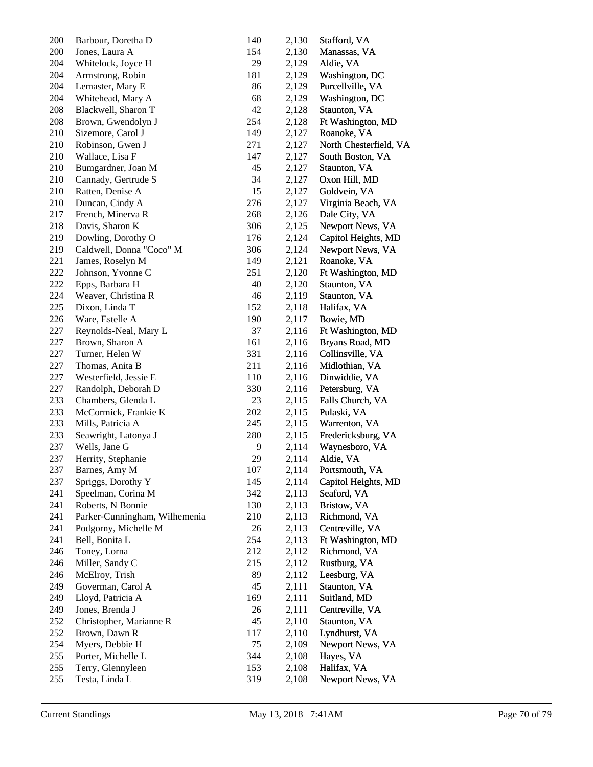| | | | | |
|---|---|---|---|---|
| 200 | Barbour, Doretha D | 140 | 2,130 | Stafford, VA |
| 200 | Jones, Laura A | 154 | 2,130 | Manassas, VA |
| 204 | Whitelock, Joyce H | 29 | 2,129 | Aldie, VA |
| 204 | Armstrong, Robin | 181 | 2,129 | Washington, DC |
| 204 | Lemaster, Mary E | 86 | 2,129 | Purcellville, VA |
| 204 | Whitehead, Mary A | 68 | 2,129 | Washington, DC |
| 208 | Blackwell, Sharon T | 42 | 2,128 | Staunton, VA |
| 208 | Brown, Gwendolyn J | 254 | 2,128 | Ft Washington, MD |
| 210 | Sizemore, Carol J | 149 | 2,127 | Roanoke, VA |
| 210 | Robinson, Gwen J | 271 | 2,127 | North Chesterfield, VA |
| 210 | Wallace, Lisa F | 147 | 2,127 | South Boston, VA |
| 210 | Bumgardner, Joan M | 45 | 2,127 | Staunton, VA |
| 210 | Cannady, Gertrude S | 34 | 2,127 | Oxon Hill, MD |
| 210 | Ratten, Denise A | 15 | 2,127 | Goldvein, VA |
| 210 | Duncan, Cindy A | 276 | 2,127 | Virginia Beach, VA |
| 217 | French, Minerva R | 268 | 2,126 | Dale City, VA |
| 218 | Davis, Sharon K | 306 | 2,125 | Newport News, VA |
| 219 | Dowling, Dorothy O | 176 | 2,124 | Capitol Heights, MD |
| 219 | Caldwell, Donna "Coco" M | 306 | 2,124 | Newport News, VA |
| 221 | James, Roselyn M | 149 | 2,121 | Roanoke, VA |
| 222 | Johnson, Yvonne C | 251 | 2,120 | Ft Washington, MD |
| 222 | Epps, Barbara H | 40 | 2,120 | Staunton, VA |
| 224 | Weaver, Christina R | 46 | 2,119 | Staunton, VA |
| 225 | Dixon, Linda T | 152 | 2,118 | Halifax, VA |
| 226 | Ware, Estelle A | 190 | 2,117 | Bowie, MD |
| 227 | Reynolds-Neal, Mary L | 37 | 2,116 | Ft Washington, MD |
| 227 | Brown, Sharon A | 161 | 2,116 | Bryans Road, MD |
| 227 | Turner, Helen W | 331 | 2,116 | Collinsville, VA |
| 227 | Thomas, Anita B | 211 | 2,116 | Midlothian, VA |
| 227 | Westerfield, Jessie E | 110 | 2,116 | Dinwiddie, VA |
| 227 | Randolph, Deborah D | 330 | 2,116 | Petersburg, VA |
| 233 | Chambers, Glenda L | 23 | 2,115 | Falls Church, VA |
| 233 | McCormick, Frankie K | 202 | 2,115 | Pulaski, VA |
| 233 | Mills, Patricia A | 245 | 2,115 | Warrenton, VA |
| 233 | Seawright, Latonya J | 280 | 2,115 | Fredericksburg, VA |
| 237 | Wells, Jane G | 9 | 2,114 | Waynesboro, VA |
| 237 | Herrity, Stephanie | 29 | 2,114 | Aldie, VA |
| 237 | Barnes, Amy M | 107 | 2,114 | Portsmouth, VA |
| 237 | Spriggs, Dorothy Y | 145 | 2,114 | Capitol Heights, MD |
| 241 | Speelman, Corina M | 342 | 2,113 | Seaford, VA |
| 241 | Roberts, N Bonnie | 130 | 2,113 | Bristow, VA |
| 241 | Parker-Cunningham, Wilhemenia | 210 | 2,113 | Richmond, VA |
| 241 | Podgorny, Michelle M | 26 | 2,113 | Centreville, VA |
| 241 | Bell, Bonita L | 254 | 2,113 | Ft Washington, MD |
| 246 | Toney, Lorna | 212 | 2,112 | Richmond, VA |
| 246 | Miller, Sandy C | 215 | 2,112 | Rustburg, VA |
| 246 | McElroy, Trish | 89 | 2,112 | Leesburg, VA |
| 249 | Goverman, Carol A | 45 | 2,111 | Staunton, VA |
| 249 | Lloyd, Patricia A | 169 | 2,111 | Suitland, MD |
| 249 | Jones, Brenda J | 26 | 2,111 | Centreville, VA |
| 252 | Christopher, Marianne R | 45 | 2,110 | Staunton, VA |
| 252 | Brown, Dawn R | 117 | 2,110 | Lyndhurst, VA |
| 254 | Myers, Debbie H | 75 | 2,109 | Newport News, VA |
| 255 | Porter, Michelle L | 344 | 2,108 | Hayes, VA |
| 255 | Terry, Glennyleen | 153 | 2,108 | Halifax, VA |
| 255 | Testa, Linda L | 319 | 2,108 | Newport News, VA |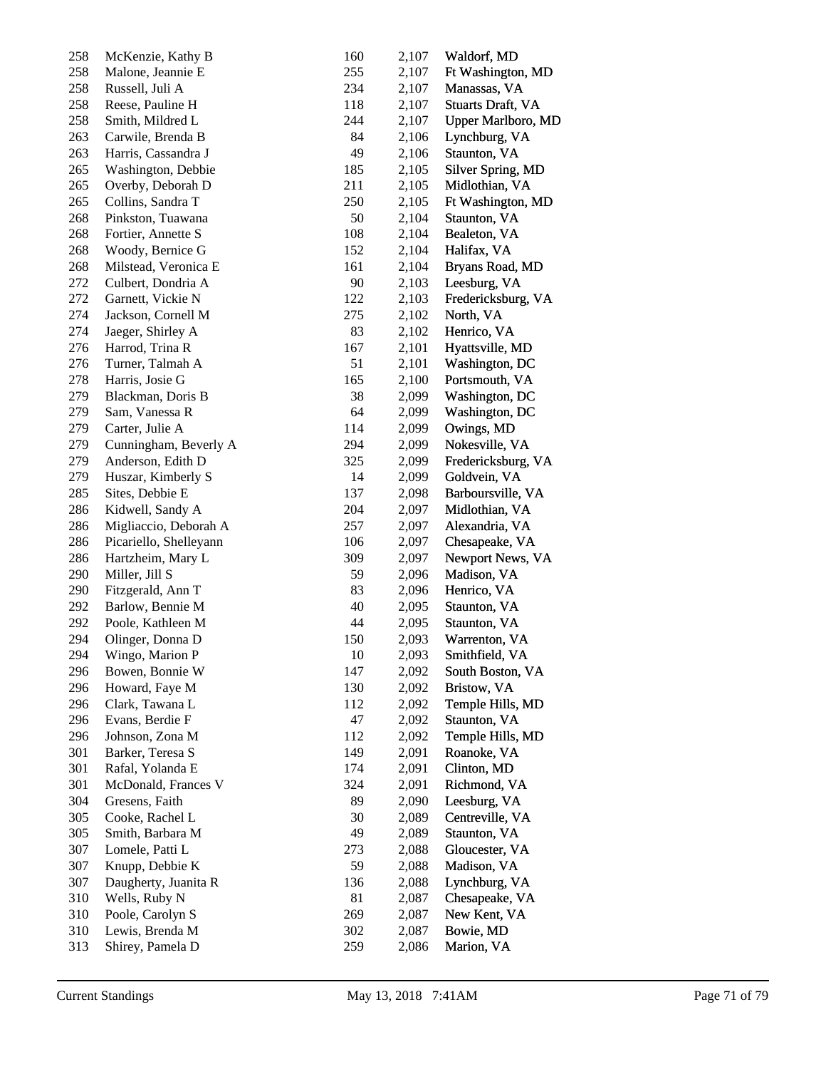| | | | | |
|---|---|---|---|---|
| 258 | McKenzie, Kathy B | 160 | 2,107 | Waldorf, MD |
| 258 | Malone, Jeannie E | 255 | 2,107 | Ft Washington, MD |
| 258 | Russell, Juli A | 234 | 2,107 | Manassas, VA |
| 258 | Reese, Pauline H | 118 | 2,107 | Stuarts Draft, VA |
| 258 | Smith, Mildred L | 244 | 2,107 | Upper Marlboro, MD |
| 263 | Carwile, Brenda B | 84 | 2,106 | Lynchburg, VA |
| 263 | Harris, Cassandra J | 49 | 2,106 | Staunton, VA |
| 265 | Washington, Debbie | 185 | 2,105 | Silver Spring, MD |
| 265 | Overby, Deborah D | 211 | 2,105 | Midlothian, VA |
| 265 | Collins, Sandra T | 250 | 2,105 | Ft Washington, MD |
| 268 | Pinkston, Tuawana | 50 | 2,104 | Staunton, VA |
| 268 | Fortier, Annette S | 108 | 2,104 | Bealeton, VA |
| 268 | Woody, Bernice G | 152 | 2,104 | Halifax, VA |
| 268 | Milstead, Veronica E | 161 | 2,104 | Bryans Road, MD |
| 272 | Culbert, Dondria A | 90 | 2,103 | Leesburg, VA |
| 272 | Garnett, Vickie N | 122 | 2,103 | Fredericksburg, VA |
| 274 | Jackson, Cornell M | 275 | 2,102 | North, VA |
| 274 | Jaeger, Shirley A | 83 | 2,102 | Henrico, VA |
| 276 | Harrod, Trina R | 167 | 2,101 | Hyattsville, MD |
| 276 | Turner, Talmah A | 51 | 2,101 | Washington, DC |
| 278 | Harris, Josie G | 165 | 2,100 | Portsmouth, VA |
| 279 | Blackman, Doris B | 38 | 2,099 | Washington, DC |
| 279 | Sam, Vanessa R | 64 | 2,099 | Washington, DC |
| 279 | Carter, Julie A | 114 | 2,099 | Owings, MD |
| 279 | Cunningham, Beverly A | 294 | 2,099 | Nokesville, VA |
| 279 | Anderson, Edith D | 325 | 2,099 | Fredericksburg, VA |
| 279 | Huszar, Kimberly S | 14 | 2,099 | Goldvein, VA |
| 285 | Sites, Debbie E | 137 | 2,098 | Barboursville, VA |
| 286 | Kidwell, Sandy A | 204 | 2,097 | Midlothian, VA |
| 286 | Migliaccio, Deborah A | 257 | 2,097 | Alexandria, VA |
| 286 | Picariello, Shelleyann | 106 | 2,097 | Chesapeake, VA |
| 286 | Hartzheim, Mary L | 309 | 2,097 | Newport News, VA |
| 290 | Miller, Jill S | 59 | 2,096 | Madison, VA |
| 290 | Fitzgerald, Ann T | 83 | 2,096 | Henrico, VA |
| 292 | Barlow, Bennie M | 40 | 2,095 | Staunton, VA |
| 292 | Poole, Kathleen M | 44 | 2,095 | Staunton, VA |
| 294 | Olinger, Donna D | 150 | 2,093 | Warrenton, VA |
| 294 | Wingo, Marion P | 10 | 2,093 | Smithfield, VA |
| 296 | Bowen, Bonnie W | 147 | 2,092 | South Boston, VA |
| 296 | Howard, Faye M | 130 | 2,092 | Bristow, VA |
| 296 | Clark, Tawana L | 112 | 2,092 | Temple Hills, MD |
| 296 | Evans, Berdie F | 47 | 2,092 | Staunton, VA |
| 296 | Johnson, Zona M | 112 | 2,092 | Temple Hills, MD |
| 301 | Barker, Teresa S | 149 | 2,091 | Roanoke, VA |
| 301 | Rafal, Yolanda E | 174 | 2,091 | Clinton, MD |
| 301 | McDonald, Frances V | 324 | 2,091 | Richmond, VA |
| 304 | Gresens, Faith | 89 | 2,090 | Leesburg, VA |
| 305 | Cooke, Rachel L | 30 | 2,089 | Centreville, VA |
| 305 | Smith, Barbara M | 49 | 2,089 | Staunton, VA |
| 307 | Lomele, Patti L | 273 | 2,088 | Gloucester, VA |
| 307 | Knupp, Debbie K | 59 | 2,088 | Madison, VA |
| 307 | Daugherty, Juanita R | 136 | 2,088 | Lynchburg, VA |
| 310 | Wells, Ruby N | 81 | 2,087 | Chesapeake, VA |
| 310 | Poole, Carolyn S | 269 | 2,087 | New Kent, VA |
| 310 | Lewis, Brenda M | 302 | 2,087 | Bowie, MD |
| 313 | Shirey, Pamela D | 259 | 2,086 | Marion, VA |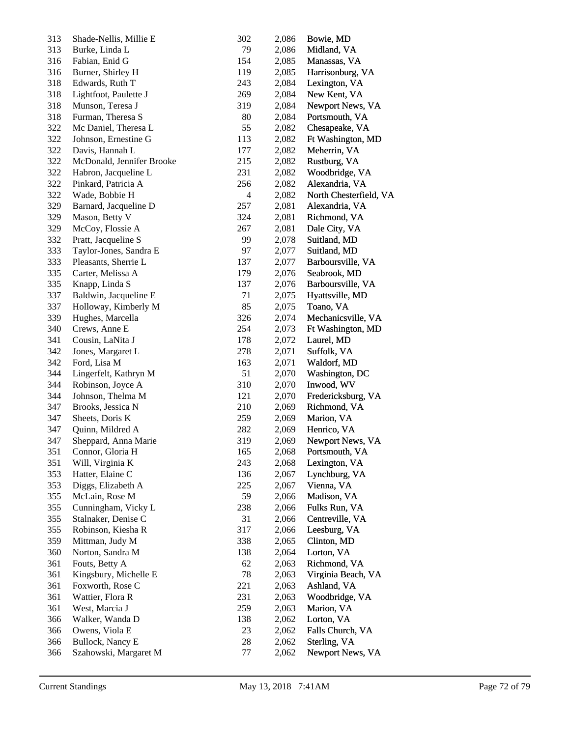| | | | | |
|---|---|---|---|---|
| 313 | Shade-Nellis, Millie E | 302 | 2,086 | Bowie, MD |
| 313 | Burke, Linda L | 79 | 2,086 | Midland, VA |
| 316 | Fabian, Enid G | 154 | 2,085 | Manassas, VA |
| 316 | Burner, Shirley H | 119 | 2,085 | Harrisonburg, VA |
| 318 | Edwards, Ruth T | 243 | 2,084 | Lexington, VA |
| 318 | Lightfoot, Paulette J | 269 | 2,084 | New Kent, VA |
| 318 | Munson, Teresa J | 319 | 2,084 | Newport News, VA |
| 318 | Furman, Theresa S | 80 | 2,084 | Portsmouth, VA |
| 322 | Mc Daniel, Theresa L | 55 | 2,082 | Chesapeake, VA |
| 322 | Johnson, Ernestine G | 113 | 2,082 | Ft Washington, MD |
| 322 | Davis, Hannah L | 177 | 2,082 | Meherrin, VA |
| 322 | McDonald, Jennifer Brooke | 215 | 2,082 | Rustburg, VA |
| 322 | Habron, Jacqueline L | 231 | 2,082 | Woodbridge, VA |
| 322 | Pinkard, Patricia A | 256 | 2,082 | Alexandria, VA |
| 322 | Wade, Bobbie H | 4 | 2,082 | North Chesterfield, VA |
| 329 | Barnard, Jacqueline D | 257 | 2,081 | Alexandria, VA |
| 329 | Mason, Betty V | 324 | 2,081 | Richmond, VA |
| 329 | McCoy, Flossie A | 267 | 2,081 | Dale City, VA |
| 332 | Pratt, Jacqueline S | 99 | 2,078 | Suitland, MD |
| 333 | Taylor-Jones, Sandra E | 97 | 2,077 | Suitland, MD |
| 333 | Pleasants, Sherrie L | 137 | 2,077 | Barboursville, VA |
| 335 | Carter, Melissa A | 179 | 2,076 | Seabrook, MD |
| 335 | Knapp, Linda S | 137 | 2,076 | Barboursville, VA |
| 337 | Baldwin, Jacqueline E | 71 | 2,075 | Hyattsville, MD |
| 337 | Holloway, Kimberly M | 85 | 2,075 | Toano, VA |
| 339 | Hughes, Marcella | 326 | 2,074 | Mechanicsville, VA |
| 340 | Crews, Anne E | 254 | 2,073 | Ft Washington, MD |
| 341 | Cousin, LaNita J | 178 | 2,072 | Laurel, MD |
| 342 | Jones, Margaret L | 278 | 2,071 | Suffolk, VA |
| 342 | Ford, Lisa M | 163 | 2,071 | Waldorf, MD |
| 344 | Lingerfelt, Kathryn M | 51 | 2,070 | Washington, DC |
| 344 | Robinson, Joyce A | 310 | 2,070 | Inwood, WV |
| 344 | Johnson, Thelma M | 121 | 2,070 | Fredericksburg, VA |
| 347 | Brooks, Jessica N | 210 | 2,069 | Richmond, VA |
| 347 | Sheets, Doris K | 259 | 2,069 | Marion, VA |
| 347 | Quinn, Mildred A | 282 | 2,069 | Henrico, VA |
| 347 | Sheppard, Anna Marie | 319 | 2,069 | Newport News, VA |
| 351 | Connor, Gloria H | 165 | 2,068 | Portsmouth, VA |
| 351 | Will, Virginia K | 243 | 2,068 | Lexington, VA |
| 353 | Hatter, Elaine C | 136 | 2,067 | Lynchburg, VA |
| 353 | Diggs, Elizabeth A | 225 | 2,067 | Vienna, VA |
| 355 | McLain, Rose M | 59 | 2,066 | Madison, VA |
| 355 | Cunningham, Vicky L | 238 | 2,066 | Fulks Run, VA |
| 355 | Stalnaker, Denise C | 31 | 2,066 | Centreville, VA |
| 355 | Robinson, Kiesha R | 317 | 2,066 | Leesburg, VA |
| 359 | Mittman, Judy M | 338 | 2,065 | Clinton, MD |
| 360 | Norton, Sandra M | 138 | 2,064 | Lorton, VA |
| 361 | Fouts, Betty A | 62 | 2,063 | Richmond, VA |
| 361 | Kingsbury, Michelle E | 78 | 2,063 | Virginia Beach, VA |
| 361 | Foxworth, Rose C | 221 | 2,063 | Ashland, VA |
| 361 | Wattier, Flora R | 231 | 2,063 | Woodbridge, VA |
| 361 | West, Marcia J | 259 | 2,063 | Marion, VA |
| 366 | Walker, Wanda D | 138 | 2,062 | Lorton, VA |
| 366 | Owens, Viola E | 23 | 2,062 | Falls Church, VA |
| 366 | Bullock, Nancy E | 28 | 2,062 | Sterling, VA |
| 366 | Szahowski, Margaret M | 77 | 2,062 | Newport News, VA |

Current Standings May 13, 2018 7:41AM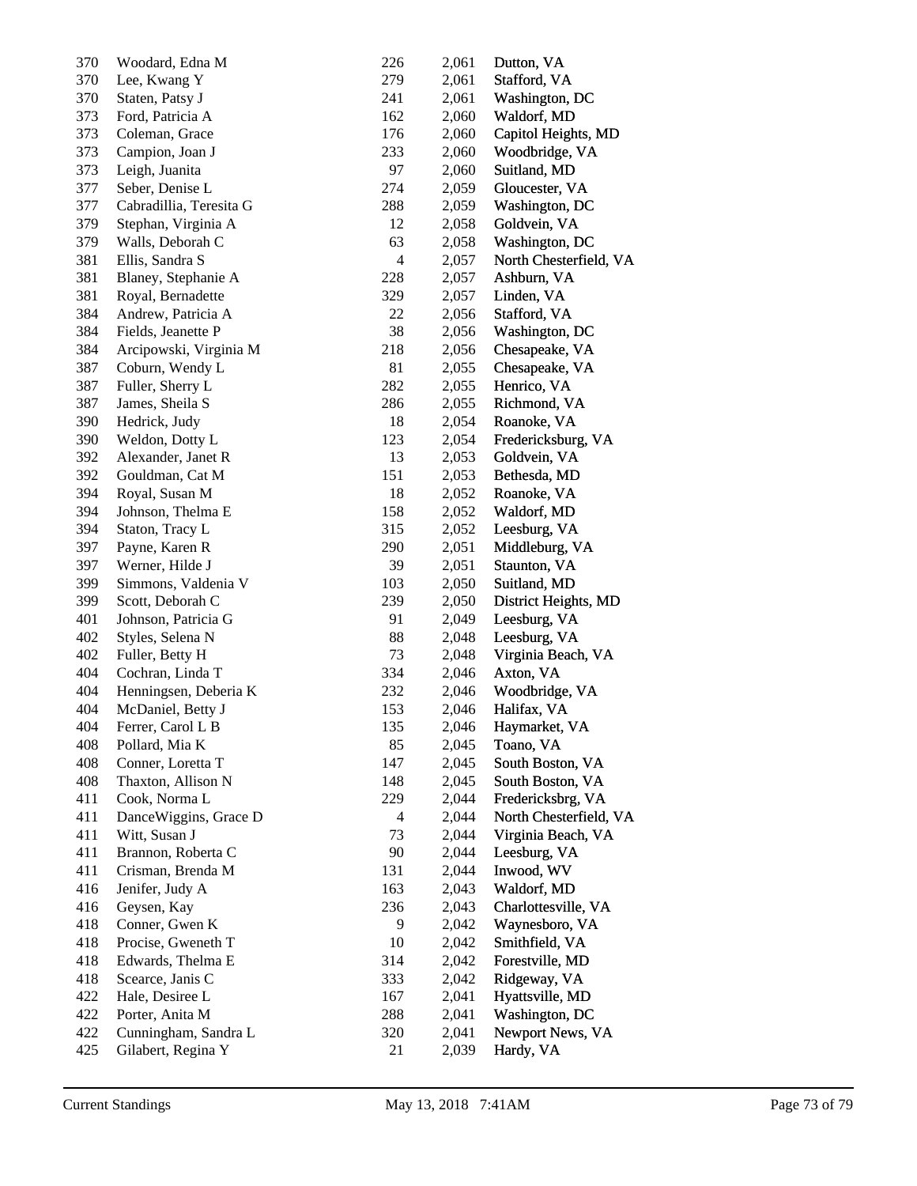| | | | | |
|---|---|---|---|---|
| 370 | Woodard, Edna M | 226 | 2,061 | Dutton, VA |
| 370 | Lee, Kwang Y | 279 | 2,061 | Stafford, VA |
| 370 | Staten, Patsy J | 241 | 2,061 | Washington, DC |
| 373 | Ford, Patricia A | 162 | 2,060 | Waldorf, MD |
| 373 | Coleman, Grace | 176 | 2,060 | Capitol Heights, MD |
| 373 | Campion, Joan J | 233 | 2,060 | Woodbridge, VA |
| 373 | Leigh, Juanita | 97 | 2,060 | Suitland, MD |
| 377 | Seber, Denise L | 274 | 2,059 | Gloucester, VA |
| 377 | Cabradillia, Teresita G | 288 | 2,059 | Washington, DC |
| 379 | Stephan, Virginia A | 12 | 2,058 | Goldvein, VA |
| 379 | Walls, Deborah C | 63 | 2,058 | Washington, DC |
| 381 | Ellis, Sandra S | 4 | 2,057 | North Chesterfield, VA |
| 381 | Blaney, Stephanie A | 228 | 2,057 | Ashburn, VA |
| 381 | Royal, Bernadette | 329 | 2,057 | Linden, VA |
| 384 | Andrew, Patricia A | 22 | 2,056 | Stafford, VA |
| 384 | Fields, Jeanette P | 38 | 2,056 | Washington, DC |
| 384 | Arcipowski, Virginia M | 218 | 2,056 | Chesapeake, VA |
| 387 | Coburn, Wendy L | 81 | 2,055 | Chesapeake, VA |
| 387 | Fuller, Sherry L | 282 | 2,055 | Henrico, VA |
| 387 | James, Sheila S | 286 | 2,055 | Richmond, VA |
| 390 | Hedrick, Judy | 18 | 2,054 | Roanoke, VA |
| 390 | Weldon, Dotty L | 123 | 2,054 | Fredericksburg, VA |
| 392 | Alexander, Janet R | 13 | 2,053 | Goldvein, VA |
| 392 | Gouldman, Cat M | 151 | 2,053 | Bethesda, MD |
| 394 | Royal, Susan M | 18 | 2,052 | Roanoke, VA |
| 394 | Johnson, Thelma E | 158 | 2,052 | Waldorf, MD |
| 394 | Staton, Tracy L | 315 | 2,052 | Leesburg, VA |
| 397 | Payne, Karen R | 290 | 2,051 | Middleburg, VA |
| 397 | Werner, Hilde J | 39 | 2,051 | Staunton, VA |
| 399 | Simmons, Valdenia V | 103 | 2,050 | Suitland, MD |
| 399 | Scott, Deborah C | 239 | 2,050 | District Heights, MD |
| 401 | Johnson, Patricia G | 91 | 2,049 | Leesburg, VA |
| 402 | Styles, Selena N | 88 | 2,048 | Leesburg, VA |
| 402 | Fuller, Betty H | 73 | 2,048 | Virginia Beach, VA |
| 404 | Cochran, Linda T | 334 | 2,046 | Axton, VA |
| 404 | Henningsen, Deberia K | 232 | 2,046 | Woodbridge, VA |
| 404 | McDaniel, Betty J | 153 | 2,046 | Halifax, VA |
| 404 | Ferrer, Carol L B | 135 | 2,046 | Haymarket, VA |
| 408 | Pollard, Mia K | 85 | 2,045 | Toano, VA |
| 408 | Conner, Loretta T | 147 | 2,045 | South Boston, VA |
| 408 | Thaxton, Allison N | 148 | 2,045 | South Boston, VA |
| 411 | Cook, Norma L | 229 | 2,044 | Fredericksbrg, VA |
| 411 | DanceWiggins, Grace D | 4 | 2,044 | North Chesterfield, VA |
| 411 | Witt, Susan J | 73 | 2,044 | Virginia Beach, VA |
| 411 | Brannon, Roberta C | 90 | 2,044 | Leesburg, VA |
| 411 | Crisman, Brenda M | 131 | 2,044 | Inwood, WV |
| 416 | Jenifer, Judy A | 163 | 2,043 | Waldorf, MD |
| 416 | Geysen, Kay | 236 | 2,043 | Charlottesville, VA |
| 418 | Conner, Gwen K | 9 | 2,042 | Waynesboro, VA |
| 418 | Procise, Gweneth T | 10 | 2,042 | Smithfield, VA |
| 418 | Edwards, Thelma E | 314 | 2,042 | Forestville, MD |
| 418 | Scearce, Janis C | 333 | 2,042 | Ridgeway, VA |
| 422 | Hale, Desiree L | 167 | 2,041 | Hyattsville, MD |
| 422 | Porter, Anita M | 288 | 2,041 | Washington, DC |
| 422 | Cunningham, Sandra L | 320 | 2,041 | Newport News, VA |
| 425 | Gilabert, Regina Y | 21 | 2,039 | Hardy, VA |

Current Standings May 13, 2018 7:41AM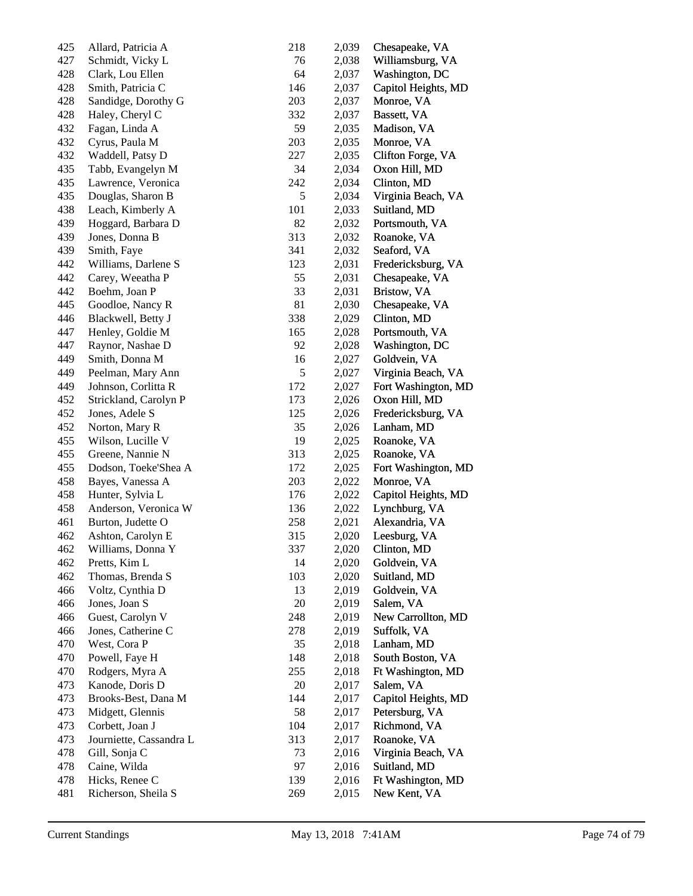| | | | | |
|---|---|---|---|---|
| 425 | Allard, Patricia A | 218 | 2,039 | Chesapeake, VA |
| 427 | Schmidt, Vicky L | 76 | 2,038 | Williamsburg, VA |
| 428 | Clark, Lou Ellen | 64 | 2,037 | Washington, DC |
| 428 | Smith, Patricia C | 146 | 2,037 | Capitol Heights, MD |
| 428 | Sandidge, Dorothy G | 203 | 2,037 | Monroe, VA |
| 428 | Haley, Cheryl C | 332 | 2,037 | Bassett, VA |
| 432 | Fagan, Linda A | 59 | 2,035 | Madison, VA |
| 432 | Cyrus, Paula M | 203 | 2,035 | Monroe, VA |
| 432 | Waddell, Patsy D | 227 | 2,035 | Clifton Forge, VA |
| 435 | Tabb, Evangelyn M | 34 | 2,034 | Oxon Hill, MD |
| 435 | Lawrence, Veronica | 242 | 2,034 | Clinton, MD |
| 435 | Douglas, Sharon B | 5 | 2,034 | Virginia Beach, VA |
| 438 | Leach, Kimberly A | 101 | 2,033 | Suitland, MD |
| 439 | Hoggard, Barbara D | 82 | 2,032 | Portsmouth, VA |
| 439 | Jones, Donna B | 313 | 2,032 | Roanoke, VA |
| 439 | Smith, Faye | 341 | 2,032 | Seaford, VA |
| 442 | Williams, Darlene S | 123 | 2,031 | Fredericksburg, VA |
| 442 | Carey, Weeatha P | 55 | 2,031 | Chesapeake, VA |
| 442 | Boehm, Joan P | 33 | 2,031 | Bristow, VA |
| 445 | Goodloe, Nancy R | 81 | 2,030 | Chesapeake, VA |
| 446 | Blackwell, Betty J | 338 | 2,029 | Clinton, MD |
| 447 | Henley, Goldie M | 165 | 2,028 | Portsmouth, VA |
| 447 | Raynor, Nashae D | 92 | 2,028 | Washington, DC |
| 449 | Smith, Donna M | 16 | 2,027 | Goldvein, VA |
| 449 | Peelman, Mary Ann | 5 | 2,027 | Virginia Beach, VA |
| 449 | Johnson, Corlitta R | 172 | 2,027 | Fort Washington, MD |
| 452 | Strickland, Carolyn P | 173 | 2,026 | Oxon Hill, MD |
| 452 | Jones, Adele S | 125 | 2,026 | Fredericksburg, VA |
| 452 | Norton, Mary R | 35 | 2,026 | Lanham, MD |
| 455 | Wilson, Lucille V | 19 | 2,025 | Roanoke, VA |
| 455 | Greene, Nannie N | 313 | 2,025 | Roanoke, VA |
| 455 | Dodson, Toeke'Shea A | 172 | 2,025 | Fort Washington, MD |
| 458 | Bayes, Vanessa A | 203 | 2,022 | Monroe, VA |
| 458 | Hunter, Sylvia L | 176 | 2,022 | Capitol Heights, MD |
| 458 | Anderson, Veronica W | 136 | 2,022 | Lynchburg, VA |
| 461 | Burton, Judette O | 258 | 2,021 | Alexandria, VA |
| 462 | Ashton, Carolyn E | 315 | 2,020 | Leesburg, VA |
| 462 | Williams, Donna Y | 337 | 2,020 | Clinton, MD |
| 462 | Pretts, Kim L | 14 | 2,020 | Goldvein, VA |
| 462 | Thomas, Brenda S | 103 | 2,020 | Suitland, MD |
| 466 | Voltz, Cynthia D | 13 | 2,019 | Goldvein, VA |
| 466 | Jones, Joan S | 20 | 2,019 | Salem, VA |
| 466 | Guest, Carolyn V | 248 | 2,019 | New Carrollton, MD |
| 466 | Jones, Catherine C | 278 | 2,019 | Suffolk, VA |
| 470 | West, Cora P | 35 | 2,018 | Lanham, MD |
| 470 | Powell, Faye H | 148 | 2,018 | South Boston, VA |
| 470 | Rodgers, Myra A | 255 | 2,018 | Ft Washington, MD |
| 473 | Kanode, Doris D | 20 | 2,017 | Salem, VA |
| 473 | Brooks-Best, Dana M | 144 | 2,017 | Capitol Heights, MD |
| 473 | Midgett, Glennis | 58 | 2,017 | Petersburg, VA |
| 473 | Corbett, Joan J | 104 | 2,017 | Richmond, VA |
| 473 | Journiette, Cassandra L | 313 | 2,017 | Roanoke, VA |
| 478 | Gill, Sonja C | 73 | 2,016 | Virginia Beach, VA |
| 478 | Caine, Wilda | 97 | 2,016 | Suitland, MD |
| 478 | Hicks, Renee C | 139 | 2,016 | Ft Washington, MD |
| 481 | Richerson, Sheila S | 269 | 2,015 | New Kent, VA |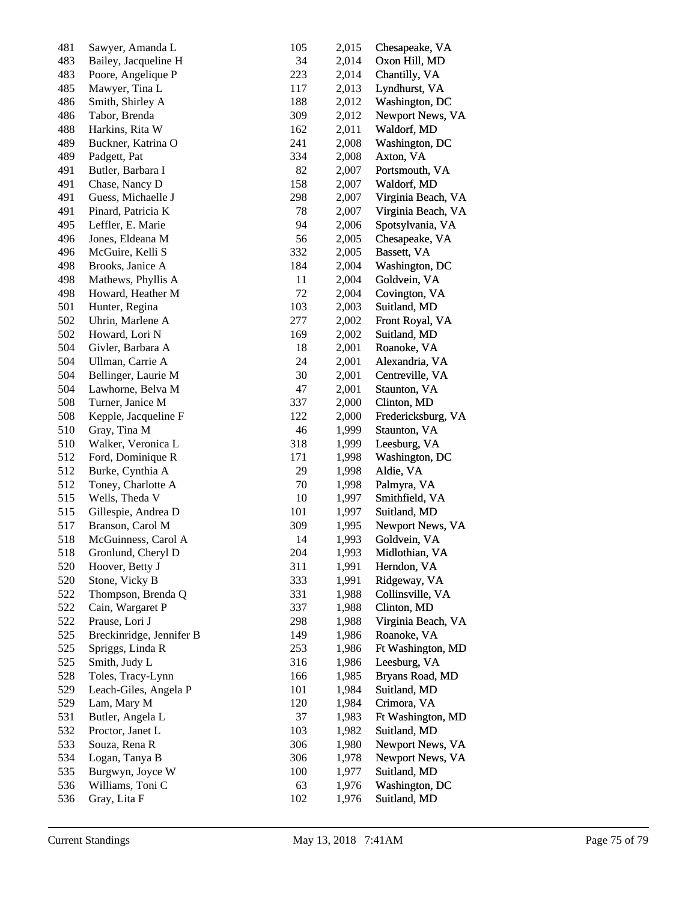| | | | | |
|---|---|---|---|---|
| 481 | Sawyer, Amanda L | 105 | 2,015 | Chesapeake, VA |
| 483 | Bailey, Jacqueline H | 34 | 2,014 | Oxon Hill, MD |
| 483 | Poore, Angelique P | 223 | 2,014 | Chantilly, VA |
| 485 | Mawyer, Tina L | 117 | 2,013 | Lyndhurst, VA |
| 486 | Smith, Shirley A | 188 | 2,012 | Washington, DC |
| 486 | Tabor, Brenda | 309 | 2,012 | Newport News, VA |
| 488 | Harkins, Rita W | 162 | 2,011 | Waldorf, MD |
| 489 | Buckner, Katrina O | 241 | 2,008 | Washington, DC |
| 489 | Padgett, Pat | 334 | 2,008 | Axton, VA |
| 491 | Butler, Barbara I | 82 | 2,007 | Portsmouth, VA |
| 491 | Chase, Nancy D | 158 | 2,007 | Waldorf, MD |
| 491 | Guess, Michaelle J | 298 | 2,007 | Virginia Beach, VA |
| 491 | Pinard, Patricia K | 78 | 2,007 | Virginia Beach, VA |
| 495 | Leffler, E. Marie | 94 | 2,006 | Spotsylvania, VA |
| 496 | Jones, Eldeana M | 56 | 2,005 | Chesapeake, VA |
| 496 | McGuire, Kelli S | 332 | 2,005 | Bassett, VA |
| 498 | Brooks, Janice A | 184 | 2,004 | Washington, DC |
| 498 | Mathews, Phyllis A | 11 | 2,004 | Goldvein, VA |
| 498 | Howard, Heather M | 72 | 2,004 | Covington, VA |
| 501 | Hunter, Regina | 103 | 2,003 | Suitland, MD |
| 502 | Uhrin, Marlene A | 277 | 2,002 | Front Royal, VA |
| 502 | Howard, Lori N | 169 | 2,002 | Suitland, MD |
| 504 | Givler, Barbara A | 18 | 2,001 | Roanoke, VA |
| 504 | Ullman, Carrie A | 24 | 2,001 | Alexandria, VA |
| 504 | Bellinger, Laurie M | 30 | 2,001 | Centreville, VA |
| 504 | Lawhorne, Belva M | 47 | 2,001 | Staunton, VA |
| 508 | Turner, Janice M | 337 | 2,000 | Clinton, MD |
| 508 | Kepple, Jacqueline F | 122 | 2,000 | Fredericksburg, VA |
| 510 | Gray, Tina M | 46 | 1,999 | Staunton, VA |
| 510 | Walker, Veronica L | 318 | 1,999 | Leesburg, VA |
| 512 | Ford, Dominique R | 171 | 1,998 | Washington, DC |
| 512 | Burke, Cynthia A | 29 | 1,998 | Aldie, VA |
| 512 | Toney, Charlotte A | 70 | 1,998 | Palmyra, VA |
| 515 | Wells, Theda V | 10 | 1,997 | Smithfield, VA |
| 515 | Gillespie, Andrea D | 101 | 1,997 | Suitland, MD |
| 517 | Branson, Carol M | 309 | 1,995 | Newport News, VA |
| 518 | McGuinness, Carol A | 14 | 1,993 | Goldvein, VA |
| 518 | Gronlund, Cheryl D | 204 | 1,993 | Midlothian, VA |
| 520 | Hoover, Betty J | 311 | 1,991 | Herndon, VA |
| 520 | Stone, Vicky B | 333 | 1,991 | Ridgeway, VA |
| 522 | Thompson, Brenda Q | 331 | 1,988 | Collinsville, VA |
| 522 | Cain, Wargaret P | 337 | 1,988 | Clinton, MD |
| 522 | Prause, Lori J | 298 | 1,988 | Virginia Beach, VA |
| 525 | Breckinridge, Jennifer B | 149 | 1,986 | Roanoke, VA |
| 525 | Spriggs, Linda R | 253 | 1,986 | Ft Washington, MD |
| 525 | Smith, Judy L | 316 | 1,986 | Leesburg, VA |
| 528 | Toles, Tracy-Lynn | 166 | 1,985 | Bryans Road, MD |
| 529 | Leach-Giles, Angela P | 101 | 1,984 | Suitland, MD |
| 529 | Lam, Mary M | 120 | 1,984 | Crimora, VA |
| 531 | Butler, Angela L | 37 | 1,983 | Ft Washington, MD |
| 532 | Proctor, Janet L | 103 | 1,982 | Suitland, MD |
| 533 | Souza, Rena R | 306 | 1,980 | Newport News, VA |
| 534 | Logan, Tanya B | 306 | 1,978 | Newport News, VA |
| 535 | Burgwyn, Joyce W | 100 | 1,977 | Suitland, MD |
| 536 | Williams, Toni C | 63 | 1,976 | Washington, DC |
| 536 | Gray, Lita F | 102 | 1,976 | Suitland, MD |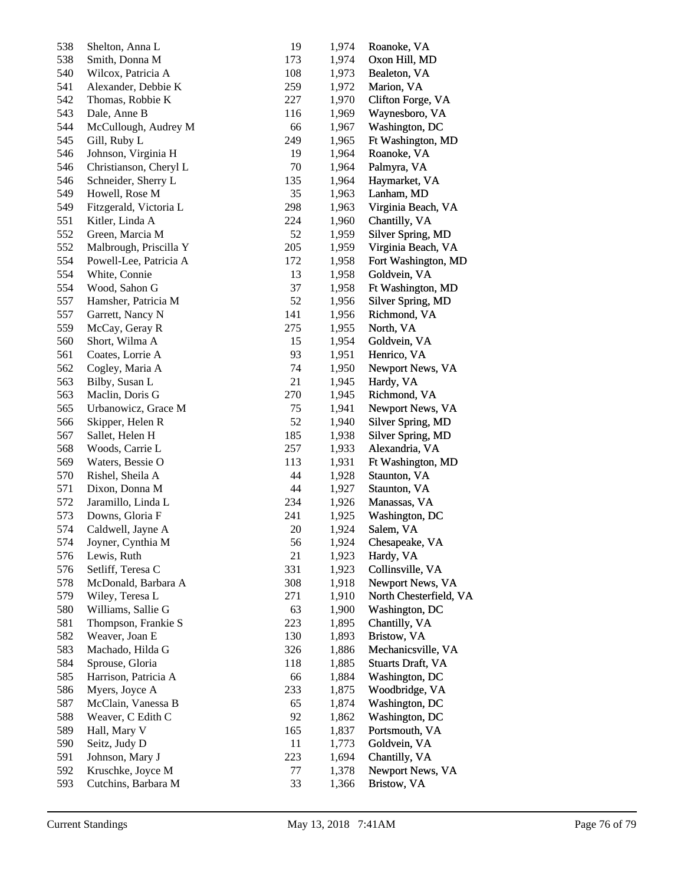| | | | | |
|---|---|---|---|---|
| 538 | Shelton, Anna L | 19 | 1,974 | Roanoke, VA |
| 538 | Smith, Donna M | 173 | 1,974 | Oxon Hill, MD |
| 540 | Wilcox, Patricia A | 108 | 1,973 | Bealeton, VA |
| 541 | Alexander, Debbie K | 259 | 1,972 | Marion, VA |
| 542 | Thomas, Robbie K | 227 | 1,970 | Clifton Forge, VA |
| 543 | Dale, Anne B | 116 | 1,969 | Waynesboro, VA |
| 544 | McCullough, Audrey M | 66 | 1,967 | Washington, DC |
| 545 | Gill, Ruby L | 249 | 1,965 | Ft Washington, MD |
| 546 | Johnson, Virginia H | 19 | 1,964 | Roanoke, VA |
| 546 | Christianson, Cheryl L | 70 | 1,964 | Palmyra, VA |
| 546 | Schneider, Sherry L | 135 | 1,964 | Haymarket, VA |
| 549 | Howell, Rose M | 35 | 1,963 | Lanham, MD |
| 549 | Fitzgerald, Victoria L | 298 | 1,963 | Virginia Beach, VA |
| 551 | Kitler, Linda A | 224 | 1,960 | Chantilly, VA |
| 552 | Green, Marcia M | 52 | 1,959 | Silver Spring, MD |
| 552 | Malbrough, Priscilla Y | 205 | 1,959 | Virginia Beach, VA |
| 554 | Powell-Lee, Patricia A | 172 | 1,958 | Fort Washington, MD |
| 554 | White, Connie | 13 | 1,958 | Goldvein, VA |
| 554 | Wood, Sahon G | 37 | 1,958 | Ft Washington, MD |
| 557 | Hamsher, Patricia M | 52 | 1,956 | Silver Spring, MD |
| 557 | Garrett, Nancy N | 141 | 1,956 | Richmond, VA |
| 559 | McCay, Geray R | 275 | 1,955 | North, VA |
| 560 | Short, Wilma A | 15 | 1,954 | Goldvein, VA |
| 561 | Coates, Lorrie A | 93 | 1,951 | Henrico, VA |
| 562 | Cogley, Maria A | 74 | 1,950 | Newport News, VA |
| 563 | Bilby, Susan L | 21 | 1,945 | Hardy, VA |
| 563 | Maclin, Doris G | 270 | 1,945 | Richmond, VA |
| 565 | Urbanowicz, Grace M | 75 | 1,941 | Newport News, VA |
| 566 | Skipper, Helen R | 52 | 1,940 | Silver Spring, MD |
| 567 | Sallet, Helen H | 185 | 1,938 | Silver Spring, MD |
| 568 | Woods, Carrie L | 257 | 1,933 | Alexandria, VA |
| 569 | Waters, Bessie O | 113 | 1,931 | Ft Washington, MD |
| 570 | Rishel, Sheila A | 44 | 1,928 | Staunton, VA |
| 571 | Dixon, Donna M | 44 | 1,927 | Staunton, VA |
| 572 | Jaramillo, Linda L | 234 | 1,926 | Manassas, VA |
| 573 | Downs, Gloria F | 241 | 1,925 | Washington, DC |
| 574 | Caldwell, Jayne A | 20 | 1,924 | Salem, VA |
| 574 | Joyner, Cynthia M | 56 | 1,924 | Chesapeake, VA |
| 576 | Lewis, Ruth | 21 | 1,923 | Hardy, VA |
| 576 | Setliff, Teresa C | 331 | 1,923 | Collinsville, VA |
| 578 | McDonald, Barbara A | 308 | 1,918 | Newport News, VA |
| 579 | Wiley, Teresa L | 271 | 1,910 | North Chesterfield, VA |
| 580 | Williams, Sallie G | 63 | 1,900 | Washington, DC |
| 581 | Thompson, Frankie S | 223 | 1,895 | Chantilly, VA |
| 582 | Weaver, Joan E | 130 | 1,893 | Bristow, VA |
| 583 | Machado, Hilda G | 326 | 1,886 | Mechanicsville, VA |
| 584 | Sprouse, Gloria | 118 | 1,885 | Stuarts Draft, VA |
| 585 | Harrison, Patricia A | 66 | 1,884 | Washington, DC |
| 586 | Myers, Joyce A | 233 | 1,875 | Woodbridge, VA |
| 587 | McClain, Vanessa B | 65 | 1,874 | Washington, DC |
| 588 | Weaver, C Edith C | 92 | 1,862 | Washington, DC |
| 589 | Hall, Mary V | 165 | 1,837 | Portsmouth, VA |
| 590 | Seitz, Judy D | 11 | 1,773 | Goldvein, VA |
| 591 | Johnson, Mary J | 223 | 1,694 | Chantilly, VA |
| 592 | Kruschke, Joyce M | 77 | 1,378 | Newport News, VA |
| 593 | Cutchins, Barbara M | 33 | 1,366 | Bristow, VA |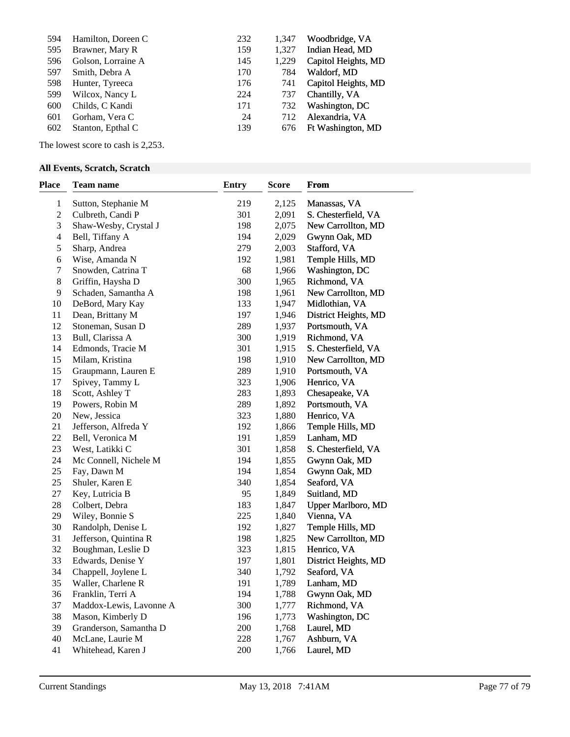| | | | | |
|---|---|---|---|---|
| 594 | Hamilton, Doreen C | 232 | 1,347 | Woodbridge, VA |
| 595 | Brawner, Mary R | 159 | 1,327 | Indian Head, MD |
| 596 | Golson, Lorraine A | 145 | 1,229 | Capitol Heights, MD |
| 597 | Smith, Debra A | 170 | 784 | Waldorf, MD |
| 598 | Hunter, Tyreeca | 176 | 741 | Capitol Heights, MD |
| 599 | Wilcox, Nancy L | 224 | 737 | Chantilly, VA |
| 600 | Childs, C Kandi | 171 | 732 | Washington, DC |
| 601 | Gorham, Vera C | 24 | 712 | Alexandria, VA |
| 602 | Stanton, Epthal C | 139 | 676 | Ft Washington, MD |

The lowest score to cash is 2,253.

### All Events, Scratch, Scratch

| Place | Team name | Entry | Score | From |
|---|---|---|---|---|
| 1 | Sutton, Stephanie M | 219 | 2,125 | Manassas, VA |
| 2 | Culbreth, Candi P | 301 | 2,091 | S. Chesterfield, VA |
| 3 | Shaw-Wesby, Crystal J | 198 | 2,075 | New Carrollton, MD |
| 4 | Bell, Tiffany A | 194 | 2,029 | Gwynn Oak, MD |
| 5 | Sharp, Andrea | 279 | 2,003 | Stafford, VA |
| 6 | Wise, Amanda N | 192 | 1,981 | Temple Hills, MD |
| 7 | Snowden, Catrina T | 68 | 1,966 | Washington, DC |
| 8 | Griffin, Haysha D | 300 | 1,965 | Richmond, VA |
| 9 | Schaden, Samantha A | 198 | 1,961 | New Carrollton, MD |
| 10 | DeBord, Mary Kay | 133 | 1,947 | Midlothian, VA |
| 11 | Dean, Brittany M | 197 | 1,946 | District Heights, MD |
| 12 | Stoneman, Susan D | 289 | 1,937 | Portsmouth, VA |
| 13 | Bull, Clarissa A | 300 | 1,919 | Richmond, VA |
| 14 | Edmonds, Tracie M | 301 | 1,915 | S. Chesterfield, VA |
| 15 | Milam, Kristina | 198 | 1,910 | New Carrollton, MD |
| 15 | Graupmann, Lauren E | 289 | 1,910 | Portsmouth, VA |
| 17 | Spivey, Tammy L | 323 | 1,906 | Henrico, VA |
| 18 | Scott, Ashley T | 283 | 1,893 | Chesapeake, VA |
| 19 | Powers, Robin M | 289 | 1,892 | Portsmouth, VA |
| 20 | New, Jessica | 323 | 1,880 | Henrico, VA |
| 21 | Jefferson, Alfreda Y | 192 | 1,866 | Temple Hills, MD |
| 22 | Bell, Veronica M | 191 | 1,859 | Lanham, MD |
| 23 | West, Latikki C | 301 | 1,858 | S. Chesterfield, VA |
| 24 | Mc Connell, Nichele M | 194 | 1,855 | Gwynn Oak, MD |
| 25 | Fay, Dawn M | 194 | 1,854 | Gwynn Oak, MD |
| 25 | Shuler, Karen E | 340 | 1,854 | Seaford, VA |
| 27 | Key, Lutricia B | 95 | 1,849 | Suitland, MD |
| 28 | Colbert, Debra | 183 | 1,847 | Upper Marlboro, MD |
| 29 | Wiley, Bonnie S | 225 | 1,840 | Vienna, VA |
| 30 | Randolph, Denise L | 192 | 1,827 | Temple Hills, MD |
| 31 | Jefferson, Quintina R | 198 | 1,825 | New Carrollton, MD |
| 32 | Boughman, Leslie D | 323 | 1,815 | Henrico, VA |
| 33 | Edwards, Denise Y | 197 | 1,801 | District Heights, MD |
| 34 | Chappell, Joylene L | 340 | 1,792 | Seaford, VA |
| 35 | Waller, Charlene R | 191 | 1,789 | Lanham, MD |
| 36 | Franklin, Terri A | 194 | 1,788 | Gwynn Oak, MD |
| 37 | Maddox-Lewis, Lavonne A | 300 | 1,777 | Richmond, VA |
| 38 | Mason, Kimberly D | 196 | 1,773 | Washington, DC |
| 39 | Granderson, Samantha D | 200 | 1,768 | Laurel, MD |
| 40 | McLane, Laurie M | 228 | 1,767 | Ashburn, VA |
| 41 | Whitehead, Karen J | 200 | 1,766 | Laurel, MD |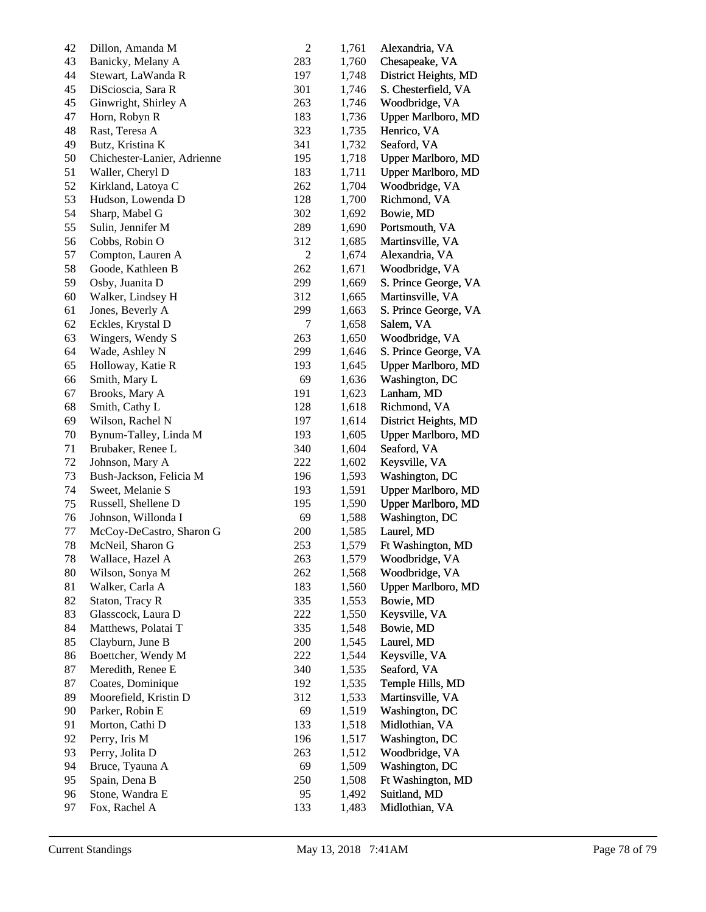| | | | | |
|---|---|---|---|---|
| 42 | Dillon, Amanda M | 2 | 1,761 | Alexandria, VA |
| 43 | Banicky, Melany A | 283 | 1,760 | Chesapeake, VA |
| 44 | Stewart, LaWanda R | 197 | 1,748 | District Heights, MD |
| 45 | DiScioscia, Sara R | 301 | 1,746 | S. Chesterfield, VA |
| 45 | Ginwright, Shirley A | 263 | 1,746 | Woodbridge, VA |
| 47 | Horn, Robyn R | 183 | 1,736 | Upper Marlboro, MD |
| 48 | Rast, Teresa A | 323 | 1,735 | Henrico, VA |
| 49 | Butz, Kristina K | 341 | 1,732 | Seaford, VA |
| 50 | Chichester-Lanier, Adrienne | 195 | 1,718 | Upper Marlboro, MD |
| 51 | Waller, Cheryl D | 183 | 1,711 | Upper Marlboro, MD |
| 52 | Kirkland, Latoya C | 262 | 1,704 | Woodbridge, VA |
| 53 | Hudson, Lowenda D | 128 | 1,700 | Richmond, VA |
| 54 | Sharp, Mabel G | 302 | 1,692 | Bowie, MD |
| 55 | Sulin, Jennifer M | 289 | 1,690 | Portsmouth, VA |
| 56 | Cobbs, Robin O | 312 | 1,685 | Martinsville, VA |
| 57 | Compton, Lauren A | 2 | 1,674 | Alexandria, VA |
| 58 | Goode, Kathleen B | 262 | 1,671 | Woodbridge, VA |
| 59 | Osby, Juanita D | 299 | 1,669 | S. Prince George, VA |
| 60 | Walker, Lindsey H | 312 | 1,665 | Martinsville, VA |
| 61 | Jones, Beverly A | 299 | 1,663 | S. Prince George, VA |
| 62 | Eckles, Krystal D | 7 | 1,658 | Salem, VA |
| 63 | Wingers, Wendy S | 263 | 1,650 | Woodbridge, VA |
| 64 | Wade, Ashley N | 299 | 1,646 | S. Prince George, VA |
| 65 | Holloway, Katie R | 193 | 1,645 | Upper Marlboro, MD |
| 66 | Smith, Mary L | 69 | 1,636 | Washington, DC |
| 67 | Brooks, Mary A | 191 | 1,623 | Lanham, MD |
| 68 | Smith, Cathy L | 128 | 1,618 | Richmond, VA |
| 69 | Wilson, Rachel N | 197 | 1,614 | District Heights, MD |
| 70 | Bynum-Talley, Linda M | 193 | 1,605 | Upper Marlboro, MD |
| 71 | Brubaker, Renee L | 340 | 1,604 | Seaford, VA |
| 72 | Johnson, Mary A | 222 | 1,602 | Keysville, VA |
| 73 | Bush-Jackson, Felicia M | 196 | 1,593 | Washington, DC |
| 74 | Sweet, Melanie S | 193 | 1,591 | Upper Marlboro, MD |
| 75 | Russell, Shellene D | 195 | 1,590 | Upper Marlboro, MD |
| 76 | Johnson, Willonda I | 69 | 1,588 | Washington, DC |
| 77 | McCoy-DeCastro, Sharon G | 200 | 1,585 | Laurel, MD |
| 78 | McNeil, Sharon G | 253 | 1,579 | Ft Washington, MD |
| 78 | Wallace, Hazel A | 263 | 1,579 | Woodbridge, VA |
| 80 | Wilson, Sonya M | 262 | 1,568 | Woodbridge, VA |
| 81 | Walker, Carla A | 183 | 1,560 | Upper Marlboro, MD |
| 82 | Staton, Tracy R | 335 | 1,553 | Bowie, MD |
| 83 | Glasscock, Laura D | 222 | 1,550 | Keysville, VA |
| 84 | Matthews, Polatai T | 335 | 1,548 | Bowie, MD |
| 85 | Clayburn, June B | 200 | 1,545 | Laurel, MD |
| 86 | Boettcher, Wendy M | 222 | 1,544 | Keysville, VA |
| 87 | Meredith, Renee E | 340 | 1,535 | Seaford, VA |
| 87 | Coates, Dominique | 192 | 1,535 | Temple Hills, MD |
| 89 | Moorefield, Kristin D | 312 | 1,533 | Martinsville, VA |
| 90 | Parker, Robin E | 69 | 1,519 | Washington, DC |
| 91 | Morton, Cathi D | 133 | 1,518 | Midlothian, VA |
| 92 | Perry, Iris M | 196 | 1,517 | Washington, DC |
| 93 | Perry, Jolita D | 263 | 1,512 | Woodbridge, VA |
| 94 | Bruce, Tyauna A | 69 | 1,509 | Washington, DC |
| 95 | Spain, Dena B | 250 | 1,508 | Ft Washington, MD |
| 96 | Stone, Wandra E | 95 | 1,492 | Suitland, MD |
| 97 | Fox, Rachel A | 133 | 1,483 | Midlothian, VA |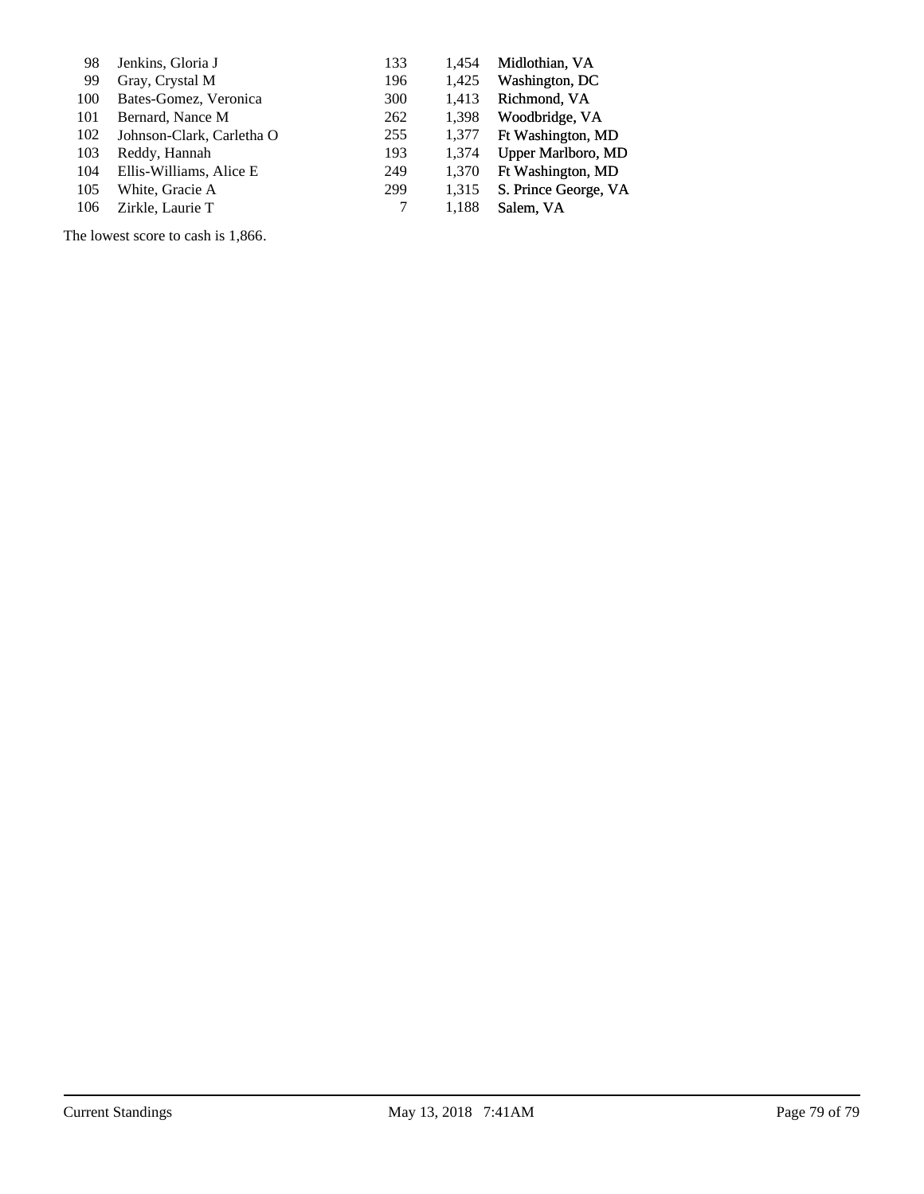| | | | | |
|---|---|---|---|---|
| 98 | Jenkins, Gloria J | 133 | 1,454 | Midlothian, VA |
| 99 | Gray, Crystal M | 196 | 1,425 | Washington, DC |
| 100 | Bates-Gomez, Veronica | 300 | 1,413 | Richmond, VA |
| 101 | Bernard, Nance M | 262 | 1,398 | Woodbridge, VA |
| 102 | Johnson-Clark, Carletha O | 255 | 1,377 | Ft Washington, MD |
| 103 | Reddy, Hannah | 193 | 1,374 | Upper Marlboro, MD |
| 104 | Ellis-Williams, Alice E | 249 | 1,370 | Ft Washington, MD |
| 105 | White, Gracie A | 299 | 1,315 | S. Prince George, VA |
| 106 | Zirkle, Laurie T | 7 | 1,188 | Salem, VA |

The lowest score to cash is 1,866.